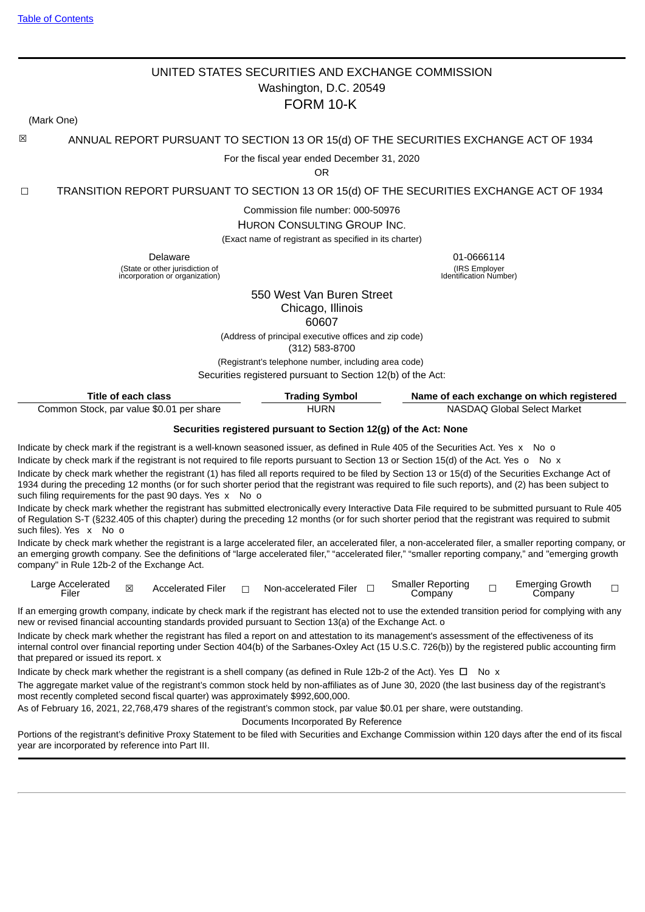Table of Contents

# UNITED STATES SECURITIES AND EXCHANGE COMMISSION

Washington, D.C. 20549

## FORM 10-K

(Mark One)

☒ ANNUAL REPORT PURSUANT TO SECTION 13 OR 15(d) OF THE SECURITIES EXCHANGE ACT OF 1934

For the fiscal year ended December 31, 2020

OR

☐ TRANSITION REPORT PURSUANT TO SECTION 13 OR 15(d) OF THE SECURITIES EXCHANGE ACT OF 1934

Commission file number: 000-50976

HURON CONSULTING GROUP INC.

(Exact name of registrant as specified in its charter)

| Delaware | 01-0666114 |
|---|---|
| (State or other jurisdiction of incorporation or organization) | (IRS Employer Identification Number) |

550 West Van Buren Street
Chicago, Illinois
60607

(Address of principal executive offices and zip code)

(312) 583-8700

(Registrant's telephone number, including area code)

Securities registered pursuant to Section 12(b) of the Act:

| Title of each class | Trading Symbol | Name of each exchange on which registered |
|---|---|---|
| Common Stock, par value $0.01 per share | HURN | NASDAQ Global Select Market |

**Securities registered pursuant to Section 12(g) of the Act: None**

Indicate by check mark if the registrant is a well-known seasoned issuer, as defined in Rule 405 of the Securities Act. Yes x No o

Indicate by check mark if the registrant is not required to file reports pursuant to Section 13 or Section 15(d) of the Act. Yes o No x

Indicate by check mark whether the registrant (1) has filed all reports required to be filed by Section 13 or 15(d) of the Securities Exchange Act of 1934 during the preceding 12 months (or for such shorter period that the registrant was required to file such reports), and (2) has been subject to such filing requirements for the past 90 days. Yes x No o

Indicate by check mark whether the registrant has submitted electronically every Interactive Data File required to be submitted pursuant to Rule 405 of Regulation S-T (§232.405 of this chapter) during the preceding 12 months (or for such shorter period that the registrant was required to submit such files). Yes x No o

Indicate by check mark whether the registrant is a large accelerated filer, an accelerated filer, a non-accelerated filer, a smaller reporting company, or an emerging growth company. See the definitions of "large accelerated filer," "accelerated filer," "smaller reporting company," and "emerging growth company" in Rule 12b-2 of the Exchange Act.

| Large Accelerated Filer | ☒ | Accelerated Filer | ☐ | Non-accelerated Filer | ☐ | Smaller Reporting Company | ☐ | Emerging Growth Company | ☐ |
|---|---|---|---|---|---|---|---|---|---|

If an emerging growth company, indicate by check mark if the registrant has elected not to use the extended transition period for complying with any new or revised financial accounting standards provided pursuant to Section 13(a) of the Exchange Act. o

Indicate by check mark whether the registrant has filed a report on and attestation to its management's assessment of the effectiveness of its internal control over financial reporting under Section 404(b) of the Sarbanes-Oxley Act (15 U.S.C. 726(b)) by the registered public accounting firm that prepared or issued its report. x

Indicate by check mark whether the registrant is a shell company (as defined in Rule 12b-2 of the Act). Yes ☐ No x

The aggregate market value of the registrant's common stock held by non-affiliates as of June 30, 2020 (the last business day of the registrant's most recently completed second fiscal quarter) was approximately $992,600,000.

As of February 16, 2021, 22,768,479 shares of the registrant's common stock, par value $0.01 per share, were outstanding.

Documents Incorporated By Reference

Portions of the registrant's definitive Proxy Statement to be filed with Securities and Exchange Commission within 120 days after the end of its fiscal year are incorporated by reference into Part III.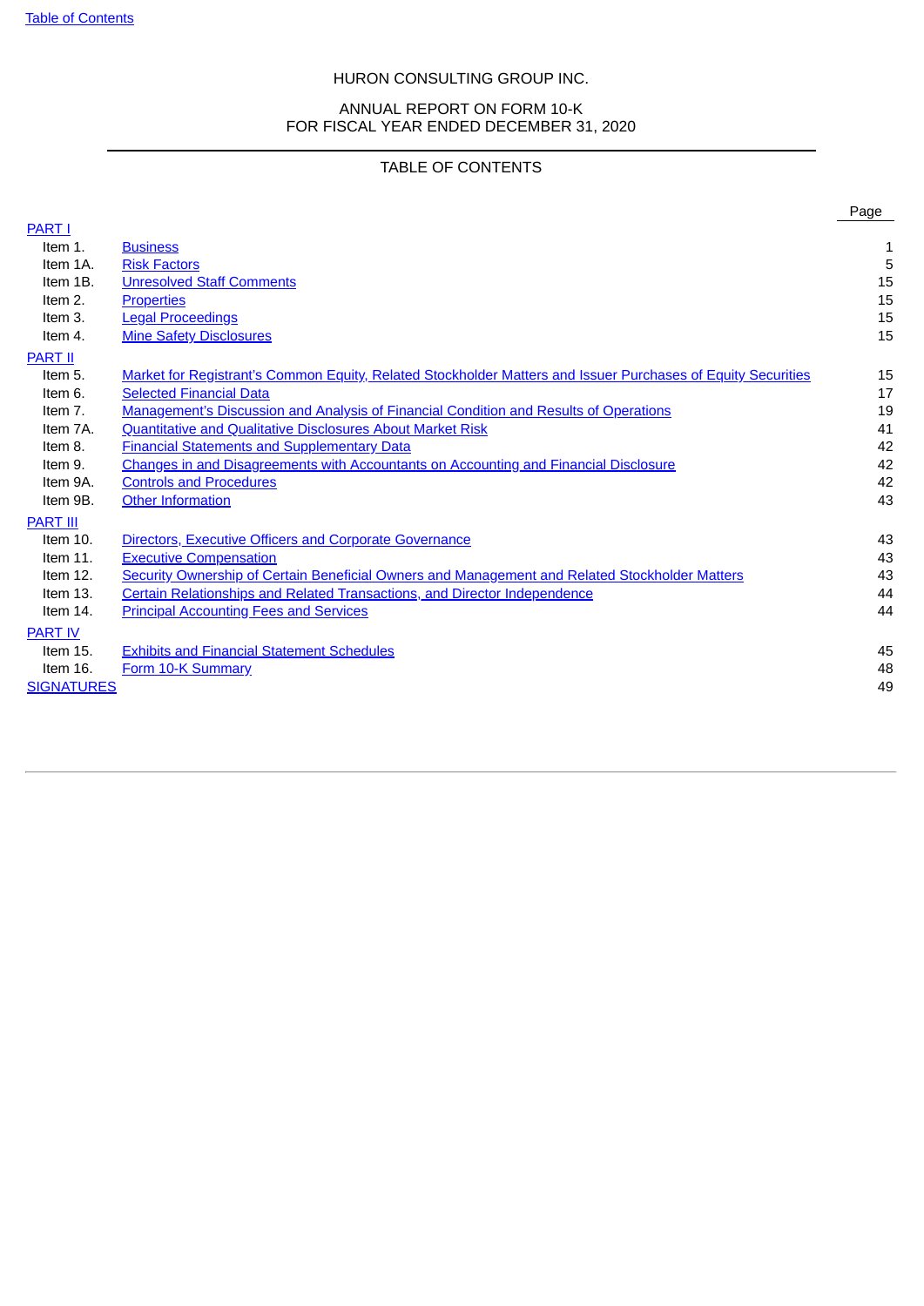HURON CONSULTING GROUP INC.

ANNUAL REPORT ON FORM 10-K
FOR FISCAL YEAR ENDED DECEMBER 31, 2020

TABLE OF CONTENTS

| | | Page |
|---|---|---|
| PART I | | |
| Item 1. | Business | 1 |
| Item 1A. | Risk Factors | 5 |
| Item 1B. | Unresolved Staff Comments | 15 |
| Item 2. | Properties | 15 |
| Item 3. | Legal Proceedings | 15 |
| Item 4. | Mine Safety Disclosures | 15 |
| PART II | | |
| Item 5. | Market for Registrant's Common Equity, Related Stockholder Matters and Issuer Purchases of Equity Securities | 15 |
| Item 6. | Selected Financial Data | 17 |
| Item 7. | Management's Discussion and Analysis of Financial Condition and Results of Operations | 19 |
| Item 7A. | Quantitative and Qualitative Disclosures About Market Risk | 41 |
| Item 8. | Financial Statements and Supplementary Data | 42 |
| Item 9. | Changes in and Disagreements with Accountants on Accounting and Financial Disclosure | 42 |
| Item 9A. | Controls and Procedures | 42 |
| Item 9B. | Other Information | 43 |
| PART III | | |
| Item 10. | Directors, Executive Officers and Corporate Governance | 43 |
| Item 11. | Executive Compensation | 43 |
| Item 12. | Security Ownership of Certain Beneficial Owners and Management and Related Stockholder Matters | 43 |
| Item 13. | Certain Relationships and Related Transactions, and Director Independence | 44 |
| Item 14. | Principal Accounting Fees and Services | 44 |
| PART IV | | |
| Item 15. | Exhibits and Financial Statement Schedules | 45 |
| Item 16. | Form 10-K Summary | 48 |
| SIGNATURES | | 49 |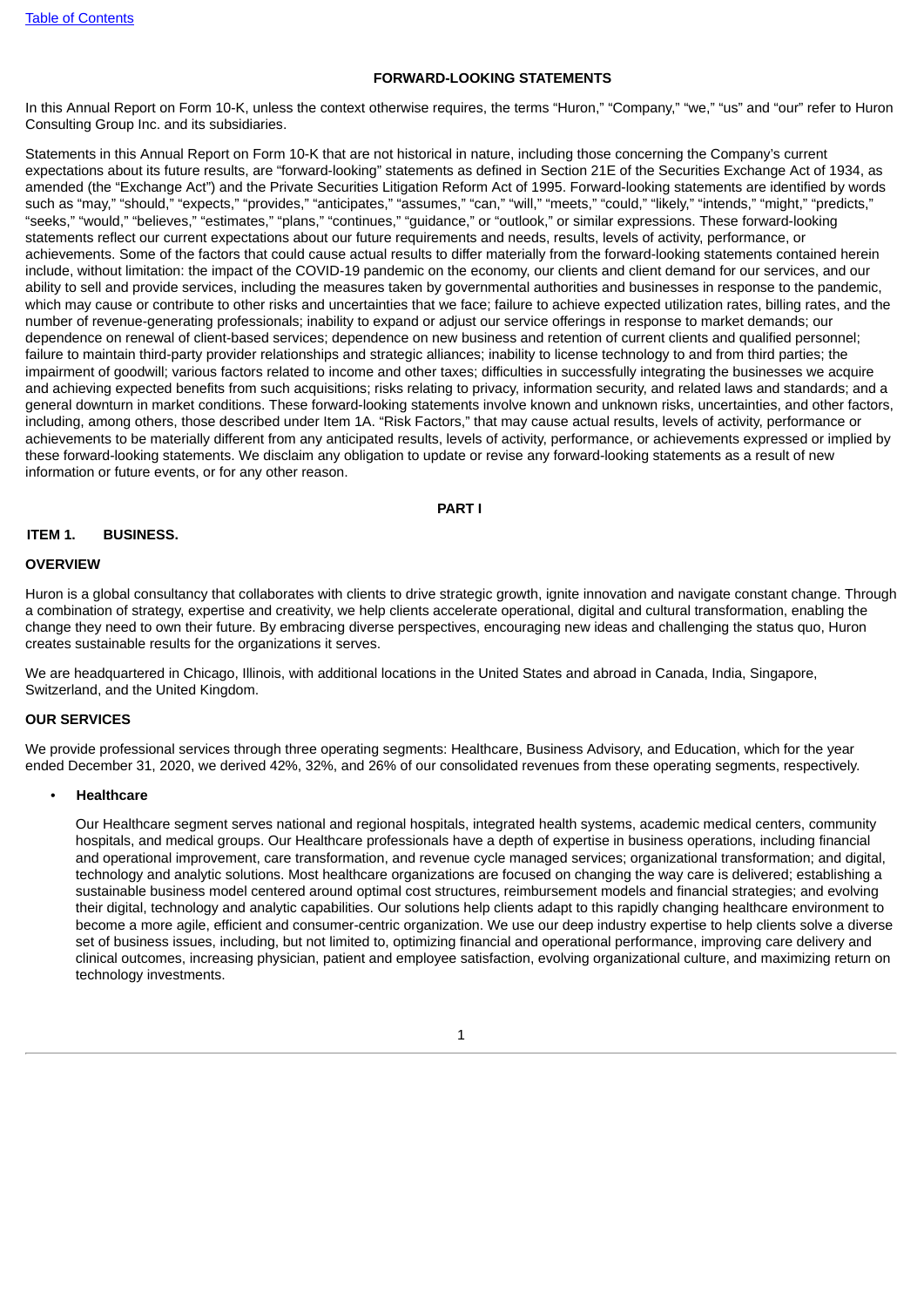## FORWARD-LOOKING STATEMENTS

In this Annual Report on Form 10-K, unless the context otherwise requires, the terms “Huron,” “Company,” “we,” “us” and “our” refer to Huron Consulting Group Inc. and its subsidiaries.

Statements in this Annual Report on Form 10-K that are not historical in nature, including those concerning the Company’s current expectations about its future results, are “forward-looking” statements as defined in Section 21E of the Securities Exchange Act of 1934, as amended (the “Exchange Act”) and the Private Securities Litigation Reform Act of 1995. Forward-looking statements are identified by words such as “may,” “should,” “expects,” “provides,” “anticipates,” “assumes,” “can,” “will,” “meets,” “could,” “likely,” “intends,” “might,” “predicts,” “seeks,” “would,” “believes,” “estimates,” “plans,” “continues,” “guidance,” or “outlook,” or similar expressions. These forward-looking statements reflect our current expectations about our future requirements and needs, results, levels of activity, performance, or achievements. Some of the factors that could cause actual results to differ materially from the forward-looking statements contained herein include, without limitation: the impact of the COVID-19 pandemic on the economy, our clients and client demand for our services, and our ability to sell and provide services, including the measures taken by governmental authorities and businesses in response to the pandemic, which may cause or contribute to other risks and uncertainties that we face; failure to achieve expected utilization rates, billing rates, and the number of revenue-generating professionals; inability to expand or adjust our service offerings in response to market demands; our dependence on renewal of client-based services; dependence on new business and retention of current clients and qualified personnel; failure to maintain third-party provider relationships and strategic alliances; inability to license technology to and from third parties; the impairment of goodwill; various factors related to income and other taxes; difficulties in successfully integrating the businesses we acquire and achieving expected benefits from such acquisitions; risks relating to privacy, information security, and related laws and standards; and a general downturn in market conditions. These forward-looking statements involve known and unknown risks, uncertainties, and other factors, including, among others, those described under Item 1A. “Risk Factors,” that may cause actual results, levels of activity, performance or achievements to be materially different from any anticipated results, levels of activity, performance, or achievements expressed or implied by these forward-looking statements. We disclaim any obligation to update or revise any forward-looking statements as a result of new information or future events, or for any other reason.

# PART I

## ITEM 1. BUSINESS.

### OVERVIEW

Huron is a global consultancy that collaborates with clients to drive strategic growth, ignite innovation and navigate constant change. Through a combination of strategy, expertise and creativity, we help clients accelerate operational, digital and cultural transformation, enabling the change they need to own their future. By embracing diverse perspectives, encouraging new ideas and challenging the status quo, Huron creates sustainable results for the organizations it serves.

We are headquartered in Chicago, Illinois, with additional locations in the United States and abroad in Canada, India, Singapore, Switzerland, and the United Kingdom.

### OUR SERVICES

We provide professional services through three operating segments: Healthcare, Business Advisory, and Education, which for the year ended December 31, 2020, we derived 42%, 32%, and 26% of our consolidated revenues from these operating segments, respectively.

- **Healthcare**

  Our Healthcare segment serves national and regional hospitals, integrated health systems, academic medical centers, community hospitals, and medical groups. Our Healthcare professionals have a depth of expertise in business operations, including financial and operational improvement, care transformation, and revenue cycle managed services; organizational transformation; and digital, technology and analytic solutions. Most healthcare organizations are focused on changing the way care is delivered; establishing a sustainable business model centered around optimal cost structures, reimbursement models and financial strategies; and evolving their digital, technology and analytic capabilities. Our solutions help clients adapt to this rapidly changing healthcare environment to become a more agile, efficient and consumer-centric organization. We use our deep industry expertise to help clients solve a diverse set of business issues, including, but not limited to, optimizing financial and operational performance, improving care delivery and clinical outcomes, increasing physician, patient and employee satisfaction, evolving organizational culture, and maximizing return on technology investments.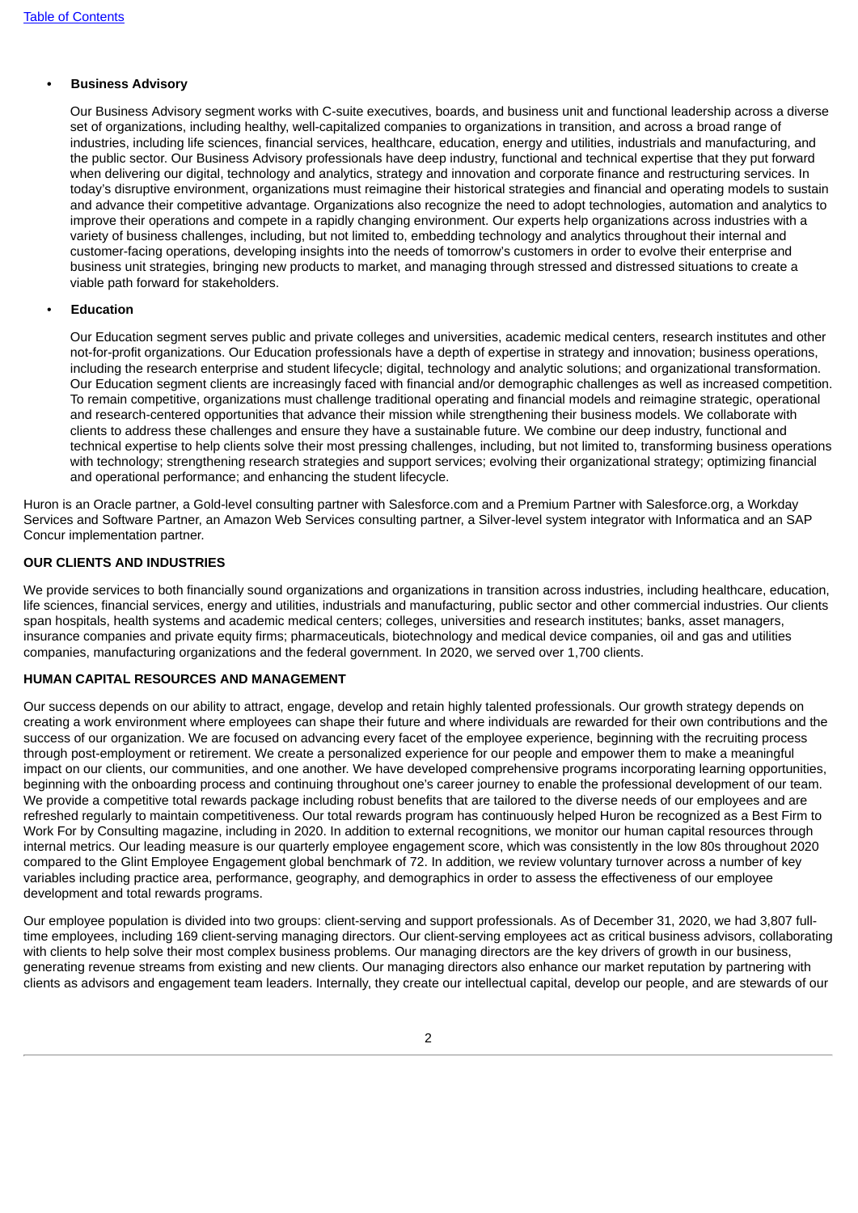- **Business Advisory**

  Our Business Advisory segment works with C-suite executives, boards, and business unit and functional leadership across a diverse set of organizations, including healthy, well-capitalized companies to organizations in transition, and across a broad range of industries, including life sciences, financial services, healthcare, education, energy and utilities, industrials and manufacturing, and the public sector. Our Business Advisory professionals have deep industry, functional and technical expertise that they put forward when delivering our digital, technology and analytics, strategy and innovation and corporate finance and restructuring services. In today's disruptive environment, organizations must reimagine their historical strategies and financial and operating models to sustain and advance their competitive advantage. Organizations also recognize the need to adopt technologies, automation and analytics to improve their operations and compete in a rapidly changing environment. Our experts help organizations across industries with a variety of business challenges, including, but not limited to, embedding technology and analytics throughout their internal and customer-facing operations, developing insights into the needs of tomorrow's customers in order to evolve their enterprise and business unit strategies, bringing new products to market, and managing through stressed and distressed situations to create a viable path forward for stakeholders.

- **Education**

  Our Education segment serves public and private colleges and universities, academic medical centers, research institutes and other not-for-profit organizations. Our Education professionals have a depth of expertise in strategy and innovation; business operations, including the research enterprise and student lifecycle; digital, technology and analytic solutions; and organizational transformation. Our Education segment clients are increasingly faced with financial and/or demographic challenges as well as increased competition. To remain competitive, organizations must challenge traditional operating and financial models and reimagine strategic, operational and research-centered opportunities that advance their mission while strengthening their business models. We collaborate with clients to address these challenges and ensure they have a sustainable future. We combine our deep industry, functional and technical expertise to help clients solve their most pressing challenges, including, but not limited to, transforming business operations with technology; strengthening research strategies and support services; evolving their organizational strategy; optimizing financial and operational performance; and enhancing the student lifecycle.

Huron is an Oracle partner, a Gold-level consulting partner with Salesforce.com and a Premium Partner with Salesforce.org, a Workday Services and Software Partner, an Amazon Web Services consulting partner, a Silver-level system integrator with Informatica and an SAP Concur implementation partner.

**OUR CLIENTS AND INDUSTRIES**

We provide services to both financially sound organizations and organizations in transition across industries, including healthcare, education, life sciences, financial services, energy and utilities, industrials and manufacturing, public sector and other commercial industries. Our clients span hospitals, health systems and academic medical centers; colleges, universities and research institutes; banks, asset managers, insurance companies and private equity firms; pharmaceuticals, biotechnology and medical device companies, oil and gas and utilities companies, manufacturing organizations and the federal government. In 2020, we served over 1,700 clients.

**HUMAN CAPITAL RESOURCES AND MANAGEMENT**

Our success depends on our ability to attract, engage, develop and retain highly talented professionals. Our growth strategy depends on creating a work environment where employees can shape their future and where individuals are rewarded for their own contributions and the success of our organization. We are focused on advancing every facet of the employee experience, beginning with the recruiting process through post-employment or retirement. We create a personalized experience for our people and empower them to make a meaningful impact on our clients, our communities, and one another. We have developed comprehensive programs incorporating learning opportunities, beginning with the onboarding process and continuing throughout one's career journey to enable the professional development of our team. We provide a competitive total rewards package including robust benefits that are tailored to the diverse needs of our employees and are refreshed regularly to maintain competitiveness. Our total rewards program has continuously helped Huron be recognized as a Best Firm to Work For by Consulting magazine, including in 2020. In addition to external recognitions, we monitor our human capital resources through internal metrics. Our leading measure is our quarterly employee engagement score, which was consistently in the low 80s throughout 2020 compared to the Glint Employee Engagement global benchmark of 72. In addition, we review voluntary turnover across a number of key variables including practice area, performance, geography, and demographics in order to assess the effectiveness of our employee development and total rewards programs.

Our employee population is divided into two groups: client-serving and support professionals. As of December 31, 2020, we had 3,807 full-time employees, including 169 client-serving managing directors. Our client-serving employees act as critical business advisors, collaborating with clients to help solve their most complex business problems. Our managing directors are the key drivers of growth in our business, generating revenue streams from existing and new clients. Our managing directors also enhance our market reputation by partnering with clients as advisors and engagement team leaders. Internally, they create our intellectual capital, develop our people, and are stewards of our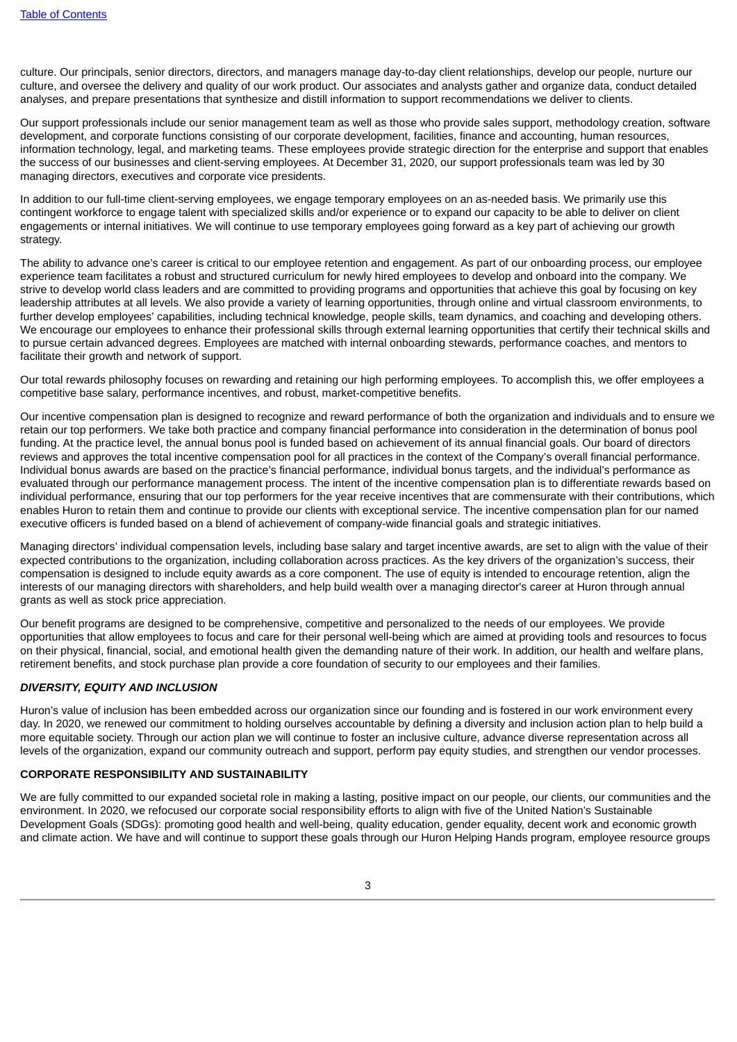culture. Our principals, senior directors, directors, and managers manage day-to-day client relationships, develop our people, nurture our culture, and oversee the delivery and quality of our work product. Our associates and analysts gather and organize data, conduct detailed analyses, and prepare presentations that synthesize and distill information to support recommendations we deliver to clients.

Our support professionals include our senior management team as well as those who provide sales support, methodology creation, software development, and corporate functions consisting of our corporate development, facilities, finance and accounting, human resources, information technology, legal, and marketing teams. These employees provide strategic direction for the enterprise and support that enables the success of our businesses and client-serving employees. At December 31, 2020, our support professionals team was led by 30 managing directors, executives and corporate vice presidents.

In addition to our full-time client-serving employees, we engage temporary employees on an as-needed basis. We primarily use this contingent workforce to engage talent with specialized skills and/or experience or to expand our capacity to be able to deliver on client engagements or internal initiatives. We will continue to use temporary employees going forward as a key part of achieving our growth strategy.

The ability to advance one's career is critical to our employee retention and engagement. As part of our onboarding process, our employee experience team facilitates a robust and structured curriculum for newly hired employees to develop and onboard into the company. We strive to develop world class leaders and are committed to providing programs and opportunities that achieve this goal by focusing on key leadership attributes at all levels. We also provide a variety of learning opportunities, through online and virtual classroom environments, to further develop employees' capabilities, including technical knowledge, people skills, team dynamics, and coaching and developing others. We encourage our employees to enhance their professional skills through external learning opportunities that certify their technical skills and to pursue certain advanced degrees. Employees are matched with internal onboarding stewards, performance coaches, and mentors to facilitate their growth and network of support.

Our total rewards philosophy focuses on rewarding and retaining our high performing employees. To accomplish this, we offer employees a competitive base salary, performance incentives, and robust, market-competitive benefits.

Our incentive compensation plan is designed to recognize and reward performance of both the organization and individuals and to ensure we retain our top performers. We take both practice and company financial performance into consideration in the determination of bonus pool funding. At the practice level, the annual bonus pool is funded based on achievement of its annual financial goals. Our board of directors reviews and approves the total incentive compensation pool for all practices in the context of the Company's overall financial performance. Individual bonus awards are based on the practice's financial performance, individual bonus targets, and the individual's performance as evaluated through our performance management process. The intent of the incentive compensation plan is to differentiate rewards based on individual performance, ensuring that our top performers for the year receive incentives that are commensurate with their contributions, which enables Huron to retain them and continue to provide our clients with exceptional service. The incentive compensation plan for our named executive officers is funded based on a blend of achievement of company-wide financial goals and strategic initiatives.

Managing directors' individual compensation levels, including base salary and target incentive awards, are set to align with the value of their expected contributions to the organization, including collaboration across practices. As the key drivers of the organization's success, their compensation is designed to include equity awards as a core component. The use of equity is intended to encourage retention, align the interests of our managing directors with shareholders, and help build wealth over a managing director's career at Huron through annual grants as well as stock price appreciation.

Our benefit programs are designed to be comprehensive, competitive and personalized to the needs of our employees. We provide opportunities that allow employees to focus and care for their personal well-being which are aimed at providing tools and resources to focus on their physical, financial, social, and emotional health given the demanding nature of their work. In addition, our health and welfare plans, retirement benefits, and stock purchase plan provide a core foundation of security to our employees and their families.

***DIVERSITY, EQUITY AND INCLUSION***

Huron's value of inclusion has been embedded across our organization since our founding and is fostered in our work environment every day. In 2020, we renewed our commitment to holding ourselves accountable by defining a diversity and inclusion action plan to help build a more equitable society. Through our action plan we will continue to foster an inclusive culture, advance diverse representation across all levels of the organization, expand our community outreach and support, perform pay equity studies, and strengthen our vendor processes.

## CORPORATE RESPONSIBILITY AND SUSTAINABILITY

We are fully committed to our expanded societal role in making a lasting, positive impact on our people, our clients, our communities and the environment. In 2020, we refocused our corporate social responsibility efforts to align with five of the United Nation's Sustainable Development Goals (SDGs): promoting good health and well-being, quality education, gender equality, decent work and economic growth and climate action. We have and will continue to support these goals through our Huron Helping Hands program, employee resource groups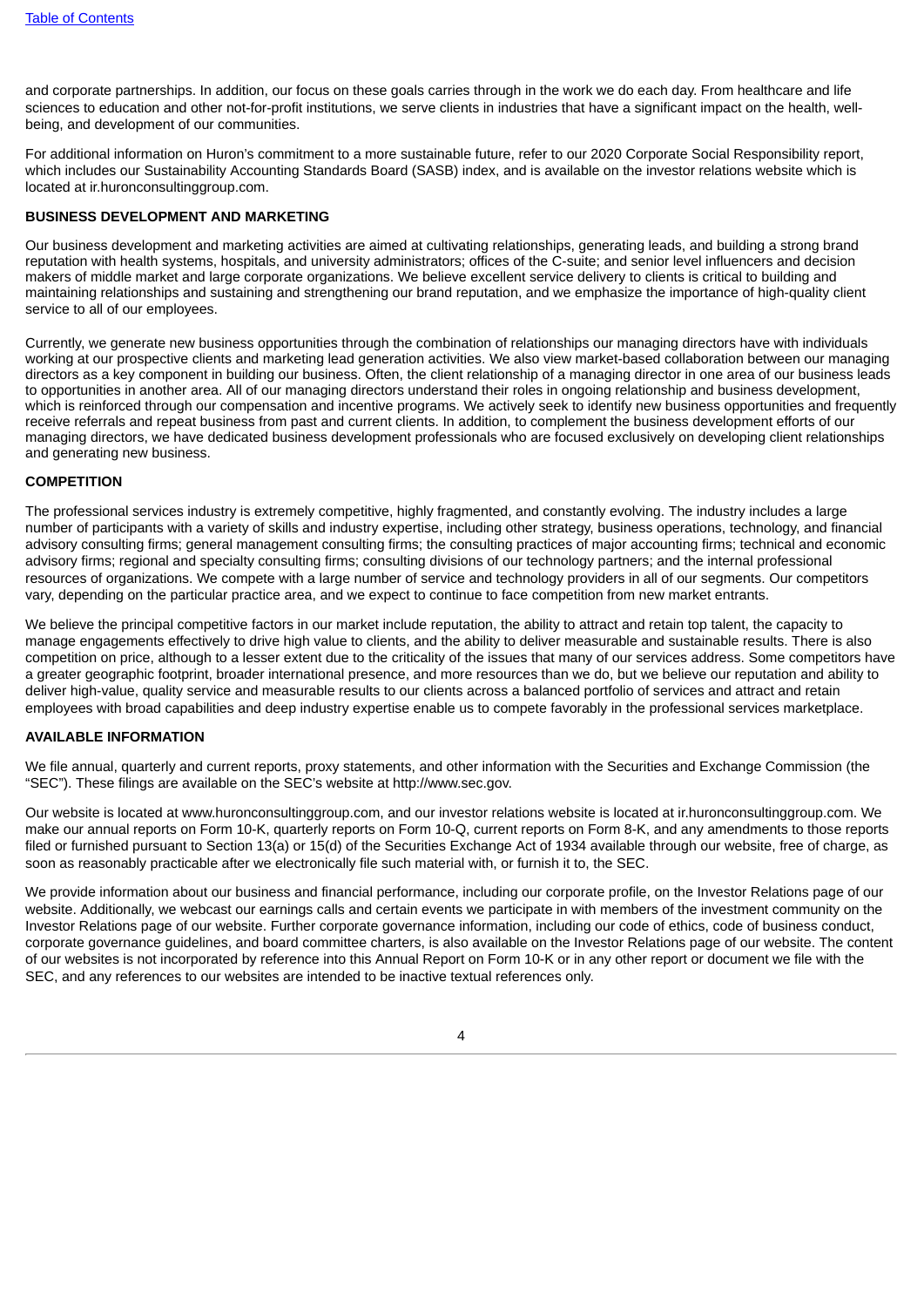and corporate partnerships. In addition, our focus on these goals carries through in the work we do each day. From healthcare and life sciences to education and other not-for-profit institutions, we serve clients in industries that have a significant impact on the health, well-being, and development of our communities.

For additional information on Huron's commitment to a more sustainable future, refer to our 2020 Corporate Social Responsibility report, which includes our Sustainability Accounting Standards Board (SASB) index, and is available on the investor relations website which is located at ir.huronconsultinggroup.com.

**BUSINESS DEVELOPMENT AND MARKETING**

Our business development and marketing activities are aimed at cultivating relationships, generating leads, and building a strong brand reputation with health systems, hospitals, and university administrators; offices of the C-suite; and senior level influencers and decision makers of middle market and large corporate organizations. We believe excellent service delivery to clients is critical to building and maintaining relationships and sustaining and strengthening our brand reputation, and we emphasize the importance of high-quality client service to all of our employees.

Currently, we generate new business opportunities through the combination of relationships our managing directors have with individuals working at our prospective clients and marketing lead generation activities. We also view market-based collaboration between our managing directors as a key component in building our business. Often, the client relationship of a managing director in one area of our business leads to opportunities in another area. All of our managing directors understand their roles in ongoing relationship and business development, which is reinforced through our compensation and incentive programs. We actively seek to identify new business opportunities and frequently receive referrals and repeat business from past and current clients. In addition, to complement the business development efforts of our managing directors, we have dedicated business development professionals who are focused exclusively on developing client relationships and generating new business.

**COMPETITION**

The professional services industry is extremely competitive, highly fragmented, and constantly evolving. The industry includes a large number of participants with a variety of skills and industry expertise, including other strategy, business operations, technology, and financial advisory consulting firms; general management consulting firms; the consulting practices of major accounting firms; technical and economic advisory firms; regional and specialty consulting firms; consulting divisions of our technology partners; and the internal professional resources of organizations. We compete with a large number of service and technology providers in all of our segments. Our competitors vary, depending on the particular practice area, and we expect to continue to face competition from new market entrants.

We believe the principal competitive factors in our market include reputation, the ability to attract and retain top talent, the capacity to manage engagements effectively to drive high value to clients, and the ability to deliver measurable and sustainable results. There is also competition on price, although to a lesser extent due to the criticality of the issues that many of our services address. Some competitors have a greater geographic footprint, broader international presence, and more resources than we do, but we believe our reputation and ability to deliver high-value, quality service and measurable results to our clients across a balanced portfolio of services and attract and retain employees with broad capabilities and deep industry expertise enable us to compete favorably in the professional services marketplace.

**AVAILABLE INFORMATION**

We file annual, quarterly and current reports, proxy statements, and other information with the Securities and Exchange Commission (the "SEC"). These filings are available on the SEC's website at http://www.sec.gov.

Our website is located at www.huronconsultinggroup.com, and our investor relations website is located at ir.huronconsultinggroup.com. We make our annual reports on Form 10-K, quarterly reports on Form 10-Q, current reports on Form 8-K, and any amendments to those reports filed or furnished pursuant to Section 13(a) or 15(d) of the Securities Exchange Act of 1934 available through our website, free of charge, as soon as reasonably practicable after we electronically file such material with, or furnish it to, the SEC.

We provide information about our business and financial performance, including our corporate profile, on the Investor Relations page of our website. Additionally, we webcast our earnings calls and certain events we participate in with members of the investment community on the Investor Relations page of our website. Further corporate governance information, including our code of ethics, code of business conduct, corporate governance guidelines, and board committee charters, is also available on the Investor Relations page of our website. The content of our websites is not incorporated by reference into this Annual Report on Form 10-K or in any other report or document we file with the SEC, and any references to our websites are intended to be inactive textual references only.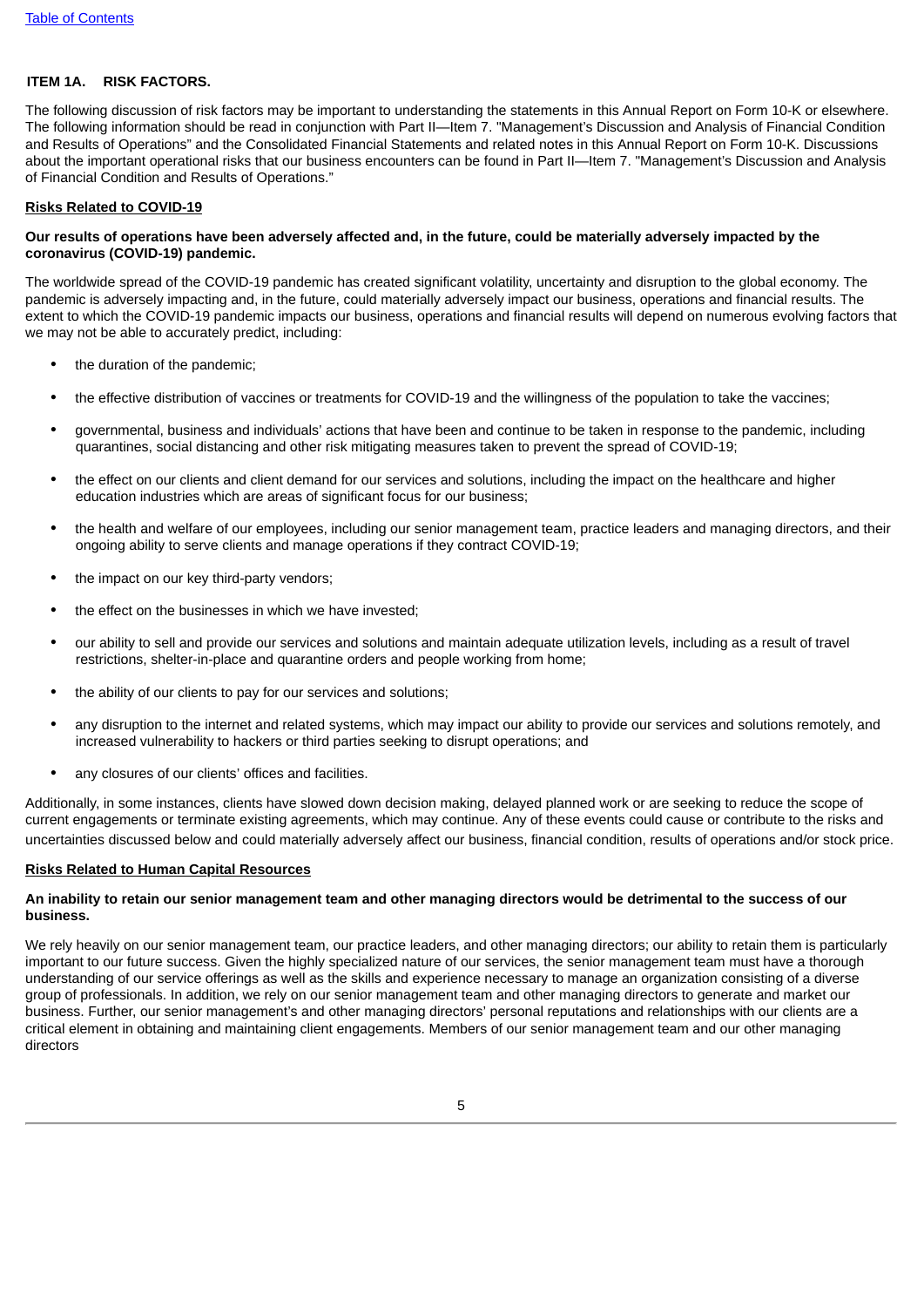## ITEM 1A. RISK FACTORS.

The following discussion of risk factors may be important to understanding the statements in this Annual Report on Form 10-K or elsewhere. The following information should be read in conjunction with Part II—Item 7. "Management's Discussion and Analysis of Financial Condition and Results of Operations" and the Consolidated Financial Statements and related notes in this Annual Report on Form 10-K. Discussions about the important operational risks that our business encounters can be found in Part II—Item 7. "Management's Discussion and Analysis of Financial Condition and Results of Operations."

### Risks Related to COVID-19

**Our results of operations have been adversely affected and, in the future, could be materially adversely impacted by the coronavirus (COVID-19) pandemic.**

The worldwide spread of the COVID-19 pandemic has created significant volatility, uncertainty and disruption to the global economy. The pandemic is adversely impacting and, in the future, could materially adversely impact our business, operations and financial results. The extent to which the COVID-19 pandemic impacts our business, operations and financial results will depend on numerous evolving factors that we may not be able to accurately predict, including:

- the duration of the pandemic;
- the effective distribution of vaccines or treatments for COVID-19 and the willingness of the population to take the vaccines;
- governmental, business and individuals' actions that have been and continue to be taken in response to the pandemic, including quarantines, social distancing and other risk mitigating measures taken to prevent the spread of COVID-19;
- the effect on our clients and client demand for our services and solutions, including the impact on the healthcare and higher education industries which are areas of significant focus for our business;
- the health and welfare of our employees, including our senior management team, practice leaders and managing directors, and their ongoing ability to serve clients and manage operations if they contract COVID-19;
- the impact on our key third-party vendors;
- the effect on the businesses in which we have invested;
- our ability to sell and provide our services and solutions and maintain adequate utilization levels, including as a result of travel restrictions, shelter-in-place and quarantine orders and people working from home;
- the ability of our clients to pay for our services and solutions;
- any disruption to the internet and related systems, which may impact our ability to provide our services and solutions remotely, and increased vulnerability to hackers or third parties seeking to disrupt operations; and
- any closures of our clients' offices and facilities.

Additionally, in some instances, clients have slowed down decision making, delayed planned work or are seeking to reduce the scope of current engagements or terminate existing agreements, which may continue. Any of these events could cause or contribute to the risks and uncertainties discussed below and could materially adversely affect our business, financial condition, results of operations and/or stock price.

### Risks Related to Human Capital Resources

**An inability to retain our senior management team and other managing directors would be detrimental to the success of our business.**

We rely heavily on our senior management team, our practice leaders, and other managing directors; our ability to retain them is particularly important to our future success. Given the highly specialized nature of our services, the senior management team must have a thorough understanding of our service offerings as well as the skills and experience necessary to manage an organization consisting of a diverse group of professionals. In addition, we rely on our senior management team and other managing directors to generate and market our business. Further, our senior management's and other managing directors' personal reputations and relationships with our clients are a critical element in obtaining and maintaining client engagements. Members of our senior management team and our other managing directors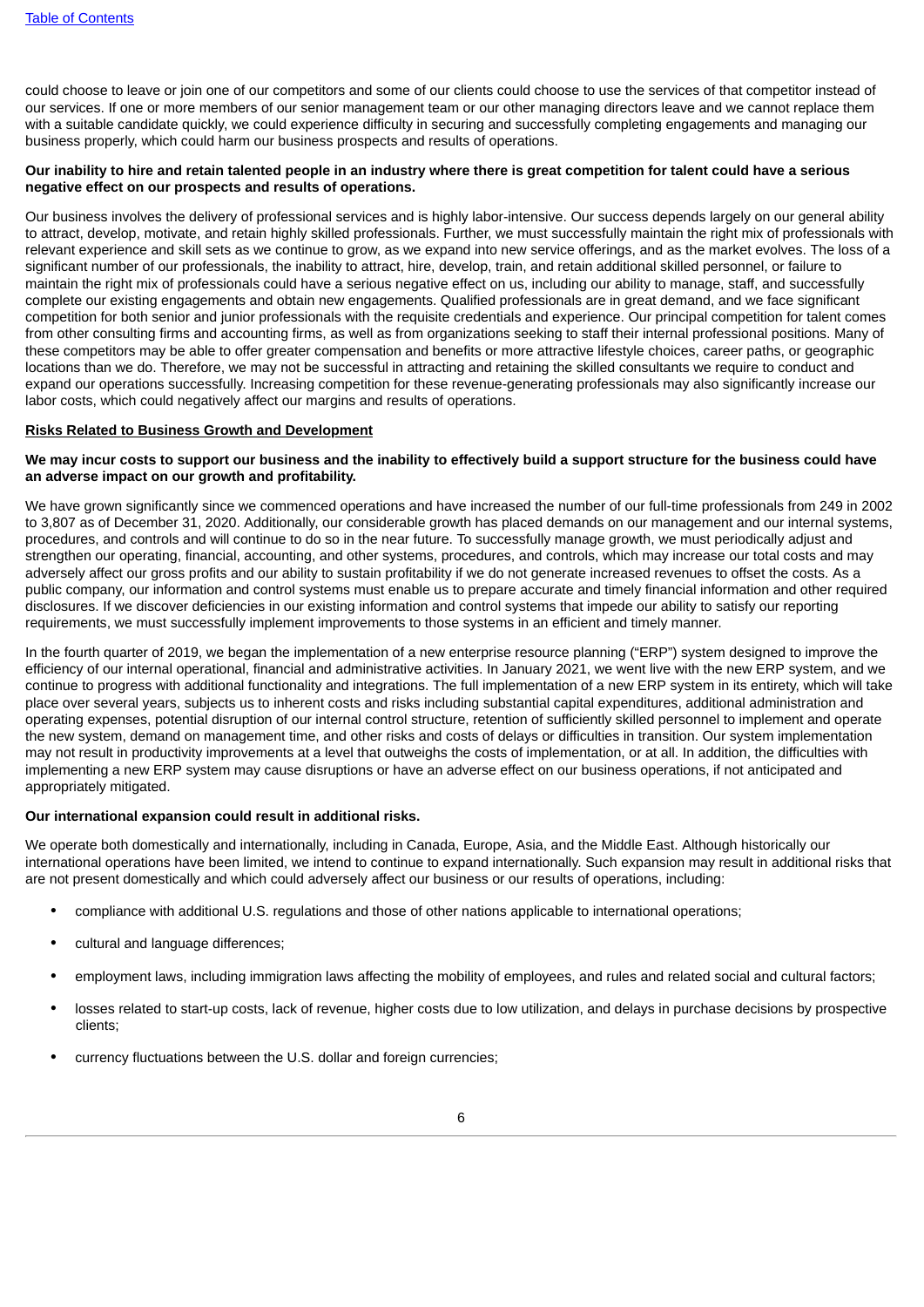could choose to leave or join one of our competitors and some of our clients could choose to use the services of that competitor instead of our services. If one or more members of our senior management team or our other managing directors leave and we cannot replace them with a suitable candidate quickly, we could experience difficulty in securing and successfully completing engagements and managing our business properly, which could harm our business prospects and results of operations.

**Our inability to hire and retain talented people in an industry where there is great competition for talent could have a serious negative effect on our prospects and results of operations.**

Our business involves the delivery of professional services and is highly labor-intensive. Our success depends largely on our general ability to attract, develop, motivate, and retain highly skilled professionals. Further, we must successfully maintain the right mix of professionals with relevant experience and skill sets as we continue to grow, as we expand into new service offerings, and as the market evolves. The loss of a significant number of our professionals, the inability to attract, hire, develop, train, and retain additional skilled personnel, or failure to maintain the right mix of professionals could have a serious negative effect on us, including our ability to manage, staff, and successfully complete our existing engagements and obtain new engagements. Qualified professionals are in great demand, and we face significant competition for both senior and junior professionals with the requisite credentials and experience. Our principal competition for talent comes from other consulting firms and accounting firms, as well as from organizations seeking to staff their internal professional positions. Many of these competitors may be able to offer greater compensation and benefits or more attractive lifestyle choices, career paths, or geographic locations than we do. Therefore, we may not be successful in attracting and retaining the skilled consultants we require to conduct and expand our operations successfully. Increasing competition for these revenue-generating professionals may also significantly increase our labor costs, which could negatively affect our margins and results of operations.

**Risks Related to Business Growth and Development**

**We may incur costs to support our business and the inability to effectively build a support structure for the business could have an adverse impact on our growth and profitability.**

We have grown significantly since we commenced operations and have increased the number of our full-time professionals from 249 in 2002 to 3,807 as of December 31, 2020. Additionally, our considerable growth has placed demands on our management and our internal systems, procedures, and controls and will continue to do so in the near future. To successfully manage growth, we must periodically adjust and strengthen our operating, financial, accounting, and other systems, procedures, and controls, which may increase our total costs and may adversely affect our gross profits and our ability to sustain profitability if we do not generate increased revenues to offset the costs. As a public company, our information and control systems must enable us to prepare accurate and timely financial information and other required disclosures. If we discover deficiencies in our existing information and control systems that impede our ability to satisfy our reporting requirements, we must successfully implement improvements to those systems in an efficient and timely manner.

In the fourth quarter of 2019, we began the implementation of a new enterprise resource planning ("ERP") system designed to improve the efficiency of our internal operational, financial and administrative activities. In January 2021, we went live with the new ERP system, and we continue to progress with additional functionality and integrations. The full implementation of a new ERP system in its entirety, which will take place over several years, subjects us to inherent costs and risks including substantial capital expenditures, additional administration and operating expenses, potential disruption of our internal control structure, retention of sufficiently skilled personnel to implement and operate the new system, demand on management time, and other risks and costs of delays or difficulties in transition. Our system implementation may not result in productivity improvements at a level that outweighs the costs of implementation, or at all. In addition, the difficulties with implementing a new ERP system may cause disruptions or have an adverse effect on our business operations, if not anticipated and appropriately mitigated.

**Our international expansion could result in additional risks.**

We operate both domestically and internationally, including in Canada, Europe, Asia, and the Middle East. Although historically our international operations have been limited, we intend to continue to expand internationally. Such expansion may result in additional risks that are not present domestically and which could adversely affect our business or our results of operations, including:

- compliance with additional U.S. regulations and those of other nations applicable to international operations;
- cultural and language differences;
- employment laws, including immigration laws affecting the mobility of employees, and rules and related social and cultural factors;
- losses related to start-up costs, lack of revenue, higher costs due to low utilization, and delays in purchase decisions by prospective clients;
- currency fluctuations between the U.S. dollar and foreign currencies;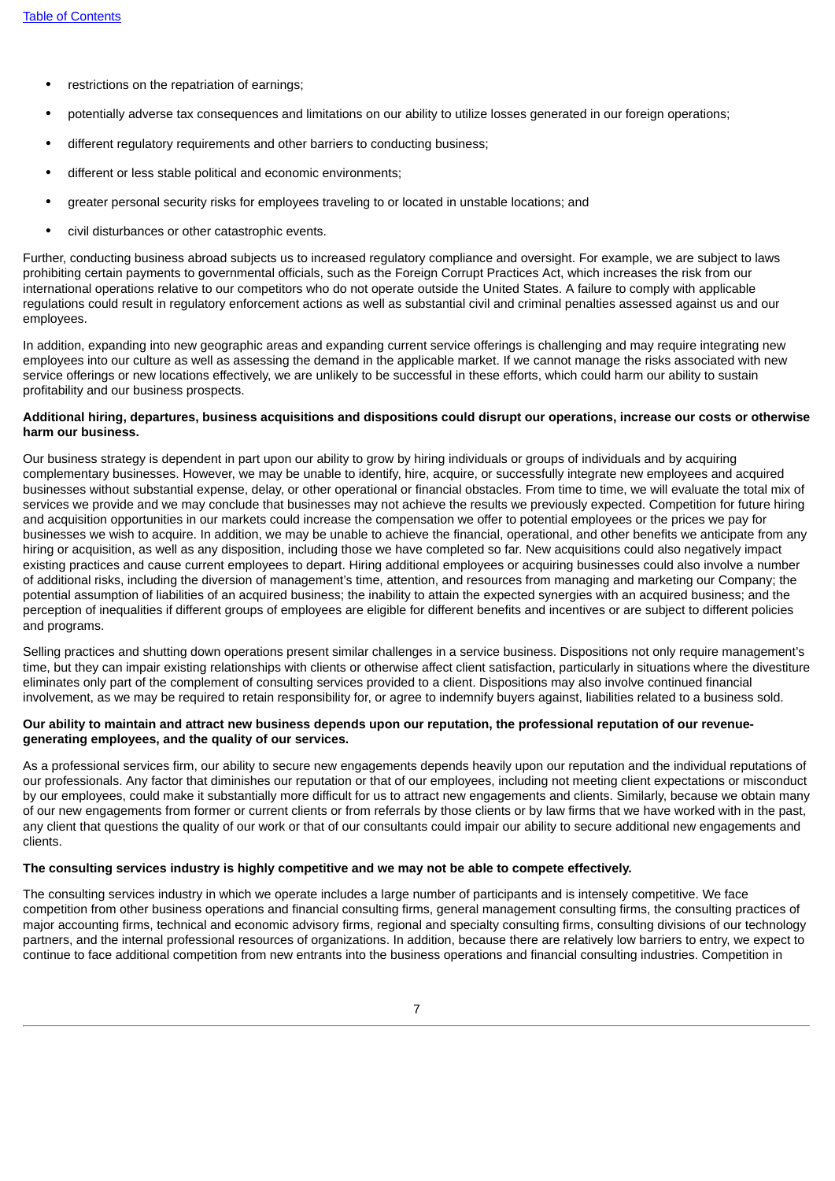- restrictions on the repatriation of earnings;
- potentially adverse tax consequences and limitations on our ability to utilize losses generated in our foreign operations;
- different regulatory requirements and other barriers to conducting business;
- different or less stable political and economic environments;
- greater personal security risks for employees traveling to or located in unstable locations; and
- civil disturbances or other catastrophic events.

Further, conducting business abroad subjects us to increased regulatory compliance and oversight. For example, we are subject to laws prohibiting certain payments to governmental officials, such as the Foreign Corrupt Practices Act, which increases the risk from our international operations relative to our competitors who do not operate outside the United States. A failure to comply with applicable regulations could result in regulatory enforcement actions as well as substantial civil and criminal penalties assessed against us and our employees.

In addition, expanding into new geographic areas and expanding current service offerings is challenging and may require integrating new employees into our culture as well as assessing the demand in the applicable market. If we cannot manage the risks associated with new service offerings or new locations effectively, we are unlikely to be successful in these efforts, which could harm our ability to sustain profitability and our business prospects.

**Additional hiring, departures, business acquisitions and dispositions could disrupt our operations, increase our costs or otherwise harm our business.**

Our business strategy is dependent in part upon our ability to grow by hiring individuals or groups of individuals and by acquiring complementary businesses. However, we may be unable to identify, hire, acquire, or successfully integrate new employees and acquired businesses without substantial expense, delay, or other operational or financial obstacles. From time to time, we will evaluate the total mix of services we provide and we may conclude that businesses may not achieve the results we previously expected. Competition for future hiring and acquisition opportunities in our markets could increase the compensation we offer to potential employees or the prices we pay for businesses we wish to acquire. In addition, we may be unable to achieve the financial, operational, and other benefits we anticipate from any hiring or acquisition, as well as any disposition, including those we have completed so far. New acquisitions could also negatively impact existing practices and cause current employees to depart. Hiring additional employees or acquiring businesses could also involve a number of additional risks, including the diversion of management's time, attention, and resources from managing and marketing our Company; the potential assumption of liabilities of an acquired business; the inability to attain the expected synergies with an acquired business; and the perception of inequalities if different groups of employees are eligible for different benefits and incentives or are subject to different policies and programs.

Selling practices and shutting down operations present similar challenges in a service business. Dispositions not only require management's time, but they can impair existing relationships with clients or otherwise affect client satisfaction, particularly in situations where the divestiture eliminates only part of the complement of consulting services provided to a client. Dispositions may also involve continued financial involvement, as we may be required to retain responsibility for, or agree to indemnify buyers against, liabilities related to a business sold.

**Our ability to maintain and attract new business depends upon our reputation, the professional reputation of our revenue-generating employees, and the quality of our services.**

As a professional services firm, our ability to secure new engagements depends heavily upon our reputation and the individual reputations of our professionals. Any factor that diminishes our reputation or that of our employees, including not meeting client expectations or misconduct by our employees, could make it substantially more difficult for us to attract new engagements and clients. Similarly, because we obtain many of our new engagements from former or current clients or from referrals by those clients or by law firms that we have worked with in the past, any client that questions the quality of our work or that of our consultants could impair our ability to secure additional new engagements and clients.

**The consulting services industry is highly competitive and we may not be able to compete effectively.**

The consulting services industry in which we operate includes a large number of participants and is intensely competitive. We face competition from other business operations and financial consulting firms, general management consulting firms, the consulting practices of major accounting firms, technical and economic advisory firms, regional and specialty consulting firms, consulting divisions of our technology partners, and the internal professional resources of organizations. In addition, because there are relatively low barriers to entry, we expect to continue to face additional competition from new entrants into the business operations and financial consulting industries. Competition in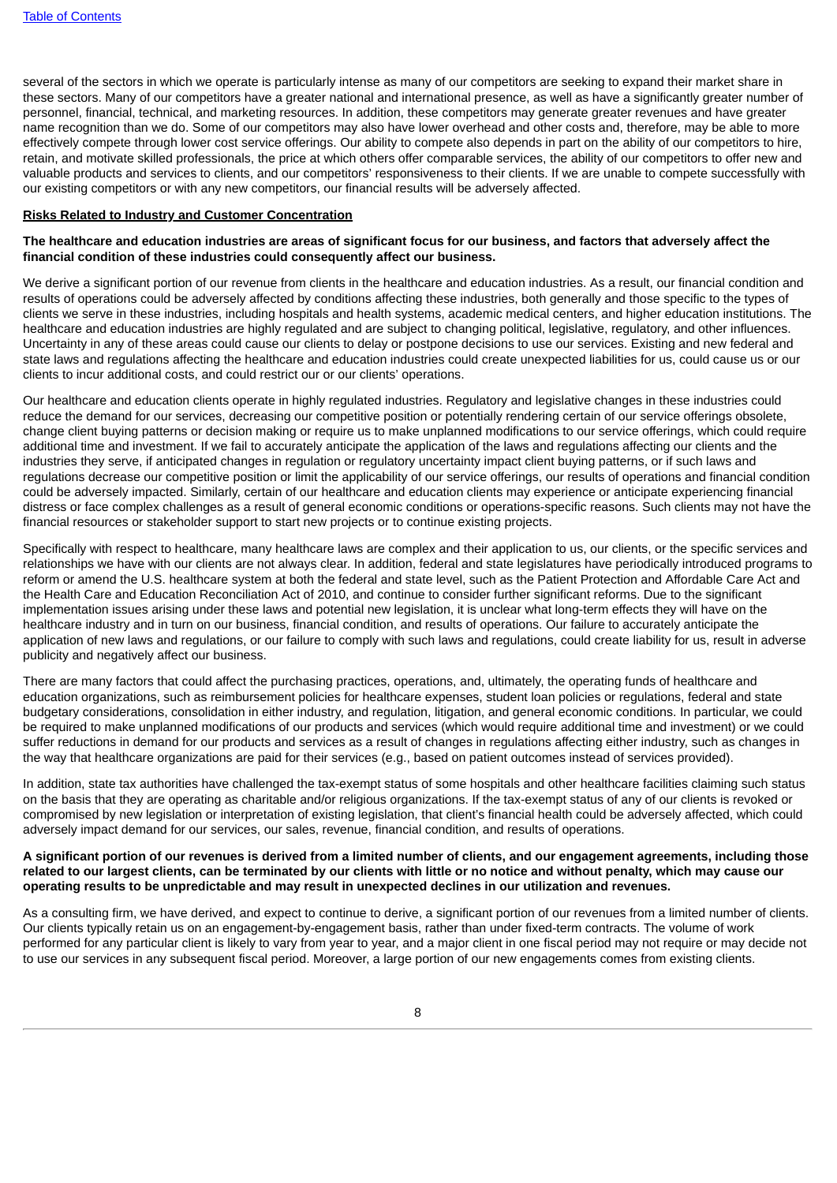several of the sectors in which we operate is particularly intense as many of our competitors are seeking to expand their market share in these sectors. Many of our competitors have a greater national and international presence, as well as have a significantly greater number of personnel, financial, technical, and marketing resources. In addition, these competitors may generate greater revenues and have greater name recognition than we do. Some of our competitors may also have lower overhead and other costs and, therefore, may be able to more effectively compete through lower cost service offerings. Our ability to compete also depends in part on the ability of our competitors to hire, retain, and motivate skilled professionals, the price at which others offer comparable services, the ability of our competitors to offer new and valuable products and services to clients, and our competitors' responsiveness to their clients. If we are unable to compete successfully with our existing competitors or with any new competitors, our financial results will be adversely affected.

**Risks Related to Industry and Customer Concentration**

**The healthcare and education industries are areas of significant focus for our business, and factors that adversely affect the financial condition of these industries could consequently affect our business.**

We derive a significant portion of our revenue from clients in the healthcare and education industries. As a result, our financial condition and results of operations could be adversely affected by conditions affecting these industries, both generally and those specific to the types of clients we serve in these industries, including hospitals and health systems, academic medical centers, and higher education institutions. The healthcare and education industries are highly regulated and are subject to changing political, legislative, regulatory, and other influences. Uncertainty in any of these areas could cause our clients to delay or postpone decisions to use our services. Existing and new federal and state laws and regulations affecting the healthcare and education industries could create unexpected liabilities for us, could cause us or our clients to incur additional costs, and could restrict our or our clients' operations.

Our healthcare and education clients operate in highly regulated industries. Regulatory and legislative changes in these industries could reduce the demand for our services, decreasing our competitive position or potentially rendering certain of our service offerings obsolete, change client buying patterns or decision making or require us to make unplanned modifications to our service offerings, which could require additional time and investment. If we fail to accurately anticipate the application of the laws and regulations affecting our clients and the industries they serve, if anticipated changes in regulation or regulatory uncertainty impact client buying patterns, or if such laws and regulations decrease our competitive position or limit the applicability of our service offerings, our results of operations and financial condition could be adversely impacted. Similarly, certain of our healthcare and education clients may experience or anticipate experiencing financial distress or face complex challenges as a result of general economic conditions or operations-specific reasons. Such clients may not have the financial resources or stakeholder support to start new projects or to continue existing projects.

Specifically with respect to healthcare, many healthcare laws are complex and their application to us, our clients, or the specific services and relationships we have with our clients are not always clear. In addition, federal and state legislatures have periodically introduced programs to reform or amend the U.S. healthcare system at both the federal and state level, such as the Patient Protection and Affordable Care Act and the Health Care and Education Reconciliation Act of 2010, and continue to consider further significant reforms. Due to the significant implementation issues arising under these laws and potential new legislation, it is unclear what long-term effects they will have on the healthcare industry and in turn on our business, financial condition, and results of operations. Our failure to accurately anticipate the application of new laws and regulations, or our failure to comply with such laws and regulations, could create liability for us, result in adverse publicity and negatively affect our business.

There are many factors that could affect the purchasing practices, operations, and, ultimately, the operating funds of healthcare and education organizations, such as reimbursement policies for healthcare expenses, student loan policies or regulations, federal and state budgetary considerations, consolidation in either industry, and regulation, litigation, and general economic conditions. In particular, we could be required to make unplanned modifications of our products and services (which would require additional time and investment) or we could suffer reductions in demand for our products and services as a result of changes in regulations affecting either industry, such as changes in the way that healthcare organizations are paid for their services (e.g., based on patient outcomes instead of services provided).

In addition, state tax authorities have challenged the tax-exempt status of some hospitals and other healthcare facilities claiming such status on the basis that they are operating as charitable and/or religious organizations. If the tax-exempt status of any of our clients is revoked or compromised by new legislation or interpretation of existing legislation, that client's financial health could be adversely affected, which could adversely impact demand for our services, our sales, revenue, financial condition, and results of operations.

**A significant portion of our revenues is derived from a limited number of clients, and our engagement agreements, including those related to our largest clients, can be terminated by our clients with little or no notice and without penalty, which may cause our operating results to be unpredictable and may result in unexpected declines in our utilization and revenues.**

As a consulting firm, we have derived, and expect to continue to derive, a significant portion of our revenues from a limited number of clients. Our clients typically retain us on an engagement-by-engagement basis, rather than under fixed-term contracts. The volume of work performed for any particular client is likely to vary from year to year, and a major client in one fiscal period may not require or may decide not to use our services in any subsequent fiscal period. Moreover, a large portion of our new engagements comes from existing clients.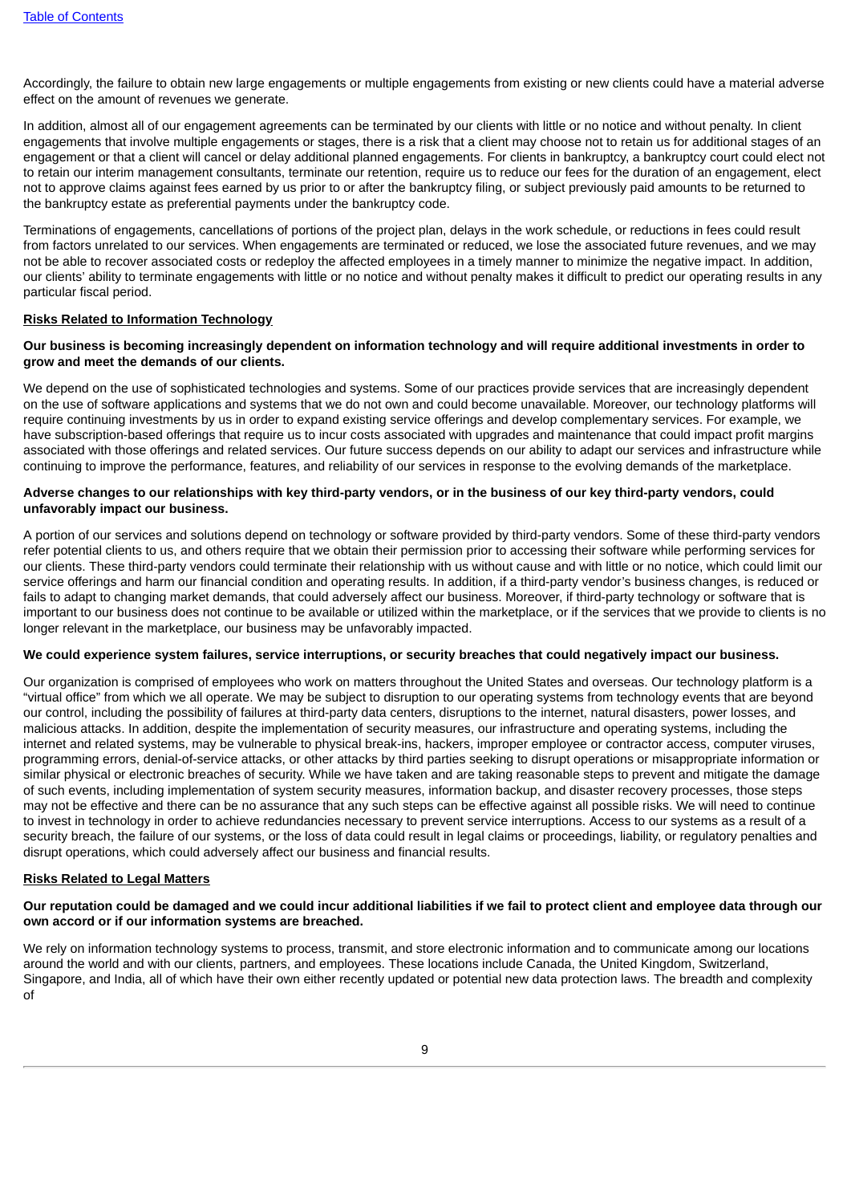Accordingly, the failure to obtain new large engagements or multiple engagements from existing or new clients could have a material adverse effect on the amount of revenues we generate.

In addition, almost all of our engagement agreements can be terminated by our clients with little or no notice and without penalty. In client engagements that involve multiple engagements or stages, there is a risk that a client may choose not to retain us for additional stages of an engagement or that a client will cancel or delay additional planned engagements. For clients in bankruptcy, a bankruptcy court could elect not to retain our interim management consultants, terminate our retention, require us to reduce our fees for the duration of an engagement, elect not to approve claims against fees earned by us prior to or after the bankruptcy filing, or subject previously paid amounts to be returned to the bankruptcy estate as preferential payments under the bankruptcy code.

Terminations of engagements, cancellations of portions of the project plan, delays in the work schedule, or reductions in fees could result from factors unrelated to our services. When engagements are terminated or reduced, we lose the associated future revenues, and we may not be able to recover associated costs or redeploy the affected employees in a timely manner to minimize the negative impact. In addition, our clients' ability to terminate engagements with little or no notice and without penalty makes it difficult to predict our operating results in any particular fiscal period.

## Risks Related to Information Technology

**Our business is becoming increasingly dependent on information technology and will require additional investments in order to grow and meet the demands of our clients.**

We depend on the use of sophisticated technologies and systems. Some of our practices provide services that are increasingly dependent on the use of software applications and systems that we do not own and could become unavailable. Moreover, our technology platforms will require continuing investments by us in order to expand existing service offerings and develop complementary services. For example, we have subscription-based offerings that require us to incur costs associated with upgrades and maintenance that could impact profit margins associated with those offerings and related services. Our future success depends on our ability to adapt our services and infrastructure while continuing to improve the performance, features, and reliability of our services in response to the evolving demands of the marketplace.

**Adverse changes to our relationships with key third-party vendors, or in the business of our key third-party vendors, could unfavorably impact our business.**

A portion of our services and solutions depend on technology or software provided by third-party vendors. Some of these third-party vendors refer potential clients to us, and others require that we obtain their permission prior to accessing their software while performing services for our clients. These third-party vendors could terminate their relationship with us without cause and with little or no notice, which could limit our service offerings and harm our financial condition and operating results. In addition, if a third-party vendor's business changes, is reduced or fails to adapt to changing market demands, that could adversely affect our business. Moreover, if third-party technology or software that is important to our business does not continue to be available or utilized within the marketplace, or if the services that we provide to clients is no longer relevant in the marketplace, our business may be unfavorably impacted.

**We could experience system failures, service interruptions, or security breaches that could negatively impact our business.**

Our organization is comprised of employees who work on matters throughout the United States and overseas. Our technology platform is a "virtual office" from which we all operate. We may be subject to disruption to our operating systems from technology events that are beyond our control, including the possibility of failures at third-party data centers, disruptions to the internet, natural disasters, power losses, and malicious attacks. In addition, despite the implementation of security measures, our infrastructure and operating systems, including the internet and related systems, may be vulnerable to physical break-ins, hackers, improper employee or contractor access, computer viruses, programming errors, denial-of-service attacks, or other attacks by third parties seeking to disrupt operations or misappropriate information or similar physical or electronic breaches of security. While we have taken and are taking reasonable steps to prevent and mitigate the damage of such events, including implementation of system security measures, information backup, and disaster recovery processes, those steps may not be effective and there can be no assurance that any such steps can be effective against all possible risks. We will need to continue to invest in technology in order to achieve redundancies necessary to prevent service interruptions. Access to our systems as a result of a security breach, the failure of our systems, or the loss of data could result in legal claims or proceedings, liability, or regulatory penalties and disrupt operations, which could adversely affect our business and financial results.

## Risks Related to Legal Matters

**Our reputation could be damaged and we could incur additional liabilities if we fail to protect client and employee data through our own accord or if our information systems are breached.**

We rely on information technology systems to process, transmit, and store electronic information and to communicate among our locations around the world and with our clients, partners, and employees. These locations include Canada, the United Kingdom, Switzerland, Singapore, and India, all of which have their own either recently updated or potential new data protection laws. The breadth and complexity of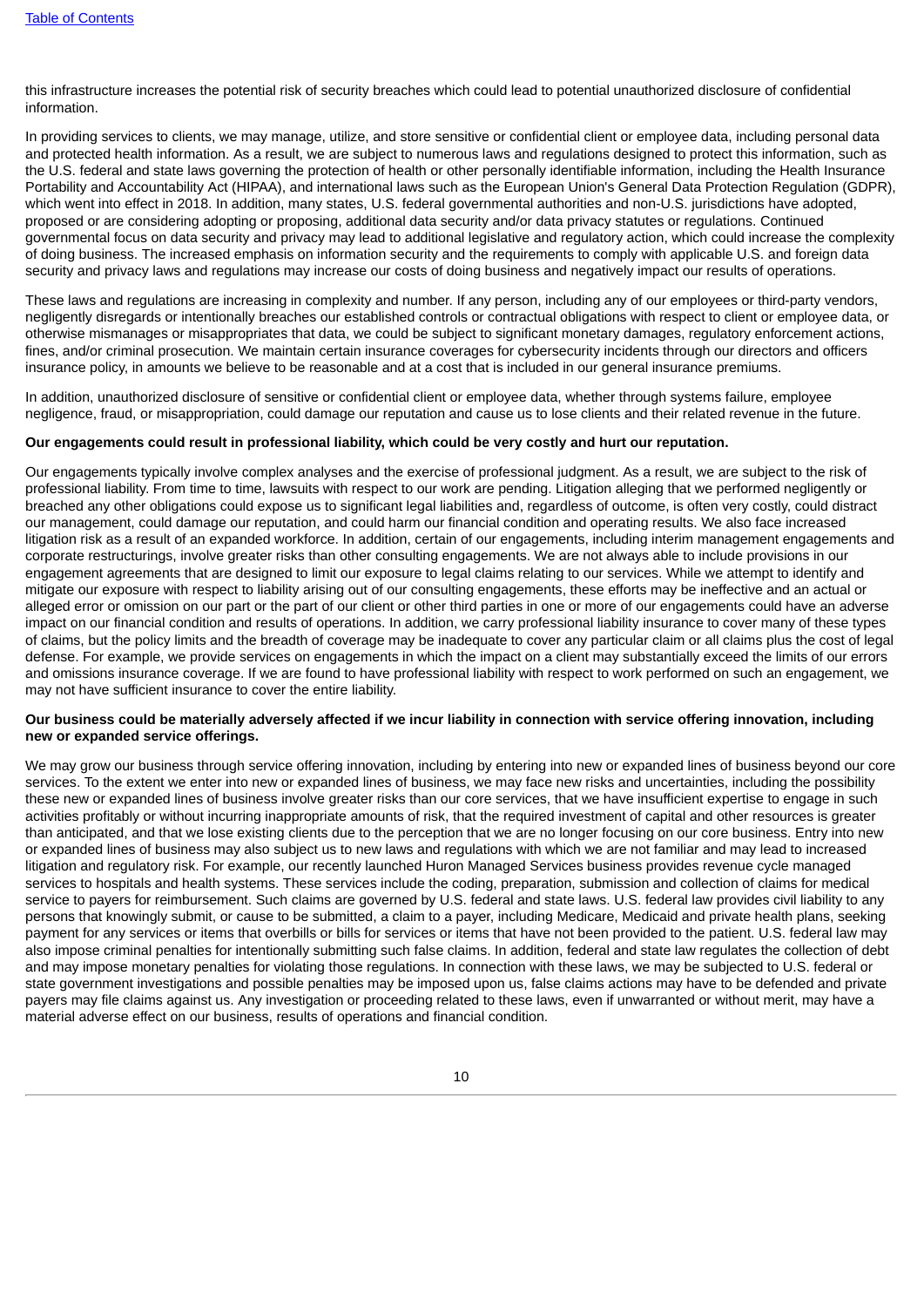this infrastructure increases the potential risk of security breaches which could lead to potential unauthorized disclosure of confidential information.

In providing services to clients, we may manage, utilize, and store sensitive or confidential client or employee data, including personal data and protected health information. As a result, we are subject to numerous laws and regulations designed to protect this information, such as the U.S. federal and state laws governing the protection of health or other personally identifiable information, including the Health Insurance Portability and Accountability Act (HIPAA), and international laws such as the European Union's General Data Protection Regulation (GDPR), which went into effect in 2018. In addition, many states, U.S. federal governmental authorities and non-U.S. jurisdictions have adopted, proposed or are considering adopting or proposing, additional data security and/or data privacy statutes or regulations. Continued governmental focus on data security and privacy may lead to additional legislative and regulatory action, which could increase the complexity of doing business. The increased emphasis on information security and the requirements to comply with applicable U.S. and foreign data security and privacy laws and regulations may increase our costs of doing business and negatively impact our results of operations.

These laws and regulations are increasing in complexity and number. If any person, including any of our employees or third-party vendors, negligently disregards or intentionally breaches our established controls or contractual obligations with respect to client or employee data, or otherwise mismanages or misappropriates that data, we could be subject to significant monetary damages, regulatory enforcement actions, fines, and/or criminal prosecution. We maintain certain insurance coverages for cybersecurity incidents through our directors and officers insurance policy, in amounts we believe to be reasonable and at a cost that is included in our general insurance premiums.

In addition, unauthorized disclosure of sensitive or confidential client or employee data, whether through systems failure, employee negligence, fraud, or misappropriation, could damage our reputation and cause us to lose clients and their related revenue in the future.

**Our engagements could result in professional liability, which could be very costly and hurt our reputation.**

Our engagements typically involve complex analyses and the exercise of professional judgment. As a result, we are subject to the risk of professional liability. From time to time, lawsuits with respect to our work are pending. Litigation alleging that we performed negligently or breached any other obligations could expose us to significant legal liabilities and, regardless of outcome, is often very costly, could distract our management, could damage our reputation, and could harm our financial condition and operating results. We also face increased litigation risk as a result of an expanded workforce. In addition, certain of our engagements, including interim management engagements and corporate restructurings, involve greater risks than other consulting engagements. We are not always able to include provisions in our engagement agreements that are designed to limit our exposure to legal claims relating to our services. While we attempt to identify and mitigate our exposure with respect to liability arising out of our consulting engagements, these efforts may be ineffective and an actual or alleged error or omission on our part or the part of our client or other third parties in one or more of our engagements could have an adverse impact on our financial condition and results of operations. In addition, we carry professional liability insurance to cover many of these types of claims, but the policy limits and the breadth of coverage may be inadequate to cover any particular claim or all claims plus the cost of legal defense. For example, we provide services on engagements in which the impact on a client may substantially exceed the limits of our errors and omissions insurance coverage. If we are found to have professional liability with respect to work performed on such an engagement, we may not have sufficient insurance to cover the entire liability.

**Our business could be materially adversely affected if we incur liability in connection with service offering innovation, including new or expanded service offerings.**

We may grow our business through service offering innovation, including by entering into new or expanded lines of business beyond our core services. To the extent we enter into new or expanded lines of business, we may face new risks and uncertainties, including the possibility these new or expanded lines of business involve greater risks than our core services, that we have insufficient expertise to engage in such activities profitably or without incurring inappropriate amounts of risk, that the required investment of capital and other resources is greater than anticipated, and that we lose existing clients due to the perception that we are no longer focusing on our core business. Entry into new or expanded lines of business may also subject us to new laws and regulations with which we are not familiar and may lead to increased litigation and regulatory risk. For example, our recently launched Huron Managed Services business provides revenue cycle managed services to hospitals and health systems. These services include the coding, preparation, submission and collection of claims for medical service to payers for reimbursement. Such claims are governed by U.S. federal and state laws. U.S. federal law provides civil liability to any persons that knowingly submit, or cause to be submitted, a claim to a payer, including Medicare, Medicaid and private health plans, seeking payment for any services or items that overbills or bills for services or items that have not been provided to the patient. U.S. federal law may also impose criminal penalties for intentionally submitting such false claims. In addition, federal and state law regulates the collection of debt and may impose monetary penalties for violating those regulations. In connection with these laws, we may be subjected to U.S. federal or state government investigations and possible penalties may be imposed upon us, false claims actions may have to be defended and private payers may file claims against us. Any investigation or proceeding related to these laws, even if unwarranted or without merit, may have a material adverse effect on our business, results of operations and financial condition.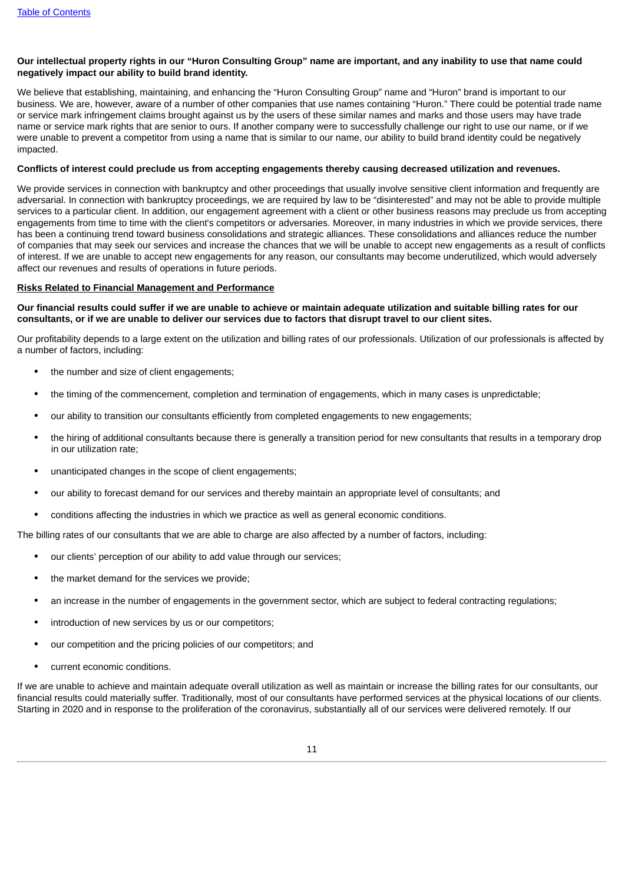**Our intellectual property rights in our “Huron Consulting Group” name are important, and any inability to use that name could negatively impact our ability to build brand identity.**

We believe that establishing, maintaining, and enhancing the “Huron Consulting Group” name and “Huron” brand is important to our business. We are, however, aware of a number of other companies that use names containing “Huron.” There could be potential trade name or service mark infringement claims brought against us by the users of these similar names and marks and those users may have trade name or service mark rights that are senior to ours. If another company were to successfully challenge our right to use our name, or if we were unable to prevent a competitor from using a name that is similar to our name, our ability to build brand identity could be negatively impacted.

**Conflicts of interest could preclude us from accepting engagements thereby causing decreased utilization and revenues.**

We provide services in connection with bankruptcy and other proceedings that usually involve sensitive client information and frequently are adversarial. In connection with bankruptcy proceedings, we are required by law to be “disinterested” and may not be able to provide multiple services to a particular client. In addition, our engagement agreement with a client or other business reasons may preclude us from accepting engagements from time to time with the client's competitors or adversaries. Moreover, in many industries in which we provide services, there has been a continuing trend toward business consolidations and strategic alliances. These consolidations and alliances reduce the number of companies that may seek our services and increase the chances that we will be unable to accept new engagements as a result of conflicts of interest. If we are unable to accept new engagements for any reason, our consultants may become underutilized, which would adversely affect our revenues and results of operations in future periods.

**Risks Related to Financial Management and Performance**

**Our financial results could suffer if we are unable to achieve or maintain adequate utilization and suitable billing rates for our consultants, or if we are unable to deliver our services due to factors that disrupt travel to our client sites.**

Our profitability depends to a large extent on the utilization and billing rates of our professionals. Utilization of our professionals is affected by a number of factors, including:

- the number and size of client engagements;
- the timing of the commencement, completion and termination of engagements, which in many cases is unpredictable;
- our ability to transition our consultants efficiently from completed engagements to new engagements;
- the hiring of additional consultants because there is generally a transition period for new consultants that results in a temporary drop in our utilization rate;
- unanticipated changes in the scope of client engagements;
- our ability to forecast demand for our services and thereby maintain an appropriate level of consultants; and
- conditions affecting the industries in which we practice as well as general economic conditions.

The billing rates of our consultants that we are able to charge are also affected by a number of factors, including:

- our clients’ perception of our ability to add value through our services;
- the market demand for the services we provide;
- an increase in the number of engagements in the government sector, which are subject to federal contracting regulations;
- introduction of new services by us or our competitors;
- our competition and the pricing policies of our competitors; and
- current economic conditions.

If we are unable to achieve and maintain adequate overall utilization as well as maintain or increase the billing rates for our consultants, our financial results could materially suffer. Traditionally, most of our consultants have performed services at the physical locations of our clients. Starting in 2020 and in response to the proliferation of the coronavirus, substantially all of our services were delivered remotely. If our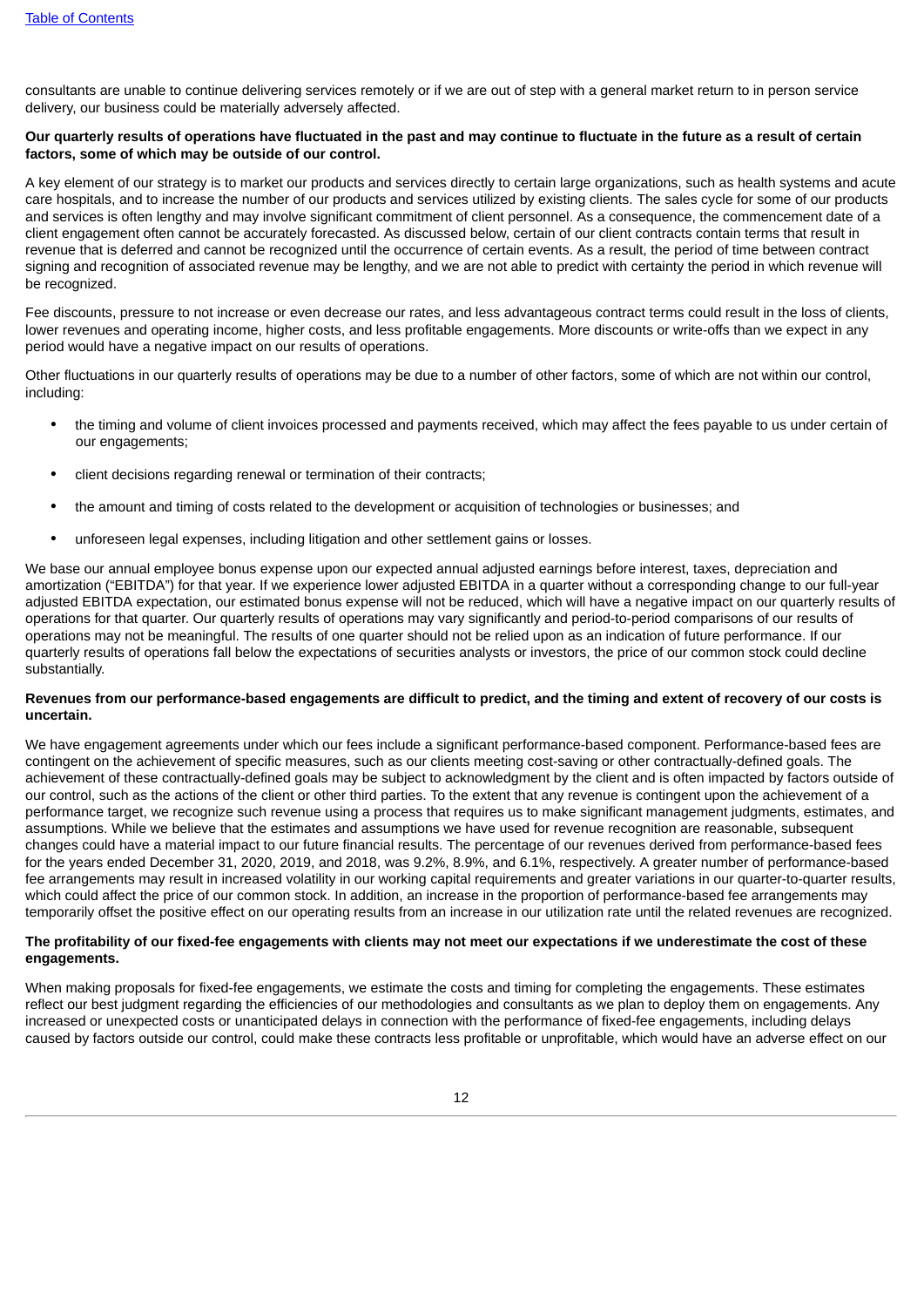consultants are unable to continue delivering services remotely or if we are out of step with a general market return to in person service delivery, our business could be materially adversely affected.

**Our quarterly results of operations have fluctuated in the past and may continue to fluctuate in the future as a result of certain factors, some of which may be outside of our control.**

A key element of our strategy is to market our products and services directly to certain large organizations, such as health systems and acute care hospitals, and to increase the number of our products and services utilized by existing clients. The sales cycle for some of our products and services is often lengthy and may involve significant commitment of client personnel. As a consequence, the commencement date of a client engagement often cannot be accurately forecasted. As discussed below, certain of our client contracts contain terms that result in revenue that is deferred and cannot be recognized until the occurrence of certain events. As a result, the period of time between contract signing and recognition of associated revenue may be lengthy, and we are not able to predict with certainty the period in which revenue will be recognized.

Fee discounts, pressure to not increase or even decrease our rates, and less advantageous contract terms could result in the loss of clients, lower revenues and operating income, higher costs, and less profitable engagements. More discounts or write-offs than we expect in any period would have a negative impact on our results of operations.

Other fluctuations in our quarterly results of operations may be due to a number of other factors, some of which are not within our control, including:

- the timing and volume of client invoices processed and payments received, which may affect the fees payable to us under certain of our engagements;
- client decisions regarding renewal or termination of their contracts;
- the amount and timing of costs related to the development or acquisition of technologies or businesses; and
- unforeseen legal expenses, including litigation and other settlement gains or losses.

We base our annual employee bonus expense upon our expected annual adjusted earnings before interest, taxes, depreciation and amortization ("EBITDA") for that year. If we experience lower adjusted EBITDA in a quarter without a corresponding change to our full-year adjusted EBITDA expectation, our estimated bonus expense will not be reduced, which will have a negative impact on our quarterly results of operations for that quarter. Our quarterly results of operations may vary significantly and period-to-period comparisons of our results of operations may not be meaningful. The results of one quarter should not be relied upon as an indication of future performance. If our quarterly results of operations fall below the expectations of securities analysts or investors, the price of our common stock could decline substantially.

**Revenues from our performance-based engagements are difficult to predict, and the timing and extent of recovery of our costs is uncertain.**

We have engagement agreements under which our fees include a significant performance-based component. Performance-based fees are contingent on the achievement of specific measures, such as our clients meeting cost-saving or other contractually-defined goals. The achievement of these contractually-defined goals may be subject to acknowledgment by the client and is often impacted by factors outside of our control, such as the actions of the client or other third parties. To the extent that any revenue is contingent upon the achievement of a performance target, we recognize such revenue using a process that requires us to make significant management judgments, estimates, and assumptions. While we believe that the estimates and assumptions we have used for revenue recognition are reasonable, subsequent changes could have a material impact to our future financial results. The percentage of our revenues derived from performance-based fees for the years ended December 31, 2020, 2019, and 2018, was 9.2%, 8.9%, and 6.1%, respectively. A greater number of performance-based fee arrangements may result in increased volatility in our working capital requirements and greater variations in our quarter-to-quarter results, which could affect the price of our common stock. In addition, an increase in the proportion of performance-based fee arrangements may temporarily offset the positive effect on our operating results from an increase in our utilization rate until the related revenues are recognized.

**The profitability of our fixed-fee engagements with clients may not meet our expectations if we underestimate the cost of these engagements.**

When making proposals for fixed-fee engagements, we estimate the costs and timing for completing the engagements. These estimates reflect our best judgment regarding the efficiencies of our methodologies and consultants as we plan to deploy them on engagements. Any increased or unexpected costs or unanticipated delays in connection with the performance of fixed-fee engagements, including delays caused by factors outside our control, could make these contracts less profitable or unprofitable, which would have an adverse effect on our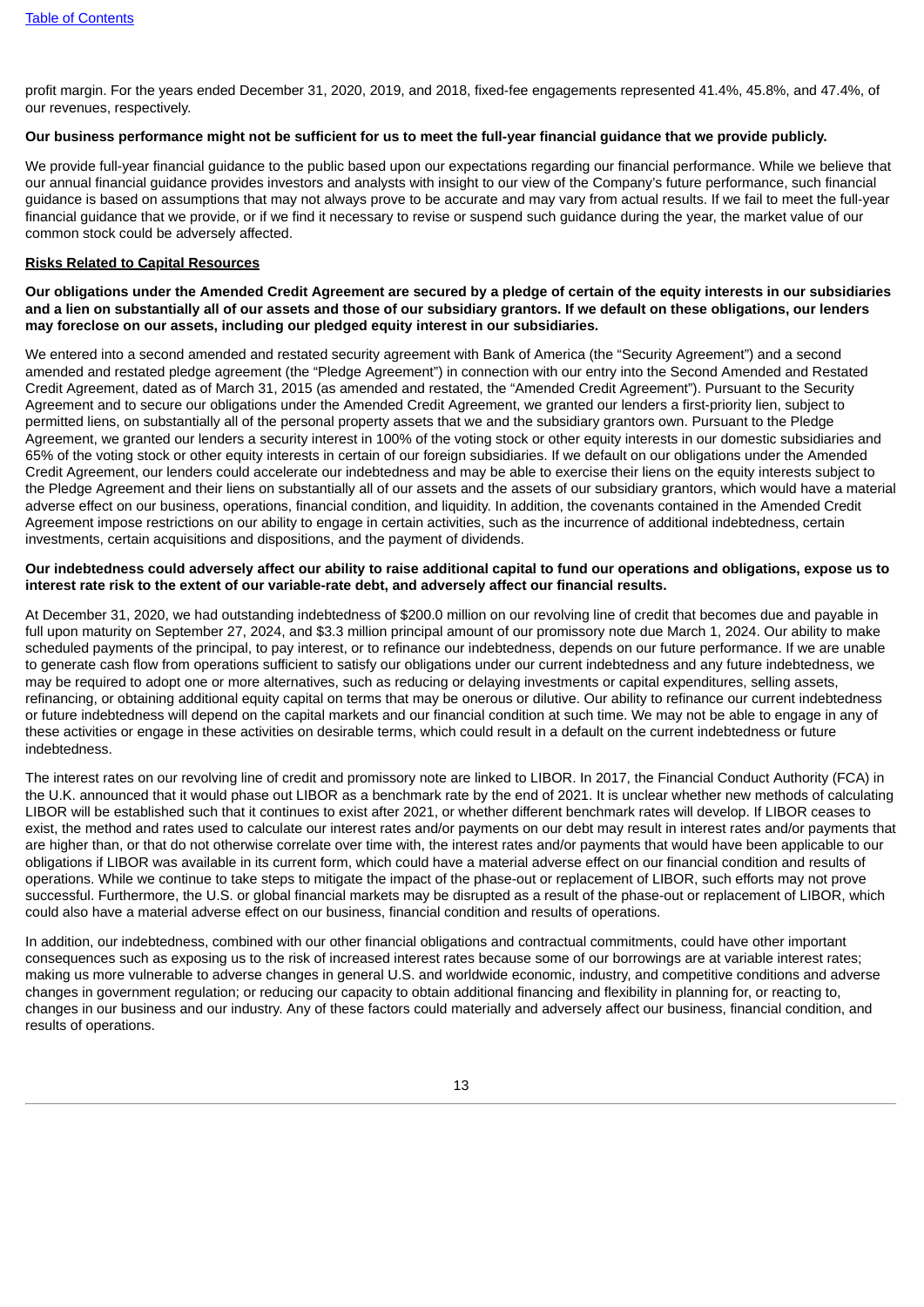profit margin. For the years ended December 31, 2020, 2019, and 2018, fixed-fee engagements represented 41.4%, 45.8%, and 47.4%, of our revenues, respectively.

**Our business performance might not be sufficient for us to meet the full-year financial guidance that we provide publicly.**

We provide full-year financial guidance to the public based upon our expectations regarding our financial performance. While we believe that our annual financial guidance provides investors and analysts with insight to our view of the Company's future performance, such financial guidance is based on assumptions that may not always prove to be accurate and may vary from actual results. If we fail to meet the full-year financial guidance that we provide, or if we find it necessary to revise or suspend such guidance during the year, the market value of our common stock could be adversely affected.

**Risks Related to Capital Resources**

**Our obligations under the Amended Credit Agreement are secured by a pledge of certain of the equity interests in our subsidiaries and a lien on substantially all of our assets and those of our subsidiary grantors. If we default on these obligations, our lenders may foreclose on our assets, including our pledged equity interest in our subsidiaries.**

We entered into a second amended and restated security agreement with Bank of America (the "Security Agreement") and a second amended and restated pledge agreement (the "Pledge Agreement") in connection with our entry into the Second Amended and Restated Credit Agreement, dated as of March 31, 2015 (as amended and restated, the "Amended Credit Agreement"). Pursuant to the Security Agreement and to secure our obligations under the Amended Credit Agreement, we granted our lenders a first-priority lien, subject to permitted liens, on substantially all of the personal property assets that we and the subsidiary grantors own. Pursuant to the Pledge Agreement, we granted our lenders a security interest in 100% of the voting stock or other equity interests in our domestic subsidiaries and 65% of the voting stock or other equity interests in certain of our foreign subsidiaries. If we default on our obligations under the Amended Credit Agreement, our lenders could accelerate our indebtedness and may be able to exercise their liens on the equity interests subject to the Pledge Agreement and their liens on substantially all of our assets and the assets of our subsidiary grantors, which would have a material adverse effect on our business, operations, financial condition, and liquidity. In addition, the covenants contained in the Amended Credit Agreement impose restrictions on our ability to engage in certain activities, such as the incurrence of additional indebtedness, certain investments, certain acquisitions and dispositions, and the payment of dividends.

**Our indebtedness could adversely affect our ability to raise additional capital to fund our operations and obligations, expose us to interest rate risk to the extent of our variable-rate debt, and adversely affect our financial results.**

At December 31, 2020, we had outstanding indebtedness of $200.0 million on our revolving line of credit that becomes due and payable in full upon maturity on September 27, 2024, and $3.3 million principal amount of our promissory note due March 1, 2024. Our ability to make scheduled payments of the principal, to pay interest, or to refinance our indebtedness, depends on our future performance. If we are unable to generate cash flow from operations sufficient to satisfy our obligations under our current indebtedness and any future indebtedness, we may be required to adopt one or more alternatives, such as reducing or delaying investments or capital expenditures, selling assets, refinancing, or obtaining additional equity capital on terms that may be onerous or dilutive. Our ability to refinance our current indebtedness or future indebtedness will depend on the capital markets and our financial condition at such time. We may not be able to engage in any of these activities or engage in these activities on desirable terms, which could result in a default on the current indebtedness or future indebtedness.

The interest rates on our revolving line of credit and promissory note are linked to LIBOR. In 2017, the Financial Conduct Authority (FCA) in the U.K. announced that it would phase out LIBOR as a benchmark rate by the end of 2021. It is unclear whether new methods of calculating LIBOR will be established such that it continues to exist after 2021, or whether different benchmark rates will develop. If LIBOR ceases to exist, the method and rates used to calculate our interest rates and/or payments on our debt may result in interest rates and/or payments that are higher than, or that do not otherwise correlate over time with, the interest rates and/or payments that would have been applicable to our obligations if LIBOR was available in its current form, which could have a material adverse effect on our financial condition and results of operations. While we continue to take steps to mitigate the impact of the phase-out or replacement of LIBOR, such efforts may not prove successful. Furthermore, the U.S. or global financial markets may be disrupted as a result of the phase-out or replacement of LIBOR, which could also have a material adverse effect on our business, financial condition and results of operations.

In addition, our indebtedness, combined with our other financial obligations and contractual commitments, could have other important consequences such as exposing us to the risk of increased interest rates because some of our borrowings are at variable interest rates; making us more vulnerable to adverse changes in general U.S. and worldwide economic, industry, and competitive conditions and adverse changes in government regulation; or reducing our capacity to obtain additional financing and flexibility in planning for, or reacting to, changes in our business and our industry. Any of these factors could materially and adversely affect our business, financial condition, and results of operations.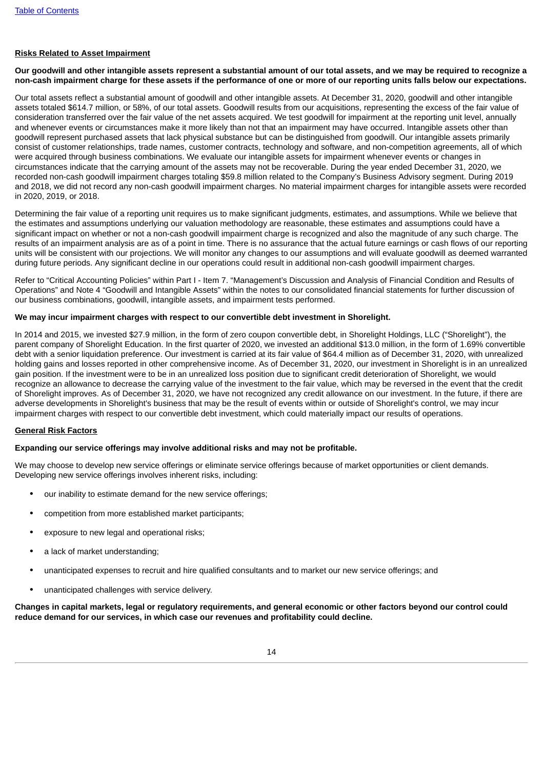**Risks Related to Asset Impairment**

**Our goodwill and other intangible assets represent a substantial amount of our total assets, and we may be required to recognize a non-cash impairment charge for these assets if the performance of one or more of our reporting units falls below our expectations.**

Our total assets reflect a substantial amount of goodwill and other intangible assets. At December 31, 2020, goodwill and other intangible assets totaled $614.7 million, or 58%, of our total assets. Goodwill results from our acquisitions, representing the excess of the fair value of consideration transferred over the fair value of the net assets acquired. We test goodwill for impairment at the reporting unit level, annually and whenever events or circumstances make it more likely than not that an impairment may have occurred. Intangible assets other than goodwill represent purchased assets that lack physical substance but can be distinguished from goodwill. Our intangible assets primarily consist of customer relationships, trade names, customer contracts, technology and software, and non-competition agreements, all of which were acquired through business combinations. We evaluate our intangible assets for impairment whenever events or changes in circumstances indicate that the carrying amount of the assets may not be recoverable. During the year ended December 31, 2020, we recorded non-cash goodwill impairment charges totaling $59.8 million related to the Company's Business Advisory segment. During 2019 and 2018, we did not record any non-cash goodwill impairment charges. No material impairment charges for intangible assets were recorded in 2020, 2019, or 2018.

Determining the fair value of a reporting unit requires us to make significant judgments, estimates, and assumptions. While we believe that the estimates and assumptions underlying our valuation methodology are reasonable, these estimates and assumptions could have a significant impact on whether or not a non-cash goodwill impairment charge is recognized and also the magnitude of any such charge. The results of an impairment analysis are as of a point in time. There is no assurance that the actual future earnings or cash flows of our reporting units will be consistent with our projections. We will monitor any changes to our assumptions and will evaluate goodwill as deemed warranted during future periods. Any significant decline in our operations could result in additional non-cash goodwill impairment charges.

Refer to "Critical Accounting Policies" within Part I - Item 7. "Management's Discussion and Analysis of Financial Condition and Results of Operations" and Note 4 "Goodwill and Intangible Assets" within the notes to our consolidated financial statements for further discussion of our business combinations, goodwill, intangible assets, and impairment tests performed.

**We may incur impairment charges with respect to our convertible debt investment in Shorelight.**

In 2014 and 2015, we invested $27.9 million, in the form of zero coupon convertible debt, in Shorelight Holdings, LLC ("Shorelight"), the parent company of Shorelight Education. In the first quarter of 2020, we invested an additional $13.0 million, in the form of 1.69% convertible debt with a senior liquidation preference. Our investment is carried at its fair value of $64.4 million as of December 31, 2020, with unrealized holding gains and losses reported in other comprehensive income. As of December 31, 2020, our investment in Shorelight is in an unrealized gain position. If the investment were to be in an unrealized loss position due to significant credit deterioration of Shorelight, we would recognize an allowance to decrease the carrying value of the investment to the fair value, which may be reversed in the event that the credit of Shorelight improves. As of December 31, 2020, we have not recognized any credit allowance on our investment. In the future, if there are adverse developments in Shorelight's business that may be the result of events within or outside of Shorelight's control, we may incur impairment charges with respect to our convertible debt investment, which could materially impact our results of operations.

**General Risk Factors**

**Expanding our service offerings may involve additional risks and may not be profitable.**

We may choose to develop new service offerings or eliminate service offerings because of market opportunities or client demands. Developing new service offerings involves inherent risks, including:

- our inability to estimate demand for the new service offerings;
- competition from more established market participants;
- exposure to new legal and operational risks;
- a lack of market understanding;
- unanticipated expenses to recruit and hire qualified consultants and to market our new service offerings; and
- unanticipated challenges with service delivery.

**Changes in capital markets, legal or regulatory requirements, and general economic or other factors beyond our control could reduce demand for our services, in which case our revenues and profitability could decline.**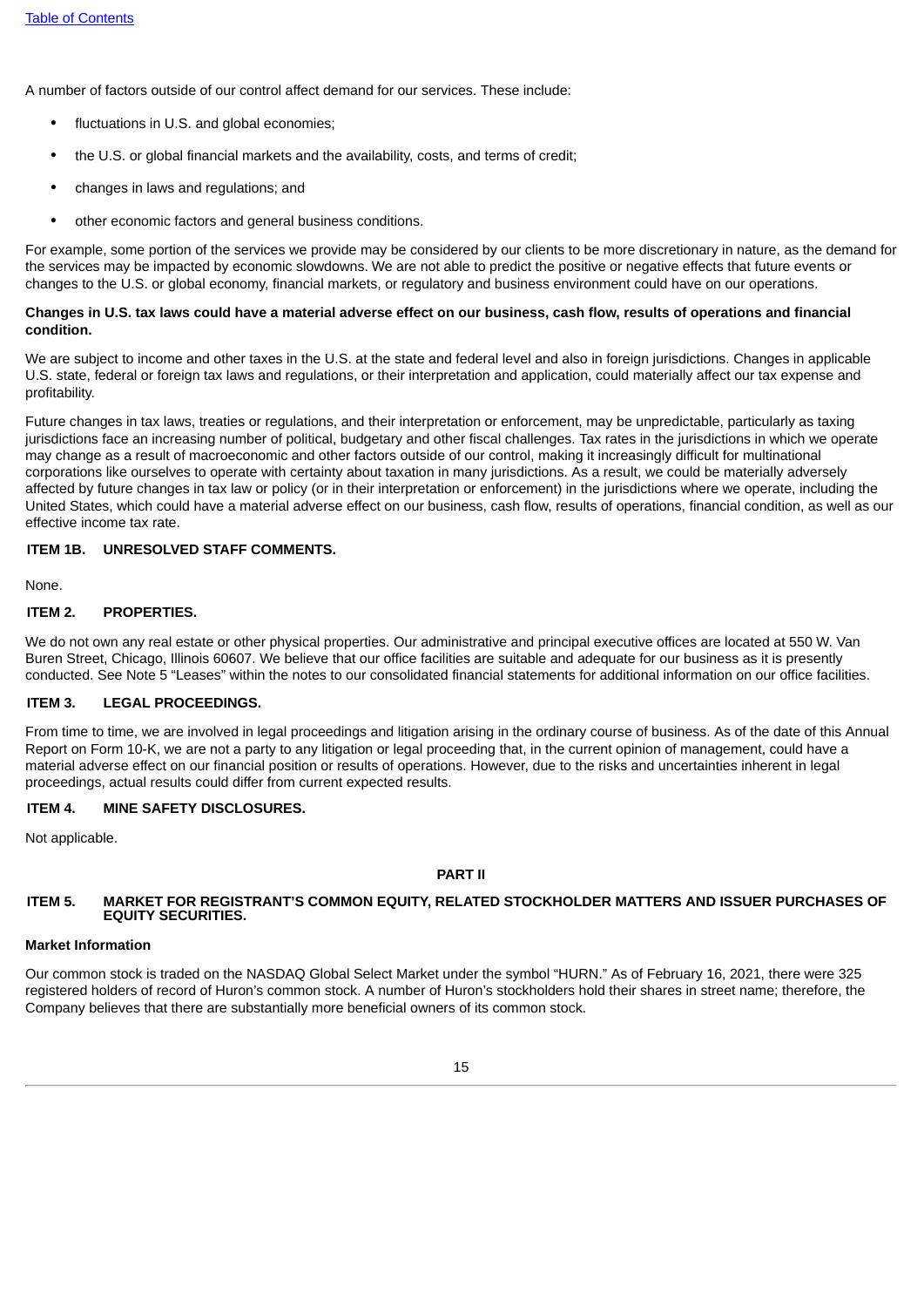A number of factors outside of our control affect demand for our services. These include:

- fluctuations in U.S. and global economies;
- the U.S. or global financial markets and the availability, costs, and terms of credit;
- changes in laws and regulations; and
- other economic factors and general business conditions.

For example, some portion of the services we provide may be considered by our clients to be more discretionary in nature, as the demand for the services may be impacted by economic slowdowns. We are not able to predict the positive or negative effects that future events or changes to the U.S. or global economy, financial markets, or regulatory and business environment could have on our operations.

**Changes in U.S. tax laws could have a material adverse effect on our business, cash flow, results of operations and financial condition.**

We are subject to income and other taxes in the U.S. at the state and federal level and also in foreign jurisdictions. Changes in applicable U.S. state, federal or foreign tax laws and regulations, or their interpretation and application, could materially affect our tax expense and profitability.

Future changes in tax laws, treaties or regulations, and their interpretation or enforcement, may be unpredictable, particularly as taxing jurisdictions face an increasing number of political, budgetary and other fiscal challenges. Tax rates in the jurisdictions in which we operate may change as a result of macroeconomic and other factors outside of our control, making it increasingly difficult for multinational corporations like ourselves to operate with certainty about taxation in many jurisdictions. As a result, we could be materially adversely affected by future changes in tax law or policy (or in their interpretation or enforcement) in the jurisdictions where we operate, including the United States, which could have a material adverse effect on our business, cash flow, results of operations, financial condition, as well as our effective income tax rate.

## ITEM 1B. UNRESOLVED STAFF COMMENTS.

None.

## ITEM 2. PROPERTIES.

We do not own any real estate or other physical properties. Our administrative and principal executive offices are located at 550 W. Van Buren Street, Chicago, Illinois 60607. We believe that our office facilities are suitable and adequate for our business as it is presently conducted. See Note 5 "Leases" within the notes to our consolidated financial statements for additional information on our office facilities.

## ITEM 3. LEGAL PROCEEDINGS.

From time to time, we are involved in legal proceedings and litigation arising in the ordinary course of business. As of the date of this Annual Report on Form 10-K, we are not a party to any litigation or legal proceeding that, in the current opinion of management, could have a material adverse effect on our financial position or results of operations. However, due to the risks and uncertainties inherent in legal proceedings, actual results could differ from current expected results.

## ITEM 4. MINE SAFETY DISCLOSURES.

Not applicable.

# PART II

## ITEM 5. MARKET FOR REGISTRANT'S COMMON EQUITY, RELATED STOCKHOLDER MATTERS AND ISSUER PURCHASES OF EQUITY SECURITIES.

### Market Information

Our common stock is traded on the NASDAQ Global Select Market under the symbol "HURN." As of February 16, 2021, there were 325 registered holders of record of Huron's common stock. A number of Huron's stockholders hold their shares in street name; therefore, the Company believes that there are substantially more beneficial owners of its common stock.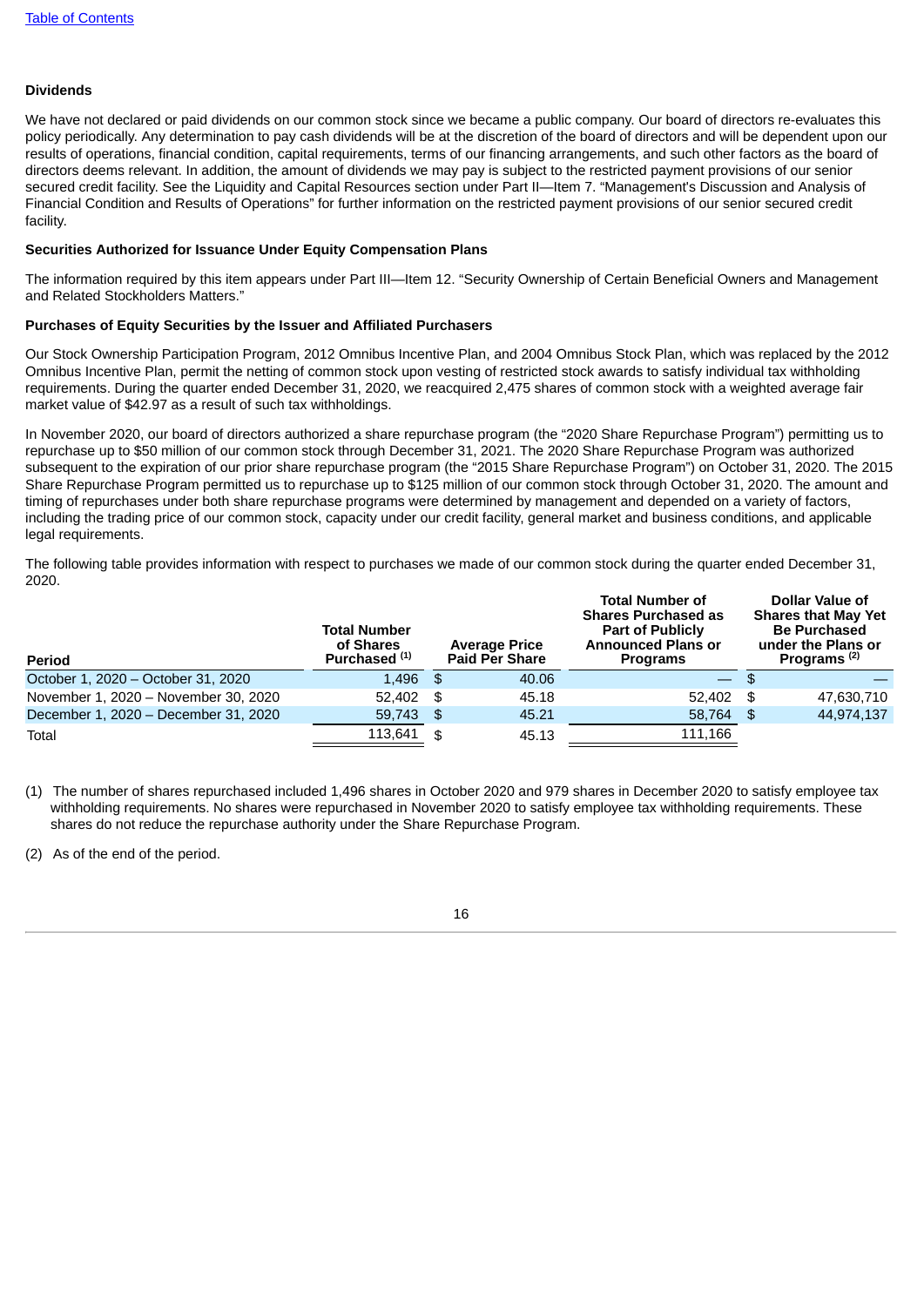#### Dividends

We have not declared or paid dividends on our common stock since we became a public company. Our board of directors re-evaluates this policy periodically. Any determination to pay cash dividends will be at the discretion of the board of directors and will be dependent upon our results of operations, financial condition, capital requirements, terms of our financing arrangements, and such other factors as the board of directors deems relevant. In addition, the amount of dividends we may pay is subject to the restricted payment provisions of our senior secured credit facility. See the Liquidity and Capital Resources section under Part II—Item 7. "Management's Discussion and Analysis of Financial Condition and Results of Operations" for further information on the restricted payment provisions of our senior secured credit facility.

#### Securities Authorized for Issuance Under Equity Compensation Plans

The information required by this item appears under Part III—Item 12. "Security Ownership of Certain Beneficial Owners and Management and Related Stockholders Matters."

#### Purchases of Equity Securities by the Issuer and Affiliated Purchasers

Our Stock Ownership Participation Program, 2012 Omnibus Incentive Plan, and 2004 Omnibus Stock Plan, which was replaced by the 2012 Omnibus Incentive Plan, permit the netting of common stock upon vesting of restricted stock awards to satisfy individual tax withholding requirements. During the quarter ended December 31, 2020, we reacquired 2,475 shares of common stock with a weighted average fair market value of $42.97 as a result of such tax withholdings.

In November 2020, our board of directors authorized a share repurchase program (the "2020 Share Repurchase Program") permitting us to repurchase up to $50 million of our common stock through December 31, 2021. The 2020 Share Repurchase Program was authorized subsequent to the expiration of our prior share repurchase program (the "2015 Share Repurchase Program") on October 31, 2020. The 2015 Share Repurchase Program permitted us to repurchase up to $125 million of our common stock through October 31, 2020. The amount and timing of repurchases under both share repurchase programs were determined by management and depended on a variety of factors, including the trading price of our common stock, capacity under our credit facility, general market and business conditions, and applicable legal requirements.

The following table provides information with respect to purchases we made of our common stock during the quarter ended December 31, 2020.

| Period | Total Number of Shares Purchased [(1)] | Average Price Paid Per Share | Total Number of Shares Purchased as Part of Publicly Announced Plans or Programs | Dollar Value of Shares that May Yet Be Purchased under the Plans or Programs [(2)] |
|---|---|---|---|---|
| October 1, 2020 – October 31, 2020 | 1,496 | $ 40.06 | — | $ — |
| November 1, 2020 – November 30, 2020 | 52,402 | $ 45.18 | 52,402 | $ 47,630,710 |
| December 1, 2020 – December 31, 2020 | 59,743 | $ 45.21 | 58,764 | $ 44,974,137 |
| Total | 113,641 | $ 45.13 | 111,166 | |

(1) The number of shares repurchased included 1,496 shares in October 2020 and 979 shares in December 2020 to satisfy employee tax withholding requirements. No shares were repurchased in November 2020 to satisfy employee tax withholding requirements. These shares do not reduce the repurchase authority under the Share Repurchase Program.

(2) As of the end of the period.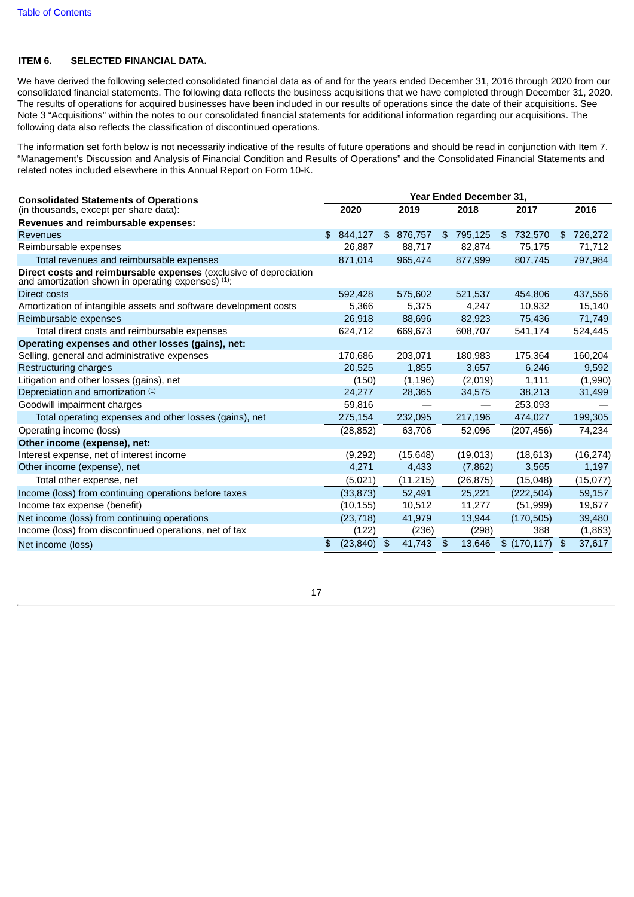## ITEM 6. SELECTED FINANCIAL DATA.

We have derived the following selected consolidated financial data as of and for the years ended December 31, 2016 through 2020 from our consolidated financial statements. The following data reflects the business acquisitions that we have completed through December 31, 2020. The results of operations for acquired businesses have been included in our results of operations since the date of their acquisitions. See Note 3 "Acquisitions" within the notes to our consolidated financial statements for additional information regarding our acquisitions. The following data also reflects the classification of discontinued operations.

The information set forth below is not necessarily indicative of the results of future operations and should be read in conjunction with Item 7. "Management's Discussion and Analysis of Financial Condition and Results of Operations" and the Consolidated Financial Statements and related notes included elsewhere in this Annual Report on Form 10-K.

| **Consolidated Statements of Operations** (in thousands, except per share data): | Year Ended December 31, 2020 | 2019 | 2018 | 2017 | 2016 |
|---|---|---|---|---|---|
| **Revenues and reimbursable expenses:** | | | | | |
| Revenues | $ 844,127 | $ 876,757 | $ 795,125 | $ 732,570 | $ 726,272 |
| Reimbursable expenses | 26,887 | 88,717 | 82,874 | 75,175 | 71,712 |
| Total revenues and reimbursable expenses | 871,014 | 965,474 | 877,999 | 807,745 | 797,984 |
| **Direct costs and reimbursable expenses** (exclusive of depreciation and amortization shown in operating expenses) [(1)]: | | | | | |
| Direct costs | 592,428 | 575,602 | 521,537 | 454,806 | 437,556 |
| Amortization of intangible assets and software development costs | 5,366 | 5,375 | 4,247 | 10,932 | 15,140 |
| Reimbursable expenses | 26,918 | 88,696 | 82,923 | 75,436 | 71,749 |
| Total direct costs and reimbursable expenses | 624,712 | 669,673 | 608,707 | 541,174 | 524,445 |
| **Operating expenses and other losses (gains), net:** | | | | | |
| Selling, general and administrative expenses | 170,686 | 203,071 | 180,983 | 175,364 | 160,204 |
| Restructuring charges | 20,525 | 1,855 | 3,657 | 6,246 | 9,592 |
| Litigation and other losses (gains), net | (150) | (1,196) | (2,019) | 1,111 | (1,990) |
| Depreciation and amortization [(1)] | 24,277 | 28,365 | 34,575 | 38,213 | 31,499 |
| Goodwill impairment charges | 59,816 | — | — | 253,093 | — |
| Total operating expenses and other losses (gains), net | 275,154 | 232,095 | 217,196 | 474,027 | 199,305 |
| Operating income (loss) | (28,852) | 63,706 | 52,096 | (207,456) | 74,234 |
| **Other income (expense), net:** | | | | | |
| Interest expense, net of interest income | (9,292) | (15,648) | (19,013) | (18,613) | (16,274) |
| Other income (expense), net | 4,271 | 4,433 | (7,862) | 3,565 | 1,197 |
| Total other expense, net | (5,021) | (11,215) | (26,875) | (15,048) | (15,077) |
| Income (loss) from continuing operations before taxes | (33,873) | 52,491 | 25,221 | (222,504) | 59,157 |
| Income tax expense (benefit) | (10,155) | 10,512 | 11,277 | (51,999) | 19,677 |
| Net income (loss) from continuing operations | (23,718) | 41,979 | 13,944 | (170,505) | 39,480 |
| Income (loss) from discontinued operations, net of tax | (122) | (236) | (298) | 388 | (1,863) |
| Net income (loss) | $ (23,840) | $ 41,743 | $ 13,646 | $ (170,117) | $ 37,617 |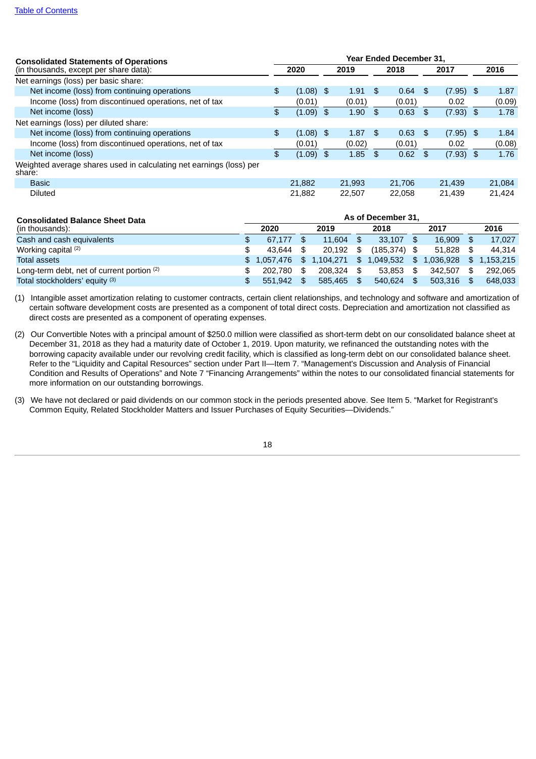[Table of Contents]

| Consolidated Statements of Operations (in thousands, except per share data): | Year Ended December 31, | | | | |
|---|---|---|---|---|---|
| | 2020 | 2019 | 2018 | 2017 | 2016 |
| Net earnings (loss) per basic share: | | | | | |
| Net income (loss) from continuing operations | $ (1.08) | $ 1.91 | $ 0.64 | $ (7.95) | $ 1.87 |
| Income (loss) from discontinued operations, net of tax | (0.01) | (0.01) | (0.01) | 0.02 | (0.09) |
| Net income (loss) | $ (1.09) | $ 1.90 | $ 0.63 | $ (7.93) | $ 1.78 |
| Net earnings (loss) per diluted share: | | | | | |
| Net income (loss) from continuing operations | $ (1.08) | $ 1.87 | $ 0.63 | $ (7.95) | $ 1.84 |
| Income (loss) from discontinued operations, net of tax | (0.01) | (0.02) | (0.01) | 0.02 | (0.08) |
| Net income (loss) | $ (1.09) | $ 1.85 | $ 0.62 | $ (7.93) | $ 1.76 |
| Weighted average shares used in calculating net earnings (loss) per share: | | | | | |
| Basic | 21,882 | 21,993 | 21,706 | 21,439 | 21,084 |
| Diluted | 21,882 | 22,507 | 22,058 | 21,439 | 21,424 |

| Consolidated Balance Sheet Data (in thousands): | As of December 31, | | | | |
|---|---|---|---|---|---|
| | 2020 | 2019 | 2018 | 2017 | 2016 |
| Cash and cash equivalents | $ 67,177 | $ 11,604 | $ 33,107 | $ 16,909 | $ 17,027 |
| Working capital (2) | $ 43,644 | $ 20,192 | $ (185,374) | $ 51,828 | $ 44,314 |
| Total assets | $ 1,057,476 | $ 1,104,271 | $ 1,049,532 | $ 1,036,928 | $ 1,153,215 |
| Long-term debt, net of current portion (2) | $ 202,780 | $ 208,324 | $ 53,853 | $ 342,507 | $ 292,065 |
| Total stockholders' equity (3) | $ 551,942 | $ 585,465 | $ 540,624 | $ 503,316 | $ 648,033 |

(1) Intangible asset amortization relating to customer contracts, certain client relationships, and technology and software and amortization of certain software development costs are presented as a component of total direct costs. Depreciation and amortization not classified as direct costs are presented as a component of operating expenses.

(2) Our Convertible Notes with a principal amount of $250.0 million were classified as short-term debt on our consolidated balance sheet at December 31, 2018 as they had a maturity date of October 1, 2019. Upon maturity, we refinanced the outstanding notes with the borrowing capacity available under our revolving credit facility, which is classified as long-term debt on our consolidated balance sheet. Refer to the "Liquidity and Capital Resources" section under Part II—Item 7. "Management's Discussion and Analysis of Financial Condition and Results of Operations" and Note 7 "Financing Arrangements" within the notes to our consolidated financial statements for more information on our outstanding borrowings.

(3) We have not declared or paid dividends on our common stock in the periods presented above. See Item 5. "Market for Registrant's Common Equity, Related Stockholder Matters and Issuer Purchases of Equity Securities—Dividends."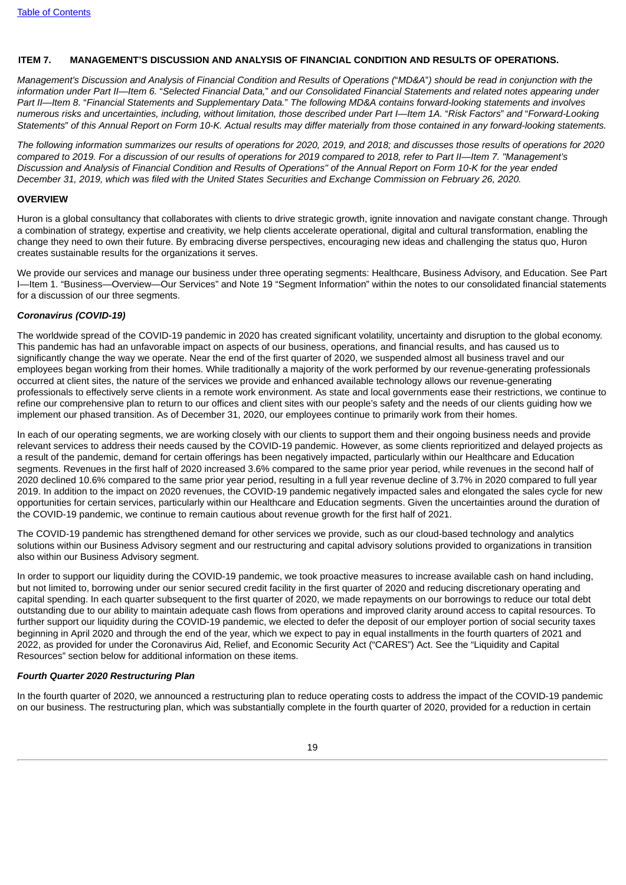## ITEM 7. MANAGEMENT'S DISCUSSION AND ANALYSIS OF FINANCIAL CONDITION AND RESULTS OF OPERATIONS.

*Management's Discussion and Analysis of Financial Condition and Results of Operations ("MD&A") should be read in conjunction with the information under Part II—Item 6. "Selected Financial Data," and our Consolidated Financial Statements and related notes appearing under Part II—Item 8. "Financial Statements and Supplementary Data." The following MD&A contains forward-looking statements and involves numerous risks and uncertainties, including, without limitation, those described under Part I—Item 1A. "Risk Factors" and "Forward-Looking Statements" of this Annual Report on Form 10-K. Actual results may differ materially from those contained in any forward-looking statements.*

*The following information summarizes our results of operations for 2020, 2019, and 2018; and discusses those results of operations for 2020 compared to 2019. For a discussion of our results of operations for 2019 compared to 2018, refer to Part II—Item 7. "Management's Discussion and Analysis of Financial Condition and Results of Operations" of the Annual Report on Form 10-K for the year ended December 31, 2019, which was filed with the United States Securities and Exchange Commission on February 26, 2020.*

### OVERVIEW

Huron is a global consultancy that collaborates with clients to drive strategic growth, ignite innovation and navigate constant change. Through a combination of strategy, expertise and creativity, we help clients accelerate operational, digital and cultural transformation, enabling the change they need to own their future. By embracing diverse perspectives, encouraging new ideas and challenging the status quo, Huron creates sustainable results for the organizations it serves.

We provide our services and manage our business under three operating segments: Healthcare, Business Advisory, and Education. See Part I—Item 1. "Business—Overview—Our Services" and Note 19 "Segment Information" within the notes to our consolidated financial statements for a discussion of our three segments.

#### *Coronavirus (COVID-19)*

The worldwide spread of the COVID-19 pandemic in 2020 has created significant volatility, uncertainty and disruption to the global economy. This pandemic has had an unfavorable impact on aspects of our business, operations, and financial results, and has caused us to significantly change the way we operate. Near the end of the first quarter of 2020, we suspended almost all business travel and our employees began working from their homes. While traditionally a majority of the work performed by our revenue-generating professionals occurred at client sites, the nature of the services we provide and enhanced available technology allows our revenue-generating professionals to effectively serve clients in a remote work environment. As state and local governments ease their restrictions, we continue to refine our comprehensive plan to return to our offices and client sites with our people's safety and the needs of our clients guiding how we implement our phased transition. As of December 31, 2020, our employees continue to primarily work from their homes.

In each of our operating segments, we are working closely with our clients to support them and their ongoing business needs and provide relevant services to address their needs caused by the COVID-19 pandemic. However, as some clients reprioritized and delayed projects as a result of the pandemic, demand for certain offerings has been negatively impacted, particularly within our Healthcare and Education segments. Revenues in the first half of 2020 increased 3.6% compared to the same prior year period, while revenues in the second half of 2020 declined 10.6% compared to the same prior year period, resulting in a full year revenue decline of 3.7% in 2020 compared to full year 2019. In addition to the impact on 2020 revenues, the COVID-19 pandemic negatively impacted sales and elongated the sales cycle for new opportunities for certain services, particularly within our Healthcare and Education segments. Given the uncertainties around the duration of the COVID-19 pandemic, we continue to remain cautious about revenue growth for the first half of 2021.

The COVID-19 pandemic has strengthened demand for other services we provide, such as our cloud-based technology and analytics solutions within our Business Advisory segment and our restructuring and capital advisory solutions provided to organizations in transition also within our Business Advisory segment.

In order to support our liquidity during the COVID-19 pandemic, we took proactive measures to increase available cash on hand including, but not limited to, borrowing under our senior secured credit facility in the first quarter of 2020 and reducing discretionary operating and capital spending. In each quarter subsequent to the first quarter of 2020, we made repayments on our borrowings to reduce our total debt outstanding due to our ability to maintain adequate cash flows from operations and improved clarity around access to capital resources. To further support our liquidity during the COVID-19 pandemic, we elected to defer the deposit of our employer portion of social security taxes beginning in April 2020 and through the end of the year, which we expect to pay in equal installments in the fourth quarters of 2021 and 2022, as provided for under the Coronavirus Aid, Relief, and Economic Security Act ("CARES") Act. See the "Liquidity and Capital Resources" section below for additional information on these items.

#### *Fourth Quarter 2020 Restructuring Plan*

In the fourth quarter of 2020, we announced a restructuring plan to reduce operating costs to address the impact of the COVID-19 pandemic on our business. The restructuring plan, which was substantially complete in the fourth quarter of 2020, provided for a reduction in certain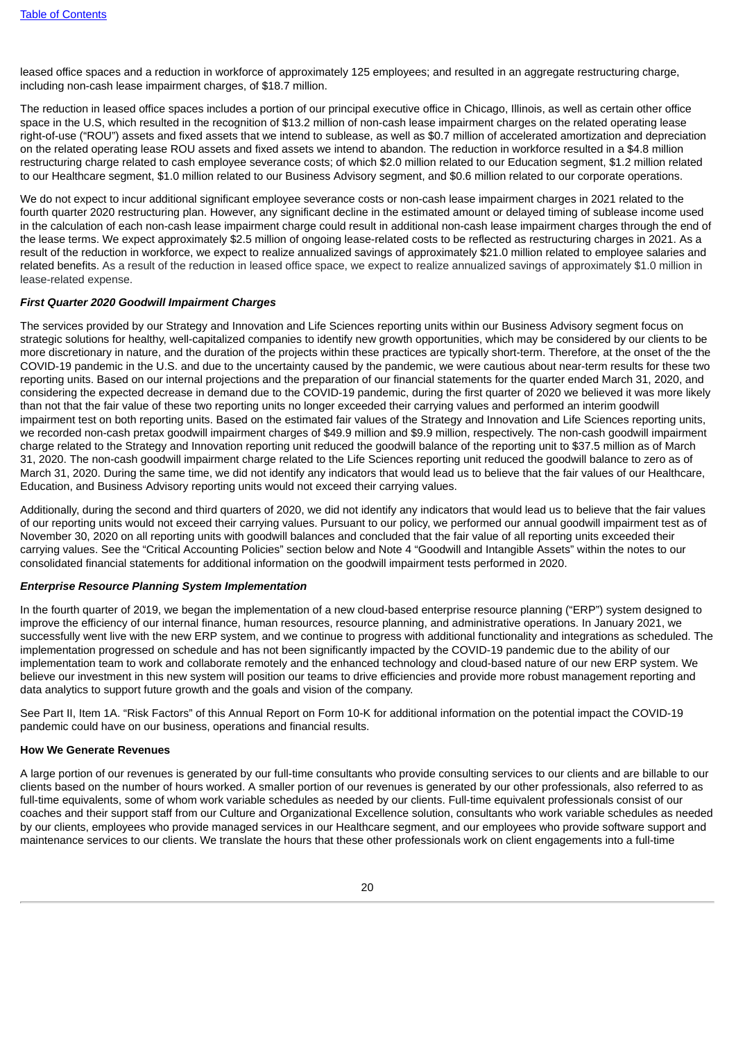leased office spaces and a reduction in workforce of approximately 125 employees; and resulted in an aggregate restructuring charge, including non-cash lease impairment charges, of $18.7 million.

The reduction in leased office spaces includes a portion of our principal executive office in Chicago, Illinois, as well as certain other office space in the U.S, which resulted in the recognition of $13.2 million of non-cash lease impairment charges on the related operating lease right-of-use ("ROU") assets and fixed assets that we intend to sublease, as well as $0.7 million of accelerated amortization and depreciation on the related operating lease ROU assets and fixed assets we intend to abandon. The reduction in workforce resulted in a $4.8 million restructuring charge related to cash employee severance costs; of which $2.0 million related to our Education segment, $1.2 million related to our Healthcare segment, $1.0 million related to our Business Advisory segment, and $0.6 million related to our corporate operations.

We do not expect to incur additional significant employee severance costs or non-cash lease impairment charges in 2021 related to the fourth quarter 2020 restructuring plan. However, any significant decline in the estimated amount or delayed timing of sublease income used in the calculation of each non-cash lease impairment charge could result in additional non-cash lease impairment charges through the end of the lease terms. We expect approximately $2.5 million of ongoing lease-related costs to be reflected as restructuring charges in 2021. As a result of the reduction in workforce, we expect to realize annualized savings of approximately $21.0 million related to employee salaries and related benefits. As a result of the reduction in leased office space, we expect to realize annualized savings of approximately $1.0 million in lease-related expense.

***First Quarter 2020 Goodwill Impairment Charges***

The services provided by our Strategy and Innovation and Life Sciences reporting units within our Business Advisory segment focus on strategic solutions for healthy, well-capitalized companies to identify new growth opportunities, which may be considered by our clients to be more discretionary in nature, and the duration of the projects within these practices are typically short-term. Therefore, at the onset of the the COVID-19 pandemic in the U.S. and due to the uncertainty caused by the pandemic, we were cautious about near-term results for these two reporting units. Based on our internal projections and the preparation of our financial statements for the quarter ended March 31, 2020, and considering the expected decrease in demand due to the COVID-19 pandemic, during the first quarter of 2020 we believed it was more likely than not that the fair value of these two reporting units no longer exceeded their carrying values and performed an interim goodwill impairment test on both reporting units. Based on the estimated fair values of the Strategy and Innovation and Life Sciences reporting units, we recorded non-cash pretax goodwill impairment charges of $49.9 million and $9.9 million, respectively. The non-cash goodwill impairment charge related to the Strategy and Innovation reporting unit reduced the goodwill balance of the reporting unit to $37.5 million as of March 31, 2020. The non-cash goodwill impairment charge related to the Life Sciences reporting unit reduced the goodwill balance to zero as of March 31, 2020. During the same time, we did not identify any indicators that would lead us to believe that the fair values of our Healthcare, Education, and Business Advisory reporting units would not exceed their carrying values.

Additionally, during the second and third quarters of 2020, we did not identify any indicators that would lead us to believe that the fair values of our reporting units would not exceed their carrying values. Pursuant to our policy, we performed our annual goodwill impairment test as of November 30, 2020 on all reporting units with goodwill balances and concluded that the fair value of all reporting units exceeded their carrying values. See the "Critical Accounting Policies" section below and Note 4 "Goodwill and Intangible Assets" within the notes to our consolidated financial statements for additional information on the goodwill impairment tests performed in 2020.

***Enterprise Resource Planning System Implementation***

In the fourth quarter of 2019, we began the implementation of a new cloud-based enterprise resource planning ("ERP") system designed to improve the efficiency of our internal finance, human resources, resource planning, and administrative operations. In January 2021, we successfully went live with the new ERP system, and we continue to progress with additional functionality and integrations as scheduled. The implementation progressed on schedule and has not been significantly impacted by the COVID-19 pandemic due to the ability of our implementation team to work and collaborate remotely and the enhanced technology and cloud-based nature of our new ERP system. We believe our investment in this new system will position our teams to drive efficiencies and provide more robust management reporting and data analytics to support future growth and the goals and vision of the company.

See Part II, Item 1A. "Risk Factors" of this Annual Report on Form 10-K for additional information on the potential impact the COVID-19 pandemic could have on our business, operations and financial results.

**How We Generate Revenues**

A large portion of our revenues is generated by our full-time consultants who provide consulting services to our clients and are billable to our clients based on the number of hours worked. A smaller portion of our revenues is generated by our other professionals, also referred to as full-time equivalents, some of whom work variable schedules as needed by our clients. Full-time equivalent professionals consist of our coaches and their support staff from our Culture and Organizational Excellence solution, consultants who work variable schedules as needed by our clients, employees who provide managed services in our Healthcare segment, and our employees who provide software support and maintenance services to our clients. We translate the hours that these other professionals work on client engagements into a full-time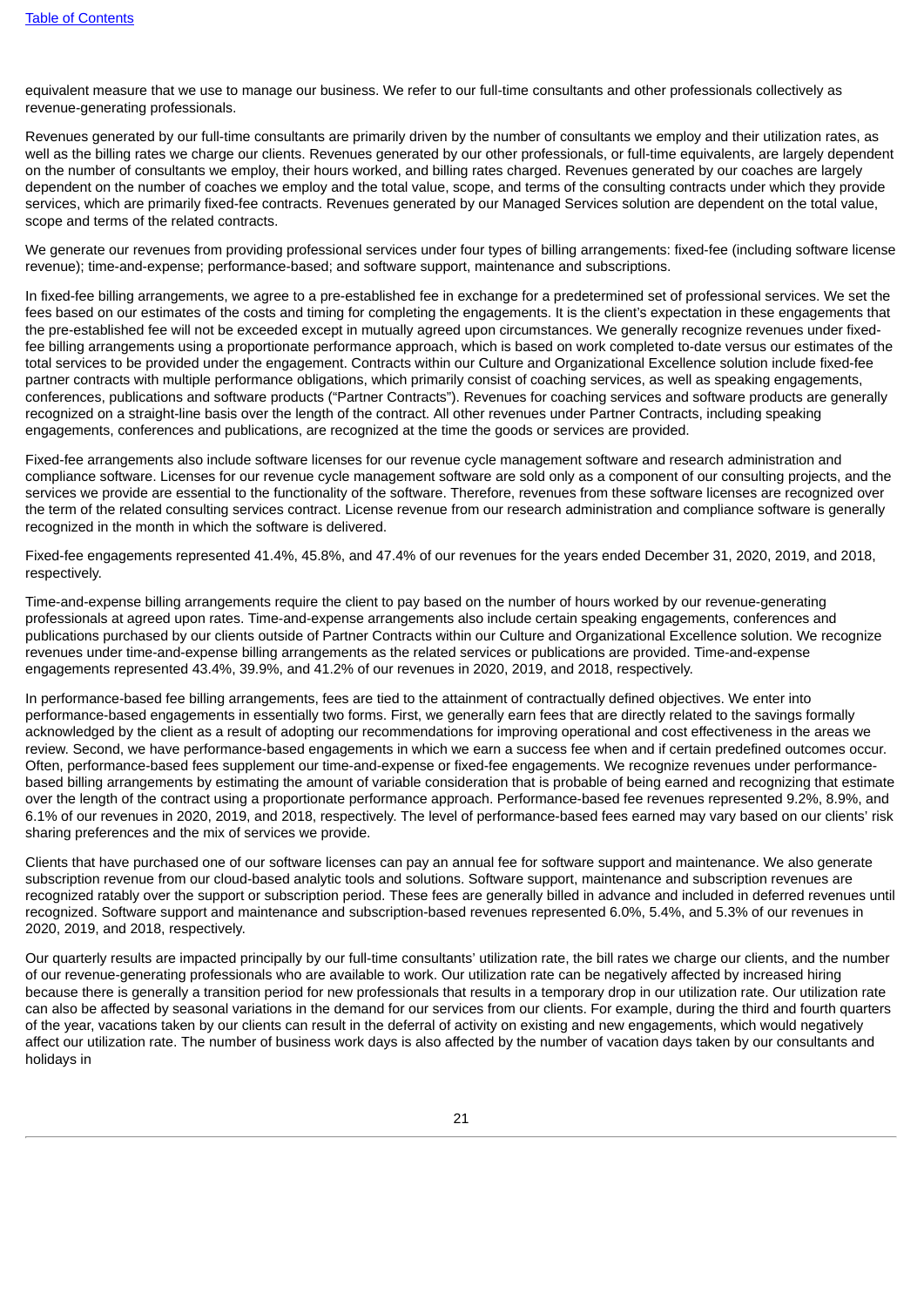equivalent measure that we use to manage our business. We refer to our full-time consultants and other professionals collectively as revenue-generating professionals.

Revenues generated by our full-time consultants are primarily driven by the number of consultants we employ and their utilization rates, as well as the billing rates we charge our clients. Revenues generated by our other professionals, or full-time equivalents, are largely dependent on the number of consultants we employ, their hours worked, and billing rates charged. Revenues generated by our coaches are largely dependent on the number of coaches we employ and the total value, scope, and terms of the consulting contracts under which they provide services, which are primarily fixed-fee contracts. Revenues generated by our Managed Services solution are dependent on the total value, scope and terms of the related contracts.

We generate our revenues from providing professional services under four types of billing arrangements: fixed-fee (including software license revenue); time-and-expense; performance-based; and software support, maintenance and subscriptions.

In fixed-fee billing arrangements, we agree to a pre-established fee in exchange for a predetermined set of professional services. We set the fees based on our estimates of the costs and timing for completing the engagements. It is the client's expectation in these engagements that the pre-established fee will not be exceeded except in mutually agreed upon circumstances. We generally recognize revenues under fixed-fee billing arrangements using a proportionate performance approach, which is based on work completed to-date versus our estimates of the total services to be provided under the engagement. Contracts within our Culture and Organizational Excellence solution include fixed-fee partner contracts with multiple performance obligations, which primarily consist of coaching services, as well as speaking engagements, conferences, publications and software products ("Partner Contracts"). Revenues for coaching services and software products are generally recognized on a straight-line basis over the length of the contract. All other revenues under Partner Contracts, including speaking engagements, conferences and publications, are recognized at the time the goods or services are provided.

Fixed-fee arrangements also include software licenses for our revenue cycle management software and research administration and compliance software. Licenses for our revenue cycle management software are sold only as a component of our consulting projects, and the services we provide are essential to the functionality of the software. Therefore, revenues from these software licenses are recognized over the term of the related consulting services contract. License revenue from our research administration and compliance software is generally recognized in the month in which the software is delivered.

Fixed-fee engagements represented 41.4%, 45.8%, and 47.4% of our revenues for the years ended December 31, 2020, 2019, and 2018, respectively.

Time-and-expense billing arrangements require the client to pay based on the number of hours worked by our revenue-generating professionals at agreed upon rates. Time-and-expense arrangements also include certain speaking engagements, conferences and publications purchased by our clients outside of Partner Contracts within our Culture and Organizational Excellence solution. We recognize revenues under time-and-expense billing arrangements as the related services or publications are provided. Time-and-expense engagements represented 43.4%, 39.9%, and 41.2% of our revenues in 2020, 2019, and 2018, respectively.

In performance-based fee billing arrangements, fees are tied to the attainment of contractually defined objectives. We enter into performance-based engagements in essentially two forms. First, we generally earn fees that are directly related to the savings formally acknowledged by the client as a result of adopting our recommendations for improving operational and cost effectiveness in the areas we review. Second, we have performance-based engagements in which we earn a success fee when and if certain predefined outcomes occur. Often, performance-based fees supplement our time-and-expense or fixed-fee engagements. We recognize revenues under performance-based billing arrangements by estimating the amount of variable consideration that is probable of being earned and recognizing that estimate over the length of the contract using a proportionate performance approach. Performance-based fee revenues represented 9.2%, 8.9%, and 6.1% of our revenues in 2020, 2019, and 2018, respectively. The level of performance-based fees earned may vary based on our clients' risk sharing preferences and the mix of services we provide.

Clients that have purchased one of our software licenses can pay an annual fee for software support and maintenance. We also generate subscription revenue from our cloud-based analytic tools and solutions. Software support, maintenance and subscription revenues are recognized ratably over the support or subscription period. These fees are generally billed in advance and included in deferred revenues until recognized. Software support and maintenance and subscription-based revenues represented 6.0%, 5.4%, and 5.3% of our revenues in 2020, 2019, and 2018, respectively.

Our quarterly results are impacted principally by our full-time consultants' utilization rate, the bill rates we charge our clients, and the number of our revenue-generating professionals who are available to work. Our utilization rate can be negatively affected by increased hiring because there is generally a transition period for new professionals that results in a temporary drop in our utilization rate. Our utilization rate can also be affected by seasonal variations in the demand for our services from our clients. For example, during the third and fourth quarters of the year, vacations taken by our clients can result in the deferral of activity on existing and new engagements, which would negatively affect our utilization rate. The number of business work days is also affected by the number of vacation days taken by our consultants and holidays in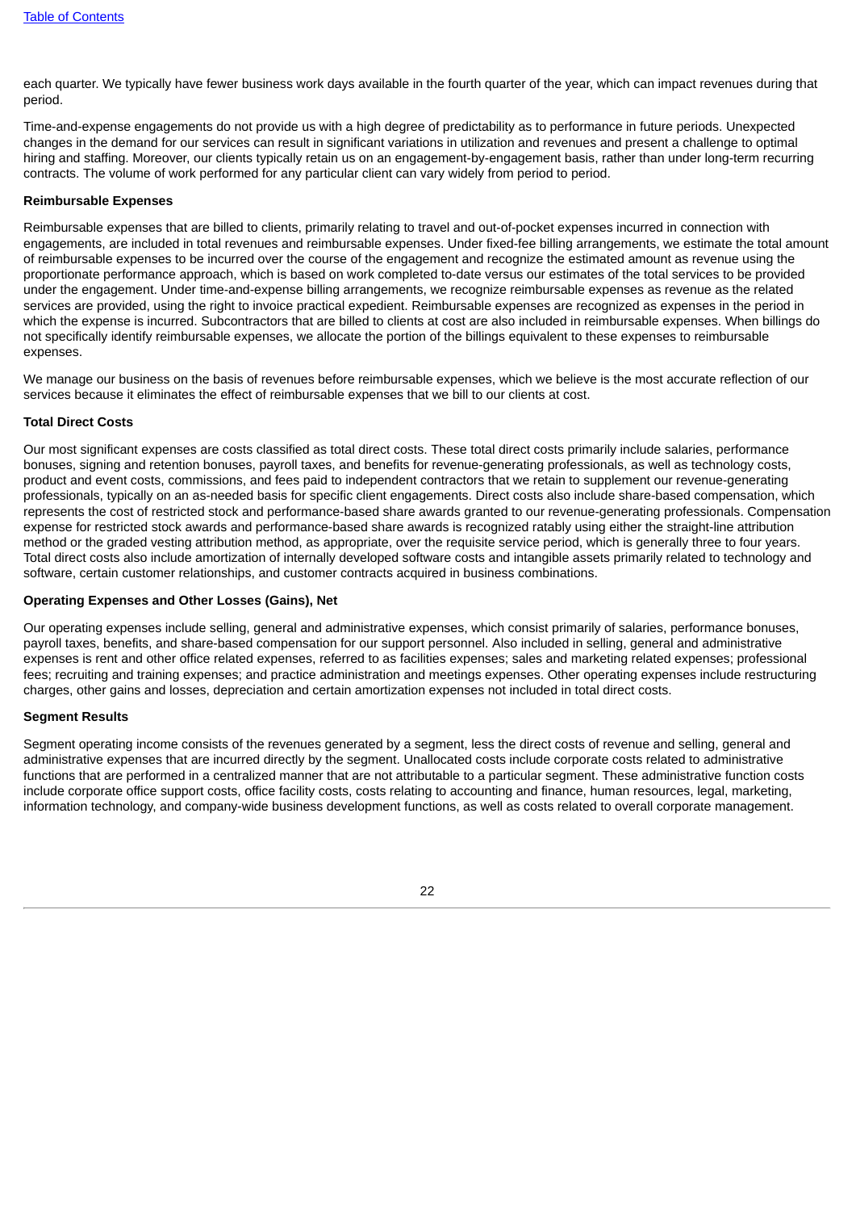each quarter. We typically have fewer business work days available in the fourth quarter of the year, which can impact revenues during that period.

Time-and-expense engagements do not provide us with a high degree of predictability as to performance in future periods. Unexpected changes in the demand for our services can result in significant variations in utilization and revenues and present a challenge to optimal hiring and staffing. Moreover, our clients typically retain us on an engagement-by-engagement basis, rather than under long-term recurring contracts. The volume of work performed for any particular client can vary widely from period to period.

**Reimbursable Expenses**

Reimbursable expenses that are billed to clients, primarily relating to travel and out-of-pocket expenses incurred in connection with engagements, are included in total revenues and reimbursable expenses. Under fixed-fee billing arrangements, we estimate the total amount of reimbursable expenses to be incurred over the course of the engagement and recognize the estimated amount as revenue using the proportionate performance approach, which is based on work completed to-date versus our estimates of the total services to be provided under the engagement. Under time-and-expense billing arrangements, we recognize reimbursable expenses as revenue as the related services are provided, using the right to invoice practical expedient. Reimbursable expenses are recognized as expenses in the period in which the expense is incurred. Subcontractors that are billed to clients at cost are also included in reimbursable expenses. When billings do not specifically identify reimbursable expenses, we allocate the portion of the billings equivalent to these expenses to reimbursable expenses.

We manage our business on the basis of revenues before reimbursable expenses, which we believe is the most accurate reflection of our services because it eliminates the effect of reimbursable expenses that we bill to our clients at cost.

**Total Direct Costs**

Our most significant expenses are costs classified as total direct costs. These total direct costs primarily include salaries, performance bonuses, signing and retention bonuses, payroll taxes, and benefits for revenue-generating professionals, as well as technology costs, product and event costs, commissions, and fees paid to independent contractors that we retain to supplement our revenue-generating professionals, typically on an as-needed basis for specific client engagements. Direct costs also include share-based compensation, which represents the cost of restricted stock and performance-based share awards granted to our revenue-generating professionals. Compensation expense for restricted stock awards and performance-based share awards is recognized ratably using either the straight-line attribution method or the graded vesting attribution method, as appropriate, over the requisite service period, which is generally three to four years. Total direct costs also include amortization of internally developed software costs and intangible assets primarily related to technology and software, certain customer relationships, and customer contracts acquired in business combinations.

**Operating Expenses and Other Losses (Gains), Net**

Our operating expenses include selling, general and administrative expenses, which consist primarily of salaries, performance bonuses, payroll taxes, benefits, and share-based compensation for our support personnel. Also included in selling, general and administrative expenses is rent and other office related expenses, referred to as facilities expenses; sales and marketing related expenses; professional fees; recruiting and training expenses; and practice administration and meetings expenses. Other operating expenses include restructuring charges, other gains and losses, depreciation and certain amortization expenses not included in total direct costs.

**Segment Results**

Segment operating income consists of the revenues generated by a segment, less the direct costs of revenue and selling, general and administrative expenses that are incurred directly by the segment. Unallocated costs include corporate costs related to administrative functions that are performed in a centralized manner that are not attributable to a particular segment. These administrative function costs include corporate office support costs, office facility costs, costs relating to accounting and finance, human resources, legal, marketing, information technology, and company-wide business development functions, as well as costs related to overall corporate management.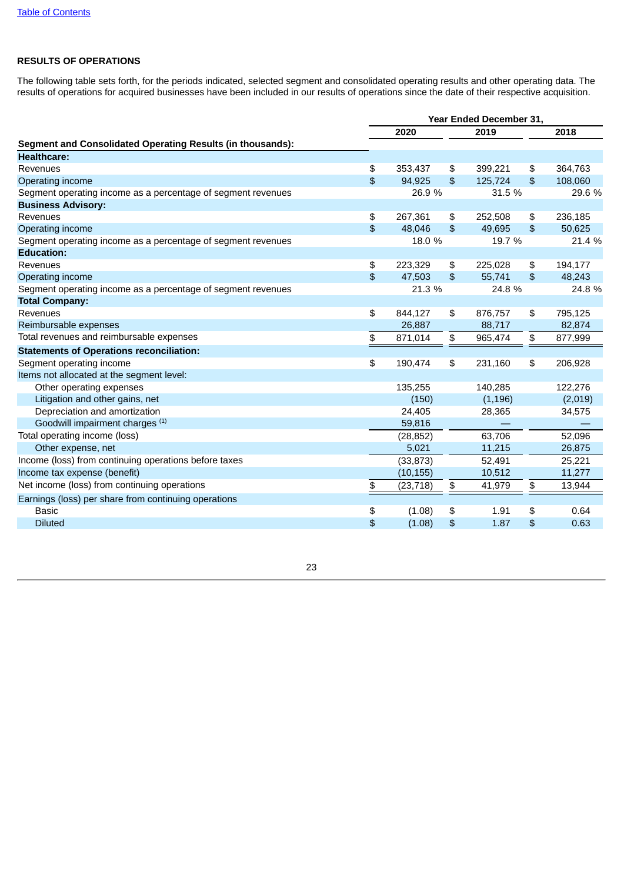[Table of Contents](#)

## RESULTS OF OPERATIONS

The following table sets forth, for the periods indicated, selected segment and consolidated operating results and other operating data. The results of operations for acquired businesses have been included in our results of operations since the date of their respective acquisition.

| | Year Ended December 31, | | |
|---|---|---|---|
| | 2020 | 2019 | 2018 |
| **Segment and Consolidated Operating Results (in thousands):** | | | |
| **Healthcare:** | | | |
| Revenues | $ 353,437 | $ 399,221 | $ 364,763 |
| Operating income | $ 94,925 | $ 125,724 | $ 108,060 |
| Segment operating income as a percentage of segment revenues | 26.9 % | 31.5 % | 29.6 % |
| **Business Advisory:** | | | |
| Revenues | $ 267,361 | $ 252,508 | $ 236,185 |
| Operating income | $ 48,046 | $ 49,695 | $ 50,625 |
| Segment operating income as a percentage of segment revenues | 18.0 % | 19.7 % | 21.4 % |
| **Education:** | | | |
| Revenues | $ 223,329 | $ 225,028 | $ 194,177 |
| Operating income | $ 47,503 | $ 55,741 | $ 48,243 |
| Segment operating income as a percentage of segment revenues | 21.3 % | 24.8 % | 24.8 % |
| **Total Company:** | | | |
| Revenues | $ 844,127 | $ 876,757 | $ 795,125 |
| Reimbursable expenses | 26,887 | 88,717 | 82,874 |
| Total revenues and reimbursable expenses | $ 871,014 | $ 965,474 | $ 877,999 |
| **Statements of Operations reconciliation:** | | | |
| Segment operating income | $ 190,474 | $ 231,160 | $ 206,928 |
| Items not allocated at the segment level: | | | |
| Other operating expenses | 135,255 | 140,285 | 122,276 |
| Litigation and other gains, net | (150) | (1,196) | (2,019) |
| Depreciation and amortization | 24,405 | 28,365 | 34,575 |
| Goodwill impairment charges [1] | 59,816 | — | — |
| Total operating income (loss) | (28,852) | 63,706 | 52,096 |
| Other expense, net | 5,021 | 11,215 | 26,875 |
| Income (loss) from continuing operations before taxes | (33,873) | 52,491 | 25,221 |
| Income tax expense (benefit) | (10,155) | 10,512 | 11,277 |
| Net income (loss) from continuing operations | $ (23,718) | $ 41,979 | $ 13,944 |
| Earnings (loss) per share from continuing operations | | | |
| Basic | $ (1.08) | $ 1.91 | $ 0.64 |
| Diluted | $ (1.08) | $ 1.87 | $ 0.63 |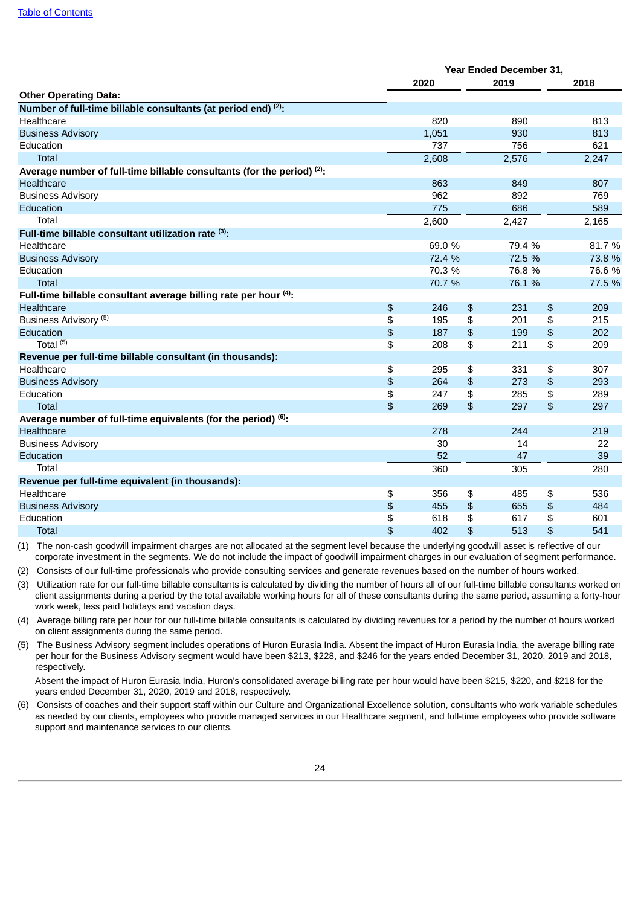| | Year Ended December 31, | | |
|---|---|---|---|
| | 2020 | 2019 | 2018 |
| **Other Operating Data:** | | | |
| **Number of full-time billable consultants (at period end) (2):** | | | |
| Healthcare | 820 | 890 | 813 |
| Business Advisory | 1,051 | 930 | 813 |
| Education | 737 | 756 | 621 |
| Total | 2,608 | 2,576 | 2,247 |
| **Average number of full-time billable consultants (for the period) (2):** | | | |
| Healthcare | 863 | 849 | 807 |
| Business Advisory | 962 | 892 | 769 |
| Education | 775 | 686 | 589 |
| Total | 2,600 | 2,427 | 2,165 |
| **Full-time billable consultant utilization rate (3):** | | | |
| Healthcare | 69.0 % | 79.4 % | 81.7 % |
| Business Advisory | 72.4 % | 72.5 % | 73.8 % |
| Education | 70.3 % | 76.8 % | 76.6 % |
| Total | 70.7 % | 76.1 % | 77.5 % |
| **Full-time billable consultant average billing rate per hour (4):** | | | |
| Healthcare | $ 246 | $ 231 | $ 209 |
| Business Advisory (5) | $ 195 | $ 201 | $ 215 |
| Education | $ 187 | $ 199 | $ 202 |
| Total (5) | $ 208 | $ 211 | $ 209 |
| **Revenue per full-time billable consultant (in thousands):** | | | |
| Healthcare | $ 295 | $ 331 | $ 307 |
| Business Advisory | $ 264 | $ 273 | $ 293 |
| Education | $ 247 | $ 285 | $ 289 |
| Total | $ 269 | $ 297 | $ 297 |
| **Average number of full-time equivalents (for the period) (6):** | | | |
| Healthcare | 278 | 244 | 219 |
| Business Advisory | 30 | 14 | 22 |
| Education | 52 | 47 | 39 |
| Total | 360 | 305 | 280 |
| **Revenue per full-time equivalent (in thousands):** | | | |
| Healthcare | $ 356 | $ 485 | $ 536 |
| Business Advisory | $ 455 | $ 655 | $ 484 |
| Education | $ 618 | $ 617 | $ 601 |
| Total | $ 402 | $ 513 | $ 541 |

(1) The non-cash goodwill impairment charges are not allocated at the segment level because the underlying goodwill asset is reflective of our corporate investment in the segments. We do not include the impact of goodwill impairment charges in our evaluation of segment performance.

(2) Consists of our full-time professionals who provide consulting services and generate revenues based on the number of hours worked.

(3) Utilization rate for our full-time billable consultants is calculated by dividing the number of hours all of our full-time billable consultants worked on client assignments during a period by the total available working hours for all of these consultants during the same period, assuming a forty-hour work week, less paid holidays and vacation days.

(4) Average billing rate per hour for our full-time billable consultants is calculated by dividing revenues for a period by the number of hours worked on client assignments during the same period.

(5) The Business Advisory segment includes operations of Huron Eurasia India. Absent the impact of Huron Eurasia India, the average billing rate per hour for the Business Advisory segment would have been $213, $228, and $246 for the years ended December 31, 2020, 2019 and 2018, respectively.

Absent the impact of Huron Eurasia India, Huron's consolidated average billing rate per hour would have been $215, $220, and $218 for the years ended December 31, 2020, 2019 and 2018, respectively.

(6) Consists of coaches and their support staff within our Culture and Organizational Excellence solution, consultants who work variable schedules as needed by our clients, employees who provide managed services in our Healthcare segment, and full-time employees who provide software support and maintenance services to our clients.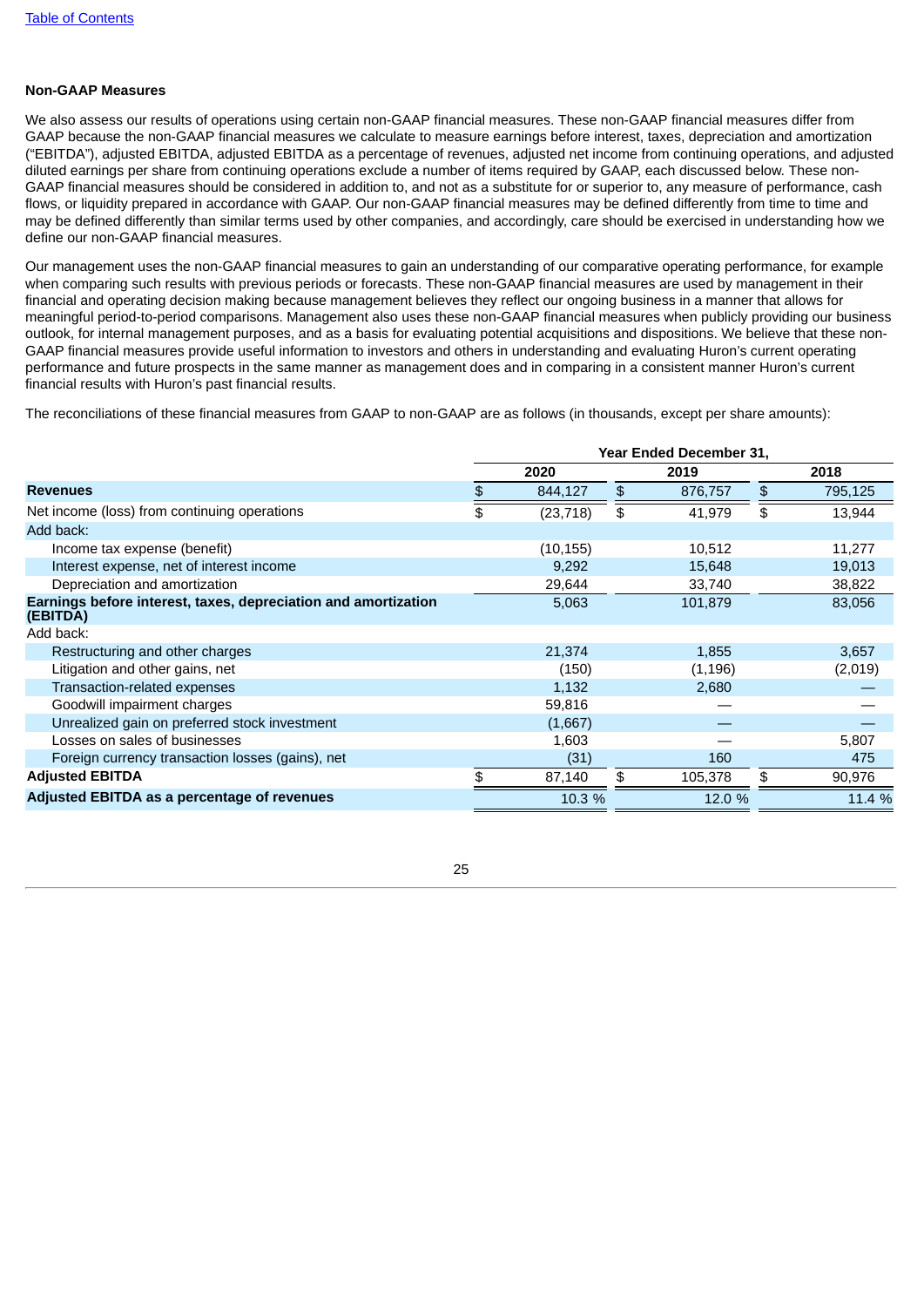### Non-GAAP Measures

We also assess our results of operations using certain non-GAAP financial measures. These non-GAAP financial measures differ from GAAP because the non-GAAP financial measures we calculate to measure earnings before interest, taxes, depreciation and amortization ("EBITDA"), adjusted EBITDA, adjusted EBITDA as a percentage of revenues, adjusted net income from continuing operations, and adjusted diluted earnings per share from continuing operations exclude a number of items required by GAAP, each discussed below. These non-GAAP financial measures should be considered in addition to, and not as a substitute for or superior to, any measure of performance, cash flows, or liquidity prepared in accordance with GAAP. Our non-GAAP financial measures may be defined differently from time to time and may be defined differently than similar terms used by other companies, and accordingly, care should be exercised in understanding how we define our non-GAAP financial measures.

Our management uses the non-GAAP financial measures to gain an understanding of our comparative operating performance, for example when comparing such results with previous periods or forecasts. These non-GAAP financial measures are used by management in their financial and operating decision making because management believes they reflect our ongoing business in a manner that allows for meaningful period-to-period comparisons. Management also uses these non-GAAP financial measures when publicly providing our business outlook, for internal management purposes, and as a basis for evaluating potential acquisitions and dispositions. We believe that these non-GAAP financial measures provide useful information to investors and others in understanding and evaluating Huron's current operating performance and future prospects in the same manner as management does and in comparing in a consistent manner Huron's current financial results with Huron's past financial results.

The reconciliations of these financial measures from GAAP to non-GAAP are as follows (in thousands, except per share amounts):

| | Year Ended December 31, | | |
|---|---|---|---|
| | 2020 | 2019 | 2018 |
| **Revenues** | $ 844,127 | $ 876,757 | $ 795,125 |
| Net income (loss) from continuing operations | $ (23,718) | $ 41,979 | $ 13,944 |
| Add back: | | | |
| Income tax expense (benefit) | (10,155) | 10,512 | 11,277 |
| Interest expense, net of interest income | 9,292 | 15,648 | 19,013 |
| Depreciation and amortization | 29,644 | 33,740 | 38,822 |
| **Earnings before interest, taxes, depreciation and amortization (EBITDA)** | 5,063 | 101,879 | 83,056 |
| Add back: | | | |
| Restructuring and other charges | 21,374 | 1,855 | 3,657 |
| Litigation and other gains, net | (150) | (1,196) | (2,019) |
| Transaction-related expenses | 1,132 | 2,680 | — |
| Goodwill impairment charges | 59,816 | — | — |
| Unrealized gain on preferred stock investment | (1,667) | — | — |
| Losses on sales of businesses | 1,603 | — | 5,807 |
| Foreign currency transaction losses (gains), net | (31) | 160 | 475 |
| **Adjusted EBITDA** | $ 87,140 | $ 105,378 | $ 90,976 |
| **Adjusted EBITDA as a percentage of revenues** | 10.3 % | 12.0 % | 11.4 % |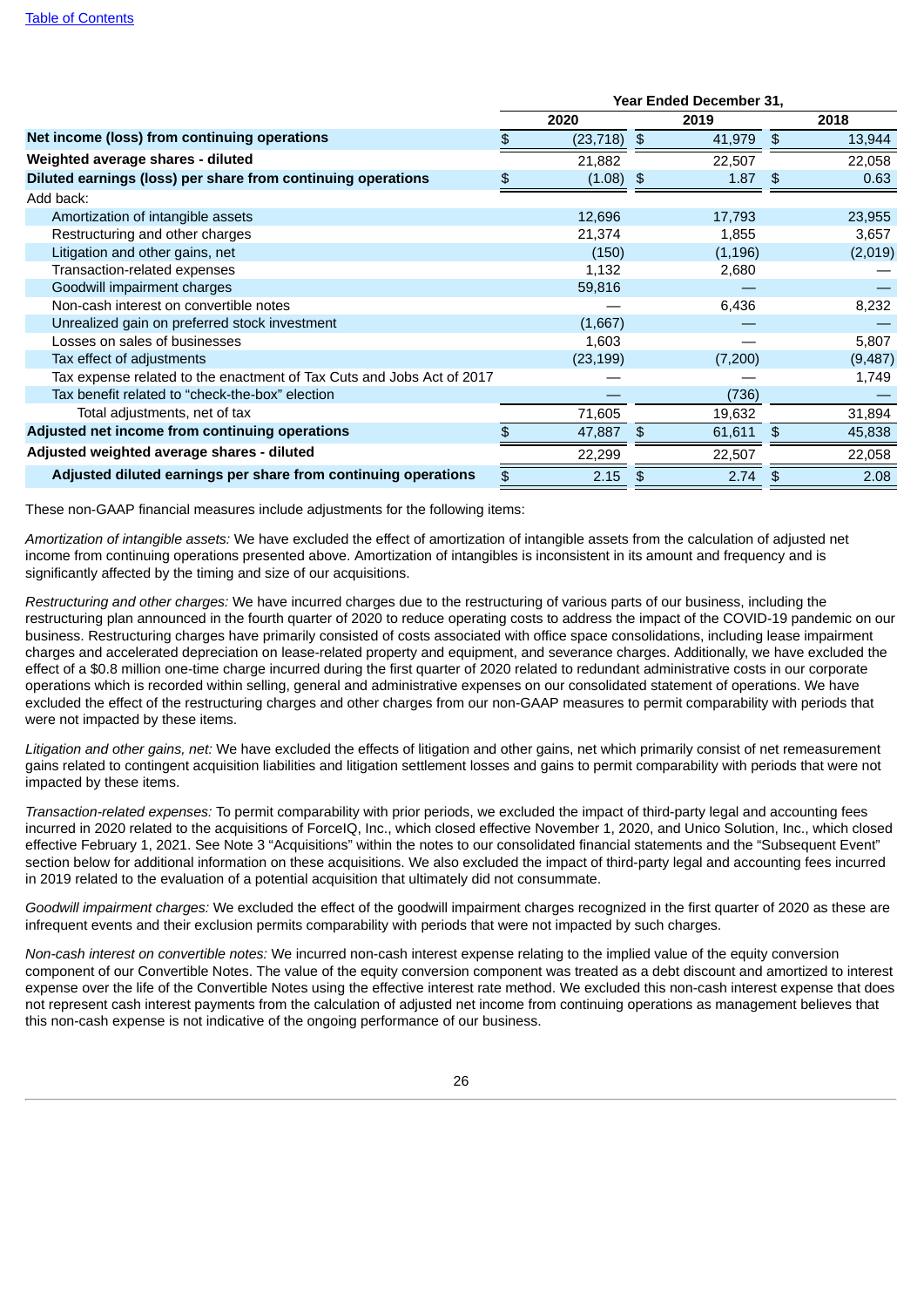| | Year Ended December 31, | | |
|---|---|---|---|
| | 2020 | 2019 | 2018 |
| **Net income (loss) from continuing operations** | $ (23,718) | $ 41,979 | $ 13,944 |
| **Weighted average shares - diluted** | 21,882 | 22,507 | 22,058 |
| **Diluted earnings (loss) per share from continuing operations** | $ (1.08) | $ 1.87 | $ 0.63 |
| Add back: | | | |
| Amortization of intangible assets | 12,696 | 17,793 | 23,955 |
| Restructuring and other charges | 21,374 | 1,855 | 3,657 |
| Litigation and other gains, net | (150) | (1,196) | (2,019) |
| Transaction-related expenses | 1,132 | 2,680 | — |
| Goodwill impairment charges | 59,816 | — | — |
| Non-cash interest on convertible notes | — | 6,436 | 8,232 |
| Unrealized gain on preferred stock investment | (1,667) | — | — |
| Losses on sales of businesses | 1,603 | — | 5,807 |
| Tax effect of adjustments | (23,199) | (7,200) | (9,487) |
| Tax expense related to the enactment of Tax Cuts and Jobs Act of 2017 | — | — | 1,749 |
| Tax benefit related to "check-the-box" election | — | (736) | — |
| Total adjustments, net of tax | 71,605 | 19,632 | 31,894 |
| **Adjusted net income from continuing operations** | $ 47,887 | $ 61,611 | $ 45,838 |
| **Adjusted weighted average shares - diluted** | 22,299 | 22,507 | 22,058 |
| **Adjusted diluted earnings per share from continuing operations** | $ 2.15 | $ 2.74 | $ 2.08 |

These non-GAAP financial measures include adjustments for the following items:

*Amortization of intangible assets:* We have excluded the effect of amortization of intangible assets from the calculation of adjusted net income from continuing operations presented above. Amortization of intangibles is inconsistent in its amount and frequency and is significantly affected by the timing and size of our acquisitions.

*Restructuring and other charges:* We have incurred charges due to the restructuring of various parts of our business, including the restructuring plan announced in the fourth quarter of 2020 to reduce operating costs to address the impact of the COVID-19 pandemic on our business. Restructuring charges have primarily consisted of costs associated with office space consolidations, including lease impairment charges and accelerated depreciation on lease-related property and equipment, and severance charges. Additionally, we have excluded the effect of a $0.8 million one-time charge incurred during the first quarter of 2020 related to redundant administrative costs in our corporate operations which is recorded within selling, general and administrative expenses on our consolidated statement of operations. We have excluded the effect of the restructuring charges and other charges from our non-GAAP measures to permit comparability with periods that were not impacted by these items.

*Litigation and other gains, net:* We have excluded the effects of litigation and other gains, net which primarily consist of net remeasurement gains related to contingent acquisition liabilities and litigation settlement losses and gains to permit comparability with periods that were not impacted by these items.

*Transaction-related expenses:* To permit comparability with prior periods, we excluded the impact of third-party legal and accounting fees incurred in 2020 related to the acquisitions of ForceIQ, Inc., which closed effective November 1, 2020, and Unico Solution, Inc., which closed effective February 1, 2021. See Note 3 "Acquisitions" within the notes to our consolidated financial statements and the "Subsequent Event" section below for additional information on these acquisitions. We also excluded the impact of third-party legal and accounting fees incurred in 2019 related to the evaluation of a potential acquisition that ultimately did not consummate.

*Goodwill impairment charges:* We excluded the effect of the goodwill impairment charges recognized in the first quarter of 2020 as these are infrequent events and their exclusion permits comparability with periods that were not impacted by such charges.

*Non-cash interest on convertible notes:* We incurred non-cash interest expense relating to the implied value of the equity conversion component of our Convertible Notes. The value of the equity conversion component was treated as a debt discount and amortized to interest expense over the life of the Convertible Notes using the effective interest rate method. We excluded this non-cash interest expense that does not represent cash interest payments from the calculation of adjusted net income from continuing operations as management believes that this non-cash expense is not indicative of the ongoing performance of our business.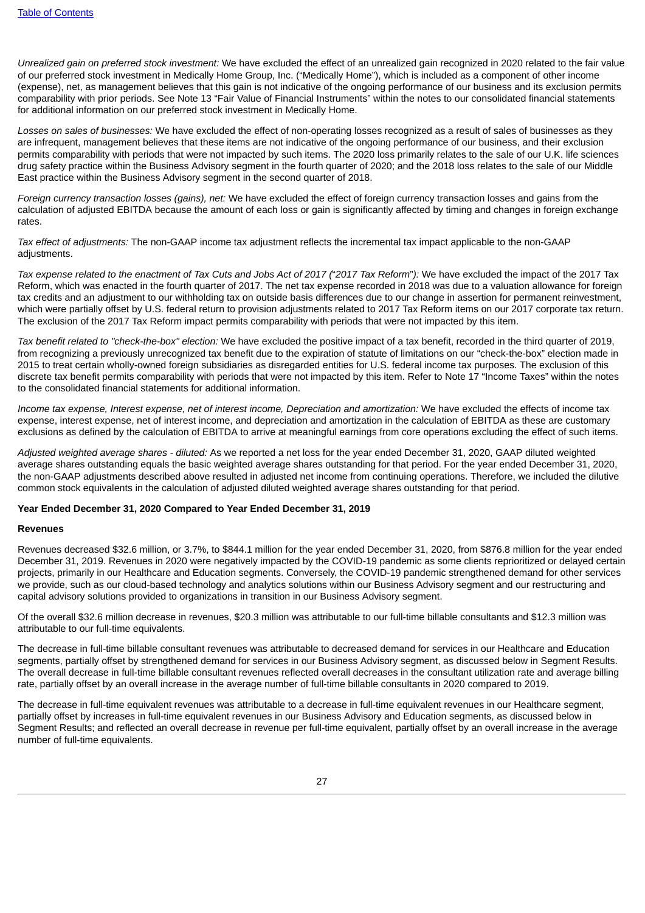*Unrealized gain on preferred stock investment:* We have excluded the effect of an unrealized gain recognized in 2020 related to the fair value of our preferred stock investment in Medically Home Group, Inc. ("Medically Home"), which is included as a component of other income (expense), net, as management believes that this gain is not indicative of the ongoing performance of our business and its exclusion permits comparability with prior periods. See Note 13 "Fair Value of Financial Instruments" within the notes to our consolidated financial statements for additional information on our preferred stock investment in Medically Home.

*Losses on sales of businesses:* We have excluded the effect of non-operating losses recognized as a result of sales of businesses as they are infrequent, management believes that these items are not indicative of the ongoing performance of our business, and their exclusion permits comparability with periods that were not impacted by such items. The 2020 loss primarily relates to the sale of our U.K. life sciences drug safety practice within the Business Advisory segment in the fourth quarter of 2020; and the 2018 loss relates to the sale of our Middle East practice within the Business Advisory segment in the second quarter of 2018.

*Foreign currency transaction losses (gains), net:* We have excluded the effect of foreign currency transaction losses and gains from the calculation of adjusted EBITDA because the amount of each loss or gain is significantly affected by timing and changes in foreign exchange rates.

*Tax effect of adjustments:* The non-GAAP income tax adjustment reflects the incremental tax impact applicable to the non-GAAP adjustments.

*Tax expense related to the enactment of Tax Cuts and Jobs Act of 2017 ("2017 Tax Reform"):* We have excluded the impact of the 2017 Tax Reform, which was enacted in the fourth quarter of 2017. The net tax expense recorded in 2018 was due to a valuation allowance for foreign tax credits and an adjustment to our withholding tax on outside basis differences due to our change in assertion for permanent reinvestment, which were partially offset by U.S. federal return to provision adjustments related to 2017 Tax Reform items on our 2017 corporate tax return. The exclusion of the 2017 Tax Reform impact permits comparability with periods that were not impacted by this item.

*Tax benefit related to "check-the-box" election:* We have excluded the positive impact of a tax benefit, recorded in the third quarter of 2019, from recognizing a previously unrecognized tax benefit due to the expiration of statute of limitations on our "check-the-box" election made in 2015 to treat certain wholly-owned foreign subsidiaries as disregarded entities for U.S. federal income tax purposes. The exclusion of this discrete tax benefit permits comparability with periods that were not impacted by this item. Refer to Note 17 "Income Taxes" within the notes to the consolidated financial statements for additional information.

*Income tax expense, Interest expense, net of interest income, Depreciation and amortization:* We have excluded the effects of income tax expense, interest expense, net of interest income, and depreciation and amortization in the calculation of EBITDA as these are customary exclusions as defined by the calculation of EBITDA to arrive at meaningful earnings from core operations excluding the effect of such items.

*Adjusted weighted average shares - diluted:* As we reported a net loss for the year ended December 31, 2020, GAAP diluted weighted average shares outstanding equals the basic weighted average shares outstanding for that period. For the year ended December 31, 2020, the non-GAAP adjustments described above resulted in adjusted net income from continuing operations. Therefore, we included the dilutive common stock equivalents in the calculation of adjusted diluted weighted average shares outstanding for that period.

**Year Ended December 31, 2020 Compared to Year Ended December 31, 2019**

**Revenues**

Revenues decreased $32.6 million, or 3.7%, to $844.1 million for the year ended December 31, 2020, from $876.8 million for the year ended December 31, 2019. Revenues in 2020 were negatively impacted by the COVID-19 pandemic as some clients reprioritized or delayed certain projects, primarily in our Healthcare and Education segments. Conversely, the COVID-19 pandemic strengthened demand for other services we provide, such as our cloud-based technology and analytics solutions within our Business Advisory segment and our restructuring and capital advisory solutions provided to organizations in transition in our Business Advisory segment.

Of the overall $32.6 million decrease in revenues, $20.3 million was attributable to our full-time billable consultants and $12.3 million was attributable to our full-time equivalents.

The decrease in full-time billable consultant revenues was attributable to decreased demand for services in our Healthcare and Education segments, partially offset by strengthened demand for services in our Business Advisory segment, as discussed below in Segment Results. The overall decrease in full-time billable consultant revenues reflected overall decreases in the consultant utilization rate and average billing rate, partially offset by an overall increase in the average number of full-time billable consultants in 2020 compared to 2019.

The decrease in full-time equivalent revenues was attributable to a decrease in full-time equivalent revenues in our Healthcare segment, partially offset by increases in full-time equivalent revenues in our Business Advisory and Education segments, as discussed below in Segment Results; and reflected an overall decrease in revenue per full-time equivalent, partially offset by an overall increase in the average number of full-time equivalents.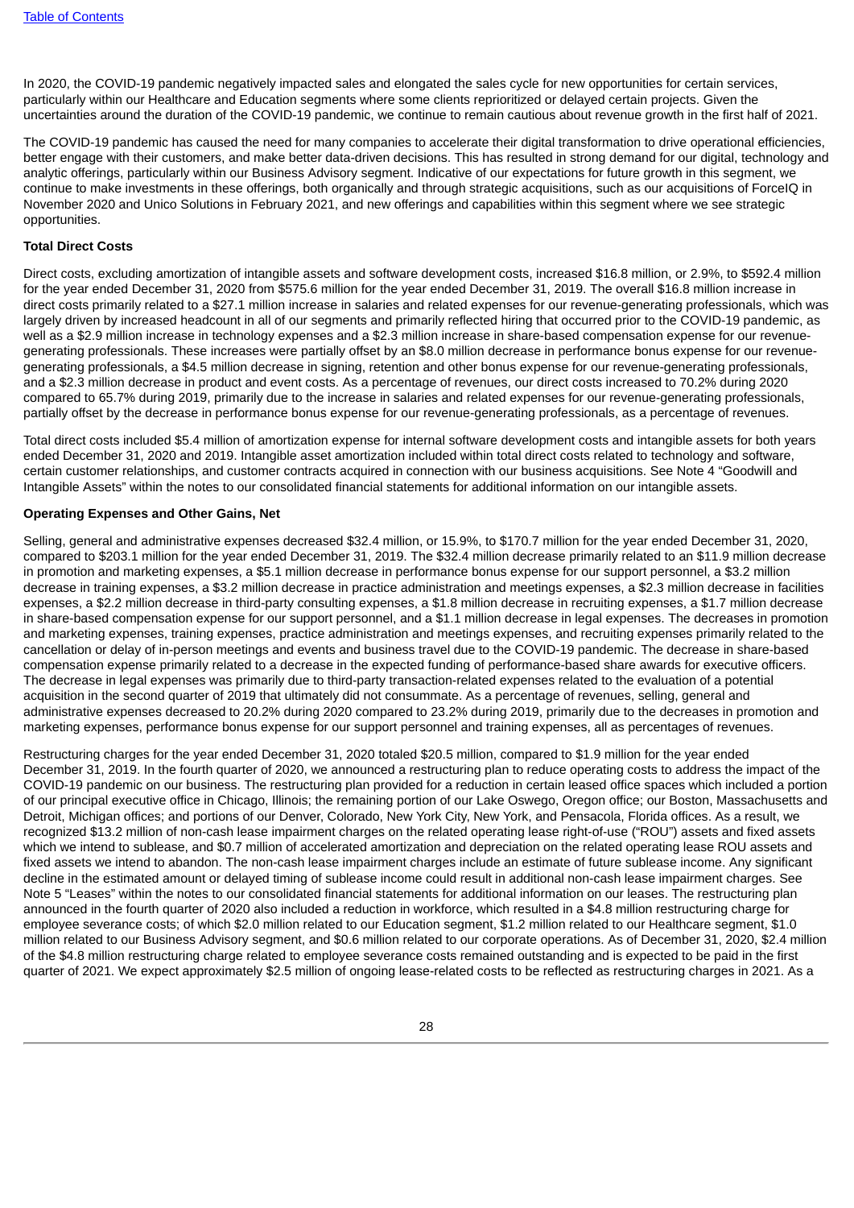In 2020, the COVID-19 pandemic negatively impacted sales and elongated the sales cycle for new opportunities for certain services, particularly within our Healthcare and Education segments where some clients reprioritized or delayed certain projects. Given the uncertainties around the duration of the COVID-19 pandemic, we continue to remain cautious about revenue growth in the first half of 2021.

The COVID-19 pandemic has caused the need for many companies to accelerate their digital transformation to drive operational efficiencies, better engage with their customers, and make better data-driven decisions. This has resulted in strong demand for our digital, technology and analytic offerings, particularly within our Business Advisory segment. Indicative of our expectations for future growth in this segment, we continue to make investments in these offerings, both organically and through strategic acquisitions, such as our acquisitions of ForceIQ in November 2020 and Unico Solutions in February 2021, and new offerings and capabilities within this segment where we see strategic opportunities.

**Total Direct Costs**

Direct costs, excluding amortization of intangible assets and software development costs, increased $16.8 million, or 2.9%, to $592.4 million for the year ended December 31, 2020 from $575.6 million for the year ended December 31, 2019. The overall $16.8 million increase in direct costs primarily related to a $27.1 million increase in salaries and related expenses for our revenue-generating professionals, which was largely driven by increased headcount in all of our segments and primarily reflected hiring that occurred prior to the COVID-19 pandemic, as well as a $2.9 million increase in technology expenses and a $2.3 million increase in share-based compensation expense for our revenue-generating professionals. These increases were partially offset by an $8.0 million decrease in performance bonus expense for our revenue-generating professionals, a $4.5 million decrease in signing, retention and other bonus expense for our revenue-generating professionals, and a $2.3 million decrease in product and event costs. As a percentage of revenues, our direct costs increased to 70.2% during 2020 compared to 65.7% during 2019, primarily due to the increase in salaries and related expenses for our revenue-generating professionals, partially offset by the decrease in performance bonus expense for our revenue-generating professionals, as a percentage of revenues.

Total direct costs included $5.4 million of amortization expense for internal software development costs and intangible assets for both years ended December 31, 2020 and 2019. Intangible asset amortization included within total direct costs related to technology and software, certain customer relationships, and customer contracts acquired in connection with our business acquisitions. See Note 4 "Goodwill and Intangible Assets" within the notes to our consolidated financial statements for additional information on our intangible assets.

**Operating Expenses and Other Gains, Net**

Selling, general and administrative expenses decreased $32.4 million, or 15.9%, to $170.7 million for the year ended December 31, 2020, compared to $203.1 million for the year ended December 31, 2019. The $32.4 million decrease primarily related to an $11.9 million decrease in promotion and marketing expenses, a $5.1 million decrease in performance bonus expense for our support personnel, a $3.2 million decrease in training expenses, a $3.2 million decrease in practice administration and meetings expenses, a $2.3 million decrease in facilities expenses, a $2.2 million decrease in third-party consulting expenses, a $1.8 million decrease in recruiting expenses, a $1.7 million decrease in share-based compensation expense for our support personnel, and a $1.1 million decrease in legal expenses. The decreases in promotion and marketing expenses, training expenses, practice administration and meetings expenses, and recruiting expenses primarily related to the cancellation or delay of in-person meetings and events and business travel due to the COVID-19 pandemic. The decrease in share-based compensation expense primarily related to a decrease in the expected funding of performance-based share awards for executive officers. The decrease in legal expenses was primarily due to third-party transaction-related expenses related to the evaluation of a potential acquisition in the second quarter of 2019 that ultimately did not consummate. As a percentage of revenues, selling, general and administrative expenses decreased to 20.2% during 2020 compared to 23.2% during 2019, primarily due to the decreases in promotion and marketing expenses, performance bonus expense for our support personnel and training expenses, all as percentages of revenues.

Restructuring charges for the year ended December 31, 2020 totaled $20.5 million, compared to $1.9 million for the year ended December 31, 2019. In the fourth quarter of 2020, we announced a restructuring plan to reduce operating costs to address the impact of the COVID-19 pandemic on our business. The restructuring plan provided for a reduction in certain leased office spaces which included a portion of our principal executive office in Chicago, Illinois; the remaining portion of our Lake Oswego, Oregon office; our Boston, Massachusetts and Detroit, Michigan offices; and portions of our Denver, Colorado, New York City, New York, and Pensacola, Florida offices. As a result, we recognized $13.2 million of non-cash lease impairment charges on the related operating lease right-of-use ("ROU") assets and fixed assets which we intend to sublease, and $0.7 million of accelerated amortization and depreciation on the related operating lease ROU assets and fixed assets we intend to abandon. The non-cash lease impairment charges include an estimate of future sublease income. Any significant decline in the estimated amount or delayed timing of sublease income could result in additional non-cash lease impairment charges. See Note 5 "Leases" within the notes to our consolidated financial statements for additional information on our leases. The restructuring plan announced in the fourth quarter of 2020 also included a reduction in workforce, which resulted in a $4.8 million restructuring charge for employee severance costs; of which $2.0 million related to our Education segment, $1.2 million related to our Healthcare segment, $1.0 million related to our Business Advisory segment, and $0.6 million related to our corporate operations. As of December 31, 2020, $2.4 million of the $4.8 million restructuring charge related to employee severance costs remained outstanding and is expected to be paid in the first quarter of 2021. We expect approximately $2.5 million of ongoing lease-related costs to be reflected as restructuring charges in 2021. As a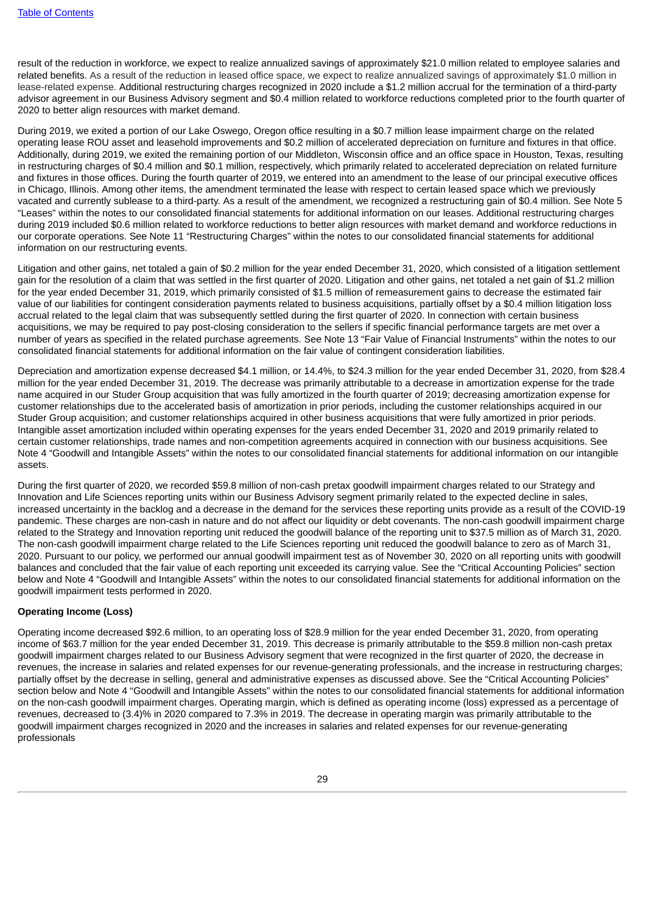result of the reduction in workforce, we expect to realize annualized savings of approximately $21.0 million related to employee salaries and related benefits. As a result of the reduction in leased office space, we expect to realize annualized savings of approximately $1.0 million in lease-related expense. Additional restructuring charges recognized in 2020 include a $1.2 million accrual for the termination of a third-party advisor agreement in our Business Advisory segment and $0.4 million related to workforce reductions completed prior to the fourth quarter of 2020 to better align resources with market demand.

During 2019, we exited a portion of our Lake Oswego, Oregon office resulting in a $0.7 million lease impairment charge on the related operating lease ROU asset and leasehold improvements and $0.2 million of accelerated depreciation on furniture and fixtures in that office. Additionally, during 2019, we exited the remaining portion of our Middleton, Wisconsin office and an office space in Houston, Texas, resulting in restructuring charges of $0.4 million and $0.1 million, respectively, which primarily related to accelerated depreciation on related furniture and fixtures in those offices. During the fourth quarter of 2019, we entered into an amendment to the lease of our principal executive offices in Chicago, Illinois. Among other items, the amendment terminated the lease with respect to certain leased space which we previously vacated and currently sublease to a third-party. As a result of the amendment, we recognized a restructuring gain of $0.4 million. See Note 5 "Leases" within the notes to our consolidated financial statements for additional information on our leases. Additional restructuring charges during 2019 included $0.6 million related to workforce reductions to better align resources with market demand and workforce reductions in our corporate operations. See Note 11 "Restructuring Charges" within the notes to our consolidated financial statements for additional information on our restructuring events.

Litigation and other gains, net totaled a gain of $0.2 million for the year ended December 31, 2020, which consisted of a litigation settlement gain for the resolution of a claim that was settled in the first quarter of 2020. Litigation and other gains, net totaled a net gain of $1.2 million for the year ended December 31, 2019, which primarily consisted of $1.5 million of remeasurement gains to decrease the estimated fair value of our liabilities for contingent consideration payments related to business acquisitions, partially offset by a $0.4 million litigation loss accrual related to the legal claim that was subsequently settled during the first quarter of 2020. In connection with certain business acquisitions, we may be required to pay post-closing consideration to the sellers if specific financial performance targets are met over a number of years as specified in the related purchase agreements. See Note 13 "Fair Value of Financial Instruments" within the notes to our consolidated financial statements for additional information on the fair value of contingent consideration liabilities.

Depreciation and amortization expense decreased $4.1 million, or 14.4%, to $24.3 million for the year ended December 31, 2020, from $28.4 million for the year ended December 31, 2019. The decrease was primarily attributable to a decrease in amortization expense for the trade name acquired in our Studer Group acquisition that was fully amortized in the fourth quarter of 2019; decreasing amortization expense for customer relationships due to the accelerated basis of amortization in prior periods, including the customer relationships acquired in our Studer Group acquisition; and customer relationships acquired in other business acquisitions that were fully amortized in prior periods. Intangible asset amortization included within operating expenses for the years ended December 31, 2020 and 2019 primarily related to certain customer relationships, trade names and non-competition agreements acquired in connection with our business acquisitions. See Note 4 "Goodwill and Intangible Assets" within the notes to our consolidated financial statements for additional information on our intangible assets.

During the first quarter of 2020, we recorded $59.8 million of non-cash pretax goodwill impairment charges related to our Strategy and Innovation and Life Sciences reporting units within our Business Advisory segment primarily related to the expected decline in sales, increased uncertainty in the backlog and a decrease in the demand for the services these reporting units provide as a result of the COVID-19 pandemic. These charges are non-cash in nature and do not affect our liquidity or debt covenants. The non-cash goodwill impairment charge related to the Strategy and Innovation reporting unit reduced the goodwill balance of the reporting unit to $37.5 million as of March 31, 2020. The non-cash goodwill impairment charge related to the Life Sciences reporting unit reduced the goodwill balance to zero as of March 31, 2020. Pursuant to our policy, we performed our annual goodwill impairment test as of November 30, 2020 on all reporting units with goodwill balances and concluded that the fair value of each reporting unit exceeded its carrying value. See the "Critical Accounting Policies" section below and Note 4 "Goodwill and Intangible Assets" within the notes to our consolidated financial statements for additional information on the goodwill impairment tests performed in 2020.

**Operating Income (Loss)**

Operating income decreased $92.6 million, to an operating loss of $28.9 million for the year ended December 31, 2020, from operating income of $63.7 million for the year ended December 31, 2019. This decrease is primarily attributable to the $59.8 million non-cash pretax goodwill impairment charges related to our Business Advisory segment that were recognized in the first quarter of 2020, the decrease in revenues, the increase in salaries and related expenses for our revenue-generating professionals, and the increase in restructuring charges; partially offset by the decrease in selling, general and administrative expenses as discussed above. See the "Critical Accounting Policies" section below and Note 4 "Goodwill and Intangible Assets" within the notes to our consolidated financial statements for additional information on the non-cash goodwill impairment charges. Operating margin, which is defined as operating income (loss) expressed as a percentage of revenues, decreased to (3.4)% in 2020 compared to 7.3% in 2019. The decrease in operating margin was primarily attributable to the goodwill impairment charges recognized in 2020 and the increases in salaries and related expenses for our revenue-generating professionals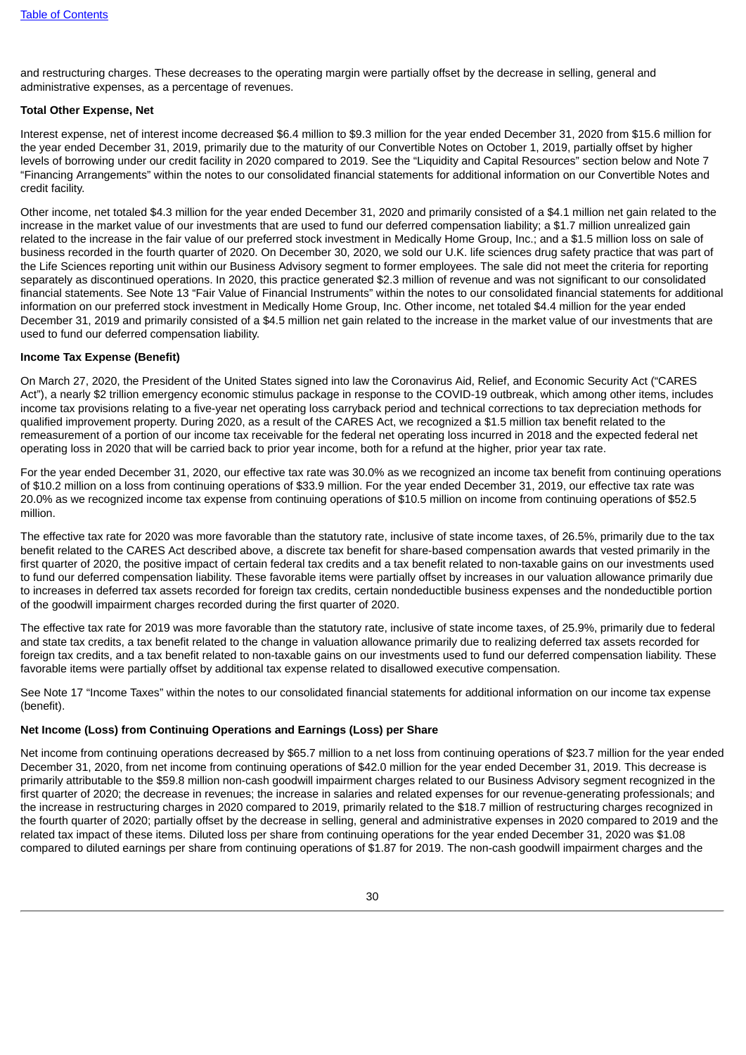and restructuring charges. These decreases to the operating margin were partially offset by the decrease in selling, general and administrative expenses, as a percentage of revenues.

**Total Other Expense, Net**

Interest expense, net of interest income decreased $6.4 million to $9.3 million for the year ended December 31, 2020 from $15.6 million for the year ended December 31, 2019, primarily due to the maturity of our Convertible Notes on October 1, 2019, partially offset by higher levels of borrowing under our credit facility in 2020 compared to 2019. See the "Liquidity and Capital Resources" section below and Note 7 "Financing Arrangements" within the notes to our consolidated financial statements for additional information on our Convertible Notes and credit facility.

Other income, net totaled $4.3 million for the year ended December 31, 2020 and primarily consisted of a $4.1 million net gain related to the increase in the market value of our investments that are used to fund our deferred compensation liability; a $1.7 million unrealized gain related to the increase in the fair value of our preferred stock investment in Medically Home Group, Inc.; and a $1.5 million loss on sale of business recorded in the fourth quarter of 2020. On December 30, 2020, we sold our U.K. life sciences drug safety practice that was part of the Life Sciences reporting unit within our Business Advisory segment to former employees. The sale did not meet the criteria for reporting separately as discontinued operations. In 2020, this practice generated $2.3 million of revenue and was not significant to our consolidated financial statements. See Note 13 "Fair Value of Financial Instruments" within the notes to our consolidated financial statements for additional information on our preferred stock investment in Medically Home Group, Inc. Other income, net totaled $4.4 million for the year ended December 31, 2019 and primarily consisted of a $4.5 million net gain related to the increase in the market value of our investments that are used to fund our deferred compensation liability.

**Income Tax Expense (Benefit)**

On March 27, 2020, the President of the United States signed into law the Coronavirus Aid, Relief, and Economic Security Act ("CARES Act"), a nearly $2 trillion emergency economic stimulus package in response to the COVID-19 outbreak, which among other items, includes income tax provisions relating to a five-year net operating loss carryback period and technical corrections to tax depreciation methods for qualified improvement property. During 2020, as a result of the CARES Act, we recognized a $1.5 million tax benefit related to the remeasurement of a portion of our income tax receivable for the federal net operating loss incurred in 2018 and the expected federal net operating loss in 2020 that will be carried back to prior year income, both for a refund at the higher, prior year tax rate.

For the year ended December 31, 2020, our effective tax rate was 30.0% as we recognized an income tax benefit from continuing operations of $10.2 million on a loss from continuing operations of $33.9 million. For the year ended December 31, 2019, our effective tax rate was 20.0% as we recognized income tax expense from continuing operations of $10.5 million on income from continuing operations of $52.5 million.

The effective tax rate for 2020 was more favorable than the statutory rate, inclusive of state income taxes, of 26.5%, primarily due to the tax benefit related to the CARES Act described above, a discrete tax benefit for share-based compensation awards that vested primarily in the first quarter of 2020, the positive impact of certain federal tax credits and a tax benefit related to non-taxable gains on our investments used to fund our deferred compensation liability. These favorable items were partially offset by increases in our valuation allowance primarily due to increases in deferred tax assets recorded for foreign tax credits, certain nondeductible business expenses and the nondeductible portion of the goodwill impairment charges recorded during the first quarter of 2020.

The effective tax rate for 2019 was more favorable than the statutory rate, inclusive of state income taxes, of 25.9%, primarily due to federal and state tax credits, a tax benefit related to the change in valuation allowance primarily due to realizing deferred tax assets recorded for foreign tax credits, and a tax benefit related to non-taxable gains on our investments used to fund our deferred compensation liability. These favorable items were partially offset by additional tax expense related to disallowed executive compensation.

See Note 17 "Income Taxes" within the notes to our consolidated financial statements for additional information on our income tax expense (benefit).

**Net Income (Loss) from Continuing Operations and Earnings (Loss) per Share**

Net income from continuing operations decreased by $65.7 million to a net loss from continuing operations of $23.7 million for the year ended December 31, 2020, from net income from continuing operations of $42.0 million for the year ended December 31, 2019. This decrease is primarily attributable to the $59.8 million non-cash goodwill impairment charges related to our Business Advisory segment recognized in the first quarter of 2020; the decrease in revenues; the increase in salaries and related expenses for our revenue-generating professionals; and the increase in restructuring charges in 2020 compared to 2019, primarily related to the $18.7 million of restructuring charges recognized in the fourth quarter of 2020; partially offset by the decrease in selling, general and administrative expenses in 2020 compared to 2019 and the related tax impact of these items. Diluted loss per share from continuing operations for the year ended December 31, 2020 was $1.08 compared to diluted earnings per share from continuing operations of $1.87 for 2019. The non-cash goodwill impairment charges and the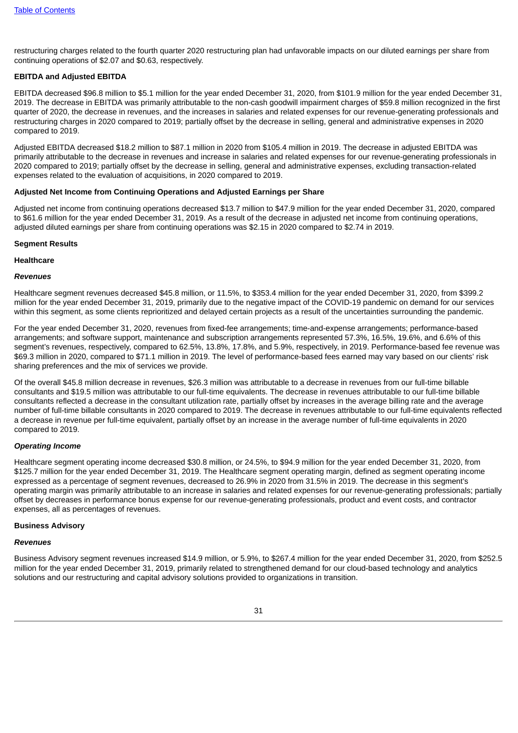restructuring charges related to the fourth quarter 2020 restructuring plan had unfavorable impacts on our diluted earnings per share from continuing operations of $2.07 and $0.63, respectively.

**EBITDA and Adjusted EBITDA**

EBITDA decreased $96.8 million to $5.1 million for the year ended December 31, 2020, from $101.9 million for the year ended December 31, 2019. The decrease in EBITDA was primarily attributable to the non-cash goodwill impairment charges of $59.8 million recognized in the first quarter of 2020, the decrease in revenues, and the increases in salaries and related expenses for our revenue-generating professionals and restructuring charges in 2020 compared to 2019; partially offset by the decrease in selling, general and administrative expenses in 2020 compared to 2019.

Adjusted EBITDA decreased $18.2 million to $87.1 million in 2020 from $105.4 million in 2019. The decrease in adjusted EBITDA was primarily attributable to the decrease in revenues and increase in salaries and related expenses for our revenue-generating professionals in 2020 compared to 2019; partially offset by the decrease in selling, general and administrative expenses, excluding transaction-related expenses related to the evaluation of acquisitions, in 2020 compared to 2019.

**Adjusted Net Income from Continuing Operations and Adjusted Earnings per Share**

Adjusted net income from continuing operations decreased $13.7 million to $47.9 million for the year ended December 31, 2020, compared to $61.6 million for the year ended December 31, 2019. As a result of the decrease in adjusted net income from continuing operations, adjusted diluted earnings per share from continuing operations was $2.15 in 2020 compared to $2.74 in 2019.

**Segment Results**

**Healthcare**

***Revenues***

Healthcare segment revenues decreased $45.8 million, or 11.5%, to $353.4 million for the year ended December 31, 2020, from $399.2 million for the year ended December 31, 2019, primarily due to the negative impact of the COVID-19 pandemic on demand for our services within this segment, as some clients reprioritized and delayed certain projects as a result of the uncertainties surrounding the pandemic.

For the year ended December 31, 2020, revenues from fixed-fee arrangements; time-and-expense arrangements; performance-based arrangements; and software support, maintenance and subscription arrangements represented 57.3%, 16.5%, 19.6%, and 6.6% of this segment's revenues, respectively, compared to 62.5%, 13.8%, 17.8%, and 5.9%, respectively, in 2019. Performance-based fee revenue was $69.3 million in 2020, compared to $71.1 million in 2019. The level of performance-based fees earned may vary based on our clients' risk sharing preferences and the mix of services we provide.

Of the overall $45.8 million decrease in revenues, $26.3 million was attributable to a decrease in revenues from our full-time billable consultants and $19.5 million was attributable to our full-time equivalents. The decrease in revenues attributable to our full-time billable consultants reflected a decrease in the consultant utilization rate, partially offset by increases in the average billing rate and the average number of full-time billable consultants in 2020 compared to 2019. The decrease in revenues attributable to our full-time equivalents reflected a decrease in revenue per full-time equivalent, partially offset by an increase in the average number of full-time equivalents in 2020 compared to 2019.

***Operating Income***

Healthcare segment operating income decreased $30.8 million, or 24.5%, to $94.9 million for the year ended December 31, 2020, from $125.7 million for the year ended December 31, 2019. The Healthcare segment operating margin, defined as segment operating income expressed as a percentage of segment revenues, decreased to 26.9% in 2020 from 31.5% in 2019. The decrease in this segment's operating margin was primarily attributable to an increase in salaries and related expenses for our revenue-generating professionals; partially offset by decreases in performance bonus expense for our revenue-generating professionals, product and event costs, and contractor expenses, all as percentages of revenues.

**Business Advisory**

***Revenues***

Business Advisory segment revenues increased $14.9 million, or 5.9%, to $267.4 million for the year ended December 31, 2020, from $252.5 million for the year ended December 31, 2019, primarily related to strengthened demand for our cloud-based technology and analytics solutions and our restructuring and capital advisory solutions provided to organizations in transition.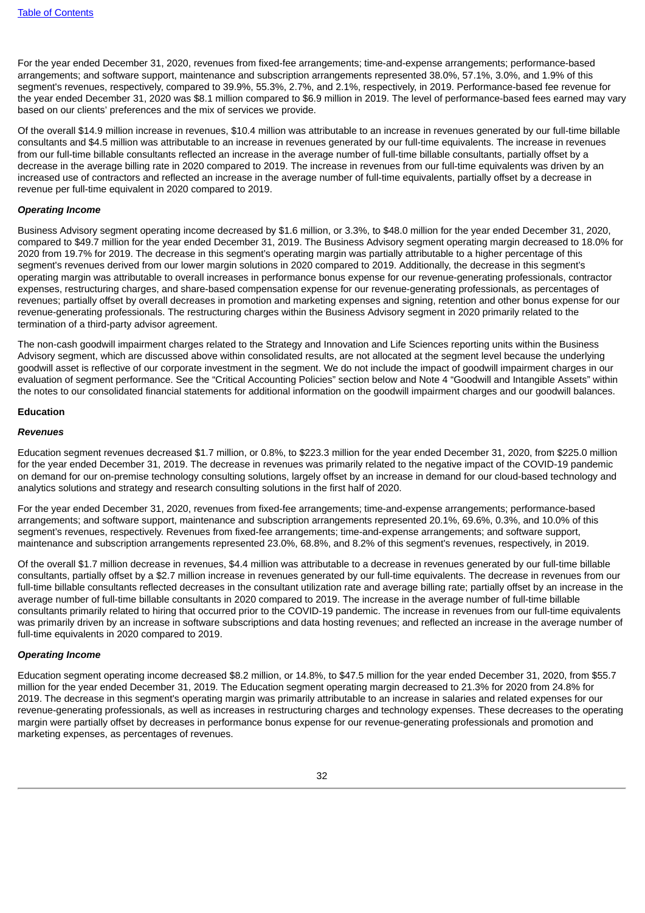For the year ended December 31, 2020, revenues from fixed-fee arrangements; time-and-expense arrangements; performance-based arrangements; and software support, maintenance and subscription arrangements represented 38.0%, 57.1%, 3.0%, and 1.9% of this segment's revenues, respectively, compared to 39.9%, 55.3%, 2.7%, and 2.1%, respectively, in 2019. Performance-based fee revenue for the year ended December 31, 2020 was $8.1 million compared to $6.9 million in 2019. The level of performance-based fees earned may vary based on our clients' preferences and the mix of services we provide.

Of the overall $14.9 million increase in revenues, $10.4 million was attributable to an increase in revenues generated by our full-time billable consultants and $4.5 million was attributable to an increase in revenues generated by our full-time equivalents. The increase in revenues from our full-time billable consultants reflected an increase in the average number of full-time billable consultants, partially offset by a decrease in the average billing rate in 2020 compared to 2019. The increase in revenues from our full-time equivalents was driven by an increased use of contractors and reflected an increase in the average number of full-time equivalents, partially offset by a decrease in revenue per full-time equivalent in 2020 compared to 2019.

***Operating Income***

Business Advisory segment operating income decreased by $1.6 million, or 3.3%, to $48.0 million for the year ended December 31, 2020, compared to $49.7 million for the year ended December 31, 2019. The Business Advisory segment operating margin decreased to 18.0% for 2020 from 19.7% for 2019. The decrease in this segment's operating margin was partially attributable to a higher percentage of this segment's revenues derived from our lower margin solutions in 2020 compared to 2019. Additionally, the decrease in this segment's operating margin was attributable to overall increases in performance bonus expense for our revenue-generating professionals, contractor expenses, restructuring charges, and share-based compensation expense for our revenue-generating professionals, as percentages of revenues; partially offset by overall decreases in promotion and marketing expenses and signing, retention and other bonus expense for our revenue-generating professionals. The restructuring charges within the Business Advisory segment in 2020 primarily related to the termination of a third-party advisor agreement.

The non-cash goodwill impairment charges related to the Strategy and Innovation and Life Sciences reporting units within the Business Advisory segment, which are discussed above within consolidated results, are not allocated at the segment level because the underlying goodwill asset is reflective of our corporate investment in the segment. We do not include the impact of goodwill impairment charges in our evaluation of segment performance. See the "Critical Accounting Policies" section below and Note 4 "Goodwill and Intangible Assets" within the notes to our consolidated financial statements for additional information on the goodwill impairment charges and our goodwill balances.

**Education**

***Revenues***

Education segment revenues decreased $1.7 million, or 0.8%, to $223.3 million for the year ended December 31, 2020, from $225.0 million for the year ended December 31, 2019. The decrease in revenues was primarily related to the negative impact of the COVID-19 pandemic on demand for our on-premise technology consulting solutions, largely offset by an increase in demand for our cloud-based technology and analytics solutions and strategy and research consulting solutions in the first half of 2020.

For the year ended December 31, 2020, revenues from fixed-fee arrangements; time-and-expense arrangements; performance-based arrangements; and software support, maintenance and subscription arrangements represented 20.1%, 69.6%, 0.3%, and 10.0% of this segment's revenues, respectively. Revenues from fixed-fee arrangements; time-and-expense arrangements; and software support, maintenance and subscription arrangements represented 23.0%, 68.8%, and 8.2% of this segment's revenues, respectively, in 2019.

Of the overall $1.7 million decrease in revenues, $4.4 million was attributable to a decrease in revenues generated by our full-time billable consultants, partially offset by a $2.7 million increase in revenues generated by our full-time equivalents. The decrease in revenues from our full-time billable consultants reflected decreases in the consultant utilization rate and average billing rate; partially offset by an increase in the average number of full-time billable consultants in 2020 compared to 2019. The increase in the average number of full-time billable consultants primarily related to hiring that occurred prior to the COVID-19 pandemic. The increase in revenues from our full-time equivalents was primarily driven by an increase in software subscriptions and data hosting revenues; and reflected an increase in the average number of full-time equivalents in 2020 compared to 2019.

***Operating Income***

Education segment operating income decreased $8.2 million, or 14.8%, to $47.5 million for the year ended December 31, 2020, from $55.7 million for the year ended December 31, 2019. The Education segment operating margin decreased to 21.3% for 2020 from 24.8% for 2019. The decrease in this segment's operating margin was primarily attributable to an increase in salaries and related expenses for our revenue-generating professionals, as well as increases in restructuring charges and technology expenses. These decreases to the operating margin were partially offset by decreases in performance bonus expense for our revenue-generating professionals and promotion and marketing expenses, as percentages of revenues.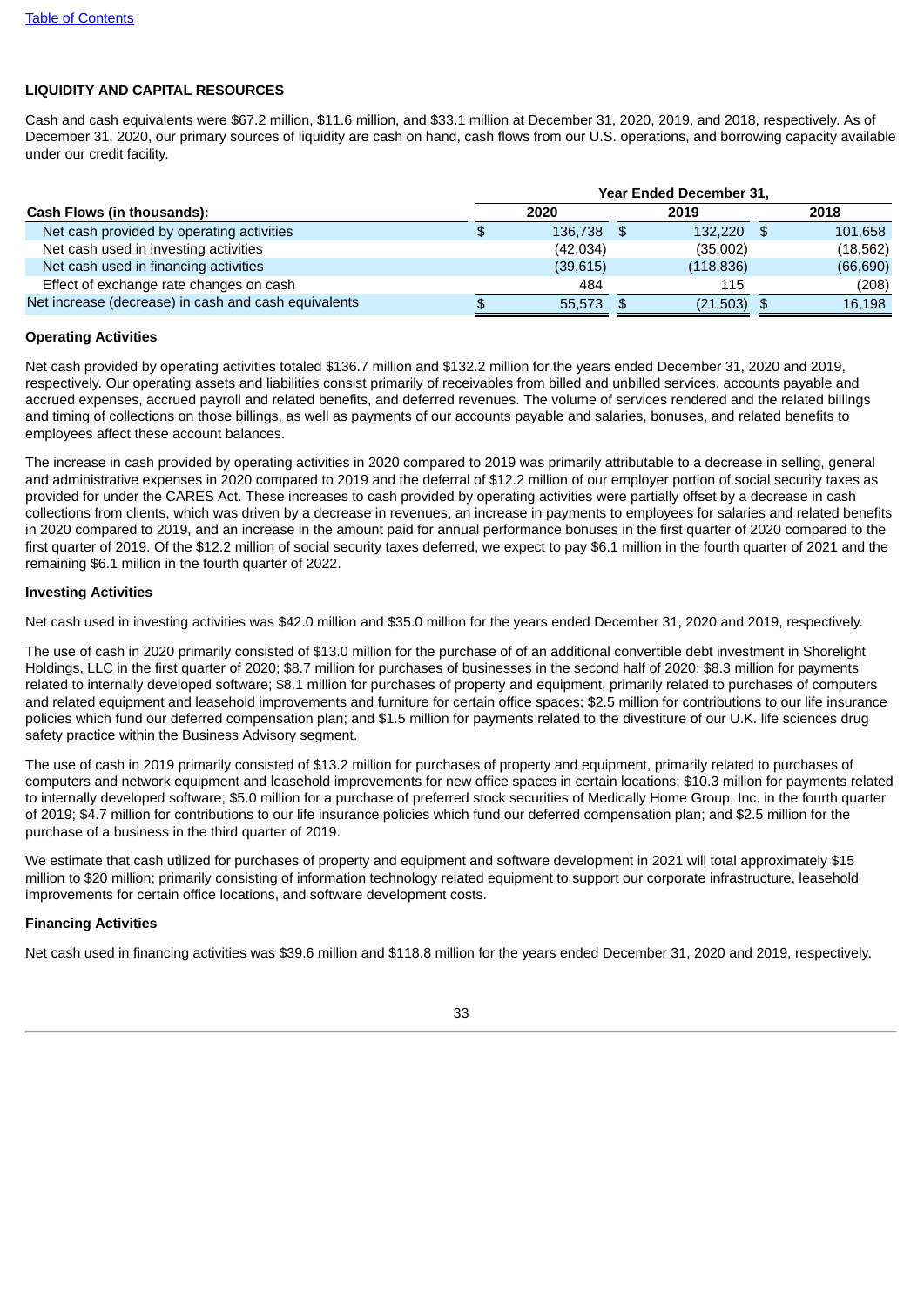[Table of Contents](#)

### LIQUIDITY AND CAPITAL RESOURCES

Cash and cash equivalents were $67.2 million, $11.6 million, and $33.1 million at December 31, 2020, 2019, and 2018, respectively. As of December 31, 2020, our primary sources of liquidity are cash on hand, cash flows from our U.S. operations, and borrowing capacity available under our credit facility.

| Cash Flows (in thousands): | Year Ended December 31, | | |
|---|---|---|---|
| | 2020 | 2019 | 2018 |
| Net cash provided by operating activities | $ 136,738 | $ 132,220 | $ 101,658 |
| Net cash used in investing activities | (42,034) | (35,002) | (18,562) |
| Net cash used in financing activities | (39,615) | (118,836) | (66,690) |
| Effect of exchange rate changes on cash | 484 | 115 | (208) |
| Net increase (decrease) in cash and cash equivalents | $ 55,573 | $ (21,503) | $ 16,198 |

#### Operating Activities

Net cash provided by operating activities totaled $136.7 million and $132.2 million for the years ended December 31, 2020 and 2019, respectively. Our operating assets and liabilities consist primarily of receivables from billed and unbilled services, accounts payable and accrued expenses, accrued payroll and related benefits, and deferred revenues. The volume of services rendered and the related billings and timing of collections on those billings, as well as payments of our accounts payable and salaries, bonuses, and related benefits to employees affect these account balances.

The increase in cash provided by operating activities in 2020 compared to 2019 was primarily attributable to a decrease in selling, general and administrative expenses in 2020 compared to 2019 and the deferral of $12.2 million of our employer portion of social security taxes as provided for under the CARES Act. These increases to cash provided by operating activities were partially offset by a decrease in cash collections from clients, which was driven by a decrease in revenues, an increase in payments to employees for salaries and related benefits in 2020 compared to 2019, and an increase in the amount paid for annual performance bonuses in the first quarter of 2020 compared to the first quarter of 2019. Of the $12.2 million of social security taxes deferred, we expect to pay $6.1 million in the fourth quarter of 2021 and the remaining $6.1 million in the fourth quarter of 2022.

#### Investing Activities

Net cash used in investing activities was $42.0 million and $35.0 million for the years ended December 31, 2020 and 2019, respectively.

The use of cash in 2020 primarily consisted of $13.0 million for the purchase of of an additional convertible debt investment in Shorelight Holdings, LLC in the first quarter of 2020; $8.7 million for purchases of businesses in the second half of 2020; $8.3 million for payments related to internally developed software; $8.1 million for purchases of property and equipment, primarily related to purchases of computers and related equipment and leasehold improvements and furniture for certain office spaces; $2.5 million for contributions to our life insurance policies which fund our deferred compensation plan; and $1.5 million for payments related to the divestiture of our U.K. life sciences drug safety practice within the Business Advisory segment.

The use of cash in 2019 primarily consisted of $13.2 million for purchases of property and equipment, primarily related to purchases of computers and network equipment and leasehold improvements for new office spaces in certain locations; $10.3 million for payments related to internally developed software; $5.0 million for a purchase of preferred stock securities of Medically Home Group, Inc. in the fourth quarter of 2019; $4.7 million for contributions to our life insurance policies which fund our deferred compensation plan; and $2.5 million for the purchase of a business in the third quarter of 2019.

We estimate that cash utilized for purchases of property and equipment and software development in 2021 will total approximately $15 million to $20 million; primarily consisting of information technology related equipment to support our corporate infrastructure, leasehold improvements for certain office locations, and software development costs.

#### Financing Activities

Net cash used in financing activities was $39.6 million and $118.8 million for the years ended December 31, 2020 and 2019, respectively.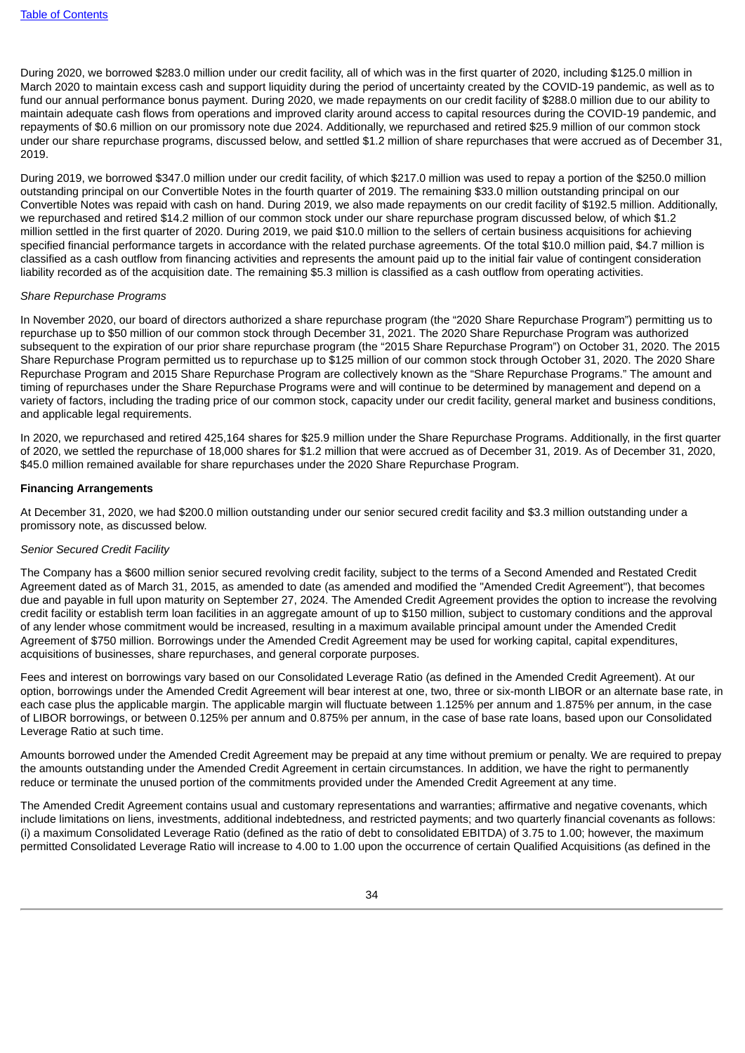During 2020, we borrowed $283.0 million under our credit facility, all of which was in the first quarter of 2020, including $125.0 million in March 2020 to maintain excess cash and support liquidity during the period of uncertainty created by the COVID-19 pandemic, as well as to fund our annual performance bonus payment. During 2020, we made repayments on our credit facility of $288.0 million due to our ability to maintain adequate cash flows from operations and improved clarity around access to capital resources during the COVID-19 pandemic, and repayments of $0.6 million on our promissory note due 2024. Additionally, we repurchased and retired $25.9 million of our common stock under our share repurchase programs, discussed below, and settled $1.2 million of share repurchases that were accrued as of December 31, 2019.

During 2019, we borrowed $347.0 million under our credit facility, of which $217.0 million was used to repay a portion of the $250.0 million outstanding principal on our Convertible Notes in the fourth quarter of 2019. The remaining $33.0 million outstanding principal on our Convertible Notes was repaid with cash on hand. During 2019, we also made repayments on our credit facility of $192.5 million. Additionally, we repurchased and retired $14.2 million of our common stock under our share repurchase program discussed below, of which $1.2 million settled in the first quarter of 2020. During 2019, we paid $10.0 million to the sellers of certain business acquisitions for achieving specified financial performance targets in accordance with the related purchase agreements. Of the total $10.0 million paid, $4.7 million is classified as a cash outflow from financing activities and represents the amount paid up to the initial fair value of contingent consideration liability recorded as of the acquisition date. The remaining $5.3 million is classified as a cash outflow from operating activities.

*Share Repurchase Programs*

In November 2020, our board of directors authorized a share repurchase program (the "2020 Share Repurchase Program") permitting us to repurchase up to $50 million of our common stock through December 31, 2021. The 2020 Share Repurchase Program was authorized subsequent to the expiration of our prior share repurchase program (the "2015 Share Repurchase Program") on October 31, 2020. The 2015 Share Repurchase Program permitted us to repurchase up to $125 million of our common stock through October 31, 2020. The 2020 Share Repurchase Program and 2015 Share Repurchase Program are collectively known as the "Share Repurchase Programs." The amount and timing of repurchases under the Share Repurchase Programs were and will continue to be determined by management and depend on a variety of factors, including the trading price of our common stock, capacity under our credit facility, general market and business conditions, and applicable legal requirements.

In 2020, we repurchased and retired 425,164 shares for $25.9 million under the Share Repurchase Programs. Additionally, in the first quarter of 2020, we settled the repurchase of 18,000 shares for $1.2 million that were accrued as of December 31, 2019. As of December 31, 2020, $45.0 million remained available for share repurchases under the 2020 Share Repurchase Program.

**Financing Arrangements**

At December 31, 2020, we had $200.0 million outstanding under our senior secured credit facility and $3.3 million outstanding under a promissory note, as discussed below.

*Senior Secured Credit Facility*

The Company has a $600 million senior secured revolving credit facility, subject to the terms of a Second Amended and Restated Credit Agreement dated as of March 31, 2015, as amended to date (as amended and modified the "Amended Credit Agreement"), that becomes due and payable in full upon maturity on September 27, 2024. The Amended Credit Agreement provides the option to increase the revolving credit facility or establish term loan facilities in an aggregate amount of up to $150 million, subject to customary conditions and the approval of any lender whose commitment would be increased, resulting in a maximum available principal amount under the Amended Credit Agreement of $750 million. Borrowings under the Amended Credit Agreement may be used for working capital, capital expenditures, acquisitions of businesses, share repurchases, and general corporate purposes.

Fees and interest on borrowings vary based on our Consolidated Leverage Ratio (as defined in the Amended Credit Agreement). At our option, borrowings under the Amended Credit Agreement will bear interest at one, two, three or six-month LIBOR or an alternate base rate, in each case plus the applicable margin. The applicable margin will fluctuate between 1.125% per annum and 1.875% per annum, in the case of LIBOR borrowings, or between 0.125% per annum and 0.875% per annum, in the case of base rate loans, based upon our Consolidated Leverage Ratio at such time.

Amounts borrowed under the Amended Credit Agreement may be prepaid at any time without premium or penalty. We are required to prepay the amounts outstanding under the Amended Credit Agreement in certain circumstances. In addition, we have the right to permanently reduce or terminate the unused portion of the commitments provided under the Amended Credit Agreement at any time.

The Amended Credit Agreement contains usual and customary representations and warranties; affirmative and negative covenants, which include limitations on liens, investments, additional indebtedness, and restricted payments; and two quarterly financial covenants as follows: (i) a maximum Consolidated Leverage Ratio (defined as the ratio of debt to consolidated EBITDA) of 3.75 to 1.00; however, the maximum permitted Consolidated Leverage Ratio will increase to 4.00 to 1.00 upon the occurrence of certain Qualified Acquisitions (as defined in the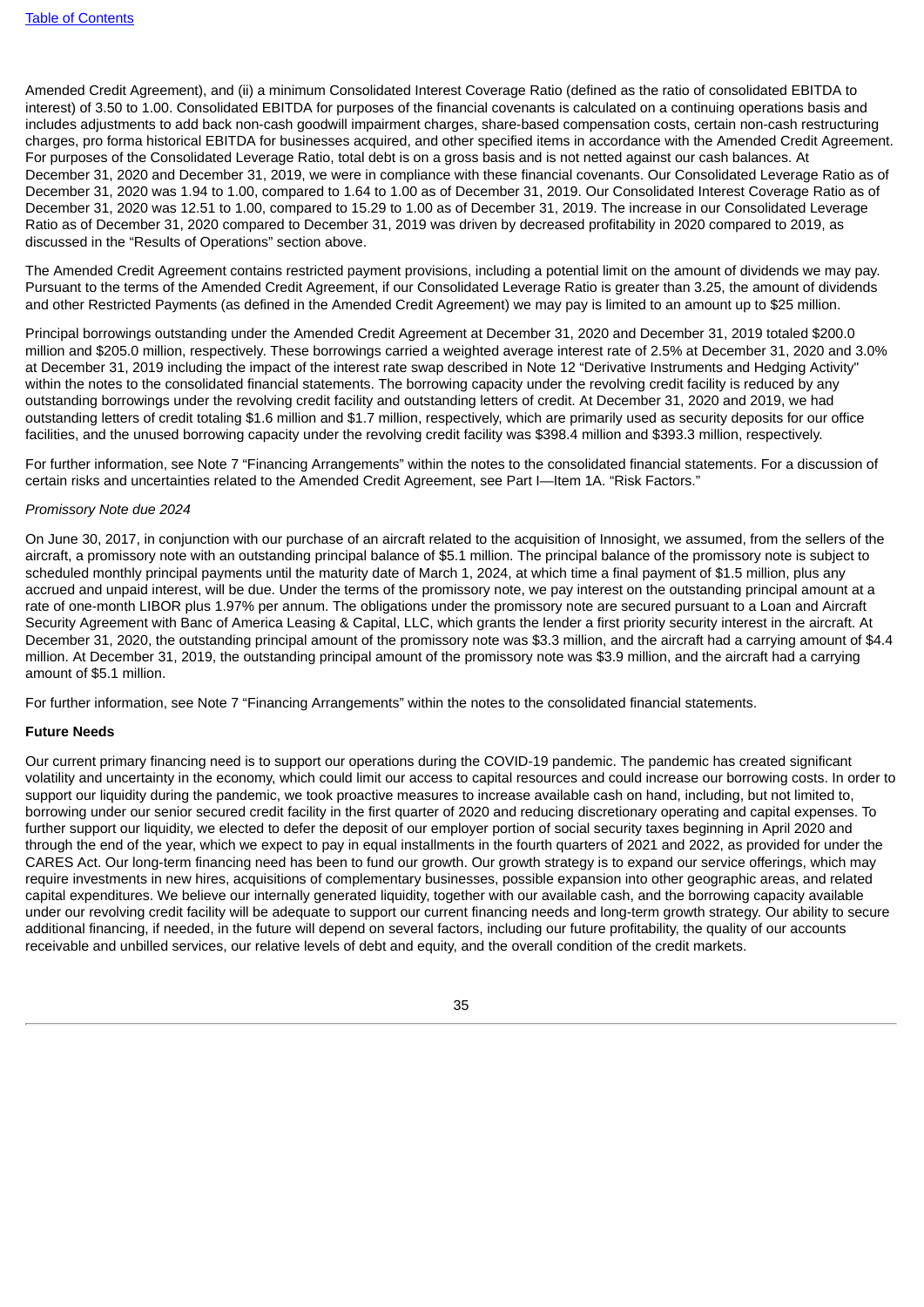Amended Credit Agreement), and (ii) a minimum Consolidated Interest Coverage Ratio (defined as the ratio of consolidated EBITDA to interest) of 3.50 to 1.00. Consolidated EBITDA for purposes of the financial covenants is calculated on a continuing operations basis and includes adjustments to add back non-cash goodwill impairment charges, share-based compensation costs, certain non-cash restructuring charges, pro forma historical EBITDA for businesses acquired, and other specified items in accordance with the Amended Credit Agreement. For purposes of the Consolidated Leverage Ratio, total debt is on a gross basis and is not netted against our cash balances. At December 31, 2020 and December 31, 2019, we were in compliance with these financial covenants. Our Consolidated Leverage Ratio as of December 31, 2020 was 1.94 to 1.00, compared to 1.64 to 1.00 as of December 31, 2019. Our Consolidated Interest Coverage Ratio as of December 31, 2020 was 12.51 to 1.00, compared to 15.29 to 1.00 as of December 31, 2019. The increase in our Consolidated Leverage Ratio as of December 31, 2020 compared to December 31, 2019 was driven by decreased profitability in 2020 compared to 2019, as discussed in the "Results of Operations" section above.

The Amended Credit Agreement contains restricted payment provisions, including a potential limit on the amount of dividends we may pay. Pursuant to the terms of the Amended Credit Agreement, if our Consolidated Leverage Ratio is greater than 3.25, the amount of dividends and other Restricted Payments (as defined in the Amended Credit Agreement) we may pay is limited to an amount up to $25 million.

Principal borrowings outstanding under the Amended Credit Agreement at December 31, 2020 and December 31, 2019 totaled $200.0 million and $205.0 million, respectively. These borrowings carried a weighted average interest rate of 2.5% at December 31, 2020 and 3.0% at December 31, 2019 including the impact of the interest rate swap described in Note 12 "Derivative Instruments and Hedging Activity" within the notes to the consolidated financial statements. The borrowing capacity under the revolving credit facility is reduced by any outstanding borrowings under the revolving credit facility and outstanding letters of credit. At December 31, 2020 and 2019, we had outstanding letters of credit totaling $1.6 million and $1.7 million, respectively, which are primarily used as security deposits for our office facilities, and the unused borrowing capacity under the revolving credit facility was $398.4 million and $393.3 million, respectively.

For further information, see Note 7 "Financing Arrangements" within the notes to the consolidated financial statements. For a discussion of certain risks and uncertainties related to the Amended Credit Agreement, see Part I—Item 1A. "Risk Factors."

*Promissory Note due 2024*

On June 30, 2017, in conjunction with our purchase of an aircraft related to the acquisition of Innosight, we assumed, from the sellers of the aircraft, a promissory note with an outstanding principal balance of $5.1 million. The principal balance of the promissory note is subject to scheduled monthly principal payments until the maturity date of March 1, 2024, at which time a final payment of $1.5 million, plus any accrued and unpaid interest, will be due. Under the terms of the promissory note, we pay interest on the outstanding principal amount at a rate of one-month LIBOR plus 1.97% per annum. The obligations under the promissory note are secured pursuant to a Loan and Aircraft Security Agreement with Banc of America Leasing & Capital, LLC, which grants the lender a first priority security interest in the aircraft. At December 31, 2020, the outstanding principal amount of the promissory note was $3.3 million, and the aircraft had a carrying amount of $4.4 million. At December 31, 2019, the outstanding principal amount of the promissory note was $3.9 million, and the aircraft had a carrying amount of $5.1 million.

For further information, see Note 7 "Financing Arrangements" within the notes to the consolidated financial statements.

**Future Needs**

Our current primary financing need is to support our operations during the COVID-19 pandemic. The pandemic has created significant volatility and uncertainty in the economy, which could limit our access to capital resources and could increase our borrowing costs. In order to support our liquidity during the pandemic, we took proactive measures to increase available cash on hand, including, but not limited to, borrowing under our senior secured credit facility in the first quarter of 2020 and reducing discretionary operating and capital expenses. To further support our liquidity, we elected to defer the deposit of our employer portion of social security taxes beginning in April 2020 and through the end of the year, which we expect to pay in equal installments in the fourth quarters of 2021 and 2022, as provided for under the CARES Act. Our long-term financing need has been to fund our growth. Our growth strategy is to expand our service offerings, which may require investments in new hires, acquisitions of complementary businesses, possible expansion into other geographic areas, and related capital expenditures. We believe our internally generated liquidity, together with our available cash, and the borrowing capacity available under our revolving credit facility will be adequate to support our current financing needs and long-term growth strategy. Our ability to secure additional financing, if needed, in the future will depend on several factors, including our future profitability, the quality of our accounts receivable and unbilled services, our relative levels of debt and equity, and the overall condition of the credit markets.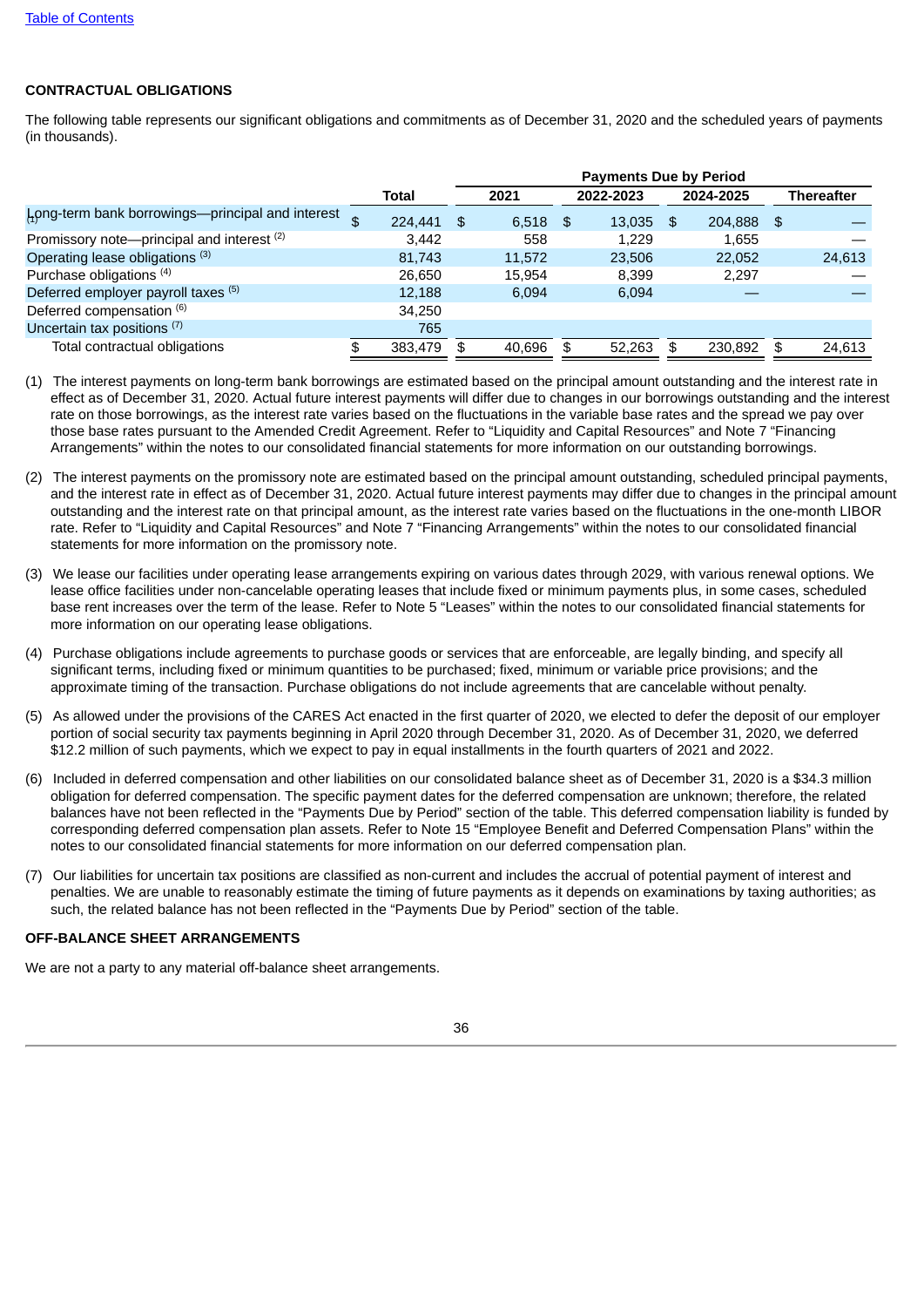[Table of Contents](#)

**CONTRACTUAL OBLIGATIONS**

The following table represents our significant obligations and commitments as of December 31, 2020 and the scheduled years of payments (in thousands).

| | | Payments Due by Period | | | |
|---|---|---|---|---|---|
| | Total | 2021 | 2022-2023 | 2024-2025 | Thereafter |
| Long-term bank borrowings—principal and interest [1] | $ 224,441 | $ 6,518 | $ 13,035 | $ 204,888 | $ — |
| Promissory note—principal and interest [2] | 3,442 | 558 | 1,229 | 1,655 | — |
| Operating lease obligations [3] | 81,743 | 11,572 | 23,506 | 22,052 | 24,613 |
| Purchase obligations [4] | 26,650 | 15,954 | 8,399 | 2,297 | — |
| Deferred employer payroll taxes [5] | 12,188 | 6,094 | 6,094 | — | — |
| Deferred compensation [6] | 34,250 | | | | |
| Uncertain tax positions [7] | 765 | | | | |
| Total contractual obligations | $ 383,479 | $ 40,696 | $ 52,263 | $ 230,892 | $ 24,613 |

(1) The interest payments on long-term bank borrowings are estimated based on the principal amount outstanding and the interest rate in effect as of December 31, 2020. Actual future interest payments will differ due to changes in our borrowings outstanding and the interest rate on those borrowings, as the interest rate varies based on the fluctuations in the variable base rates and the spread we pay over those base rates pursuant to the Amended Credit Agreement. Refer to "Liquidity and Capital Resources" and Note 7 "Financing Arrangements" within the notes to our consolidated financial statements for more information on our outstanding borrowings.

(2) The interest payments on the promissory note are estimated based on the principal amount outstanding, scheduled principal payments, and the interest rate in effect as of December 31, 2020. Actual future interest payments may differ due to changes in the principal amount outstanding and the interest rate on that principal amount, as the interest rate varies based on the fluctuations in the one-month LIBOR rate. Refer to "Liquidity and Capital Resources" and Note 7 "Financing Arrangements" within the notes to our consolidated financial statements for more information on the promissory note.

(3) We lease our facilities under operating lease arrangements expiring on various dates through 2029, with various renewal options. We lease office facilities under non-cancelable operating leases that include fixed or minimum payments plus, in some cases, scheduled base rent increases over the term of the lease. Refer to Note 5 "Leases" within the notes to our consolidated financial statements for more information on our operating lease obligations.

(4) Purchase obligations include agreements to purchase goods or services that are enforceable, are legally binding, and specify all significant terms, including fixed or minimum quantities to be purchased; fixed, minimum or variable price provisions; and the approximate timing of the transaction. Purchase obligations do not include agreements that are cancelable without penalty.

(5) As allowed under the provisions of the CARES Act enacted in the first quarter of 2020, we elected to defer the deposit of our employer portion of social security tax payments beginning in April 2020 through December 31, 2020. As of December 31, 2020, we deferred $12.2 million of such payments, which we expect to pay in equal installments in the fourth quarters of 2021 and 2022.

(6) Included in deferred compensation and other liabilities on our consolidated balance sheet as of December 31, 2020 is a $34.3 million obligation for deferred compensation. The specific payment dates for the deferred compensation are unknown; therefore, the related balances have not been reflected in the "Payments Due by Period" section of the table. This deferred compensation liability is funded by corresponding deferred compensation plan assets. Refer to Note 15 "Employee Benefit and Deferred Compensation Plans" within the notes to our consolidated financial statements for more information on our deferred compensation plan.

(7) Our liabilities for uncertain tax positions are classified as non-current and includes the accrual of potential payment of interest and penalties. We are unable to reasonably estimate the timing of future payments as it depends on examinations by taxing authorities; as such, the related balance has not been reflected in the "Payments Due by Period" section of the table.

**OFF-BALANCE SHEET ARRANGEMENTS**

We are not a party to any material off-balance sheet arrangements.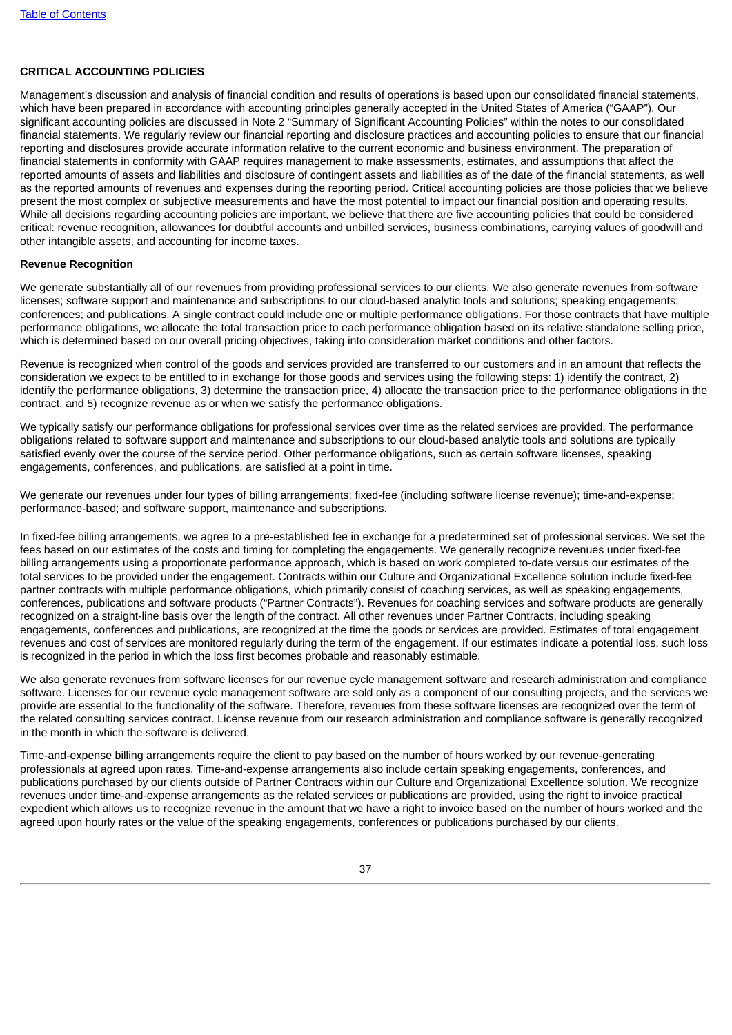## CRITICAL ACCOUNTING POLICIES

Management's discussion and analysis of financial condition and results of operations is based upon our consolidated financial statements, which have been prepared in accordance with accounting principles generally accepted in the United States of America ("GAAP"). Our significant accounting policies are discussed in Note 2 "Summary of Significant Accounting Policies" within the notes to our consolidated financial statements. We regularly review our financial reporting and disclosure practices and accounting policies to ensure that our financial reporting and disclosures provide accurate information relative to the current economic and business environment. The preparation of financial statements in conformity with GAAP requires management to make assessments, estimates, and assumptions that affect the reported amounts of assets and liabilities and disclosure of contingent assets and liabilities as of the date of the financial statements, as well as the reported amounts of revenues and expenses during the reporting period. Critical accounting policies are those policies that we believe present the most complex or subjective measurements and have the most potential to impact our financial position and operating results. While all decisions regarding accounting policies are important, we believe that there are five accounting policies that could be considered critical: revenue recognition, allowances for doubtful accounts and unbilled services, business combinations, carrying values of goodwill and other intangible assets, and accounting for income taxes.

### Revenue Recognition

We generate substantially all of our revenues from providing professional services to our clients. We also generate revenues from software licenses; software support and maintenance and subscriptions to our cloud-based analytic tools and solutions; speaking engagements; conferences; and publications. A single contract could include one or multiple performance obligations. For those contracts that have multiple performance obligations, we allocate the total transaction price to each performance obligation based on its relative standalone selling price, which is determined based on our overall pricing objectives, taking into consideration market conditions and other factors.

Revenue is recognized when control of the goods and services provided are transferred to our customers and in an amount that reflects the consideration we expect to be entitled to in exchange for those goods and services using the following steps: 1) identify the contract, 2) identify the performance obligations, 3) determine the transaction price, 4) allocate the transaction price to the performance obligations in the contract, and 5) recognize revenue as or when we satisfy the performance obligations.

We typically satisfy our performance obligations for professional services over time as the related services are provided. The performance obligations related to software support and maintenance and subscriptions to our cloud-based analytic tools and solutions are typically satisfied evenly over the course of the service period. Other performance obligations, such as certain software licenses, speaking engagements, conferences, and publications, are satisfied at a point in time.

We generate our revenues under four types of billing arrangements: fixed-fee (including software license revenue); time-and-expense; performance-based; and software support, maintenance and subscriptions.

In fixed-fee billing arrangements, we agree to a pre-established fee in exchange for a predetermined set of professional services. We set the fees based on our estimates of the costs and timing for completing the engagements. We generally recognize revenues under fixed-fee billing arrangements using a proportionate performance approach, which is based on work completed to-date versus our estimates of the total services to be provided under the engagement. Contracts within our Culture and Organizational Excellence solution include fixed-fee partner contracts with multiple performance obligations, which primarily consist of coaching services, as well as speaking engagements, conferences, publications and software products ("Partner Contracts"). Revenues for coaching services and software products are generally recognized on a straight-line basis over the length of the contract. All other revenues under Partner Contracts, including speaking engagements, conferences and publications, are recognized at the time the goods or services are provided. Estimates of total engagement revenues and cost of services are monitored regularly during the term of the engagement. If our estimates indicate a potential loss, such loss is recognized in the period in which the loss first becomes probable and reasonably estimable.

We also generate revenues from software licenses for our revenue cycle management software and research administration and compliance software. Licenses for our revenue cycle management software are sold only as a component of our consulting projects, and the services we provide are essential to the functionality of the software. Therefore, revenues from these software licenses are recognized over the term of the related consulting services contract. License revenue from our research administration and compliance software is generally recognized in the month in which the software is delivered.

Time-and-expense billing arrangements require the client to pay based on the number of hours worked by our revenue-generating professionals at agreed upon rates. Time-and-expense arrangements also include certain speaking engagements, conferences, and publications purchased by our clients outside of Partner Contracts within our Culture and Organizational Excellence solution. We recognize revenues under time-and-expense arrangements as the related services or publications are provided, using the right to invoice practical expedient which allows us to recognize revenue in the amount that we have a right to invoice based on the number of hours worked and the agreed upon hourly rates or the value of the speaking engagements, conferences or publications purchased by our clients.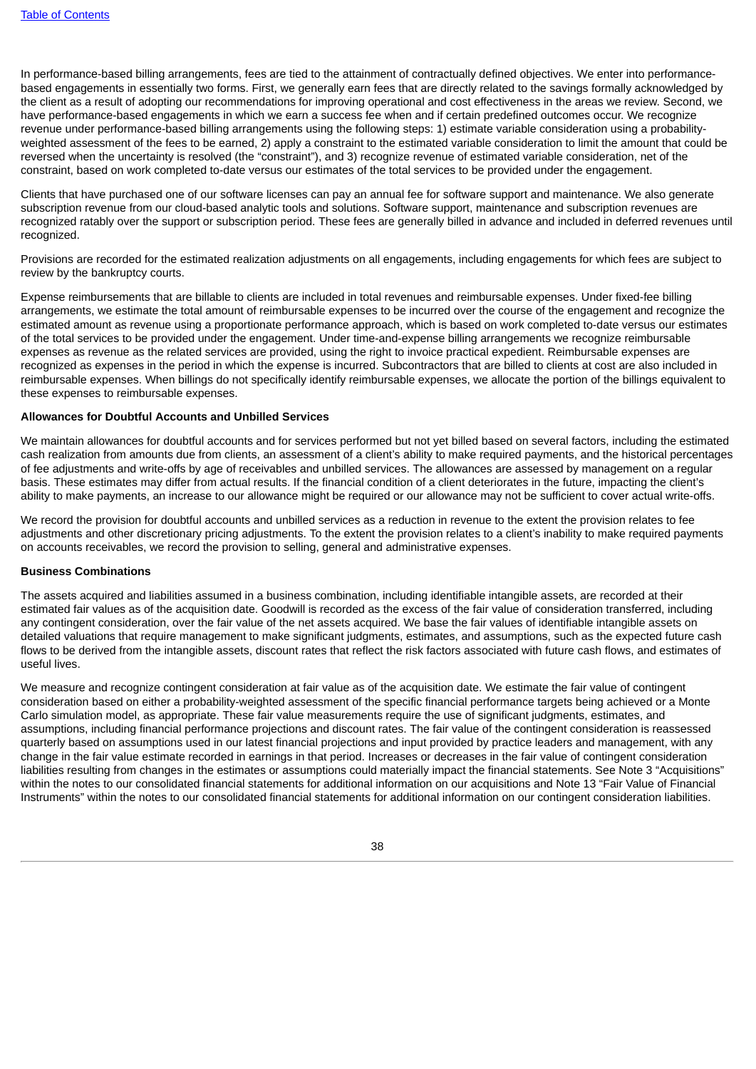In performance-based billing arrangements, fees are tied to the attainment of contractually defined objectives. We enter into performance-based engagements in essentially two forms. First, we generally earn fees that are directly related to the savings formally acknowledged by the client as a result of adopting our recommendations for improving operational and cost effectiveness in the areas we review. Second, we have performance-based engagements in which we earn a success fee when and if certain predefined outcomes occur. We recognize revenue under performance-based billing arrangements using the following steps: 1) estimate variable consideration using a probability-weighted assessment of the fees to be earned, 2) apply a constraint to the estimated variable consideration to limit the amount that could be reversed when the uncertainty is resolved (the "constraint"), and 3) recognize revenue of estimated variable consideration, net of the constraint, based on work completed to-date versus our estimates of the total services to be provided under the engagement.

Clients that have purchased one of our software licenses can pay an annual fee for software support and maintenance. We also generate subscription revenue from our cloud-based analytic tools and solutions. Software support, maintenance and subscription revenues are recognized ratably over the support or subscription period. These fees are generally billed in advance and included in deferred revenues until recognized.

Provisions are recorded for the estimated realization adjustments on all engagements, including engagements for which fees are subject to review by the bankruptcy courts.

Expense reimbursements that are billable to clients are included in total revenues and reimbursable expenses. Under fixed-fee billing arrangements, we estimate the total amount of reimbursable expenses to be incurred over the course of the engagement and recognize the estimated amount as revenue using a proportionate performance approach, which is based on work completed to-date versus our estimates of the total services to be provided under the engagement. Under time-and-expense billing arrangements we recognize reimbursable expenses as revenue as the related services are provided, using the right to invoice practical expedient. Reimbursable expenses are recognized as expenses in the period in which the expense is incurred. Subcontractors that are billed to clients at cost are also included in reimbursable expenses. When billings do not specifically identify reimbursable expenses, we allocate the portion of the billings equivalent to these expenses to reimbursable expenses.

**Allowances for Doubtful Accounts and Unbilled Services**

We maintain allowances for doubtful accounts and for services performed but not yet billed based on several factors, including the estimated cash realization from amounts due from clients, an assessment of a client's ability to make required payments, and the historical percentages of fee adjustments and write-offs by age of receivables and unbilled services. The allowances are assessed by management on a regular basis. These estimates may differ from actual results. If the financial condition of a client deteriorates in the future, impacting the client's ability to make payments, an increase to our allowance might be required or our allowance may not be sufficient to cover actual write-offs.

We record the provision for doubtful accounts and unbilled services as a reduction in revenue to the extent the provision relates to fee adjustments and other discretionary pricing adjustments. To the extent the provision relates to a client's inability to make required payments on accounts receivables, we record the provision to selling, general and administrative expenses.

**Business Combinations**

The assets acquired and liabilities assumed in a business combination, including identifiable intangible assets, are recorded at their estimated fair values as of the acquisition date. Goodwill is recorded as the excess of the fair value of consideration transferred, including any contingent consideration, over the fair value of the net assets acquired. We base the fair values of identifiable intangible assets on detailed valuations that require management to make significant judgments, estimates, and assumptions, such as the expected future cash flows to be derived from the intangible assets, discount rates that reflect the risk factors associated with future cash flows, and estimates of useful lives.

We measure and recognize contingent consideration at fair value as of the acquisition date. We estimate the fair value of contingent consideration based on either a probability-weighted assessment of the specific financial performance targets being achieved or a Monte Carlo simulation model, as appropriate. These fair value measurements require the use of significant judgments, estimates, and assumptions, including financial performance projections and discount rates. The fair value of the contingent consideration is reassessed quarterly based on assumptions used in our latest financial projections and input provided by practice leaders and management, with any change in the fair value estimate recorded in earnings in that period. Increases or decreases in the fair value of contingent consideration liabilities resulting from changes in the estimates or assumptions could materially impact the financial statements. See Note 3 "Acquisitions" within the notes to our consolidated financial statements for additional information on our acquisitions and Note 13 "Fair Value of Financial Instruments" within the notes to our consolidated financial statements for additional information on our contingent consideration liabilities.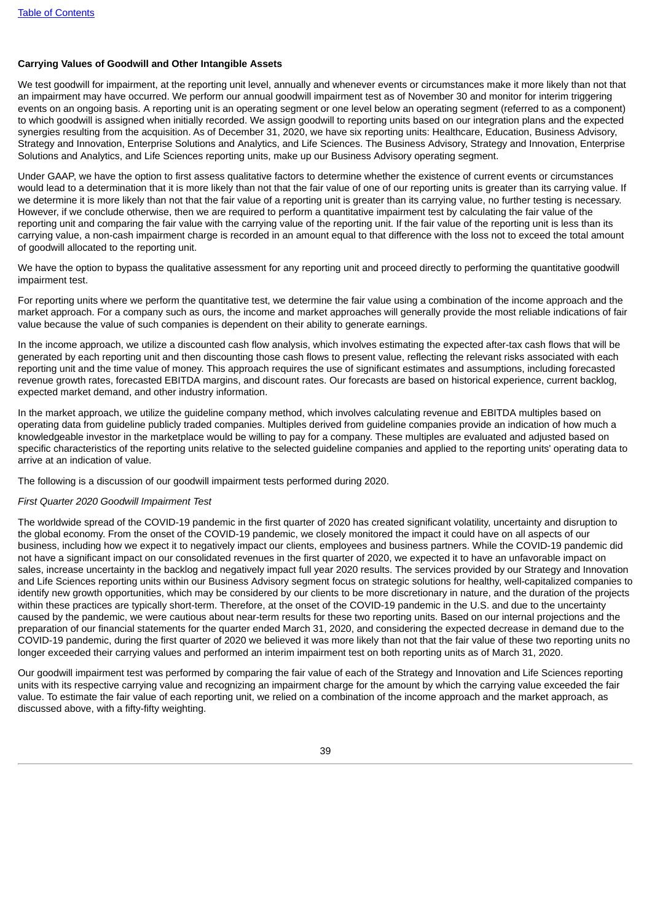**Carrying Values of Goodwill and Other Intangible Assets**

We test goodwill for impairment, at the reporting unit level, annually and whenever events or circumstances make it more likely than not that an impairment may have occurred. We perform our annual goodwill impairment test as of November 30 and monitor for interim triggering events on an ongoing basis. A reporting unit is an operating segment or one level below an operating segment (referred to as a component) to which goodwill is assigned when initially recorded. We assign goodwill to reporting units based on our integration plans and the expected synergies resulting from the acquisition. As of December 31, 2020, we have six reporting units: Healthcare, Education, Business Advisory, Strategy and Innovation, Enterprise Solutions and Analytics, and Life Sciences. The Business Advisory, Strategy and Innovation, Enterprise Solutions and Analytics, and Life Sciences reporting units, make up our Business Advisory operating segment.

Under GAAP, we have the option to first assess qualitative factors to determine whether the existence of current events or circumstances would lead to a determination that it is more likely than not that the fair value of one of our reporting units is greater than its carrying value. If we determine it is more likely than not that the fair value of a reporting unit is greater than its carrying value, no further testing is necessary. However, if we conclude otherwise, then we are required to perform a quantitative impairment test by calculating the fair value of the reporting unit and comparing the fair value with the carrying value of the reporting unit. If the fair value of the reporting unit is less than its carrying value, a non-cash impairment charge is recorded in an amount equal to that difference with the loss not to exceed the total amount of goodwill allocated to the reporting unit.

We have the option to bypass the qualitative assessment for any reporting unit and proceed directly to performing the quantitative goodwill impairment test.

For reporting units where we perform the quantitative test, we determine the fair value using a combination of the income approach and the market approach. For a company such as ours, the income and market approaches will generally provide the most reliable indications of fair value because the value of such companies is dependent on their ability to generate earnings.

In the income approach, we utilize a discounted cash flow analysis, which involves estimating the expected after-tax cash flows that will be generated by each reporting unit and then discounting those cash flows to present value, reflecting the relevant risks associated with each reporting unit and the time value of money. This approach requires the use of significant estimates and assumptions, including forecasted revenue growth rates, forecasted EBITDA margins, and discount rates. Our forecasts are based on historical experience, current backlog, expected market demand, and other industry information.

In the market approach, we utilize the guideline company method, which involves calculating revenue and EBITDA multiples based on operating data from guideline publicly traded companies. Multiples derived from guideline companies provide an indication of how much a knowledgeable investor in the marketplace would be willing to pay for a company. These multiples are evaluated and adjusted based on specific characteristics of the reporting units relative to the selected guideline companies and applied to the reporting units' operating data to arrive at an indication of value.

The following is a discussion of our goodwill impairment tests performed during 2020.

*First Quarter 2020 Goodwill Impairment Test*

The worldwide spread of the COVID-19 pandemic in the first quarter of 2020 has created significant volatility, uncertainty and disruption to the global economy. From the onset of the COVID-19 pandemic, we closely monitored the impact it could have on all aspects of our business, including how we expect it to negatively impact our clients, employees and business partners. While the COVID-19 pandemic did not have a significant impact on our consolidated revenues in the first quarter of 2020, we expected it to have an unfavorable impact on sales, increase uncertainty in the backlog and negatively impact full year 2020 results. The services provided by our Strategy and Innovation and Life Sciences reporting units within our Business Advisory segment focus on strategic solutions for healthy, well-capitalized companies to identify new growth opportunities, which may be considered by our clients to be more discretionary in nature, and the duration of the projects within these practices are typically short-term. Therefore, at the onset of the COVID-19 pandemic in the U.S. and due to the uncertainty caused by the pandemic, we were cautious about near-term results for these two reporting units. Based on our internal projections and the preparation of our financial statements for the quarter ended March 31, 2020, and considering the expected decrease in demand due to the COVID-19 pandemic, during the first quarter of 2020 we believed it was more likely than not that the fair value of these two reporting units no longer exceeded their carrying values and performed an interim impairment test on both reporting units as of March 31, 2020.

Our goodwill impairment test was performed by comparing the fair value of each of the Strategy and Innovation and Life Sciences reporting units with its respective carrying value and recognizing an impairment charge for the amount by which the carrying value exceeded the fair value. To estimate the fair value of each reporting unit, we relied on a combination of the income approach and the market approach, as discussed above, with a fifty-fifty weighting.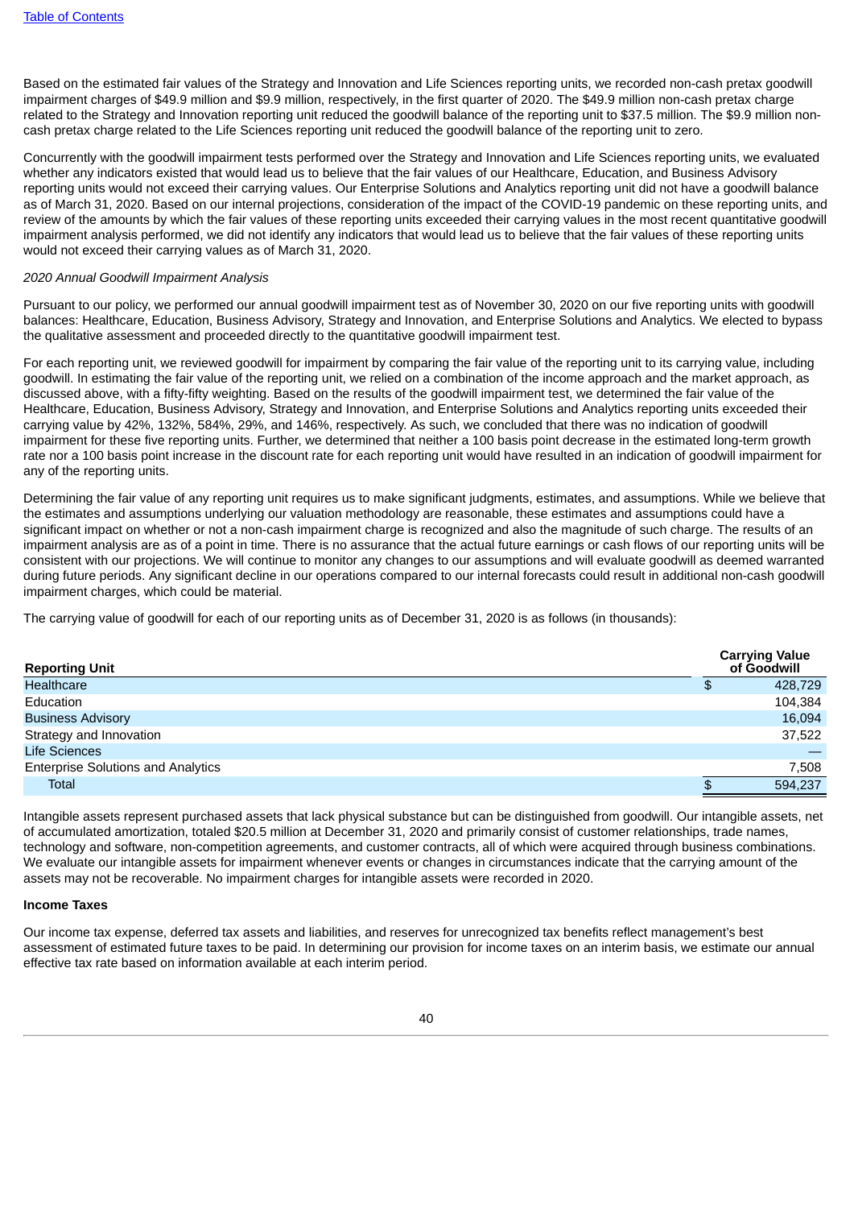Based on the estimated fair values of the Strategy and Innovation and Life Sciences reporting units, we recorded non-cash pretax goodwill impairment charges of $49.9 million and $9.9 million, respectively, in the first quarter of 2020. The $49.9 million non-cash pretax charge related to the Strategy and Innovation reporting unit reduced the goodwill balance of the reporting unit to $37.5 million. The $9.9 million non-cash pretax charge related to the Life Sciences reporting unit reduced the goodwill balance of the reporting unit to zero.

Concurrently with the goodwill impairment tests performed over the Strategy and Innovation and Life Sciences reporting units, we evaluated whether any indicators existed that would lead us to believe that the fair values of our Healthcare, Education, and Business Advisory reporting units would not exceed their carrying values. Our Enterprise Solutions and Analytics reporting unit did not have a goodwill balance as of March 31, 2020. Based on our internal projections, consideration of the impact of the COVID-19 pandemic on these reporting units, and review of the amounts by which the fair values of these reporting units exceeded their carrying values in the most recent quantitative goodwill impairment analysis performed, we did not identify any indicators that would lead us to believe that the fair values of these reporting units would not exceed their carrying values as of March 31, 2020.

*2020 Annual Goodwill Impairment Analysis*

Pursuant to our policy, we performed our annual goodwill impairment test as of November 30, 2020 on our five reporting units with goodwill balances: Healthcare, Education, Business Advisory, Strategy and Innovation, and Enterprise Solutions and Analytics. We elected to bypass the qualitative assessment and proceeded directly to the quantitative goodwill impairment test.

For each reporting unit, we reviewed goodwill for impairment by comparing the fair value of the reporting unit to its carrying value, including goodwill. In estimating the fair value of the reporting unit, we relied on a combination of the income approach and the market approach, as discussed above, with a fifty-fifty weighting. Based on the results of the goodwill impairment test, we determined the fair value of the Healthcare, Education, Business Advisory, Strategy and Innovation, and Enterprise Solutions and Analytics reporting units exceeded their carrying value by 42%, 132%, 584%, 29%, and 146%, respectively. As such, we concluded that there was no indication of goodwill impairment for these five reporting units. Further, we determined that neither a 100 basis point decrease in the estimated long-term growth rate nor a 100 basis point increase in the discount rate for each reporting unit would have resulted in an indication of goodwill impairment for any of the reporting units.

Determining the fair value of any reporting unit requires us to make significant judgments, estimates, and assumptions. While we believe that the estimates and assumptions underlying our valuation methodology are reasonable, these estimates and assumptions could have a significant impact on whether or not a non-cash impairment charge is recognized and also the magnitude of such charge. The results of an impairment analysis are as of a point in time. There is no assurance that the actual future earnings or cash flows of our reporting units will be consistent with our projections. We will continue to monitor any changes to our assumptions and will evaluate goodwill as deemed warranted during future periods. Any significant decline in our operations compared to our internal forecasts could result in additional non-cash goodwill impairment charges, which could be material.

The carrying value of goodwill for each of our reporting units as of December 31, 2020 is as follows (in thousands):

| Reporting Unit | Carrying Value of Goodwill |
|---|---|
| Healthcare | $ 428,729 |
| Education | 104,384 |
| Business Advisory | 16,094 |
| Strategy and Innovation | 37,522 |
| Life Sciences | — |
| Enterprise Solutions and Analytics | 7,508 |
| Total | $ 594,237 |

Intangible assets represent purchased assets that lack physical substance but can be distinguished from goodwill. Our intangible assets, net of accumulated amortization, totaled $20.5 million at December 31, 2020 and primarily consist of customer relationships, trade names, technology and software, non-competition agreements, and customer contracts, all of which were acquired through business combinations. We evaluate our intangible assets for impairment whenever events or changes in circumstances indicate that the carrying amount of the assets may not be recoverable. No impairment charges for intangible assets were recorded in 2020.

**Income Taxes**

Our income tax expense, deferred tax assets and liabilities, and reserves for unrecognized tax benefits reflect management's best assessment of estimated future taxes to be paid. In determining our provision for income taxes on an interim basis, we estimate our annual effective tax rate based on information available at each interim period.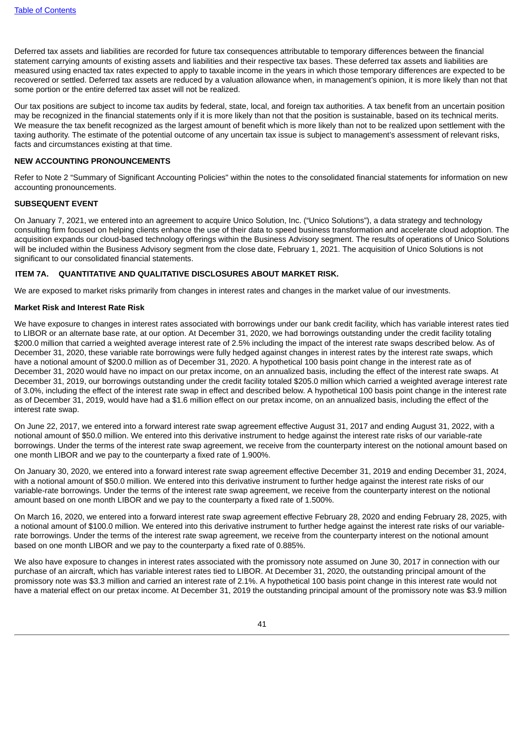Deferred tax assets and liabilities are recorded for future tax consequences attributable to temporary differences between the financial statement carrying amounts of existing assets and liabilities and their respective tax bases. These deferred tax assets and liabilities are measured using enacted tax rates expected to apply to taxable income in the years in which those temporary differences are expected to be recovered or settled. Deferred tax assets are reduced by a valuation allowance when, in management's opinion, it is more likely than not that some portion or the entire deferred tax asset will not be realized.

Our tax positions are subject to income tax audits by federal, state, local, and foreign tax authorities. A tax benefit from an uncertain position may be recognized in the financial statements only if it is more likely than not that the position is sustainable, based on its technical merits. We measure the tax benefit recognized as the largest amount of benefit which is more likely than not to be realized upon settlement with the taxing authority. The estimate of the potential outcome of any uncertain tax issue is subject to management's assessment of relevant risks, facts and circumstances existing at that time.

**NEW ACCOUNTING PRONOUNCEMENTS**

Refer to Note 2 "Summary of Significant Accounting Policies" within the notes to the consolidated financial statements for information on new accounting pronouncements.

**SUBSEQUENT EVENT**

On January 7, 2021, we entered into an agreement to acquire Unico Solution, Inc. ("Unico Solutions"), a data strategy and technology consulting firm focused on helping clients enhance the use of their data to speed business transformation and accelerate cloud adoption. The acquisition expands our cloud-based technology offerings within the Business Advisory segment. The results of operations of Unico Solutions will be included within the Business Advisory segment from the close date, February 1, 2021. The acquisition of Unico Solutions is not significant to our consolidated financial statements.

## ITEM 7A. QUANTITATIVE AND QUALITATIVE DISCLOSURES ABOUT MARKET RISK.

We are exposed to market risks primarily from changes in interest rates and changes in the market value of our investments.

**Market Risk and Interest Rate Risk**

We have exposure to changes in interest rates associated with borrowings under our bank credit facility, which has variable interest rates tied to LIBOR or an alternate base rate, at our option. At December 31, 2020, we had borrowings outstanding under the credit facility totaling $200.0 million that carried a weighted average interest rate of 2.5% including the impact of the interest rate swaps described below. As of December 31, 2020, these variable rate borrowings were fully hedged against changes in interest rates by the interest rate swaps, which have a notional amount of $200.0 million as of December 31, 2020. A hypothetical 100 basis point change in the interest rate as of December 31, 2020 would have no impact on our pretax income, on an annualized basis, including the effect of the interest rate swaps. At December 31, 2019, our borrowings outstanding under the credit facility totaled $205.0 million which carried a weighted average interest rate of 3.0%, including the effect of the interest rate swap in effect and described below. A hypothetical 100 basis point change in the interest rate as of December 31, 2019, would have had a $1.6 million effect on our pretax income, on an annualized basis, including the effect of the interest rate swap.

On June 22, 2017, we entered into a forward interest rate swap agreement effective August 31, 2017 and ending August 31, 2022, with a notional amount of $50.0 million. We entered into this derivative instrument to hedge against the interest rate risks of our variable-rate borrowings. Under the terms of the interest rate swap agreement, we receive from the counterparty interest on the notional amount based on one month LIBOR and we pay to the counterparty a fixed rate of 1.900%.

On January 30, 2020, we entered into a forward interest rate swap agreement effective December 31, 2019 and ending December 31, 2024, with a notional amount of $50.0 million. We entered into this derivative instrument to further hedge against the interest rate risks of our variable-rate borrowings. Under the terms of the interest rate swap agreement, we receive from the counterparty interest on the notional amount based on one month LIBOR and we pay to the counterparty a fixed rate of 1.500%.

On March 16, 2020, we entered into a forward interest rate swap agreement effective February 28, 2020 and ending February 28, 2025, with a notional amount of $100.0 million. We entered into this derivative instrument to further hedge against the interest rate risks of our variable-rate borrowings. Under the terms of the interest rate swap agreement, we receive from the counterparty interest on the notional amount based on one month LIBOR and we pay to the counterparty a fixed rate of 0.885%.

We also have exposure to changes in interest rates associated with the promissory note assumed on June 30, 2017 in connection with our purchase of an aircraft, which has variable interest rates tied to LIBOR. At December 31, 2020, the outstanding principal amount of the promissory note was $3.3 million and carried an interest rate of 2.1%. A hypothetical 100 basis point change in this interest rate would not have a material effect on our pretax income. At December 31, 2019 the outstanding principal amount of the promissory note was $3.9 million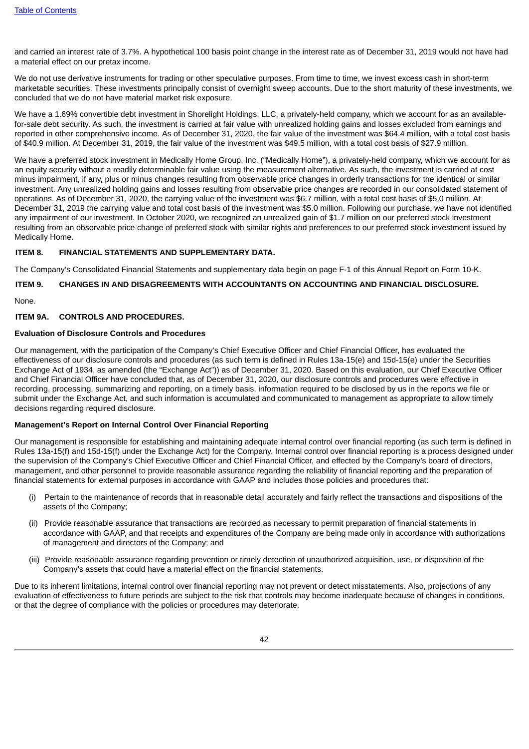and carried an interest rate of 3.7%. A hypothetical 100 basis point change in the interest rate as of December 31, 2019 would not have had a material effect on our pretax income.

We do not use derivative instruments for trading or other speculative purposes. From time to time, we invest excess cash in short-term marketable securities. These investments principally consist of overnight sweep accounts. Due to the short maturity of these investments, we concluded that we do not have material market risk exposure.

We have a 1.69% convertible debt investment in Shorelight Holdings, LLC, a privately-held company, which we account for as an available-for-sale debt security. As such, the investment is carried at fair value with unrealized holding gains and losses excluded from earnings and reported in other comprehensive income. As of December 31, 2020, the fair value of the investment was $64.4 million, with a total cost basis of $40.9 million. At December 31, 2019, the fair value of the investment was $49.5 million, with a total cost basis of $27.9 million.

We have a preferred stock investment in Medically Home Group, Inc. ("Medically Home"), a privately-held company, which we account for as an equity security without a readily determinable fair value using the measurement alternative. As such, the investment is carried at cost minus impairment, if any, plus or minus changes resulting from observable price changes in orderly transactions for the identical or similar investment. Any unrealized holding gains and losses resulting from observable price changes are recorded in our consolidated statement of operations. As of December 31, 2020, the carrying value of the investment was $6.7 million, with a total cost basis of $5.0 million. At December 31, 2019 the carrying value and total cost basis of the investment was $5.0 million. Following our purchase, we have not identified any impairment of our investment. In October 2020, we recognized an unrealized gain of $1.7 million on our preferred stock investment resulting from an observable price change of preferred stock with similar rights and preferences to our preferred stock investment issued by Medically Home.

## ITEM 8. FINANCIAL STATEMENTS AND SUPPLEMENTARY DATA.

The Company's Consolidated Financial Statements and supplementary data begin on page F-1 of this Annual Report on Form 10-K.

## ITEM 9. CHANGES IN AND DISAGREEMENTS WITH ACCOUNTANTS ON ACCOUNTING AND FINANCIAL DISCLOSURE.

None.

## ITEM 9A. CONTROLS AND PROCEDURES.

### Evaluation of Disclosure Controls and Procedures

Our management, with the participation of the Company's Chief Executive Officer and Chief Financial Officer, has evaluated the effectiveness of our disclosure controls and procedures (as such term is defined in Rules 13a-15(e) and 15d-15(e) under the Securities Exchange Act of 1934, as amended (the "Exchange Act")) as of December 31, 2020. Based on this evaluation, our Chief Executive Officer and Chief Financial Officer have concluded that, as of December 31, 2020, our disclosure controls and procedures were effective in recording, processing, summarizing and reporting, on a timely basis, information required to be disclosed by us in the reports we file or submit under the Exchange Act, and such information is accumulated and communicated to management as appropriate to allow timely decisions regarding required disclosure.

### Management's Report on Internal Control Over Financial Reporting

Our management is responsible for establishing and maintaining adequate internal control over financial reporting (as such term is defined in Rules 13a-15(f) and 15d-15(f) under the Exchange Act) for the Company. Internal control over financial reporting is a process designed under the supervision of the Company's Chief Executive Officer and Chief Financial Officer, and effected by the Company's board of directors, management, and other personnel to provide reasonable assurance regarding the reliability of financial reporting and the preparation of financial statements for external purposes in accordance with GAAP and includes those policies and procedures that:

(i) Pertain to the maintenance of records that in reasonable detail accurately and fairly reflect the transactions and dispositions of the assets of the Company;

(ii) Provide reasonable assurance that transactions are recorded as necessary to permit preparation of financial statements in accordance with GAAP, and that receipts and expenditures of the Company are being made only in accordance with authorizations of management and directors of the Company; and

(iii) Provide reasonable assurance regarding prevention or timely detection of unauthorized acquisition, use, or disposition of the Company's assets that could have a material effect on the financial statements.

Due to its inherent limitations, internal control over financial reporting may not prevent or detect misstatements. Also, projections of any evaluation of effectiveness to future periods are subject to the risk that controls may become inadequate because of changes in conditions, or that the degree of compliance with the policies or procedures may deteriorate.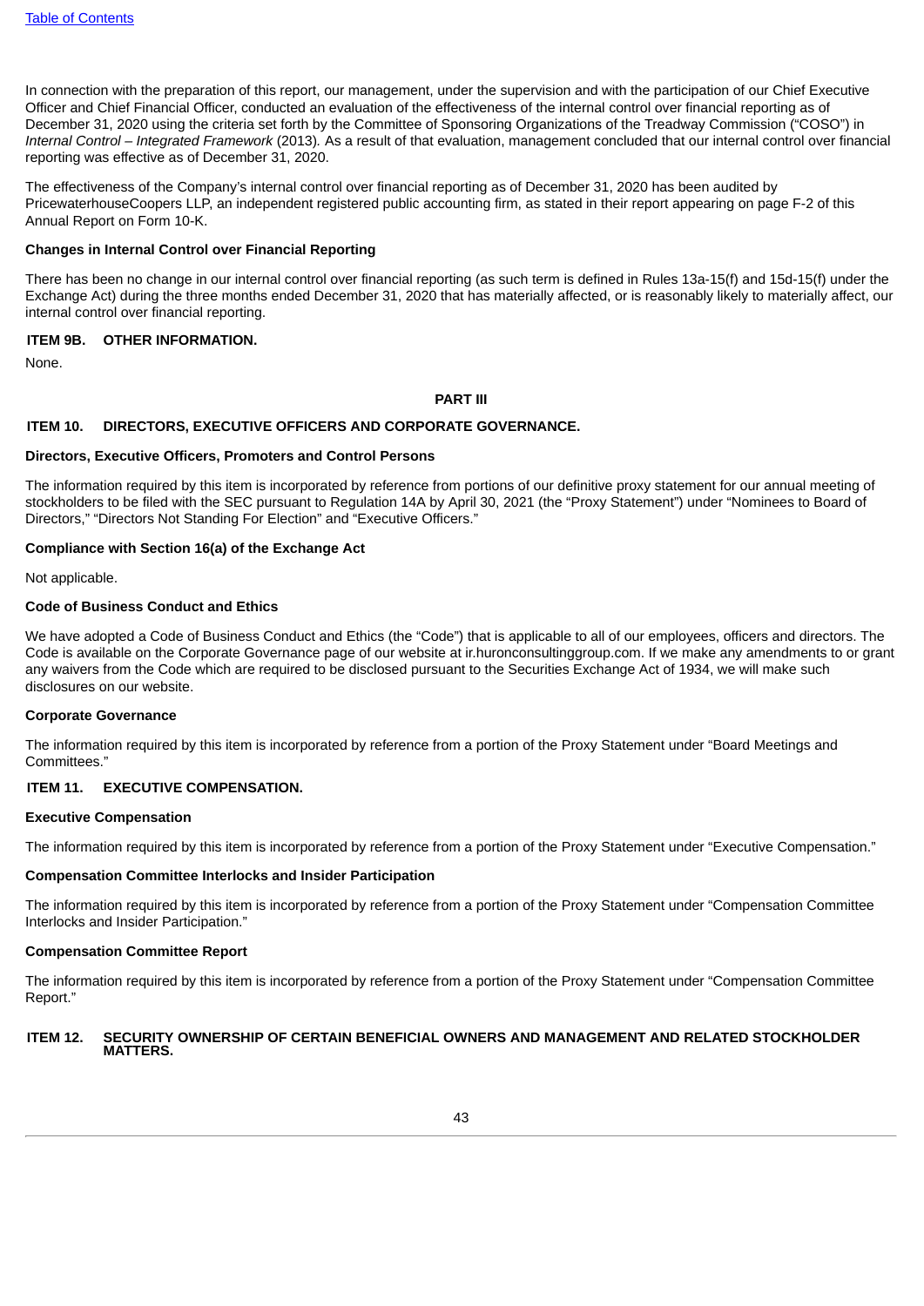In connection with the preparation of this report, our management, under the supervision and with the participation of our Chief Executive Officer and Chief Financial Officer, conducted an evaluation of the effectiveness of the internal control over financial reporting as of December 31, 2020 using the criteria set forth by the Committee of Sponsoring Organizations of the Treadway Commission ("COSO") in *Internal Control – Integrated Framework* (2013)*.* As a result of that evaluation, management concluded that our internal control over financial reporting was effective as of December 31, 2020.

The effectiveness of the Company's internal control over financial reporting as of December 31, 2020 has been audited by PricewaterhouseCoopers LLP, an independent registered public accounting firm, as stated in their report appearing on page F-2 of this Annual Report on Form 10-K.

**Changes in Internal Control over Financial Reporting**

There has been no change in our internal control over financial reporting (as such term is defined in Rules 13a-15(f) and 15d-15(f) under the Exchange Act) during the three months ended December 31, 2020 that has materially affected, or is reasonably likely to materially affect, our internal control over financial reporting.

## ITEM 9B. OTHER INFORMATION.

None.

# PART III

## ITEM 10. DIRECTORS, EXECUTIVE OFFICERS AND CORPORATE GOVERNANCE.

**Directors, Executive Officers, Promoters and Control Persons**

The information required by this item is incorporated by reference from portions of our definitive proxy statement for our annual meeting of stockholders to be filed with the SEC pursuant to Regulation 14A by April 30, 2021 (the "Proxy Statement") under "Nominees to Board of Directors," "Directors Not Standing For Election" and "Executive Officers."

**Compliance with Section 16(a) of the Exchange Act**

Not applicable.

**Code of Business Conduct and Ethics**

We have adopted a Code of Business Conduct and Ethics (the "Code") that is applicable to all of our employees, officers and directors. The Code is available on the Corporate Governance page of our website at ir.huronconsultinggroup.com. If we make any amendments to or grant any waivers from the Code which are required to be disclosed pursuant to the Securities Exchange Act of 1934, we will make such disclosures on our website.

**Corporate Governance**

The information required by this item is incorporated by reference from a portion of the Proxy Statement under "Board Meetings and Committees."

## ITEM 11. EXECUTIVE COMPENSATION.

**Executive Compensation**

The information required by this item is incorporated by reference from a portion of the Proxy Statement under "Executive Compensation."

**Compensation Committee Interlocks and Insider Participation**

The information required by this item is incorporated by reference from a portion of the Proxy Statement under "Compensation Committee Interlocks and Insider Participation."

**Compensation Committee Report**

The information required by this item is incorporated by reference from a portion of the Proxy Statement under "Compensation Committee Report."

## ITEM 12. SECURITY OWNERSHIP OF CERTAIN BENEFICIAL OWNERS AND MANAGEMENT AND RELATED STOCKHOLDER MATTERS.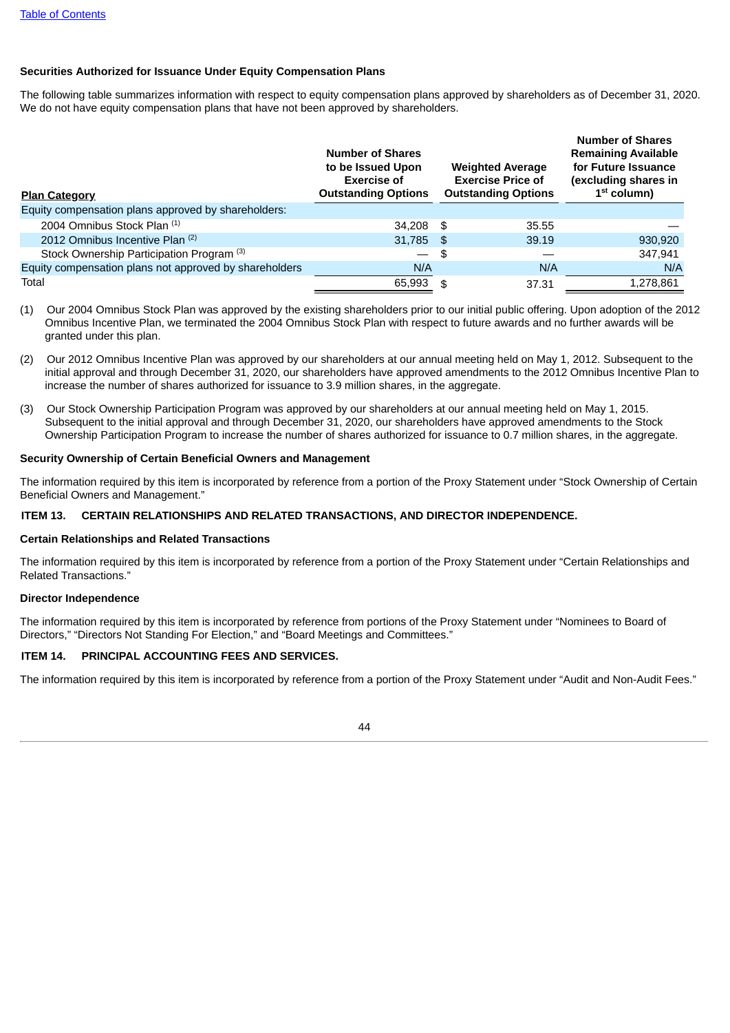[Table of Contents](#)

### Securities Authorized for Issuance Under Equity Compensation Plans

The following table summarizes information with respect to equity compensation plans approved by shareholders as of December 31, 2020. We do not have equity compensation plans that have not been approved by shareholders.

| Plan Category | Number of Shares to be Issued Upon Exercise of Outstanding Options | Weighted Average Exercise Price of Outstanding Options | Number of Shares Remaining Available for Future Issuance (excluding shares in 1st column) |
|---|---|---|---|
| Equity compensation plans approved by shareholders: | | | |
| 2004 Omnibus Stock Plan [(1)] | 34,208 | $ 35.55 | — |
| 2012 Omnibus Incentive Plan [(2)] | 31,785 | $ 39.19 | 930,920 |
| Stock Ownership Participation Program [(3)] | — | $ — | 347,941 |
| Equity compensation plans not approved by shareholders | N/A | N/A | N/A |
| Total | 65,993 | $ 37.31 | 1,278,861 |

(1) Our 2004 Omnibus Stock Plan was approved by the existing shareholders prior to our initial public offering. Upon adoption of the 2012 Omnibus Incentive Plan, we terminated the 2004 Omnibus Stock Plan with respect to future awards and no further awards will be granted under this plan.

(2) Our 2012 Omnibus Incentive Plan was approved by our shareholders at our annual meeting held on May 1, 2012. Subsequent to the initial approval and through December 31, 2020, our shareholders have approved amendments to the 2012 Omnibus Incentive Plan to increase the number of shares authorized for issuance to 3.9 million shares, in the aggregate.

(3) Our Stock Ownership Participation Program was approved by our shareholders at our annual meeting held on May 1, 2015. Subsequent to the initial approval and through December 31, 2020, our shareholders have approved amendments to the Stock Ownership Participation Program to increase the number of shares authorized for issuance to 0.7 million shares, in the aggregate.

### Security Ownership of Certain Beneficial Owners and Management

The information required by this item is incorporated by reference from a portion of the Proxy Statement under "Stock Ownership of Certain Beneficial Owners and Management."

## ITEM 13. CERTAIN RELATIONSHIPS AND RELATED TRANSACTIONS, AND DIRECTOR INDEPENDENCE.

### Certain Relationships and Related Transactions

The information required by this item is incorporated by reference from a portion of the Proxy Statement under "Certain Relationships and Related Transactions."

### Director Independence

The information required by this item is incorporated by reference from portions of the Proxy Statement under "Nominees to Board of Directors," "Directors Not Standing For Election," and "Board Meetings and Committees."

## ITEM 14. PRINCIPAL ACCOUNTING FEES AND SERVICES.

The information required by this item is incorporated by reference from a portion of the Proxy Statement under "Audit and Non-Audit Fees."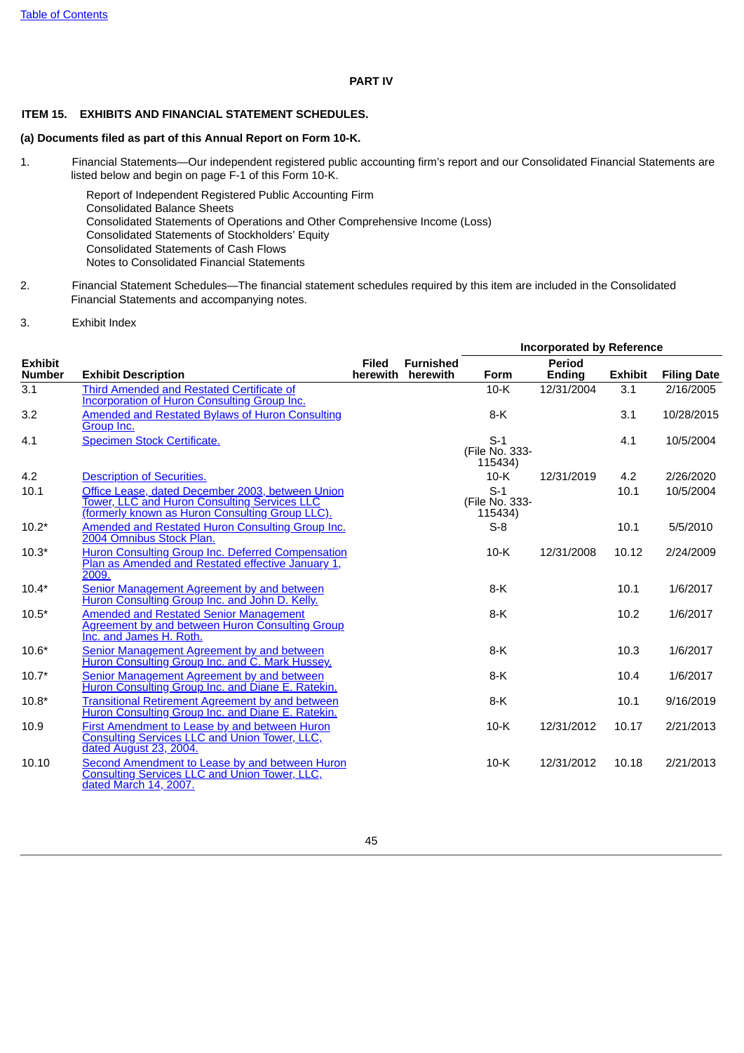Table of Contents

# PART IV

## ITEM 15. EXHIBITS AND FINANCIAL STATEMENT SCHEDULES.

**(a) Documents filed as part of this Annual Report on Form 10-K.**

1. Financial Statements—Our independent registered public accounting firm's report and our Consolidated Financial Statements are listed below and begin on page F-1 of this Form 10-K.

   Report of Independent Registered Public Accounting Firm
   Consolidated Balance Sheets
   Consolidated Statements of Operations and Other Comprehensive Income (Loss)
   Consolidated Statements of Stockholders' Equity
   Consolidated Statements of Cash Flows
   Notes to Consolidated Financial Statements

2. Financial Statement Schedules—The financial statement schedules required by this item are included in the Consolidated Financial Statements and accompanying notes.

3. Exhibit Index

| | | | | Incorporated by Reference | | | |
|---|---|---|---|---|---|---|---|
| Exhibit Number | Exhibit Description | Filed herewith | Furnished herewith | Form | Period Ending | Exhibit | Filing Date |
| 3.1 | Third Amended and Restated Certificate of Incorporation of Huron Consulting Group Inc. | | | 10-K | 12/31/2004 | 3.1 | 2/16/2005 |
| 3.2 | Amended and Restated Bylaws of Huron Consulting Group Inc. | | | 8-K | | 3.1 | 10/28/2015 |
| 4.1 | Specimen Stock Certificate. | | | S-1 (File No. 333-115434) | | 4.1 | 10/5/2004 |
| 4.2 | Description of Securities. | | | 10-K | 12/31/2019 | 4.2 | 2/26/2020 |
| 10.1 | Office Lease, dated December 2003, between Union Tower, LLC and Huron Consulting Services LLC (formerly known as Huron Consulting Group LLC). | | | S-1 (File No. 333-115434) | | 10.1 | 10/5/2004 |
| 10.2* | Amended and Restated Huron Consulting Group Inc. 2004 Omnibus Stock Plan. | | | S-8 | | 10.1 | 5/5/2010 |
| 10.3* | Huron Consulting Group Inc. Deferred Compensation Plan as Amended and Restated effective January 1, 2009. | | | 10-K | 12/31/2008 | 10.12 | 2/24/2009 |
| 10.4* | Senior Management Agreement by and between Huron Consulting Group Inc. and John D. Kelly. | | | 8-K | | 10.1 | 1/6/2017 |
| 10.5* | Amended and Restated Senior Management Agreement by and between Huron Consulting Group Inc. and James H. Roth. | | | 8-K | | 10.2 | 1/6/2017 |
| 10.6* | Senior Management Agreement by and between Huron Consulting Group Inc. and C. Mark Hussey. | | | 8-K | | 10.3 | 1/6/2017 |
| 10.7* | Senior Management Agreement by and between Huron Consulting Group Inc. and Diane E. Ratekin. | | | 8-K | | 10.4 | 1/6/2017 |
| 10.8* | Transitional Retirement Agreement by and between Huron Consulting Group Inc. and Diane E. Ratekin. | | | 8-K | | 10.1 | 9/16/2019 |
| 10.9 | First Amendment to Lease by and between Huron Consulting Services LLC and Union Tower, LLC, dated August 23, 2004. | | | 10-K | 12/31/2012 | 10.17 | 2/21/2013 |
| 10.10 | Second Amendment to Lease by and between Huron Consulting Services LLC and Union Tower, LLC, dated March 14, 2007. | | | 10-K | 12/31/2012 | 10.18 | 2/21/2013 |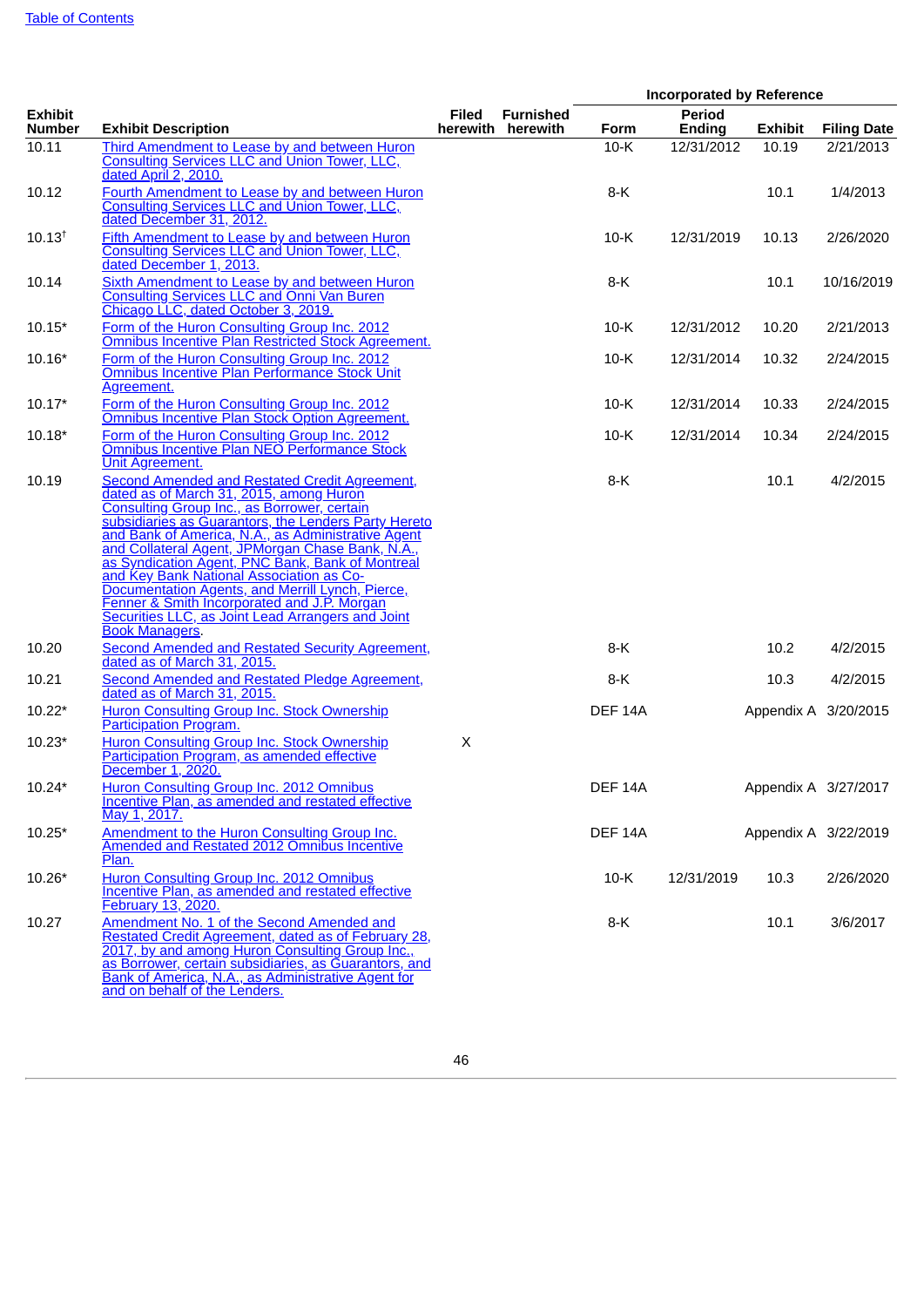[Table of Contents](#)

| Exhibit Number | Exhibit Description | Filed herewith | Furnished herewith | Incorporated by Reference | | | |
|---|---|---|---|---|---|---|---|
| | | | | Form | Period Ending | Exhibit | Filing Date |
| 10.11 | Third Amendment to Lease by and between Huron Consulting Services LLC and Union Tower, LLC, dated April 2, 2010. | | | 10-K | 12/31/2012 | 10.19 | 2/21/2013 |
| 10.12 | Fourth Amendment to Lease by and between Huron Consulting Services LLC and Union Tower, LLC, dated December 31, 2012. | | | 8-K | | 10.1 | 1/4/2013 |
| 10.13† | Fifth Amendment to Lease by and between Huron Consulting Services LLC and Union Tower, LLC, dated December 1, 2013. | | | 10-K | 12/31/2019 | 10.13 | 2/26/2020 |
| 10.14 | Sixth Amendment to Lease by and between Huron Consulting Services LLC and Onni Van Buren Chicago LLC, dated October 3, 2019. | | | 8-K | | 10.1 | 10/16/2019 |
| 10.15* | Form of the Huron Consulting Group Inc. 2012 Omnibus Incentive Plan Restricted Stock Agreement. | | | 10-K | 12/31/2012 | 10.20 | 2/21/2013 |
| 10.16* | Form of the Huron Consulting Group Inc. 2012 Omnibus Incentive Plan Performance Stock Unit Agreement. | | | 10-K | 12/31/2014 | 10.32 | 2/24/2015 |
| 10.17* | Form of the Huron Consulting Group Inc. 2012 Omnibus Incentive Plan Stock Option Agreement. | | | 10-K | 12/31/2014 | 10.33 | 2/24/2015 |
| 10.18* | Form of the Huron Consulting Group Inc. 2012 Omnibus Incentive Plan NEO Performance Stock Unit Agreement. | | | 10-K | 12/31/2014 | 10.34 | 2/24/2015 |
| 10.19 | Second Amended and Restated Credit Agreement, dated as of March 31, 2015, among Huron Consulting Group Inc., as Borrower, certain subsidiaries as Guarantors, the Lenders Party Hereto and Bank of America, N.A., as Administrative Agent and Collateral Agent, JPMorgan Chase Bank, N.A., as Syndication Agent, PNC Bank, Bank of Montreal and Key Bank National Association as Co-Documentation Agents, and Merrill Lynch, Pierce, Fenner & Smith Incorporated and J.P. Morgan Securities LLC, as Joint Lead Arrangers and Joint Book Managers. | | | 8-K | | 10.1 | 4/2/2015 |
| 10.20 | Second Amended and Restated Security Agreement, dated as of March 31, 2015. | | | 8-K | | 10.2 | 4/2/2015 |
| 10.21 | Second Amended and Restated Pledge Agreement, dated as of March 31, 2015. | | | 8-K | | 10.3 | 4/2/2015 |
| 10.22* | Huron Consulting Group Inc. Stock Ownership Participation Program. | | | DEF 14A | | Appendix A | 3/20/2015 |
| 10.23* | Huron Consulting Group Inc. Stock Ownership Participation Program, as amended effective December 1, 2020. | X | | | | | |
| 10.24* | Huron Consulting Group Inc. 2012 Omnibus Incentive Plan, as amended and restated effective May 1, 2017. | | | DEF 14A | | Appendix A | 3/27/2017 |
| 10.25* | Amendment to the Huron Consulting Group Inc. Amended and Restated 2012 Omnibus Incentive Plan. | | | DEF 14A | | Appendix A | 3/22/2019 |
| 10.26* | Huron Consulting Group Inc. 2012 Omnibus Incentive Plan, as amended and restated effective February 13, 2020. | | | 10-K | 12/31/2019 | 10.3 | 2/26/2020 |
| 10.27 | Amendment No. 1 of the Second Amended and Restated Credit Agreement, dated as of February 28, 2017, by and among Huron Consulting Group Inc., as Borrower, certain subsidiaries, as Guarantors, and Bank of America, N.A., as Administrative Agent for and on behalf of the Lenders. | | | 8-K | | 10.1 | 3/6/2017 |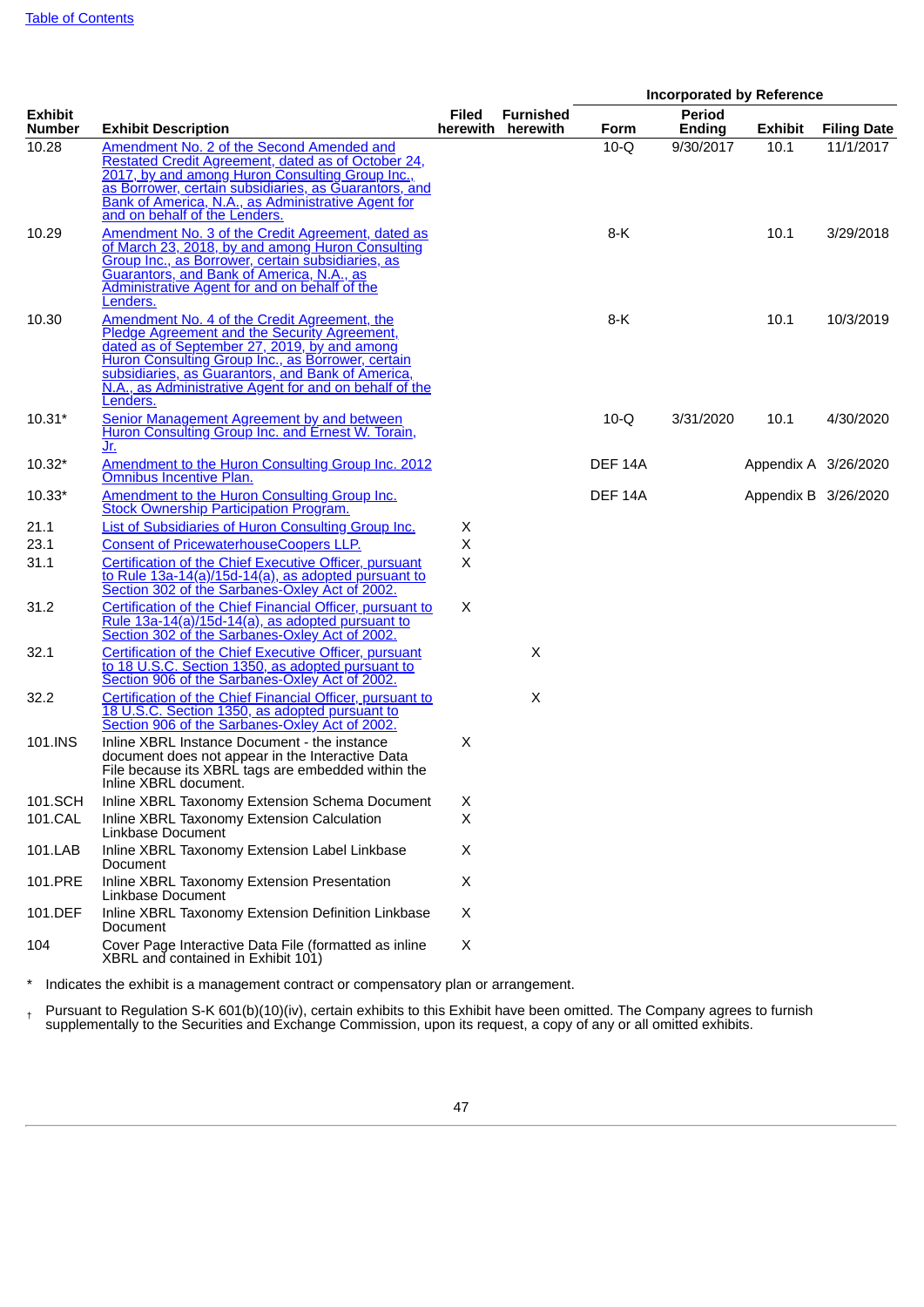| Exhibit Number | Exhibit Description | Filed herewith | Furnished herewith | Incorporated by Reference | | | |
|---|---|---|---|---|---|---|---|
| | | | | Form | Period Ending | Exhibit | Filing Date |
| 10.28 | Amendment No. 2 of the Second Amended and Restated Credit Agreement, dated as of October 24, 2017, by and among Huron Consulting Group Inc., as Borrower, certain subsidiaries, as Guarantors, and Bank of America, N.A., as Administrative Agent for and on behalf of the Lenders. | | | 10-Q | 9/30/2017 | 10.1 | 11/1/2017 |
| 10.29 | Amendment No. 3 of the Credit Agreement, dated as of March 23, 2018, by and among Huron Consulting Group Inc., as Borrower, certain subsidiaries, as Guarantors, and Bank of America, N.A., as Administrative Agent for and on behalf of the Lenders. | | | 8-K | | 10.1 | 3/29/2018 |
| 10.30 | Amendment No. 4 of the Credit Agreement, the Pledge Agreement and the Security Agreement, dated as of September 27, 2019, by and among Huron Consulting Group Inc., as Borrower, certain subsidiaries, as Guarantors, and Bank of America, N.A., as Administrative Agent for and on behalf of the Lenders. | | | 8-K | | 10.1 | 10/3/2019 |
| 10.31* | Senior Management Agreement by and between Huron Consulting Group Inc. and Ernest W. Torain, Jr. | | | 10-Q | 3/31/2020 | 10.1 | 4/30/2020 |
| 10.32* | Amendment to the Huron Consulting Group Inc. 2012 Omnibus Incentive Plan. | | | DEF 14A | | Appendix A | 3/26/2020 |
| 10.33* | Amendment to the Huron Consulting Group Inc. Stock Ownership Participation Program. | | | DEF 14A | | Appendix B | 3/26/2020 |
| 21.1 | List of Subsidiaries of Huron Consulting Group Inc. | X | | | | | |
| 23.1 | Consent of PricewaterhouseCoopers LLP. | X | | | | | |
| 31.1 | Certification of the Chief Executive Officer, pursuant to Rule 13a-14(a)/15d-14(a), as adopted pursuant to Section 302 of the Sarbanes-Oxley Act of 2002. | X | | | | | |
| 31.2 | Certification of the Chief Financial Officer, pursuant to Rule 13a-14(a)/15d-14(a), as adopted pursuant to Section 302 of the Sarbanes-Oxley Act of 2002. | X | | | | | |
| 32.1 | Certification of the Chief Executive Officer, pursuant to 18 U.S.C. Section 1350, as adopted pursuant to Section 906 of the Sarbanes-Oxley Act of 2002. | | X | | | | |
| 32.2 | Certification of the Chief Financial Officer, pursuant to 18 U.S.C. Section 1350, as adopted pursuant to Section 906 of the Sarbanes-Oxley Act of 2002. | | X | | | | |
| 101.INS | Inline XBRL Instance Document - the instance document does not appear in the Interactive Data File because its XBRL tags are embedded within the Inline XBRL document. | X | | | | | |
| 101.SCH | Inline XBRL Taxonomy Extension Schema Document | X | | | | | |
| 101.CAL | Inline XBRL Taxonomy Extension Calculation Linkbase Document | X | | | | | |
| 101.LAB | Inline XBRL Taxonomy Extension Label Linkbase Document | X | | | | | |
| 101.PRE | Inline XBRL Taxonomy Extension Presentation Linkbase Document | X | | | | | |
| 101.DEF | Inline XBRL Taxonomy Extension Definition Linkbase Document | X | | | | | |
| 104 | Cover Page Interactive Data File (formatted as inline XBRL and contained in Exhibit 101) | X | | | | | |

\* Indicates the exhibit is a management contract or compensatory plan or arrangement.

† Pursuant to Regulation S-K 601(b)(10)(iv), certain exhibits to this Exhibit have been omitted. The Company agrees to furnish supplementally to the Securities and Exchange Commission, upon its request, a copy of any or all omitted exhibits.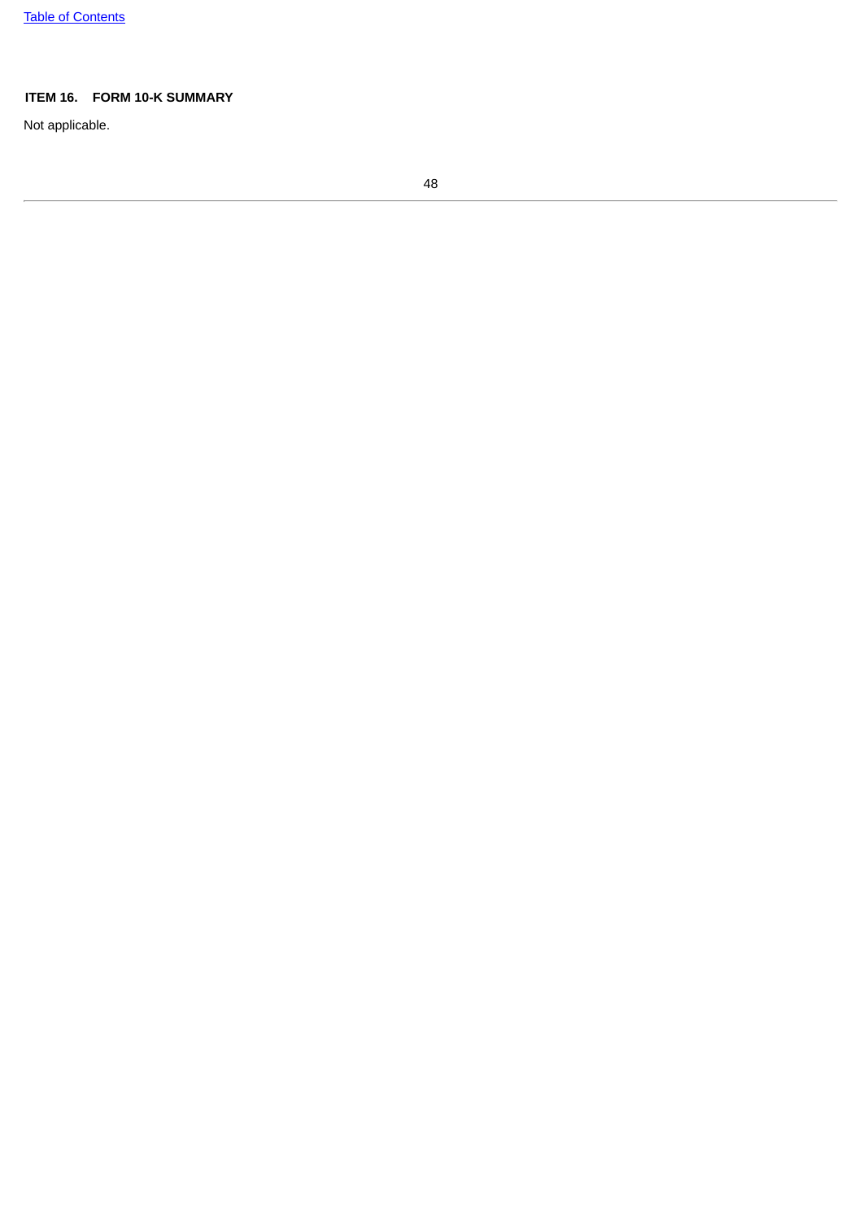## ITEM 16. FORM 10-K SUMMARY

Not applicable.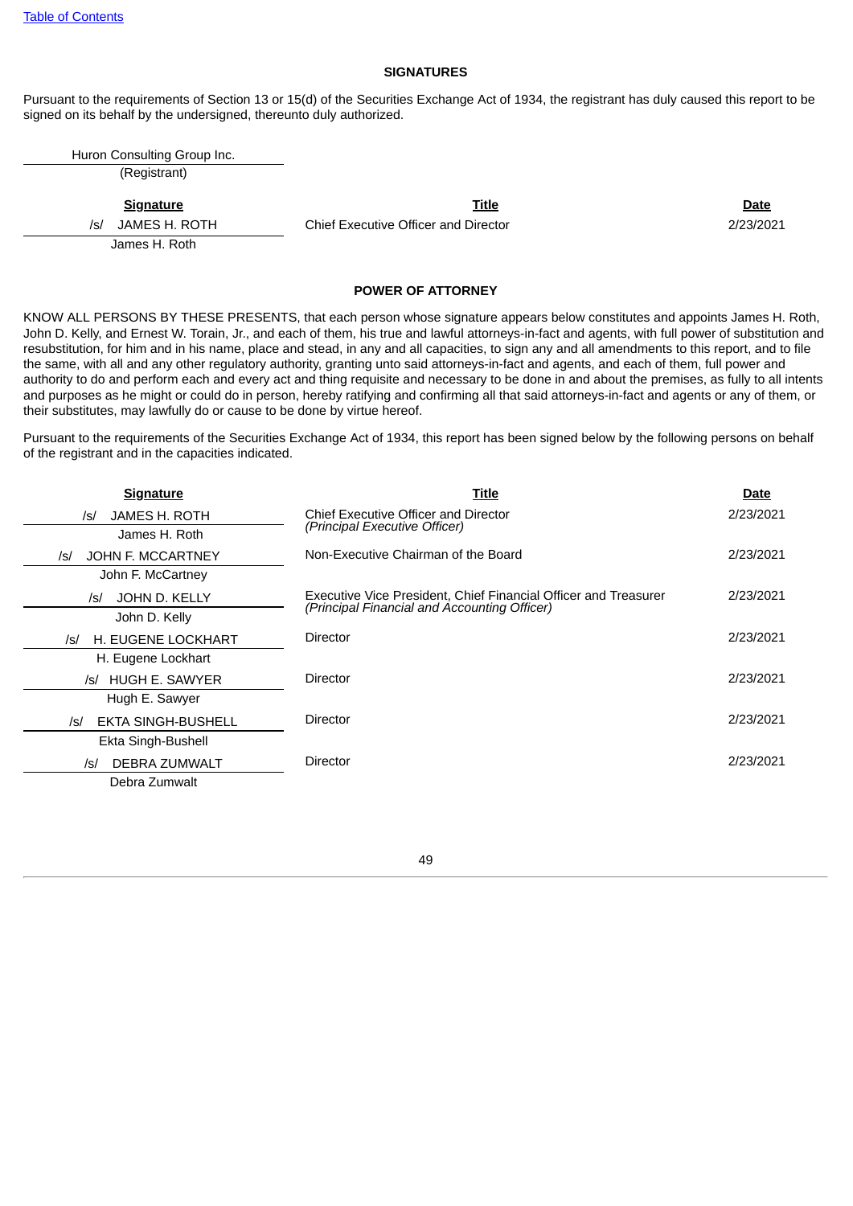## SIGNATURES

Pursuant to the requirements of Section 13 or 15(d) of the Securities Exchange Act of 1934, the registrant has duly caused this report to be signed on its behalf by the undersigned, thereunto duly authorized.

Huron Consulting Group Inc.
(Registrant)

| Signature | Title | Date |
|---|---|---|
| /s/ JAMES H. ROTH<br>James H. Roth | Chief Executive Officer and Director | 2/23/2021 |

## POWER OF ATTORNEY

KNOW ALL PERSONS BY THESE PRESENTS, that each person whose signature appears below constitutes and appoints James H. Roth, John D. Kelly, and Ernest W. Torain, Jr., and each of them, his true and lawful attorneys-in-fact and agents, with full power of substitution and resubstitution, for him and in his name, place and stead, in any and all capacities, to sign any and all amendments to this report, and to file the same, with all and any other regulatory authority, granting unto said attorneys-in-fact and agents, and each of them, full power and authority to do and perform each and every act and thing requisite and necessary to be done in and about the premises, as fully to all intents and purposes as he might or could do in person, hereby ratifying and confirming all that said attorneys-in-fact and agents or any of them, or their substitutes, may lawfully do or cause to be done by virtue hereof.

Pursuant to the requirements of the Securities Exchange Act of 1934, this report has been signed below by the following persons on behalf of the registrant and in the capacities indicated.

| Signature | Title | Date |
|---|---|---|
| /s/ JAMES H. ROTH<br>James H. Roth | Chief Executive Officer and Director<br>*(Principal Executive Officer)* | 2/23/2021 |
| /s/ JOHN F. MCCARTNEY<br>John F. McCartney | Non-Executive Chairman of the Board | 2/23/2021 |
| /s/ JOHN D. KELLY<br>John D. Kelly | Executive Vice President, Chief Financial Officer and Treasurer<br>*(Principal Financial and Accounting Officer)* | 2/23/2021 |
| /s/ H. EUGENE LOCKHART<br>H. Eugene Lockhart | Director | 2/23/2021 |
| /s/ HUGH E. SAWYER<br>Hugh E. Sawyer | Director | 2/23/2021 |
| /s/ EKTA SINGH-BUSHELL<br>Ekta Singh-Bushell | Director | 2/23/2021 |
| /s/ DEBRA ZUMWALT<br>Debra Zumwalt | Director | 2/23/2021 |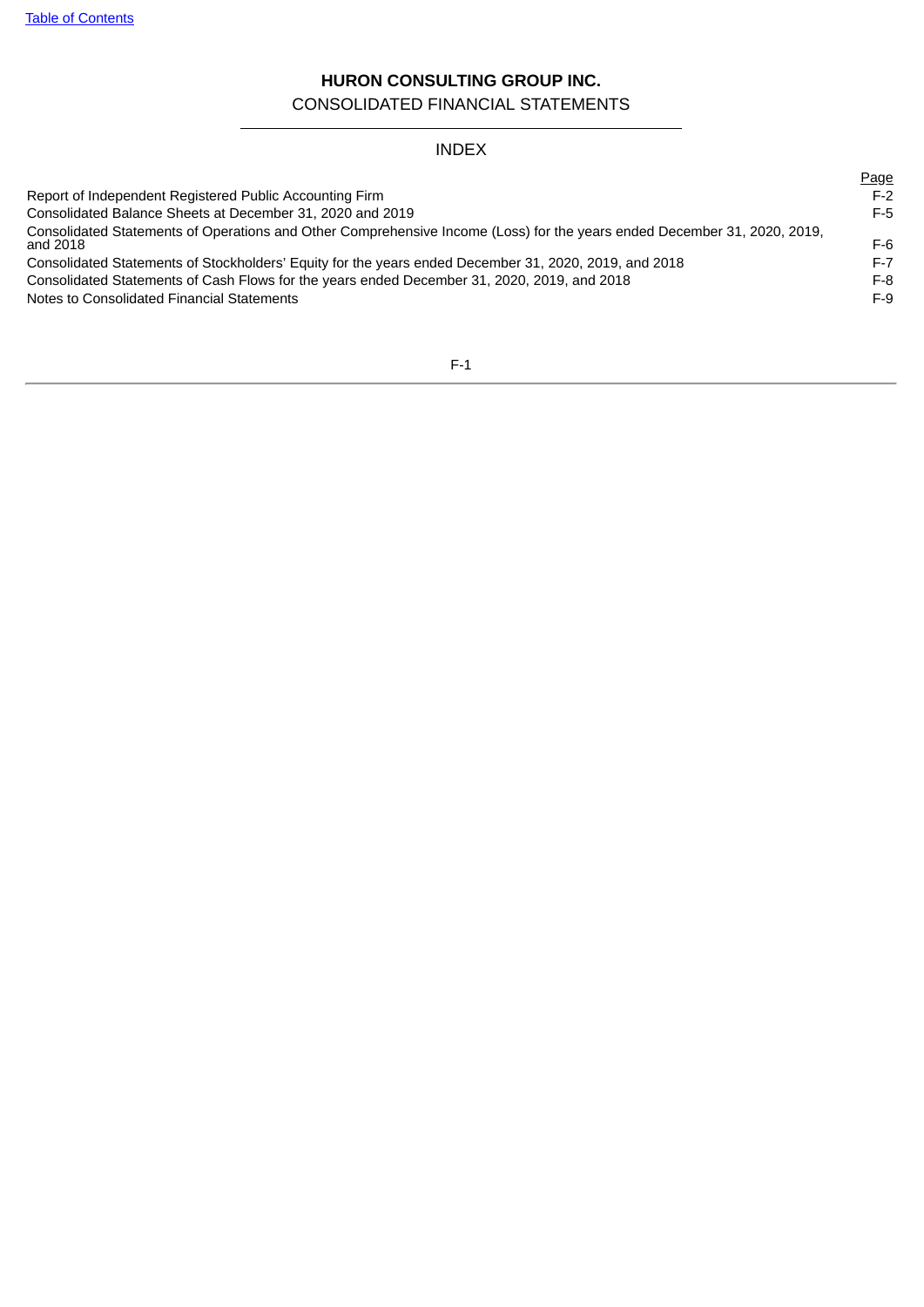# HURON CONSULTING GROUP INC.

CONSOLIDATED FINANCIAL STATEMENTS

## INDEX

| | Page |
|---|---|
| Report of Independent Registered Public Accounting Firm | F-2 |
| Consolidated Balance Sheets at December 31, 2020 and 2019 | F-5 |
| Consolidated Statements of Operations and Other Comprehensive Income (Loss) for the years ended December 31, 2020, 2019, and 2018 | F-6 |
| Consolidated Statements of Stockholders' Equity for the years ended December 31, 2020, 2019, and 2018 | F-7 |
| Consolidated Statements of Cash Flows for the years ended December 31, 2020, 2019, and 2018 | F-8 |
| Notes to Consolidated Financial Statements | F-9 |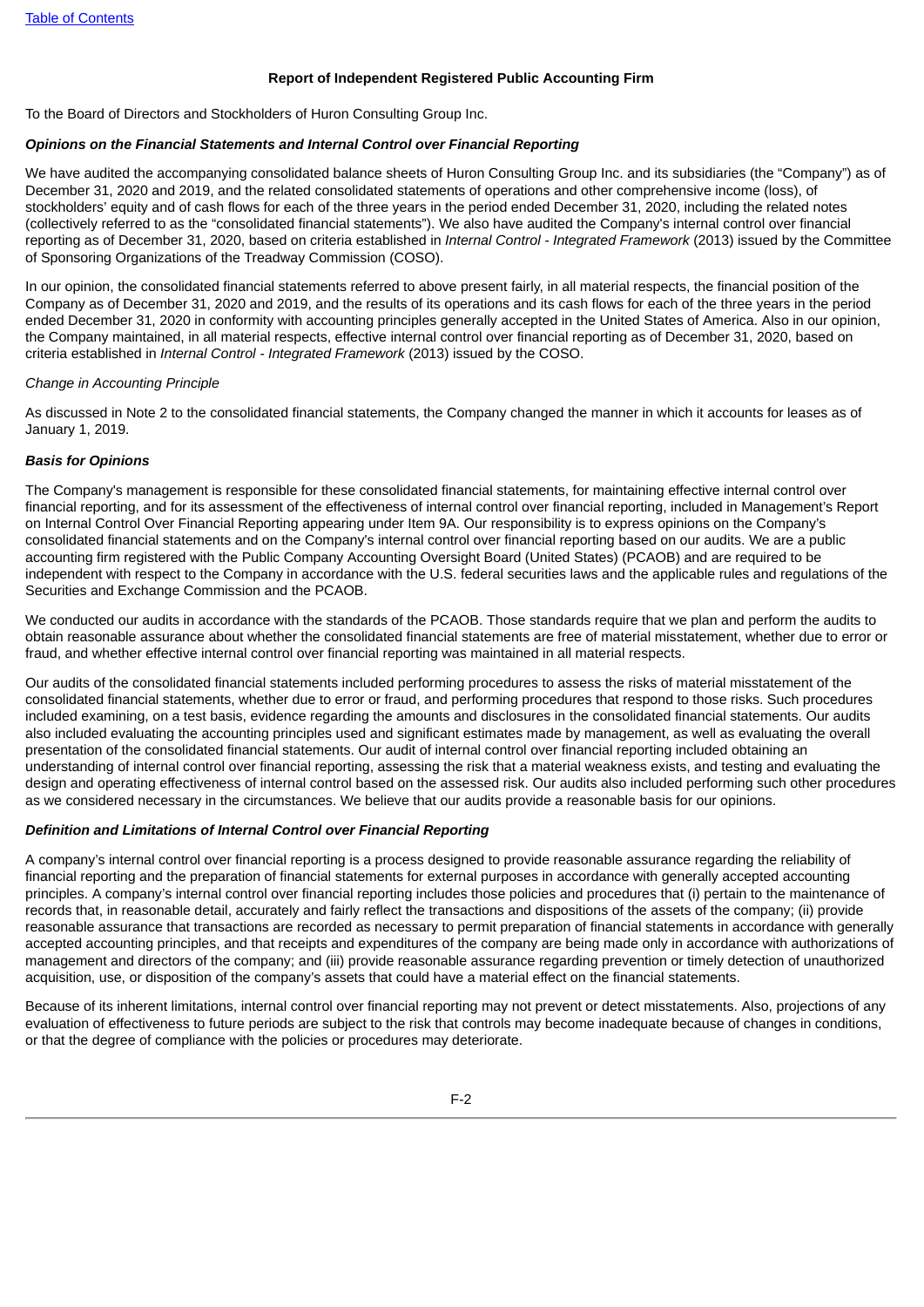## Report of Independent Registered Public Accounting Firm

To the Board of Directors and Stockholders of Huron Consulting Group Inc.

### *Opinions on the Financial Statements and Internal Control over Financial Reporting*

We have audited the accompanying consolidated balance sheets of Huron Consulting Group Inc. and its subsidiaries (the "Company") as of December 31, 2020 and 2019, and the related consolidated statements of operations and other comprehensive income (loss), of stockholders' equity and of cash flows for each of the three years in the period ended December 31, 2020, including the related notes (collectively referred to as the "consolidated financial statements"). We also have audited the Company's internal control over financial reporting as of December 31, 2020, based on criteria established in *Internal Control - Integrated Framework* (2013) issued by the Committee of Sponsoring Organizations of the Treadway Commission (COSO).

In our opinion, the consolidated financial statements referred to above present fairly, in all material respects, the financial position of the Company as of December 31, 2020 and 2019, and the results of its operations and its cash flows for each of the three years in the period ended December 31, 2020 in conformity with accounting principles generally accepted in the United States of America. Also in our opinion, the Company maintained, in all material respects, effective internal control over financial reporting as of December 31, 2020, based on criteria established in *Internal Control - Integrated Framework* (2013) issued by the COSO.

*Change in Accounting Principle*

As discussed in Note 2 to the consolidated financial statements, the Company changed the manner in which it accounts for leases as of January 1, 2019.

### *Basis for Opinions*

The Company's management is responsible for these consolidated financial statements, for maintaining effective internal control over financial reporting, and for its assessment of the effectiveness of internal control over financial reporting, included in Management's Report on Internal Control Over Financial Reporting appearing under Item 9A. Our responsibility is to express opinions on the Company's consolidated financial statements and on the Company's internal control over financial reporting based on our audits. We are a public accounting firm registered with the Public Company Accounting Oversight Board (United States) (PCAOB) and are required to be independent with respect to the Company in accordance with the U.S. federal securities laws and the applicable rules and regulations of the Securities and Exchange Commission and the PCAOB.

We conducted our audits in accordance with the standards of the PCAOB. Those standards require that we plan and perform the audits to obtain reasonable assurance about whether the consolidated financial statements are free of material misstatement, whether due to error or fraud, and whether effective internal control over financial reporting was maintained in all material respects.

Our audits of the consolidated financial statements included performing procedures to assess the risks of material misstatement of the consolidated financial statements, whether due to error or fraud, and performing procedures that respond to those risks. Such procedures included examining, on a test basis, evidence regarding the amounts and disclosures in the consolidated financial statements. Our audits also included evaluating the accounting principles used and significant estimates made by management, as well as evaluating the overall presentation of the consolidated financial statements. Our audit of internal control over financial reporting included obtaining an understanding of internal control over financial reporting, assessing the risk that a material weakness exists, and testing and evaluating the design and operating effectiveness of internal control based on the assessed risk. Our audits also included performing such other procedures as we considered necessary in the circumstances. We believe that our audits provide a reasonable basis for our opinions.

### *Definition and Limitations of Internal Control over Financial Reporting*

A company's internal control over financial reporting is a process designed to provide reasonable assurance regarding the reliability of financial reporting and the preparation of financial statements for external purposes in accordance with generally accepted accounting principles. A company's internal control over financial reporting includes those policies and procedures that (i) pertain to the maintenance of records that, in reasonable detail, accurately and fairly reflect the transactions and dispositions of the assets of the company; (ii) provide reasonable assurance that transactions are recorded as necessary to permit preparation of financial statements in accordance with generally accepted accounting principles, and that receipts and expenditures of the company are being made only in accordance with authorizations of management and directors of the company; and (iii) provide reasonable assurance regarding prevention or timely detection of unauthorized acquisition, use, or disposition of the company's assets that could have a material effect on the financial statements.

Because of its inherent limitations, internal control over financial reporting may not prevent or detect misstatements. Also, projections of any evaluation of effectiveness to future periods are subject to the risk that controls may become inadequate because of changes in conditions, or that the degree of compliance with the policies or procedures may deteriorate.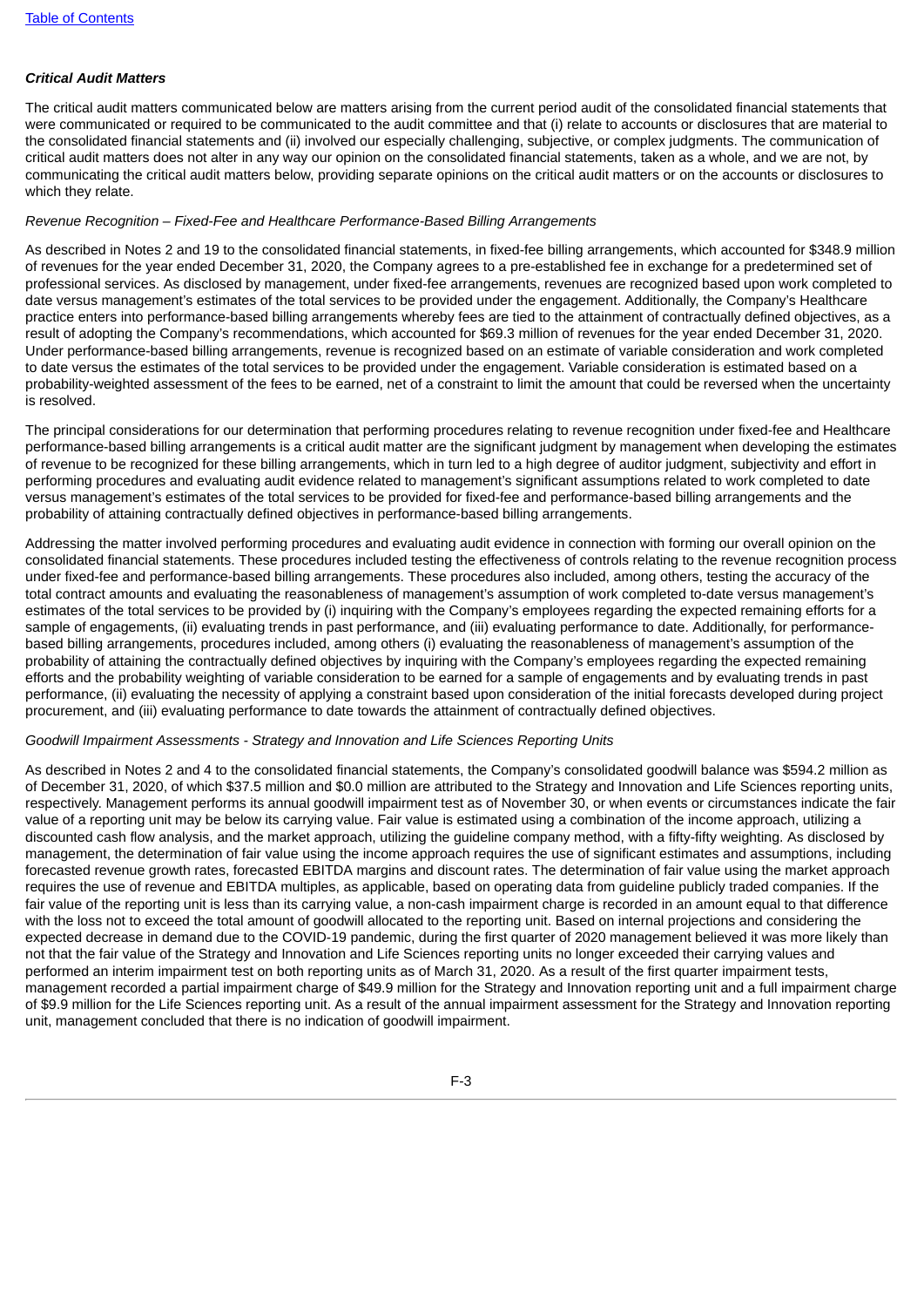*Critical Audit Matters*

The critical audit matters communicated below are matters arising from the current period audit of the consolidated financial statements that were communicated or required to be communicated to the audit committee and that (i) relate to accounts or disclosures that are material to the consolidated financial statements and (ii) involved our especially challenging, subjective, or complex judgments. The communication of critical audit matters does not alter in any way our opinion on the consolidated financial statements, taken as a whole, and we are not, by communicating the critical audit matters below, providing separate opinions on the critical audit matters or on the accounts or disclosures to which they relate.

*Revenue Recognition – Fixed-Fee and Healthcare Performance-Based Billing Arrangements*

As described in Notes 2 and 19 to the consolidated financial statements, in fixed-fee billing arrangements, which accounted for $348.9 million of revenues for the year ended December 31, 2020, the Company agrees to a pre-established fee in exchange for a predetermined set of professional services. As disclosed by management, under fixed-fee arrangements, revenues are recognized based upon work completed to date versus management's estimates of the total services to be provided under the engagement. Additionally, the Company's Healthcare practice enters into performance-based billing arrangements whereby fees are tied to the attainment of contractually defined objectives, as a result of adopting the Company's recommendations, which accounted for $69.3 million of revenues for the year ended December 31, 2020. Under performance-based billing arrangements, revenue is recognized based on an estimate of variable consideration and work completed to date versus the estimates of the total services to be provided under the engagement. Variable consideration is estimated based on a probability-weighted assessment of the fees to be earned, net of a constraint to limit the amount that could be reversed when the uncertainty is resolved.

The principal considerations for our determination that performing procedures relating to revenue recognition under fixed-fee and Healthcare performance-based billing arrangements is a critical audit matter are the significant judgment by management when developing the estimates of revenue to be recognized for these billing arrangements, which in turn led to a high degree of auditor judgment, subjectivity and effort in performing procedures and evaluating audit evidence related to management's significant assumptions related to work completed to date versus management's estimates of the total services to be provided for fixed-fee and performance-based billing arrangements and the probability of attaining contractually defined objectives in performance-based billing arrangements.

Addressing the matter involved performing procedures and evaluating audit evidence in connection with forming our overall opinion on the consolidated financial statements. These procedures included testing the effectiveness of controls relating to the revenue recognition process under fixed-fee and performance-based billing arrangements. These procedures also included, among others, testing the accuracy of the total contract amounts and evaluating the reasonableness of management's assumption of work completed to-date versus management's estimates of the total services to be provided by (i) inquiring with the Company's employees regarding the expected remaining efforts for a sample of engagements, (ii) evaluating trends in past performance, and (iii) evaluating performance to date. Additionally, for performance-based billing arrangements, procedures included, among others (i) evaluating the reasonableness of management's assumption of the probability of attaining the contractually defined objectives by inquiring with the Company's employees regarding the expected remaining efforts and the probability weighting of variable consideration to be earned for a sample of engagements and by evaluating trends in past performance, (ii) evaluating the necessity of applying a constraint based upon consideration of the initial forecasts developed during project procurement, and (iii) evaluating performance to date towards the attainment of contractually defined objectives.

*Goodwill Impairment Assessments - Strategy and Innovation and Life Sciences Reporting Units*

As described in Notes 2 and 4 to the consolidated financial statements, the Company's consolidated goodwill balance was $594.2 million as of December 31, 2020, of which $37.5 million and $0.0 million are attributed to the Strategy and Innovation and Life Sciences reporting units, respectively. Management performs its annual goodwill impairment test as of November 30, or when events or circumstances indicate the fair value of a reporting unit may be below its carrying value. Fair value is estimated using a combination of the income approach, utilizing a discounted cash flow analysis, and the market approach, utilizing the guideline company method, with a fifty-fifty weighting. As disclosed by management, the determination of fair value using the income approach requires the use of significant estimates and assumptions, including forecasted revenue growth rates, forecasted EBITDA margins and discount rates. The determination of fair value using the market approach requires the use of revenue and EBITDA multiples, as applicable, based on operating data from guideline publicly traded companies. If the fair value of the reporting unit is less than its carrying value, a non-cash impairment charge is recorded in an amount equal to that difference with the loss not to exceed the total amount of goodwill allocated to the reporting unit. Based on internal projections and considering the expected decrease in demand due to the COVID-19 pandemic, during the first quarter of 2020 management believed it was more likely than not that the fair value of the Strategy and Innovation and Life Sciences reporting units no longer exceeded their carrying values and performed an interim impairment test on both reporting units as of March 31, 2020. As a result of the first quarter impairment tests, management recorded a partial impairment charge of $49.9 million for the Strategy and Innovation reporting unit and a full impairment charge of $9.9 million for the Life Sciences reporting unit. As a result of the annual impairment assessment for the Strategy and Innovation reporting unit, management concluded that there is no indication of goodwill impairment.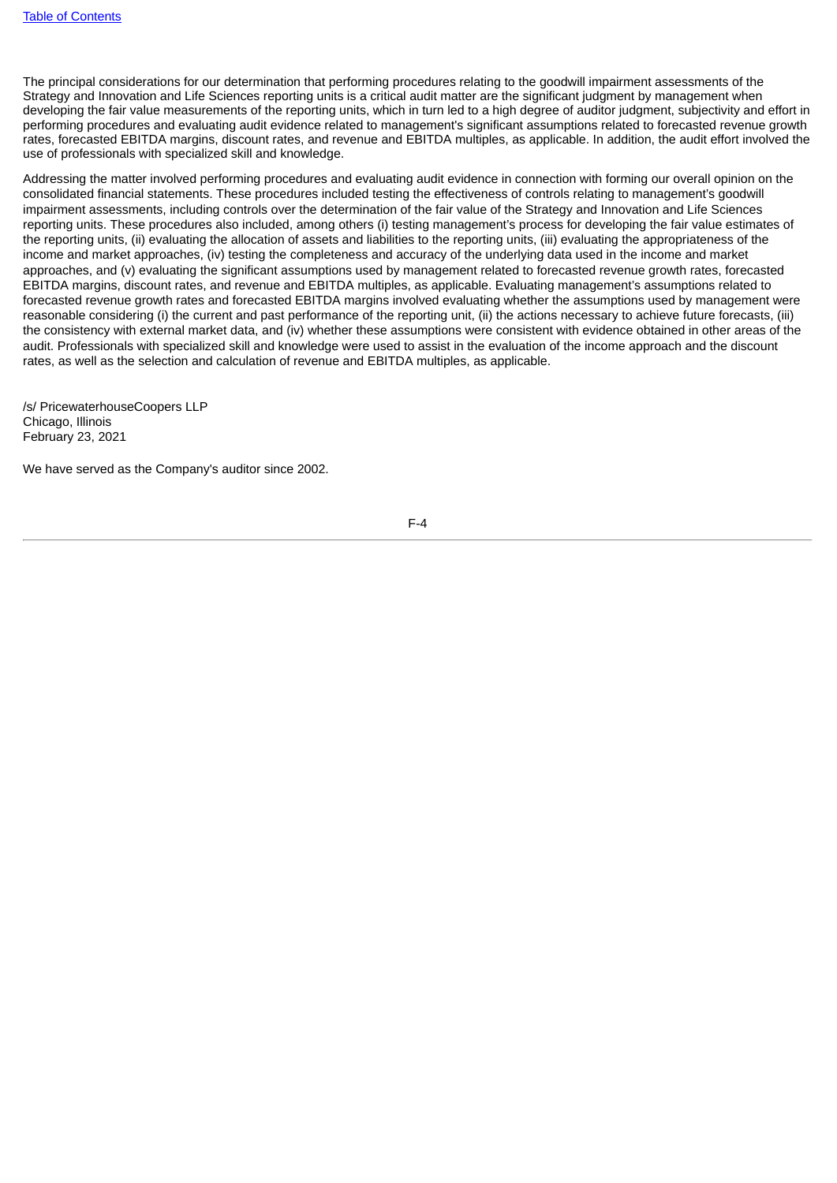The principal considerations for our determination that performing procedures relating to the goodwill impairment assessments of the Strategy and Innovation and Life Sciences reporting units is a critical audit matter are the significant judgment by management when developing the fair value measurements of the reporting units, which in turn led to a high degree of auditor judgment, subjectivity and effort in performing procedures and evaluating audit evidence related to management's significant assumptions related to forecasted revenue growth rates, forecasted EBITDA margins, discount rates, and revenue and EBITDA multiples, as applicable. In addition, the audit effort involved the use of professionals with specialized skill and knowledge.

Addressing the matter involved performing procedures and evaluating audit evidence in connection with forming our overall opinion on the consolidated financial statements. These procedures included testing the effectiveness of controls relating to management's goodwill impairment assessments, including controls over the determination of the fair value of the Strategy and Innovation and Life Sciences reporting units. These procedures also included, among others (i) testing management's process for developing the fair value estimates of the reporting units, (ii) evaluating the allocation of assets and liabilities to the reporting units, (iii) evaluating the appropriateness of the income and market approaches, (iv) testing the completeness and accuracy of the underlying data used in the income and market approaches, and (v) evaluating the significant assumptions used by management related to forecasted revenue growth rates, forecasted EBITDA margins, discount rates, and revenue and EBITDA multiples, as applicable. Evaluating management's assumptions related to forecasted revenue growth rates and forecasted EBITDA margins involved evaluating whether the assumptions used by management were reasonable considering (i) the current and past performance of the reporting unit, (ii) the actions necessary to achieve future forecasts, (iii) the consistency with external market data, and (iv) whether these assumptions were consistent with evidence obtained in other areas of the audit. Professionals with specialized skill and knowledge were used to assist in the evaluation of the income approach and the discount rates, as well as the selection and calculation of revenue and EBITDA multiples, as applicable.

/s/ PricewaterhouseCoopers LLP
Chicago, Illinois
February 23, 2021

We have served as the Company's auditor since 2002.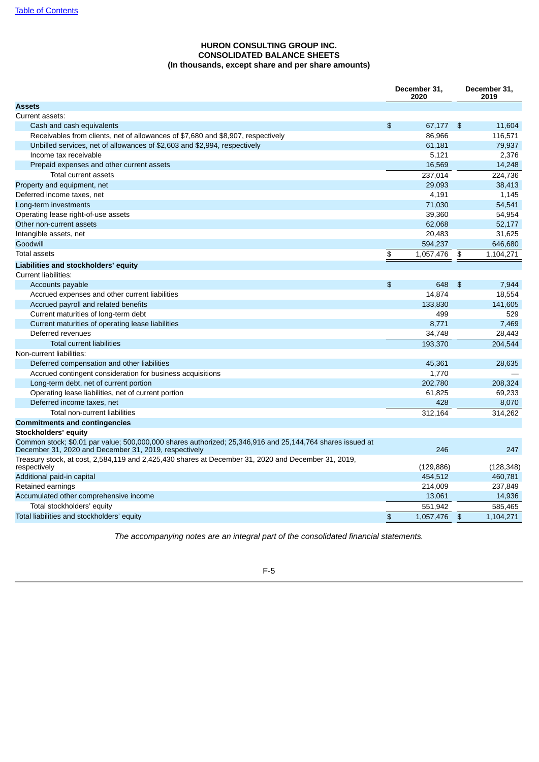**HURON CONSULTING GROUP INC.**
**CONSOLIDATED BALANCE SHEETS**
**(In thousands, except share and per share amounts)**

| | December 31, 2020 | December 31, 2019 |
|---|---|---|
| **Assets** | | |
| Current assets: | | |
| Cash and cash equivalents | $ 67,177 | $ 11,604 |
| Receivables from clients, net of allowances of $7,680 and $8,907, respectively | 86,966 | 116,571 |
| Unbilled services, net of allowances of $2,603 and $2,994, respectively | 61,181 | 79,937 |
| Income tax receivable | 5,121 | 2,376 |
| Prepaid expenses and other current assets | 16,569 | 14,248 |
| Total current assets | 237,014 | 224,736 |
| Property and equipment, net | 29,093 | 38,413 |
| Deferred income taxes, net | 4,191 | 1,145 |
| Long-term investments | 71,030 | 54,541 |
| Operating lease right-of-use assets | 39,360 | 54,954 |
| Other non-current assets | 62,068 | 52,177 |
| Intangible assets, net | 20,483 | 31,625 |
| Goodwill | 594,237 | 646,680 |
| Total assets | $ 1,057,476 | $ 1,104,271 |
| **Liabilities and stockholders' equity** | | |
| Current liabilities: | | |
| Accounts payable | $ 648 | $ 7,944 |
| Accrued expenses and other current liabilities | 14,874 | 18,554 |
| Accrued payroll and related benefits | 133,830 | 141,605 |
| Current maturities of long-term debt | 499 | 529 |
| Current maturities of operating lease liabilities | 8,771 | 7,469 |
| Deferred revenues | 34,748 | 28,443 |
| Total current liabilities | 193,370 | 204,544 |
| Non-current liabilities: | | |
| Deferred compensation and other liabilities | 45,361 | 28,635 |
| Accrued contingent consideration for business acquisitions | 1,770 | — |
| Long-term debt, net of current portion | 202,780 | 208,324 |
| Operating lease liabilities, net of current portion | 61,825 | 69,233 |
| Deferred income taxes, net | 428 | 8,070 |
| Total non-current liabilities | 312,164 | 314,262 |
| **Commitments and contingencies** | | |
| **Stockholders' equity** | | |
| Common stock; $0.01 par value; 500,000,000 shares authorized; 25,346,916 and 25,144,764 shares issued at December 31, 2020 and December 31, 2019, respectively | 246 | 247 |
| Treasury stock, at cost, 2,584,119 and 2,425,430 shares at December 31, 2020 and December 31, 2019, respectively | (129,886) | (128,348) |
| Additional paid-in capital | 454,512 | 460,781 |
| Retained earnings | 214,009 | 237,849 |
| Accumulated other comprehensive income | 13,061 | 14,936 |
| Total stockholders' equity | 551,942 | 585,465 |
| Total liabilities and stockholders' equity | $ 1,057,476 | $ 1,104,271 |

*The accompanying notes are an integral part of the consolidated financial statements.*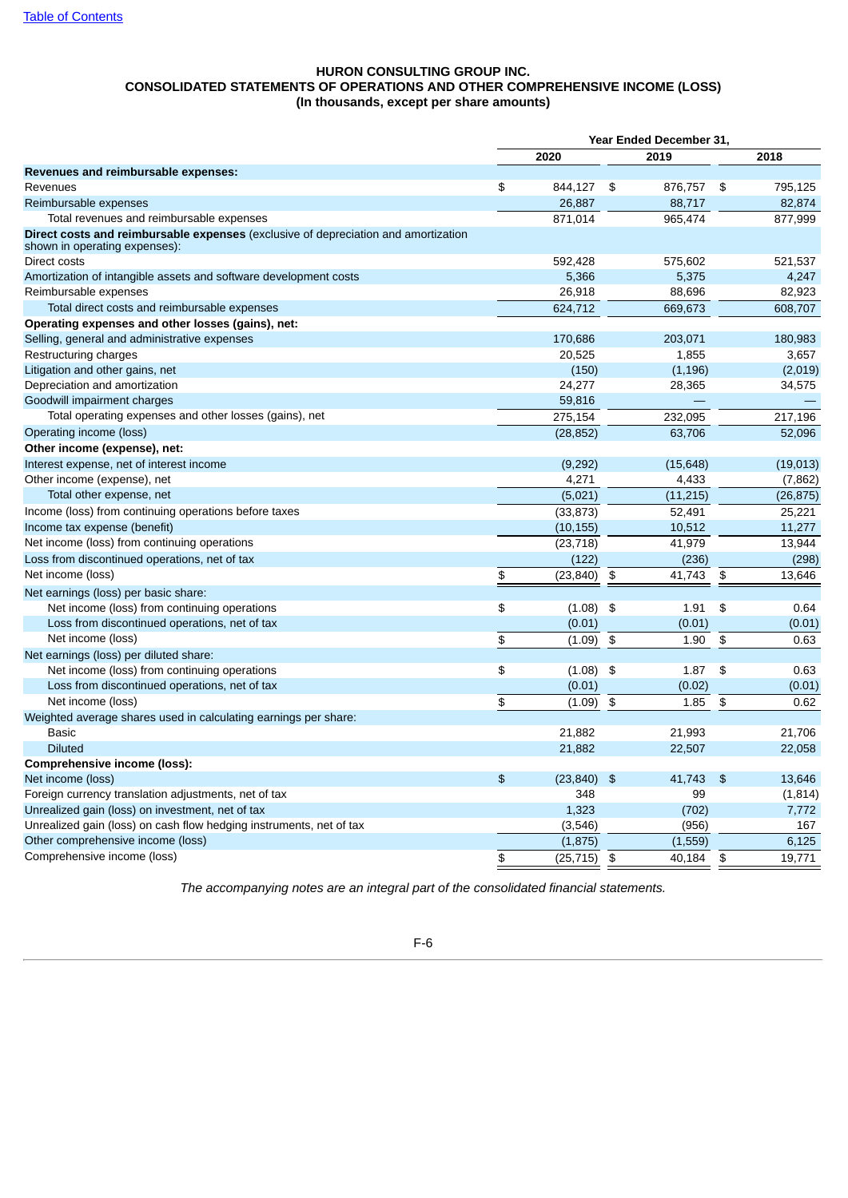[Table of Contents](#)

# HURON CONSULTING GROUP INC.
## CONSOLIDATED STATEMENTS OF OPERATIONS AND OTHER COMPREHENSIVE INCOME (LOSS)
### (In thousands, except per share amounts)

| | Year Ended December 31, | | |
|---|---|---|---|
| | 2020 | 2019 | 2018 |
| **Revenues and reimbursable expenses:** | | | |
| Revenues | $ 844,127 | $ 876,757 | $ 795,125 |
| Reimbursable expenses | 26,887 | 88,717 | 82,874 |
| Total revenues and reimbursable expenses | 871,014 | 965,474 | 877,999 |
| **Direct costs and reimbursable expenses** (exclusive of depreciation and amortization shown in operating expenses): | | | |
| Direct costs | 592,428 | 575,602 | 521,537 |
| Amortization of intangible assets and software development costs | 5,366 | 5,375 | 4,247 |
| Reimbursable expenses | 26,918 | 88,696 | 82,923 |
| Total direct costs and reimbursable expenses | 624,712 | 669,673 | 608,707 |
| **Operating expenses and other losses (gains), net:** | | | |
| Selling, general and administrative expenses | 170,686 | 203,071 | 180,983 |
| Restructuring charges | 20,525 | 1,855 | 3,657 |
| Litigation and other gains, net | (150) | (1,196) | (2,019) |
| Depreciation and amortization | 24,277 | 28,365 | 34,575 |
| Goodwill impairment charges | 59,816 | — | — |
| Total operating expenses and other losses (gains), net | 275,154 | 232,095 | 217,196 |
| Operating income (loss) | (28,852) | 63,706 | 52,096 |
| **Other income (expense), net:** | | | |
| Interest expense, net of interest income | (9,292) | (15,648) | (19,013) |
| Other income (expense), net | 4,271 | 4,433 | (7,862) |
| Total other expense, net | (5,021) | (11,215) | (26,875) |
| Income (loss) from continuing operations before taxes | (33,873) | 52,491 | 25,221 |
| Income tax expense (benefit) | (10,155) | 10,512 | 11,277 |
| Net income (loss) from continuing operations | (23,718) | 41,979 | 13,944 |
| Loss from discontinued operations, net of tax | (122) | (236) | (298) |
| Net income (loss) | $ (23,840) | $ 41,743 | $ 13,646 |
| Net earnings (loss) per basic share: | | | |
| Net income (loss) from continuing operations | $ (1.08) | $ 1.91 | $ 0.64 |
| Loss from discontinued operations, net of tax | (0.01) | (0.01) | (0.01) |
| Net income (loss) | $ (1.09) | $ 1.90 | $ 0.63 |
| Net earnings (loss) per diluted share: | | | |
| Net income (loss) from continuing operations | $ (1.08) | $ 1.87 | $ 0.63 |
| Loss from discontinued operations, net of tax | (0.01) | (0.02) | (0.01) |
| Net income (loss) | $ (1.09) | $ 1.85 | $ 0.62 |
| Weighted average shares used in calculating earnings per share: | | | |
| Basic | 21,882 | 21,993 | 21,706 |
| Diluted | 21,882 | 22,507 | 22,058 |
| **Comprehensive income (loss):** | | | |
| Net income (loss) | $ (23,840) | $ 41,743 | $ 13,646 |
| Foreign currency translation adjustments, net of tax | 348 | 99 | (1,814) |
| Unrealized gain (loss) on investment, net of tax | 1,323 | (702) | 7,772 |
| Unrealized gain (loss) on cash flow hedging instruments, net of tax | (3,546) | (956) | 167 |
| Other comprehensive income (loss) | (1,875) | (1,559) | 6,125 |
| Comprehensive income (loss) | $ (25,715) | $ 40,184 | $ 19,771 |

*The accompanying notes are an integral part of the consolidated financial statements.*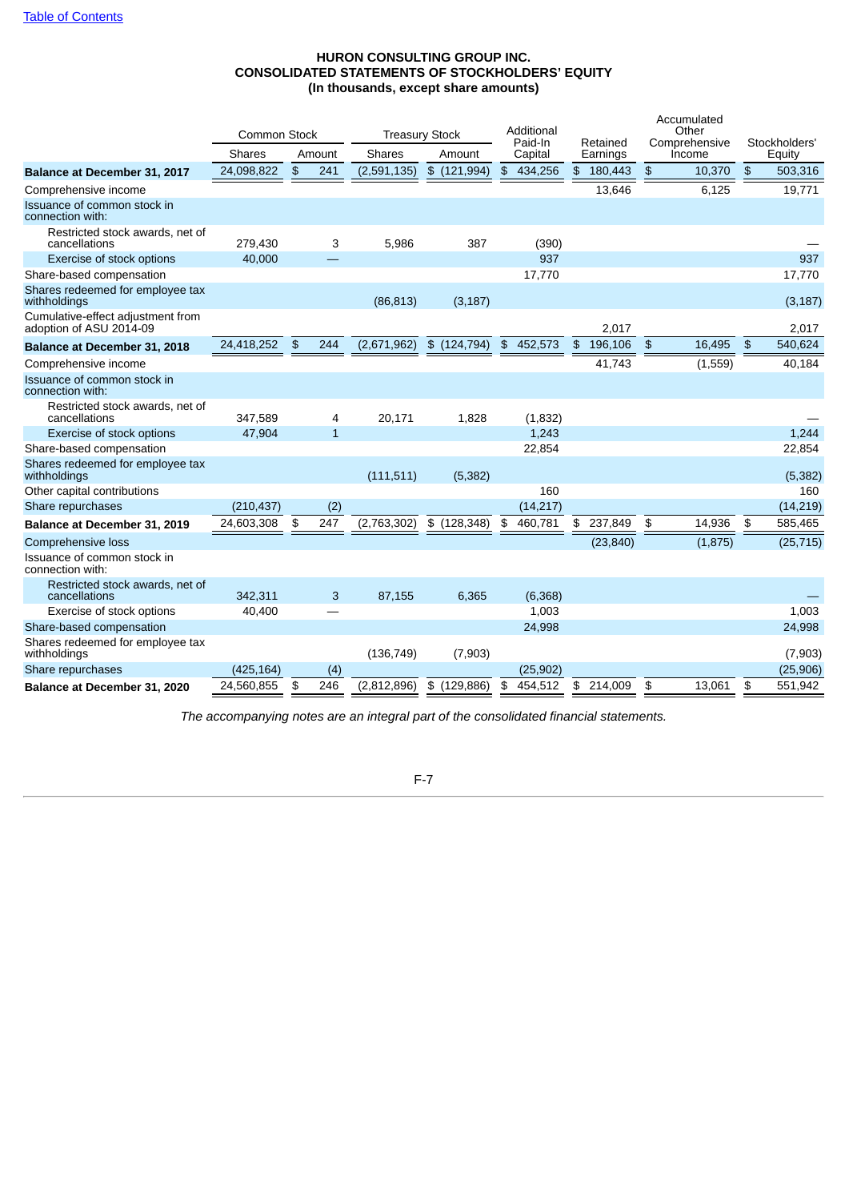# HURON CONSULTING GROUP INC.
## CONSOLIDATED STATEMENTS OF STOCKHOLDERS' EQUITY
### (In thousands, except share amounts)

| | Common Stock | | Treasury Stock | | Additional Paid-In Capital | Retained Earnings | Accumulated Other Comprehensive Income | Stockholders' Equity |
|---|---|---|---|---|---|---|---|---|
| | Shares | Amount | Shares | Amount | | | | |
| **Balance at December 31, 2017** | 24,098,822 | $ 241 | (2,591,135) | $ (121,994) | $ 434,256 | $ 180,443 | $ 10,370 | $ 503,316 |
| Comprehensive income | | | | | | 13,646 | 6,125 | 19,771 |
| Issuance of common stock in connection with: | | | | | | | | |
| Restricted stock awards, net of cancellations | 279,430 | 3 | 5,986 | 387 | (390) | | | — |
| Exercise of stock options | 40,000 | — | | | 937 | | | 937 |
| Share-based compensation | | | | | 17,770 | | | 17,770 |
| Shares redeemed for employee tax withholdings | | | (86,813) | (3,187) | | | | (3,187) |
| Cumulative-effect adjustment from adoption of ASU 2014-09 | | | | | | 2,017 | | 2,017 |
| **Balance at December 31, 2018** | 24,418,252 | $ 244 | (2,671,962) | $ (124,794) | $ 452,573 | $ 196,106 | $ 16,495 | $ 540,624 |
| Comprehensive income | | | | | | 41,743 | (1,559) | 40,184 |
| Issuance of common stock in connection with: | | | | | | | | |
| Restricted stock awards, net of cancellations | 347,589 | 4 | 20,171 | 1,828 | (1,832) | | | — |
| Exercise of stock options | 47,904 | 1 | | | 1,243 | | | 1,244 |
| Share-based compensation | | | | | 22,854 | | | 22,854 |
| Shares redeemed for employee tax withholdings | | | (111,511) | (5,382) | | | | (5,382) |
| Other capital contributions | | | | | 160 | | | 160 |
| Share repurchases | (210,437) | (2) | | | (14,217) | | | (14,219) |
| **Balance at December 31, 2019** | 24,603,308 | $ 247 | (2,763,302) | $ (128,348) | $ 460,781 | $ 237,849 | $ 14,936 | $ 585,465 |
| Comprehensive loss | | | | | | (23,840) | (1,875) | (25,715) |
| Issuance of common stock in connection with: | | | | | | | | |
| Restricted stock awards, net of cancellations | 342,311 | 3 | 87,155 | 6,365 | (6,368) | | | — |
| Exercise of stock options | 40,400 | — | | | 1,003 | | | 1,003 |
| Share-based compensation | | | | | 24,998 | | | 24,998 |
| Shares redeemed for employee tax withholdings | | | (136,749) | (7,903) | | | | (7,903) |
| Share repurchases | (425,164) | (4) | | | (25,902) | | | (25,906) |
| **Balance at December 31, 2020** | 24,560,855 | $ 246 | (2,812,896) | $ (129,886) | $ 454,512 | $ 214,009 | $ 13,061 | $ 551,942 |

*The accompanying notes are an integral part of the consolidated financial statements.*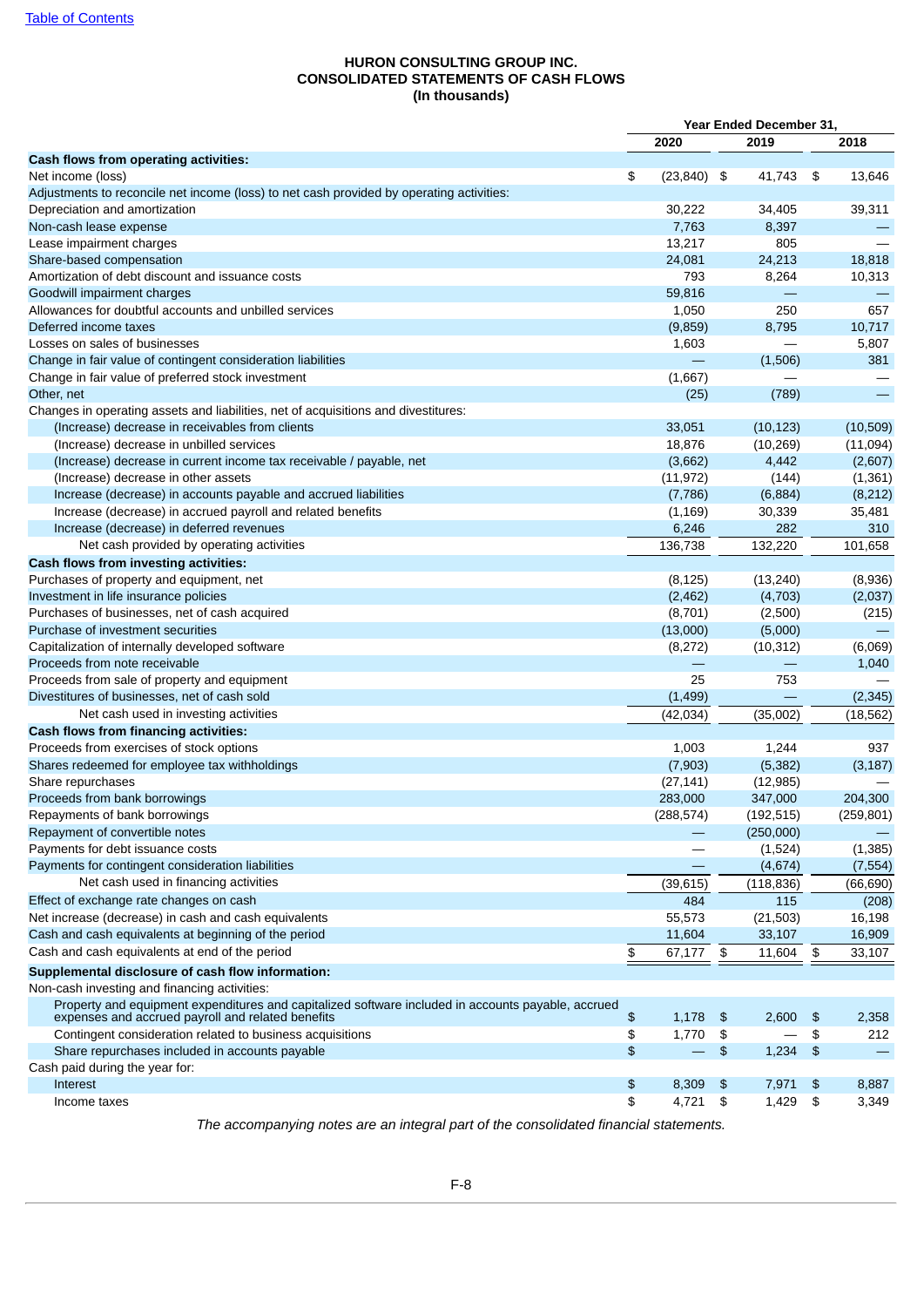[Table of Contents](#)

**HURON CONSULTING GROUP INC.**
**CONSOLIDATED STATEMENTS OF CASH FLOWS**
**(In thousands)**

| | Year Ended December 31, | | |
|---|---|---|---|
| | 2020 | 2019 | 2018 |
| **Cash flows from operating activities:** | | | |
| Net income (loss) | $ (23,840) | $ 41,743 | $ 13,646 |
| Adjustments to reconcile net income (loss) to net cash provided by operating activities: | | | |
| Depreciation and amortization | 30,222 | 34,405 | 39,311 |
| Non-cash lease expense | 7,763 | 8,397 | — |
| Lease impairment charges | 13,217 | 805 | — |
| Share-based compensation | 24,081 | 24,213 | 18,818 |
| Amortization of debt discount and issuance costs | 793 | 8,264 | 10,313 |
| Goodwill impairment charges | 59,816 | — | — |
| Allowances for doubtful accounts and unbilled services | 1,050 | 250 | 657 |
| Deferred income taxes | (9,859) | 8,795 | 10,717 |
| Losses on sales of businesses | 1,603 | — | 5,807 |
| Change in fair value of contingent consideration liabilities | — | (1,506) | 381 |
| Change in fair value of preferred stock investment | (1,667) | — | — |
| Other, net | (25) | (789) | — |
| Changes in operating assets and liabilities, net of acquisitions and divestitures: | | | |
| (Increase) decrease in receivables from clients | 33,051 | (10,123) | (10,509) |
| (Increase) decrease in unbilled services | 18,876 | (10,269) | (11,094) |
| (Increase) decrease in current income tax receivable / payable, net | (3,662) | 4,442 | (2,607) |
| (Increase) decrease in other assets | (11,972) | (144) | (1,361) |
| Increase (decrease) in accounts payable and accrued liabilities | (7,786) | (6,884) | (8,212) |
| Increase (decrease) in accrued payroll and related benefits | (1,169) | 30,339 | 35,481 |
| Increase (decrease) in deferred revenues | 6,246 | 282 | 310 |
| Net cash provided by operating activities | 136,738 | 132,220 | 101,658 |
| **Cash flows from investing activities:** | | | |
| Purchases of property and equipment, net | (8,125) | (13,240) | (8,936) |
| Investment in life insurance policies | (2,462) | (4,703) | (2,037) |
| Purchases of businesses, net of cash acquired | (8,701) | (2,500) | (215) |
| Purchase of investment securities | (13,000) | (5,000) | — |
| Capitalization of internally developed software | (8,272) | (10,312) | (6,069) |
| Proceeds from note receivable | — | — | 1,040 |
| Proceeds from sale of property and equipment | 25 | 753 | — |
| Divestitures of businesses, net of cash sold | (1,499) | — | (2,345) |
| Net cash used in investing activities | (42,034) | (35,002) | (18,562) |
| **Cash flows from financing activities:** | | | |
| Proceeds from exercises of stock options | 1,003 | 1,244 | 937 |
| Shares redeemed for employee tax withholdings | (7,903) | (5,382) | (3,187) |
| Share repurchases | (27,141) | (12,985) | — |
| Proceeds from bank borrowings | 283,000 | 347,000 | 204,300 |
| Repayments of bank borrowings | (288,574) | (192,515) | (259,801) |
| Repayment of convertible notes | — | (250,000) | — |
| Payments for debt issuance costs | — | (1,524) | (1,385) |
| Payments for contingent consideration liabilities | — | (4,674) | (7,554) |
| Net cash used in financing activities | (39,615) | (118,836) | (66,690) |
| Effect of exchange rate changes on cash | 484 | 115 | (208) |
| Net increase (decrease) in cash and cash equivalents | 55,573 | (21,503) | 16,198 |
| Cash and cash equivalents at beginning of the period | 11,604 | 33,107 | 16,909 |
| Cash and cash equivalents at end of the period | $ 67,177 | $ 11,604 | $ 33,107 |
| **Supplemental disclosure of cash flow information:** | | | |
| Non-cash investing and financing activities: | | | |
| Property and equipment expenditures and capitalized software included in accounts payable, accrued expenses and accrued payroll and related benefits | $ 1,178 | $ 2,600 | $ 2,358 |
| Contingent consideration related to business acquisitions | $ 1,770 | $ — | $ 212 |
| Share repurchases included in accounts payable | $ — | $ 1,234 | $ — |
| Cash paid during the year for: | | | |
| Interest | $ 8,309 | $ 7,971 | $ 8,887 |
| Income taxes | $ 4,721 | $ 1,429 | $ 3,349 |

*The accompanying notes are an integral part of the consolidated financial statements.*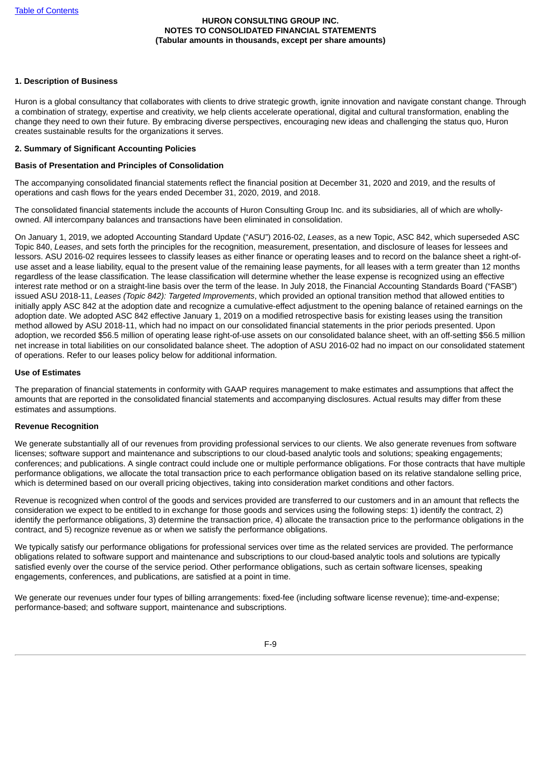**HURON CONSULTING GROUP INC.**
**NOTES TO CONSOLIDATED FINANCIAL STATEMENTS**
**(Tabular amounts in thousands, except per share amounts)**

## 1. Description of Business

Huron is a global consultancy that collaborates with clients to drive strategic growth, ignite innovation and navigate constant change. Through a combination of strategy, expertise and creativity, we help clients accelerate operational, digital and cultural transformation, enabling the change they need to own their future. By embracing diverse perspectives, encouraging new ideas and challenging the status quo, Huron creates sustainable results for the organizations it serves.

## 2. Summary of Significant Accounting Policies

### Basis of Presentation and Principles of Consolidation

The accompanying consolidated financial statements reflect the financial position at December 31, 2020 and 2019, and the results of operations and cash flows for the years ended December 31, 2020, 2019, and 2018.

The consolidated financial statements include the accounts of Huron Consulting Group Inc. and its subsidiaries, all of which are wholly-owned. All intercompany balances and transactions have been eliminated in consolidation.

On January 1, 2019, we adopted Accounting Standard Update ("ASU") 2016-02, *Leases*, as a new Topic, ASC 842, which superseded ASC Topic 840, *Leases*, and sets forth the principles for the recognition, measurement, presentation, and disclosure of leases for lessees and lessors. ASU 2016-02 requires lessees to classify leases as either finance or operating leases and to record on the balance sheet a right-of-use asset and a lease liability, equal to the present value of the remaining lease payments, for all leases with a term greater than 12 months regardless of the lease classification. The lease classification will determine whether the lease expense is recognized using an effective interest rate method or on a straight-line basis over the term of the lease. In July 2018, the Financial Accounting Standards Board ("FASB") issued ASU 2018-11, *Leases (Topic 842): Targeted Improvements*, which provided an optional transition method that allowed entities to initially apply ASC 842 at the adoption date and recognize a cumulative-effect adjustment to the opening balance of retained earnings on the adoption date. We adopted ASC 842 effective January 1, 2019 on a modified retrospective basis for existing leases using the transition method allowed by ASU 2018-11, which had no impact on our consolidated financial statements in the prior periods presented. Upon adoption, we recorded $56.5 million of operating lease right-of-use assets on our consolidated balance sheet, with an off-setting $56.5 million net increase in total liabilities on our consolidated balance sheet. The adoption of ASU 2016-02 had no impact on our consolidated statement of operations. Refer to our leases policy below for additional information.

### Use of Estimates

The preparation of financial statements in conformity with GAAP requires management to make estimates and assumptions that affect the amounts that are reported in the consolidated financial statements and accompanying disclosures. Actual results may differ from these estimates and assumptions.

### Revenue Recognition

We generate substantially all of our revenues from providing professional services to our clients. We also generate revenues from software licenses; software support and maintenance and subscriptions to our cloud-based analytic tools and solutions; speaking engagements; conferences; and publications. A single contract could include one or multiple performance obligations. For those contracts that have multiple performance obligations, we allocate the total transaction price to each performance obligation based on its relative standalone selling price, which is determined based on our overall pricing objectives, taking into consideration market conditions and other factors.

Revenue is recognized when control of the goods and services provided are transferred to our customers and in an amount that reflects the consideration we expect to be entitled to in exchange for those goods and services using the following steps: 1) identify the contract, 2) identify the performance obligations, 3) determine the transaction price, 4) allocate the transaction price to the performance obligations in the contract, and 5) recognize revenue as or when we satisfy the performance obligations.

We typically satisfy our performance obligations for professional services over time as the related services are provided. The performance obligations related to software support and maintenance and subscriptions to our cloud-based analytic tools and solutions are typically satisfied evenly over the course of the service period. Other performance obligations, such as certain software licenses, speaking engagements, conferences, and publications, are satisfied at a point in time.

We generate our revenues under four types of billing arrangements: fixed-fee (including software license revenue); time-and-expense; performance-based; and software support, maintenance and subscriptions.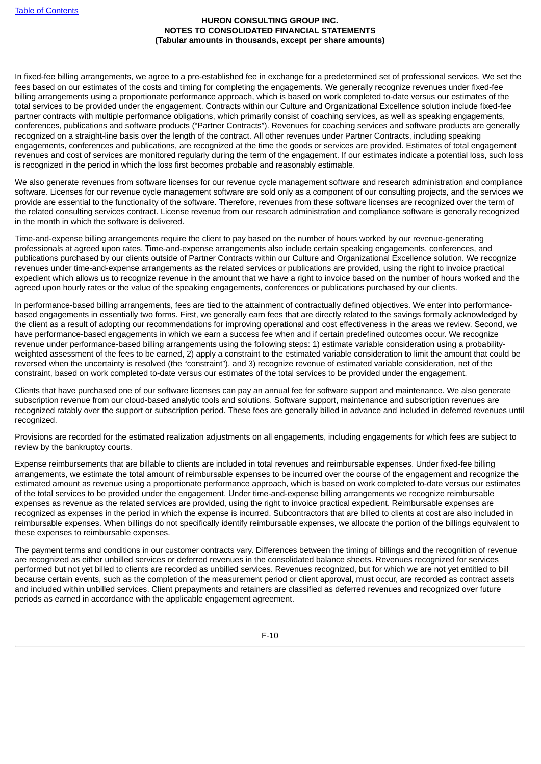In fixed-fee billing arrangements, we agree to a pre-established fee in exchange for a predetermined set of professional services. We set the fees based on our estimates of the costs and timing for completing the engagements. We generally recognize revenues under fixed-fee billing arrangements using a proportionate performance approach, which is based on work completed to-date versus our estimates of the total services to be provided under the engagement. Contracts within our Culture and Organizational Excellence solution include fixed-fee partner contracts with multiple performance obligations, which primarily consist of coaching services, as well as speaking engagements, conferences, publications and software products ("Partner Contracts"). Revenues for coaching services and software products are generally recognized on a straight-line basis over the length of the contract. All other revenues under Partner Contracts, including speaking engagements, conferences and publications, are recognized at the time the goods or services are provided. Estimates of total engagement revenues and cost of services are monitored regularly during the term of the engagement. If our estimates indicate a potential loss, such loss is recognized in the period in which the loss first becomes probable and reasonably estimable.

We also generate revenues from software licenses for our revenue cycle management software and research administration and compliance software. Licenses for our revenue cycle management software are sold only as a component of our consulting projects, and the services we provide are essential to the functionality of the software. Therefore, revenues from these software licenses are recognized over the term of the related consulting services contract. License revenue from our research administration and compliance software is generally recognized in the month in which the software is delivered.

Time-and-expense billing arrangements require the client to pay based on the number of hours worked by our revenue-generating professionals at agreed upon rates. Time-and-expense arrangements also include certain speaking engagements, conferences, and publications purchased by our clients outside of Partner Contracts within our Culture and Organizational Excellence solution. We recognize revenues under time-and-expense arrangements as the related services or publications are provided, using the right to invoice practical expedient which allows us to recognize revenue in the amount that we have a right to invoice based on the number of hours worked and the agreed upon hourly rates or the value of the speaking engagements, conferences or publications purchased by our clients.

In performance-based billing arrangements, fees are tied to the attainment of contractually defined objectives. We enter into performance-based engagements in essentially two forms. First, we generally earn fees that are directly related to the savings formally acknowledged by the client as a result of adopting our recommendations for improving operational and cost effectiveness in the areas we review. Second, we have performance-based engagements in which we earn a success fee when and if certain predefined outcomes occur. We recognize revenue under performance-based billing arrangements using the following steps: 1) estimate variable consideration using a probability-weighted assessment of the fees to be earned, 2) apply a constraint to the estimated variable consideration to limit the amount that could be reversed when the uncertainty is resolved (the "constraint"), and 3) recognize revenue of estimated variable consideration, net of the constraint, based on work completed to-date versus our estimates of the total services to be provided under the engagement.

Clients that have purchased one of our software licenses can pay an annual fee for software support and maintenance. We also generate subscription revenue from our cloud-based analytic tools and solutions. Software support, maintenance and subscription revenues are recognized ratably over the support or subscription period. These fees are generally billed in advance and included in deferred revenues until recognized.

Provisions are recorded for the estimated realization adjustments on all engagements, including engagements for which fees are subject to review by the bankruptcy courts.

Expense reimbursements that are billable to clients are included in total revenues and reimbursable expenses. Under fixed-fee billing arrangements, we estimate the total amount of reimbursable expenses to be incurred over the course of the engagement and recognize the estimated amount as revenue using a proportionate performance approach, which is based on work completed to-date versus our estimates of the total services to be provided under the engagement. Under time-and-expense billing arrangements we recognize reimbursable expenses as revenue as the related services are provided, using the right to invoice practical expedient. Reimbursable expenses are recognized as expenses in the period in which the expense is incurred. Subcontractors that are billed to clients at cost are also included in reimbursable expenses. When billings do not specifically identify reimbursable expenses, we allocate the portion of the billings equivalent to these expenses to reimbursable expenses.

The payment terms and conditions in our customer contracts vary. Differences between the timing of billings and the recognition of revenue are recognized as either unbilled services or deferred revenues in the consolidated balance sheets. Revenues recognized for services performed but not yet billed to clients are recorded as unbilled services. Revenues recognized, but for which we are not yet entitled to bill because certain events, such as the completion of the measurement period or client approval, must occur, are recorded as contract assets and included within unbilled services. Client prepayments and retainers are classified as deferred revenues and recognized over future periods as earned in accordance with the applicable engagement agreement.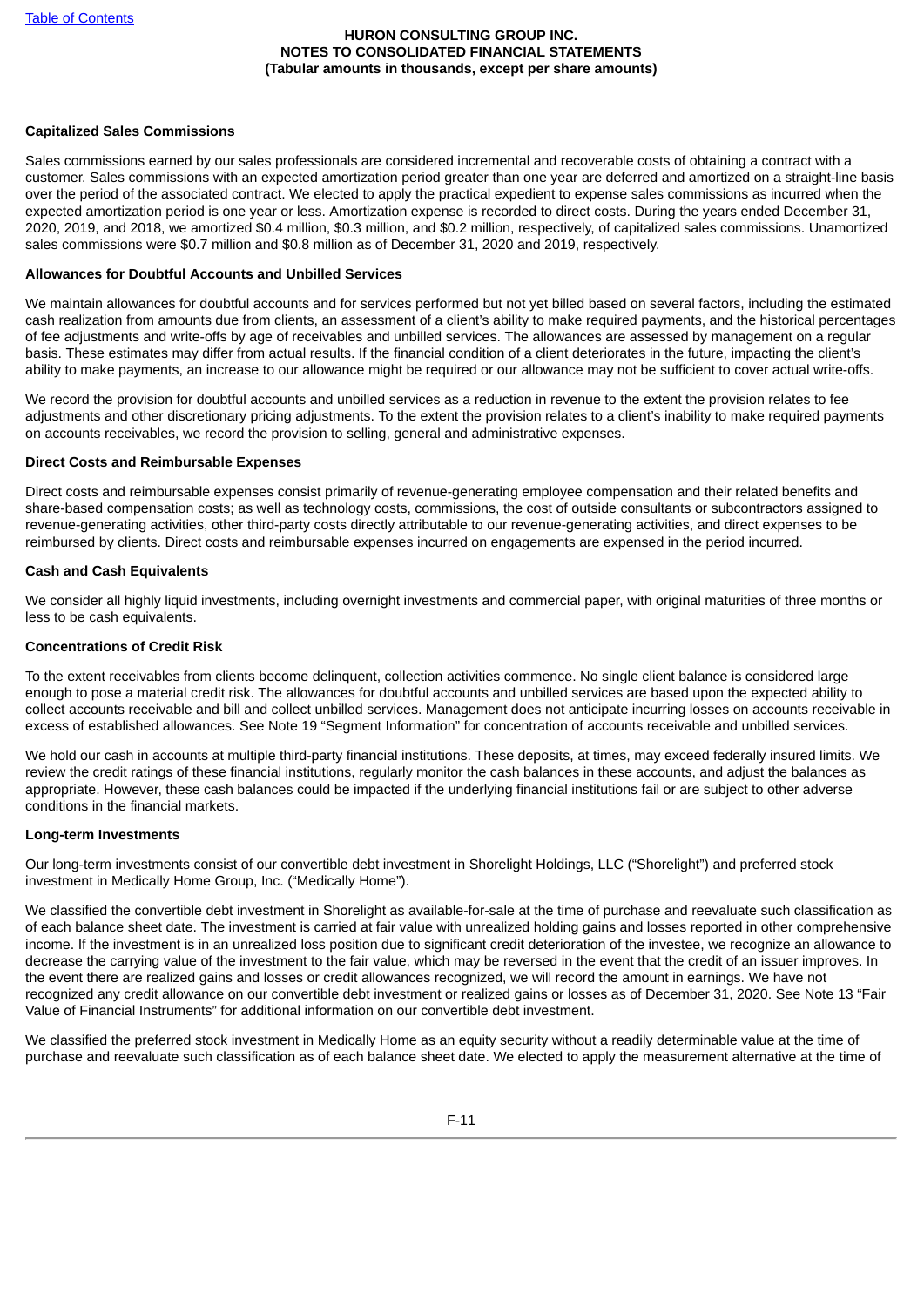### Capitalized Sales Commissions

Sales commissions earned by our sales professionals are considered incremental and recoverable costs of obtaining a contract with a customer. Sales commissions with an expected amortization period greater than one year are deferred and amortized on a straight-line basis over the period of the associated contract. We elected to apply the practical expedient to expense sales commissions as incurred when the expected amortization period is one year or less. Amortization expense is recorded to direct costs. During the years ended December 31, 2020, 2019, and 2018, we amortized $0.4 million, $0.3 million, and $0.2 million, respectively, of capitalized sales commissions. Unamortized sales commissions were $0.7 million and $0.8 million as of December 31, 2020 and 2019, respectively.

### Allowances for Doubtful Accounts and Unbilled Services

We maintain allowances for doubtful accounts and for services performed but not yet billed based on several factors, including the estimated cash realization from amounts due from clients, an assessment of a client's ability to make required payments, and the historical percentages of fee adjustments and write-offs by age of receivables and unbilled services. The allowances are assessed by management on a regular basis. These estimates may differ from actual results. If the financial condition of a client deteriorates in the future, impacting the client's ability to make payments, an increase to our allowance might be required or our allowance may not be sufficient to cover actual write-offs.

We record the provision for doubtful accounts and unbilled services as a reduction in revenue to the extent the provision relates to fee adjustments and other discretionary pricing adjustments. To the extent the provision relates to a client's inability to make required payments on accounts receivables, we record the provision to selling, general and administrative expenses.

### Direct Costs and Reimbursable Expenses

Direct costs and reimbursable expenses consist primarily of revenue-generating employee compensation and their related benefits and share-based compensation costs; as well as technology costs, commissions, the cost of outside consultants or subcontractors assigned to revenue-generating activities, other third-party costs directly attributable to our revenue-generating activities, and direct expenses to be reimbursed by clients. Direct costs and reimbursable expenses incurred on engagements are expensed in the period incurred.

### Cash and Cash Equivalents

We consider all highly liquid investments, including overnight investments and commercial paper, with original maturities of three months or less to be cash equivalents.

### Concentrations of Credit Risk

To the extent receivables from clients become delinquent, collection activities commence. No single client balance is considered large enough to pose a material credit risk. The allowances for doubtful accounts and unbilled services are based upon the expected ability to collect accounts receivable and bill and collect unbilled services. Management does not anticipate incurring losses on accounts receivable in excess of established allowances. See Note 19 "Segment Information" for concentration of accounts receivable and unbilled services.

We hold our cash in accounts at multiple third-party financial institutions. These deposits, at times, may exceed federally insured limits. We review the credit ratings of these financial institutions, regularly monitor the cash balances in these accounts, and adjust the balances as appropriate. However, these cash balances could be impacted if the underlying financial institutions fail or are subject to other adverse conditions in the financial markets.

### Long-term Investments

Our long-term investments consist of our convertible debt investment in Shorelight Holdings, LLC ("Shorelight") and preferred stock investment in Medically Home Group, Inc. ("Medically Home").

We classified the convertible debt investment in Shorelight as available-for-sale at the time of purchase and reevaluate such classification as of each balance sheet date. The investment is carried at fair value with unrealized holding gains and losses reported in other comprehensive income. If the investment is in an unrealized loss position due to significant credit deterioration of the investee, we recognize an allowance to decrease the carrying value of the investment to the fair value, which may be reversed in the event that the credit of an issuer improves. In the event there are realized gains and losses or credit allowances recognized, we will record the amount in earnings. We have not recognized any credit allowance on our convertible debt investment or realized gains or losses as of December 31, 2020. See Note 13 "Fair Value of Financial Instruments" for additional information on our convertible debt investment.

We classified the preferred stock investment in Medically Home as an equity security without a readily determinable value at the time of purchase and reevaluate such classification as of each balance sheet date. We elected to apply the measurement alternative at the time of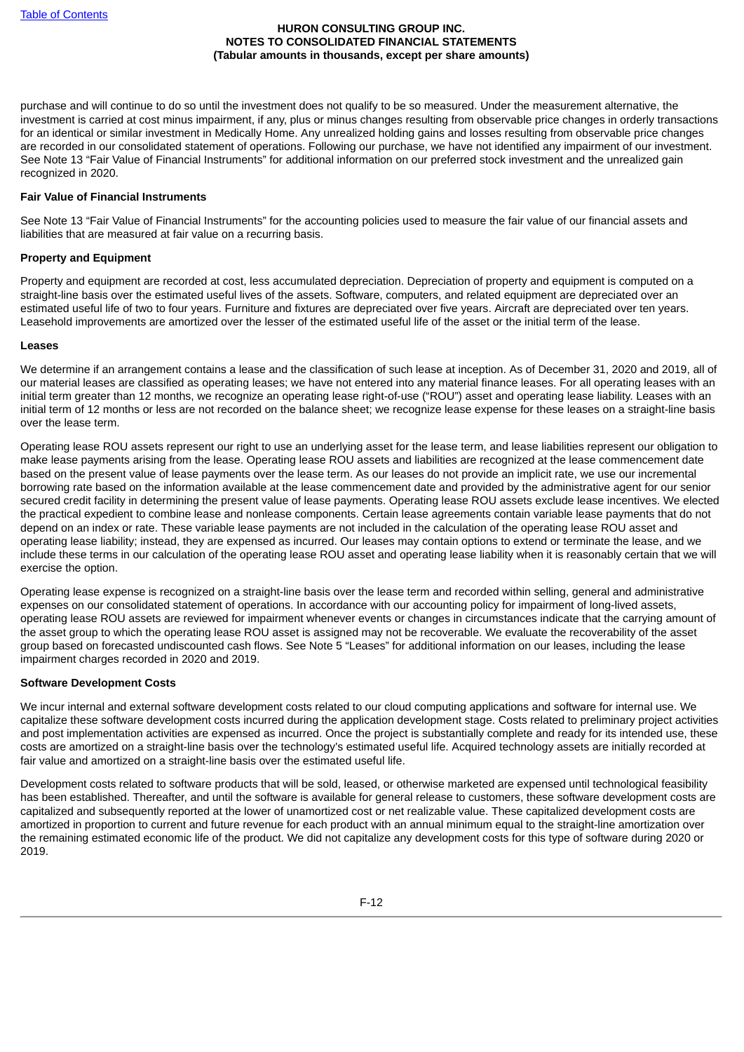purchase and will continue to do so until the investment does not qualify to be so measured. Under the measurement alternative, the investment is carried at cost minus impairment, if any, plus or minus changes resulting from observable price changes in orderly transactions for an identical or similar investment in Medically Home. Any unrealized holding gains and losses resulting from observable price changes are recorded in our consolidated statement of operations. Following our purchase, we have not identified any impairment of our investment. See Note 13 "Fair Value of Financial Instruments" for additional information on our preferred stock investment and the unrealized gain recognized in 2020.

**Fair Value of Financial Instruments**

See Note 13 "Fair Value of Financial Instruments" for the accounting policies used to measure the fair value of our financial assets and liabilities that are measured at fair value on a recurring basis.

**Property and Equipment**

Property and equipment are recorded at cost, less accumulated depreciation. Depreciation of property and equipment is computed on a straight-line basis over the estimated useful lives of the assets. Software, computers, and related equipment are depreciated over an estimated useful life of two to four years. Furniture and fixtures are depreciated over five years. Aircraft are depreciated over ten years. Leasehold improvements are amortized over the lesser of the estimated useful life of the asset or the initial term of the lease.

**Leases**

We determine if an arrangement contains a lease and the classification of such lease at inception. As of December 31, 2020 and 2019, all of our material leases are classified as operating leases; we have not entered into any material finance leases. For all operating leases with an initial term greater than 12 months, we recognize an operating lease right-of-use ("ROU") asset and operating lease liability. Leases with an initial term of 12 months or less are not recorded on the balance sheet; we recognize lease expense for these leases on a straight-line basis over the lease term.

Operating lease ROU assets represent our right to use an underlying asset for the lease term, and lease liabilities represent our obligation to make lease payments arising from the lease. Operating lease ROU assets and liabilities are recognized at the lease commencement date based on the present value of lease payments over the lease term. As our leases do not provide an implicit rate, we use our incremental borrowing rate based on the information available at the lease commencement date and provided by the administrative agent for our senior secured credit facility in determining the present value of lease payments. Operating lease ROU assets exclude lease incentives. We elected the practical expedient to combine lease and nonlease components. Certain lease agreements contain variable lease payments that do not depend on an index or rate. These variable lease payments are not included in the calculation of the operating lease ROU asset and operating lease liability; instead, they are expensed as incurred. Our leases may contain options to extend or terminate the lease, and we include these terms in our calculation of the operating lease ROU asset and operating lease liability when it is reasonably certain that we will exercise the option.

Operating lease expense is recognized on a straight-line basis over the lease term and recorded within selling, general and administrative expenses on our consolidated statement of operations. In accordance with our accounting policy for impairment of long-lived assets, operating lease ROU assets are reviewed for impairment whenever events or changes in circumstances indicate that the carrying amount of the asset group to which the operating lease ROU asset is assigned may not be recoverable. We evaluate the recoverability of the asset group based on forecasted undiscounted cash flows. See Note 5 "Leases" for additional information on our leases, including the lease impairment charges recorded in 2020 and 2019.

**Software Development Costs**

We incur internal and external software development costs related to our cloud computing applications and software for internal use. We capitalize these software development costs incurred during the application development stage. Costs related to preliminary project activities and post implementation activities are expensed as incurred. Once the project is substantially complete and ready for its intended use, these costs are amortized on a straight-line basis over the technology's estimated useful life. Acquired technology assets are initially recorded at fair value and amortized on a straight-line basis over the estimated useful life.

Development costs related to software products that will be sold, leased, or otherwise marketed are expensed until technological feasibility has been established. Thereafter, and until the software is available for general release to customers, these software development costs are capitalized and subsequently reported at the lower of unamortized cost or net realizable value. These capitalized development costs are amortized in proportion to current and future revenue for each product with an annual minimum equal to the straight-line amortization over the remaining estimated economic life of the product. We did not capitalize any development costs for this type of software during 2020 or 2019.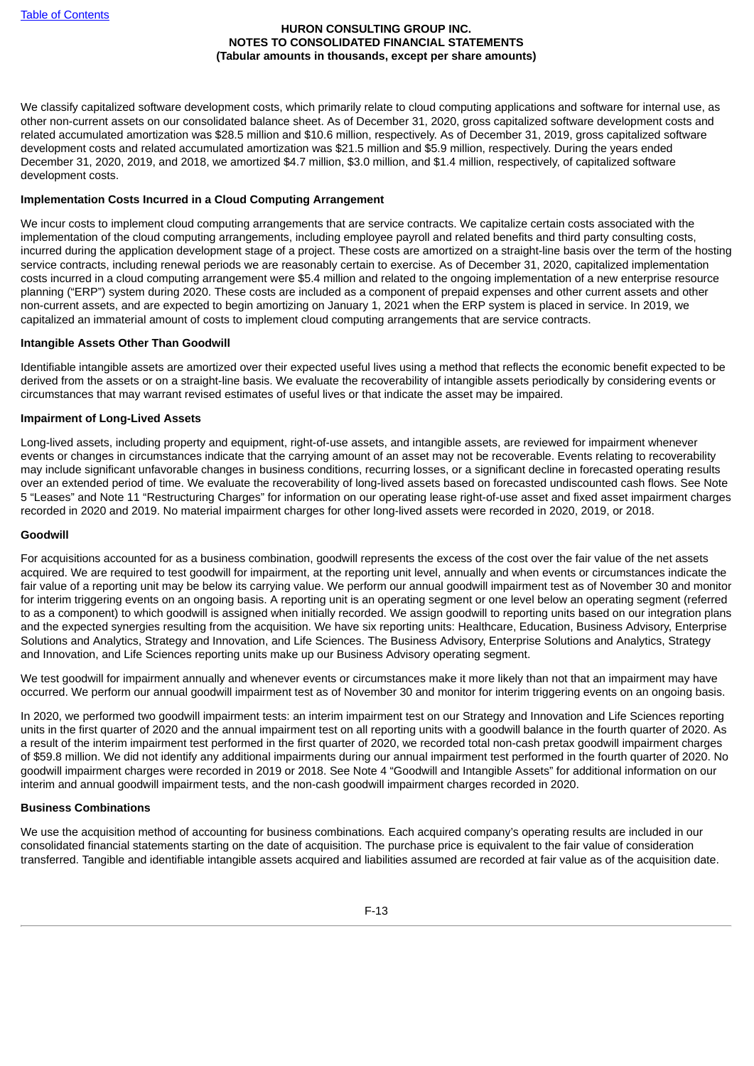We classify capitalized software development costs, which primarily relate to cloud computing applications and software for internal use, as other non-current assets on our consolidated balance sheet. As of December 31, 2020, gross capitalized software development costs and related accumulated amortization was $28.5 million and $10.6 million, respectively. As of December 31, 2019, gross capitalized software development costs and related accumulated amortization was $21.5 million and $5.9 million, respectively. During the years ended December 31, 2020, 2019, and 2018, we amortized $4.7 million, $3.0 million, and $1.4 million, respectively, of capitalized software development costs.

**Implementation Costs Incurred in a Cloud Computing Arrangement**

We incur costs to implement cloud computing arrangements that are service contracts. We capitalize certain costs associated with the implementation of the cloud computing arrangements, including employee payroll and related benefits and third party consulting costs, incurred during the application development stage of a project. These costs are amortized on a straight-line basis over the term of the hosting service contracts, including renewal periods we are reasonably certain to exercise. As of December 31, 2020, capitalized implementation costs incurred in a cloud computing arrangement were $5.4 million and related to the ongoing implementation of a new enterprise resource planning ("ERP") system during 2020. These costs are included as a component of prepaid expenses and other current assets and other non-current assets, and are expected to begin amortizing on January 1, 2021 when the ERP system is placed in service. In 2019, we capitalized an immaterial amount of costs to implement cloud computing arrangements that are service contracts.

**Intangible Assets Other Than Goodwill**

Identifiable intangible assets are amortized over their expected useful lives using a method that reflects the economic benefit expected to be derived from the assets or on a straight-line basis. We evaluate the recoverability of intangible assets periodically by considering events or circumstances that may warrant revised estimates of useful lives or that indicate the asset may be impaired.

**Impairment of Long-Lived Assets**

Long-lived assets, including property and equipment, right-of-use assets, and intangible assets, are reviewed for impairment whenever events or changes in circumstances indicate that the carrying amount of an asset may not be recoverable. Events relating to recoverability may include significant unfavorable changes in business conditions, recurring losses, or a significant decline in forecasted operating results over an extended period of time. We evaluate the recoverability of long-lived assets based on forecasted undiscounted cash flows. See Note 5 "Leases" and Note 11 "Restructuring Charges" for information on our operating lease right-of-use asset and fixed asset impairment charges recorded in 2020 and 2019. No material impairment charges for other long-lived assets were recorded in 2020, 2019, or 2018.

**Goodwill**

For acquisitions accounted for as a business combination, goodwill represents the excess of the cost over the fair value of the net assets acquired. We are required to test goodwill for impairment, at the reporting unit level, annually and when events or circumstances indicate the fair value of a reporting unit may be below its carrying value. We perform our annual goodwill impairment test as of November 30 and monitor for interim triggering events on an ongoing basis. A reporting unit is an operating segment or one level below an operating segment (referred to as a component) to which goodwill is assigned when initially recorded. We assign goodwill to reporting units based on our integration plans and the expected synergies resulting from the acquisition. We have six reporting units: Healthcare, Education, Business Advisory, Enterprise Solutions and Analytics, Strategy and Innovation, and Life Sciences. The Business Advisory, Enterprise Solutions and Analytics, Strategy and Innovation, and Life Sciences reporting units make up our Business Advisory operating segment.

We test goodwill for impairment annually and whenever events or circumstances make it more likely than not that an impairment may have occurred. We perform our annual goodwill impairment test as of November 30 and monitor for interim triggering events on an ongoing basis.

In 2020, we performed two goodwill impairment tests: an interim impairment test on our Strategy and Innovation and Life Sciences reporting units in the first quarter of 2020 and the annual impairment test on all reporting units with a goodwill balance in the fourth quarter of 2020. As a result of the interim impairment test performed in the first quarter of 2020, we recorded total non-cash pretax goodwill impairment charges of $59.8 million. We did not identify any additional impairments during our annual impairment test performed in the fourth quarter of 2020. No goodwill impairment charges were recorded in 2019 or 2018. See Note 4 "Goodwill and Intangible Assets" for additional information on our interim and annual goodwill impairment tests, and the non-cash goodwill impairment charges recorded in 2020.

**Business Combinations**

We use the acquisition method of accounting for business combinations*.* Each acquired company's operating results are included in our consolidated financial statements starting on the date of acquisition. The purchase price is equivalent to the fair value of consideration transferred. Tangible and identifiable intangible assets acquired and liabilities assumed are recorded at fair value as of the acquisition date.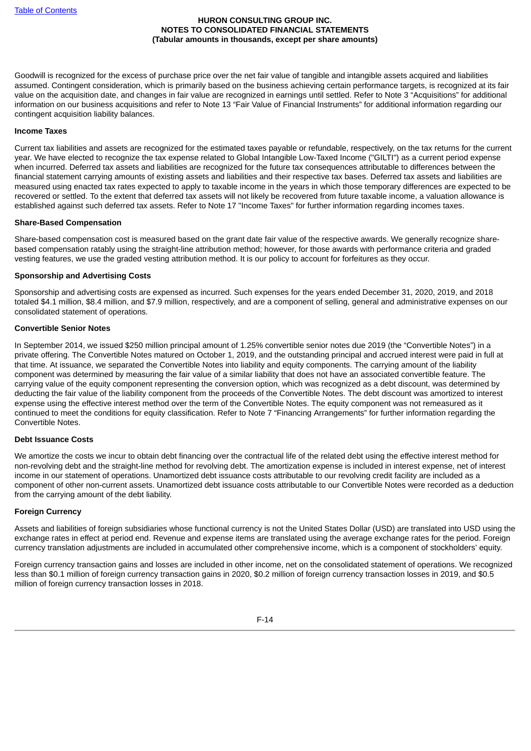Goodwill is recognized for the excess of purchase price over the net fair value of tangible and intangible assets acquired and liabilities assumed. Contingent consideration, which is primarily based on the business achieving certain performance targets, is recognized at its fair value on the acquisition date, and changes in fair value are recognized in earnings until settled. Refer to Note 3 "Acquisitions" for additional information on our business acquisitions and refer to Note 13 "Fair Value of Financial Instruments" for additional information regarding our contingent acquisition liability balances.

**Income Taxes**

Current tax liabilities and assets are recognized for the estimated taxes payable or refundable, respectively, on the tax returns for the current year. We have elected to recognize the tax expense related to Global Intangible Low-Taxed Income ("GILTI") as a current period expense when incurred. Deferred tax assets and liabilities are recognized for the future tax consequences attributable to differences between the financial statement carrying amounts of existing assets and liabilities and their respective tax bases. Deferred tax assets and liabilities are measured using enacted tax rates expected to apply to taxable income in the years in which those temporary differences are expected to be recovered or settled. To the extent that deferred tax assets will not likely be recovered from future taxable income, a valuation allowance is established against such deferred tax assets. Refer to Note 17 "Income Taxes" for further information regarding incomes taxes.

**Share-Based Compensation**

Share-based compensation cost is measured based on the grant date fair value of the respective awards. We generally recognize share-based compensation ratably using the straight-line attribution method; however, for those awards with performance criteria and graded vesting features, we use the graded vesting attribution method. It is our policy to account for forfeitures as they occur.

**Sponsorship and Advertising Costs**

Sponsorship and advertising costs are expensed as incurred. Such expenses for the years ended December 31, 2020, 2019, and 2018 totaled $4.1 million, $8.4 million, and $7.9 million, respectively, and are a component of selling, general and administrative expenses on our consolidated statement of operations.

**Convertible Senior Notes**

In September 2014, we issued $250 million principal amount of 1.25% convertible senior notes due 2019 (the "Convertible Notes") in a private offering. The Convertible Notes matured on October 1, 2019, and the outstanding principal and accrued interest were paid in full at that time. At issuance, we separated the Convertible Notes into liability and equity components. The carrying amount of the liability component was determined by measuring the fair value of a similar liability that does not have an associated convertible feature. The carrying value of the equity component representing the conversion option, which was recognized as a debt discount, was determined by deducting the fair value of the liability component from the proceeds of the Convertible Notes. The debt discount was amortized to interest expense using the effective interest method over the term of the Convertible Notes. The equity component was not remeasured as it continued to meet the conditions for equity classification. Refer to Note 7 "Financing Arrangements" for further information regarding the Convertible Notes.

**Debt Issuance Costs**

We amortize the costs we incur to obtain debt financing over the contractual life of the related debt using the effective interest method for non-revolving debt and the straight-line method for revolving debt. The amortization expense is included in interest expense, net of interest income in our statement of operations. Unamortized debt issuance costs attributable to our revolving credit facility are included as a component of other non-current assets. Unamortized debt issuance costs attributable to our Convertible Notes were recorded as a deduction from the carrying amount of the debt liability.

**Foreign Currency**

Assets and liabilities of foreign subsidiaries whose functional currency is not the United States Dollar (USD) are translated into USD using the exchange rates in effect at period end. Revenue and expense items are translated using the average exchange rates for the period. Foreign currency translation adjustments are included in accumulated other comprehensive income, which is a component of stockholders' equity.

Foreign currency transaction gains and losses are included in other income, net on the consolidated statement of operations. We recognized less than $0.1 million of foreign currency transaction gains in 2020, $0.2 million of foreign currency transaction losses in 2019, and $0.5 million of foreign currency transaction losses in 2018.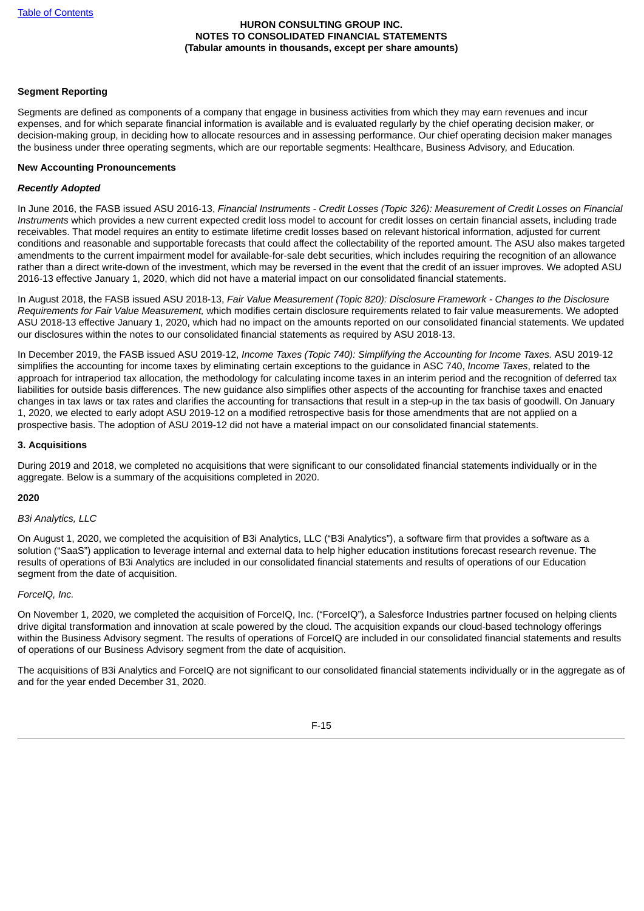**Segment Reporting**

Segments are defined as components of a company that engage in business activities from which they may earn revenues and incur expenses, and for which separate financial information is available and is evaluated regularly by the chief operating decision maker, or decision-making group, in deciding how to allocate resources and in assessing performance. Our chief operating decision maker manages the business under three operating segments, which are our reportable segments: Healthcare, Business Advisory, and Education.

**New Accounting Pronouncements**

***Recently Adopted***

In June 2016, the FASB issued ASU 2016-13, *Financial Instruments - Credit Losses (Topic 326): Measurement of Credit Losses on Financial Instruments* which provides a new current expected credit loss model to account for credit losses on certain financial assets, including trade receivables. That model requires an entity to estimate lifetime credit losses based on relevant historical information, adjusted for current conditions and reasonable and supportable forecasts that could affect the collectability of the reported amount. The ASU also makes targeted amendments to the current impairment model for available-for-sale debt securities, which includes requiring the recognition of an allowance rather than a direct write-down of the investment, which may be reversed in the event that the credit of an issuer improves. We adopted ASU 2016-13 effective January 1, 2020, which did not have a material impact on our consolidated financial statements.

In August 2018, the FASB issued ASU 2018-13, *Fair Value Measurement (Topic 820): Disclosure Framework - Changes to the Disclosure Requirements for Fair Value Measurement,* which modifies certain disclosure requirements related to fair value measurements. We adopted ASU 2018-13 effective January 1, 2020, which had no impact on the amounts reported on our consolidated financial statements. We updated our disclosures within the notes to our consolidated financial statements as required by ASU 2018-13.

In December 2019, the FASB issued ASU 2019-12, *Income Taxes (Topic 740): Simplifying the Accounting for Income Taxes.* ASU 2019-12 simplifies the accounting for income taxes by eliminating certain exceptions to the guidance in ASC 740, *Income Taxes*, related to the approach for intraperiod tax allocation, the methodology for calculating income taxes in an interim period and the recognition of deferred tax liabilities for outside basis differences. The new guidance also simplifies other aspects of the accounting for franchise taxes and enacted changes in tax laws or tax rates and clarifies the accounting for transactions that result in a step-up in the tax basis of goodwill. On January 1, 2020, we elected to early adopt ASU 2019-12 on a modified retrospective basis for those amendments that are not applied on a prospective basis. The adoption of ASU 2019-12 did not have a material impact on our consolidated financial statements.

**3. Acquisitions**

During 2019 and 2018, we completed no acquisitions that were significant to our consolidated financial statements individually or in the aggregate. Below is a summary of the acquisitions completed in 2020.

**2020**

*B3i Analytics, LLC*

On August 1, 2020, we completed the acquisition of B3i Analytics, LLC (“B3i Analytics”), a software firm that provides a software as a solution (“SaaS”) application to leverage internal and external data to help higher education institutions forecast research revenue. The results of operations of B3i Analytics are included in our consolidated financial statements and results of operations of our Education segment from the date of acquisition.

*ForceIQ, Inc.*

On November 1, 2020, we completed the acquisition of ForceIQ, Inc. (“ForceIQ”), a Salesforce Industries partner focused on helping clients drive digital transformation and innovation at scale powered by the cloud. The acquisition expands our cloud-based technology offerings within the Business Advisory segment. The results of operations of ForceIQ are included in our consolidated financial statements and results of operations of our Business Advisory segment from the date of acquisition.

The acquisitions of B3i Analytics and ForceIQ are not significant to our consolidated financial statements individually or in the aggregate as of and for the year ended December 31, 2020.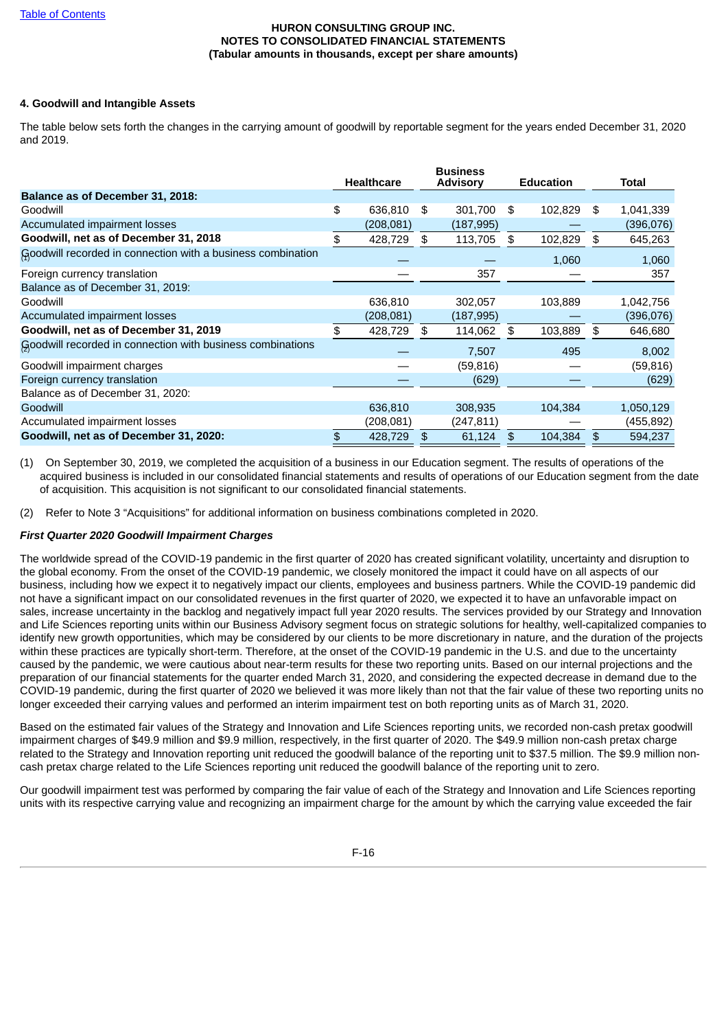HURON CONSULTING GROUP INC.
NOTES TO CONSOLIDATED FINANCIAL STATEMENTS
(Tabular amounts in thousands, except per share amounts)

**4. Goodwill and Intangible Assets**

The table below sets forth the changes in the carrying amount of goodwill by reportable segment for the years ended December 31, 2020 and 2019.

| | Healthcare | Business Advisory | Education | Total |
|---|---|---|---|---|
| **Balance as of December 31, 2018:** | | | | |
| Goodwill | $ 636,810 | $ 301,700 | $ 102,829 | $ 1,041,339 |
| Accumulated impairment losses | (208,081) | (187,995) | — | (396,076) |
| **Goodwill, net as of December 31, 2018** | $ 428,729 | $ 113,705 | $ 102,829 | $ 645,263 |
| Goodwill recorded in connection with a business combination (1) | — | — | 1,060 | 1,060 |
| Foreign currency translation | — | 357 | — | 357 |
| Balance as of December 31, 2019: | | | | |
| Goodwill | 636,810 | 302,057 | 103,889 | 1,042,756 |
| Accumulated impairment losses | (208,081) | (187,995) | — | (396,076) |
| **Goodwill, net as of December 31, 2019** | $ 428,729 | $ 114,062 | $ 103,889 | $ 646,680 |
| Goodwill recorded in connection with business combinations (2) | — | 7,507 | 495 | 8,002 |
| Goodwill impairment charges | — | (59,816) | — | (59,816) |
| Foreign currency translation | — | (629) | — | (629) |
| Balance as of December 31, 2020: | | | | |
| Goodwill | 636,810 | 308,935 | 104,384 | 1,050,129 |
| Accumulated impairment losses | (208,081) | (247,811) | — | (455,892) |
| **Goodwill, net as of December 31, 2020:** | $ 428,729 | $ 61,124 | $ 104,384 | $ 594,237 |

(1) On September 30, 2019, we completed the acquisition of a business in our Education segment. The results of operations of the acquired business is included in our consolidated financial statements and results of operations of our Education segment from the date of acquisition. This acquisition is not significant to our consolidated financial statements.

(2) Refer to Note 3 "Acquisitions" for additional information on business combinations completed in 2020.

***First Quarter 2020 Goodwill Impairment Charges***

The worldwide spread of the COVID-19 pandemic in the first quarter of 2020 has created significant volatility, uncertainty and disruption to the global economy. From the onset of the COVID-19 pandemic, we closely monitored the impact it could have on all aspects of our business, including how we expect it to negatively impact our clients, employees and business partners. While the COVID-19 pandemic did not have a significant impact on our consolidated revenues in the first quarter of 2020, we expected it to have an unfavorable impact on sales, increase uncertainty in the backlog and negatively impact full year 2020 results. The services provided by our Strategy and Innovation and Life Sciences reporting units within our Business Advisory segment focus on strategic solutions for healthy, well-capitalized companies to identify new growth opportunities, which may be considered by our clients to be more discretionary in nature, and the duration of the projects within these practices are typically short-term. Therefore, at the onset of the COVID-19 pandemic in the U.S. and due to the uncertainty caused by the pandemic, we were cautious about near-term results for these two reporting units. Based on our internal projections and the preparation of our financial statements for the quarter ended March 31, 2020, and considering the expected decrease in demand due to the COVID-19 pandemic, during the first quarter of 2020 we believed it was more likely than not that the fair value of these two reporting units no longer exceeded their carrying values and performed an interim impairment test on both reporting units as of March 31, 2020.

Based on the estimated fair values of the Strategy and Innovation and Life Sciences reporting units, we recorded non-cash pretax goodwill impairment charges of $49.9 million and $9.9 million, respectively, in the first quarter of 2020. The $49.9 million non-cash pretax charge related to the Strategy and Innovation reporting unit reduced the goodwill balance of the reporting unit to $37.5 million. The $9.9 million non-cash pretax charge related to the Life Sciences reporting unit reduced the goodwill balance of the reporting unit to zero.

Our goodwill impairment test was performed by comparing the fair value of each of the Strategy and Innovation and Life Sciences reporting units with its respective carrying value and recognizing an impairment charge for the amount by which the carrying value exceeded the fair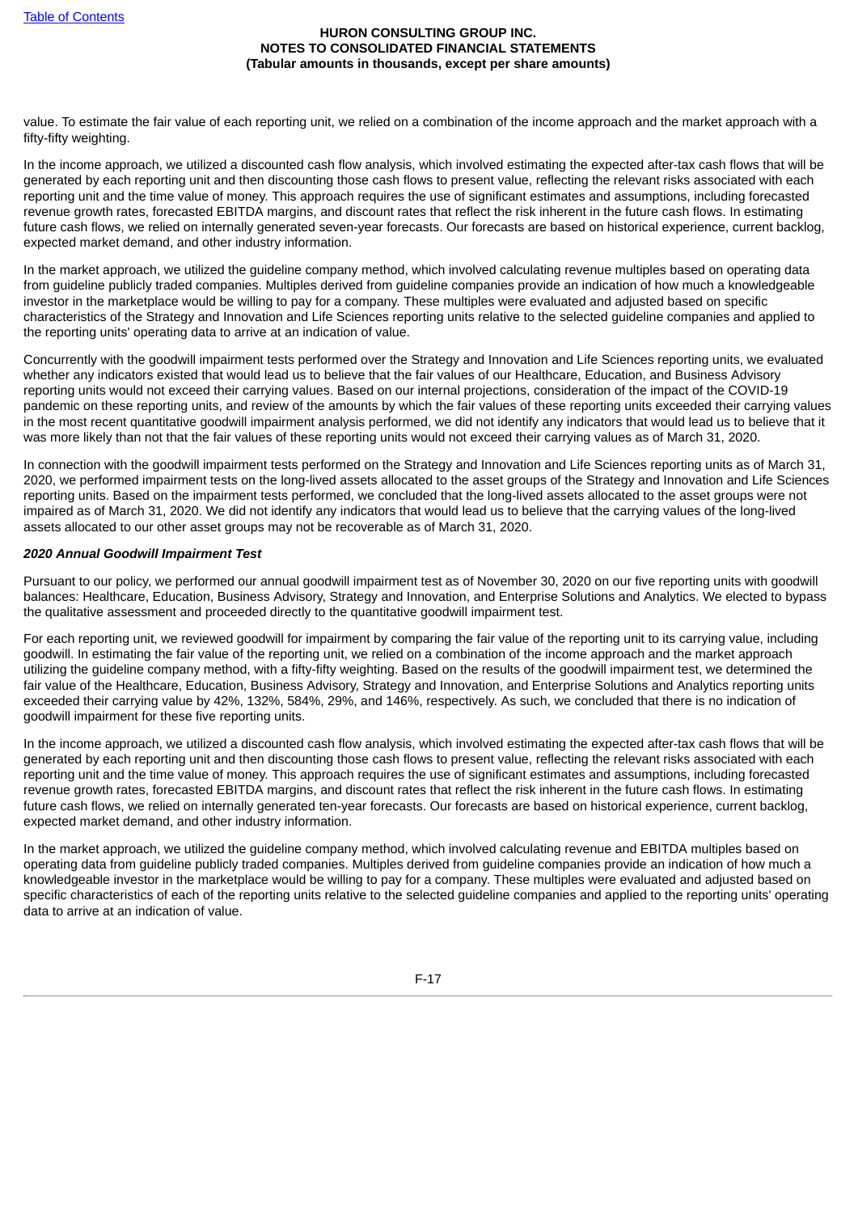value. To estimate the fair value of each reporting unit, we relied on a combination of the income approach and the market approach with a fifty-fifty weighting.

In the income approach, we utilized a discounted cash flow analysis, which involved estimating the expected after-tax cash flows that will be generated by each reporting unit and then discounting those cash flows to present value, reflecting the relevant risks associated with each reporting unit and the time value of money. This approach requires the use of significant estimates and assumptions, including forecasted revenue growth rates, forecasted EBITDA margins, and discount rates that reflect the risk inherent in the future cash flows. In estimating future cash flows, we relied on internally generated seven-year forecasts. Our forecasts are based on historical experience, current backlog, expected market demand, and other industry information.

In the market approach, we utilized the guideline company method, which involved calculating revenue multiples based on operating data from guideline publicly traded companies. Multiples derived from guideline companies provide an indication of how much a knowledgeable investor in the marketplace would be willing to pay for a company. These multiples were evaluated and adjusted based on specific characteristics of the Strategy and Innovation and Life Sciences reporting units relative to the selected guideline companies and applied to the reporting units' operating data to arrive at an indication of value.

Concurrently with the goodwill impairment tests performed over the Strategy and Innovation and Life Sciences reporting units, we evaluated whether any indicators existed that would lead us to believe that the fair values of our Healthcare, Education, and Business Advisory reporting units would not exceed their carrying values. Based on our internal projections, consideration of the impact of the COVID-19 pandemic on these reporting units, and review of the amounts by which the fair values of these reporting units exceeded their carrying values in the most recent quantitative goodwill impairment analysis performed, we did not identify any indicators that would lead us to believe that it was more likely than not that the fair values of these reporting units would not exceed their carrying values as of March 31, 2020.

In connection with the goodwill impairment tests performed on the Strategy and Innovation and Life Sciences reporting units as of March 31, 2020, we performed impairment tests on the long-lived assets allocated to the asset groups of the Strategy and Innovation and Life Sciences reporting units. Based on the impairment tests performed, we concluded that the long-lived assets allocated to the asset groups were not impaired as of March 31, 2020. We did not identify any indicators that would lead us to believe that the carrying values of the long-lived assets allocated to our other asset groups may not be recoverable as of March 31, 2020.

***2020 Annual Goodwill Impairment Test***

Pursuant to our policy, we performed our annual goodwill impairment test as of November 30, 2020 on our five reporting units with goodwill balances: Healthcare, Education, Business Advisory, Strategy and Innovation, and Enterprise Solutions and Analytics. We elected to bypass the qualitative assessment and proceeded directly to the quantitative goodwill impairment test.

For each reporting unit, we reviewed goodwill for impairment by comparing the fair value of the reporting unit to its carrying value, including goodwill. In estimating the fair value of the reporting unit, we relied on a combination of the income approach and the market approach utilizing the guideline company method, with a fifty-fifty weighting. Based on the results of the goodwill impairment test, we determined the fair value of the Healthcare, Education, Business Advisory, Strategy and Innovation, and Enterprise Solutions and Analytics reporting units exceeded their carrying value by 42%, 132%, 584%, 29%, and 146%, respectively. As such, we concluded that there is no indication of goodwill impairment for these five reporting units.

In the income approach, we utilized a discounted cash flow analysis, which involved estimating the expected after-tax cash flows that will be generated by each reporting unit and then discounting those cash flows to present value, reflecting the relevant risks associated with each reporting unit and the time value of money. This approach requires the use of significant estimates and assumptions, including forecasted revenue growth rates, forecasted EBITDA margins, and discount rates that reflect the risk inherent in the future cash flows. In estimating future cash flows, we relied on internally generated ten-year forecasts. Our forecasts are based on historical experience, current backlog, expected market demand, and other industry information.

In the market approach, we utilized the guideline company method, which involved calculating revenue and EBITDA multiples based on operating data from guideline publicly traded companies. Multiples derived from guideline companies provide an indication of how much a knowledgeable investor in the marketplace would be willing to pay for a company. These multiples were evaluated and adjusted based on specific characteristics of each of the reporting units relative to the selected guideline companies and applied to the reporting units' operating data to arrive at an indication of value.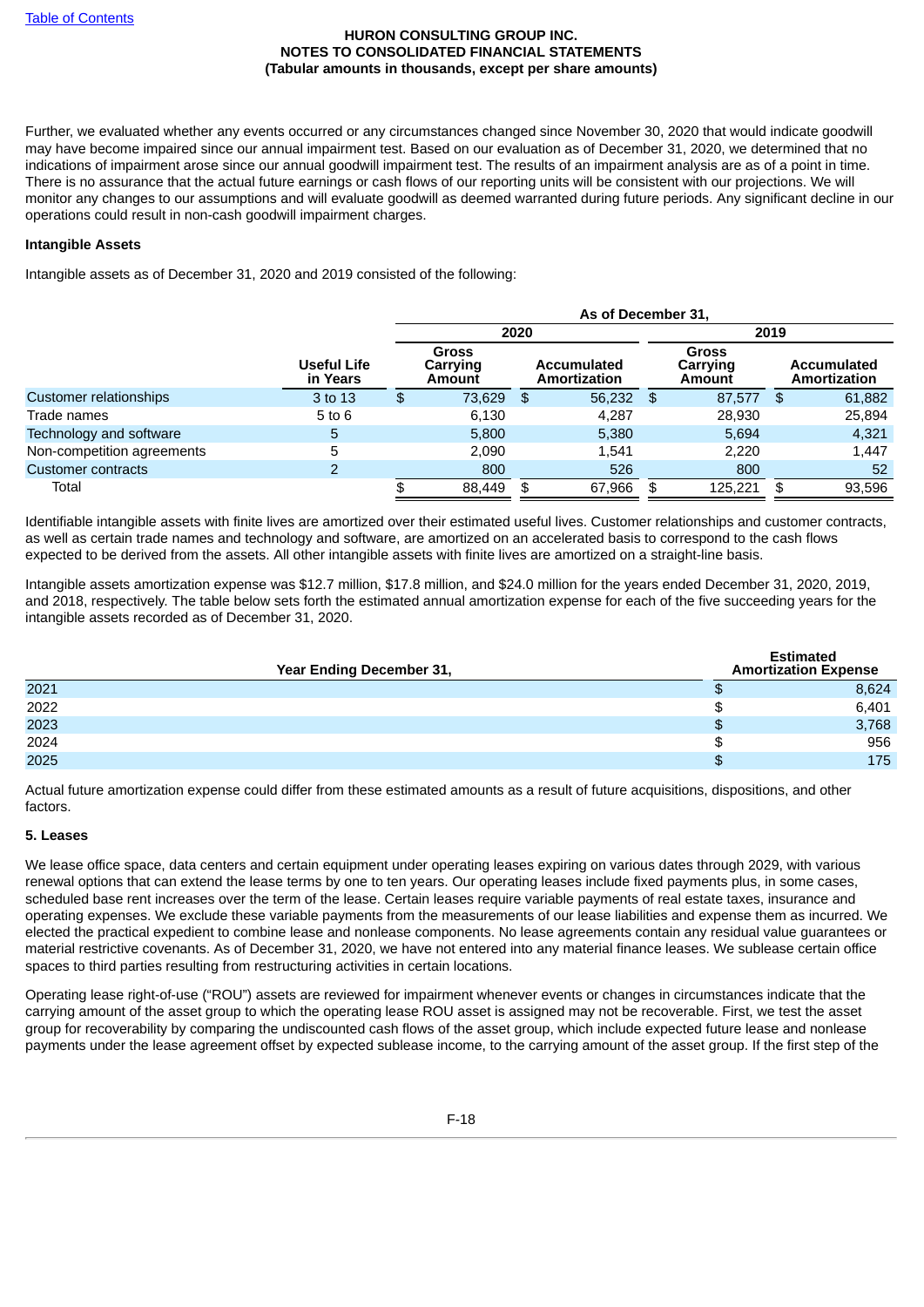Further, we evaluated whether any events occurred or any circumstances changed since November 30, 2020 that would indicate goodwill may have become impaired since our annual impairment test. Based on our evaluation as of December 31, 2020, we determined that no indications of impairment arose since our annual goodwill impairment test. The results of an impairment analysis are as of a point in time. There is no assurance that the actual future earnings or cash flows of our reporting units will be consistent with our projections. We will monitor any changes to our assumptions and will evaluate goodwill as deemed warranted during future periods. Any significant decline in our operations could result in non-cash goodwill impairment charges.

**Intangible Assets**

Intangible assets as of December 31, 2020 and 2019 consisted of the following:

| | | As of December 31, | | | |
|---|---|---|---|---|---|
| | | 2020 | | 2019 | |
| | Useful Life in Years | Gross Carrying Amount | Accumulated Amortization | Gross Carrying Amount | Accumulated Amortization |
| Customer relationships | 3 to 13 | $ 73,629 | $ 56,232 | $ 87,577 | $ 61,882 |
| Trade names | 5 to 6 | 6,130 | 4,287 | 28,930 | 25,894 |
| Technology and software | 5 | 5,800 | 5,380 | 5,694 | 4,321 |
| Non-competition agreements | 5 | 2,090 | 1,541 | 2,220 | 1,447 |
| Customer contracts | 2 | 800 | 526 | 800 | 52 |
| Total | | $ 88,449 | $ 67,966 | $ 125,221 | $ 93,596 |

Identifiable intangible assets with finite lives are amortized over their estimated useful lives. Customer relationships and customer contracts, as well as certain trade names and technology and software, are amortized on an accelerated basis to correspond to the cash flows expected to be derived from the assets. All other intangible assets with finite lives are amortized on a straight-line basis.

Intangible assets amortization expense was $12.7 million, $17.8 million, and $24.0 million for the years ended December 31, 2020, 2019, and 2018, respectively. The table below sets forth the estimated annual amortization expense for each of the five succeeding years for the intangible assets recorded as of December 31, 2020.

| Year Ending December 31, | Estimated Amortization Expense |
|---|---|
| 2021 | $ 8,624 |
| 2022 | $ 6,401 |
| 2023 | $ 3,768 |
| 2024 | $ 956 |
| 2025 | $ 175 |

Actual future amortization expense could differ from these estimated amounts as a result of future acquisitions, dispositions, and other factors.

**5. Leases**

We lease office space, data centers and certain equipment under operating leases expiring on various dates through 2029, with various renewal options that can extend the lease terms by one to ten years. Our operating leases include fixed payments plus, in some cases, scheduled base rent increases over the term of the lease. Certain leases require variable payments of real estate taxes, insurance and operating expenses. We exclude these variable payments from the measurements of our lease liabilities and expense them as incurred. We elected the practical expedient to combine lease and nonlease components. No lease agreements contain any residual value guarantees or material restrictive covenants. As of December 31, 2020, we have not entered into any material finance leases. We sublease certain office spaces to third parties resulting from restructuring activities in certain locations.

Operating lease right-of-use ("ROU") assets are reviewed for impairment whenever events or changes in circumstances indicate that the carrying amount of the asset group to which the operating lease ROU asset is assigned may not be recoverable. First, we test the asset group for recoverability by comparing the undiscounted cash flows of the asset group, which include expected future lease and nonlease payments under the lease agreement offset by expected sublease income, to the carrying amount of the asset group. If the first step of the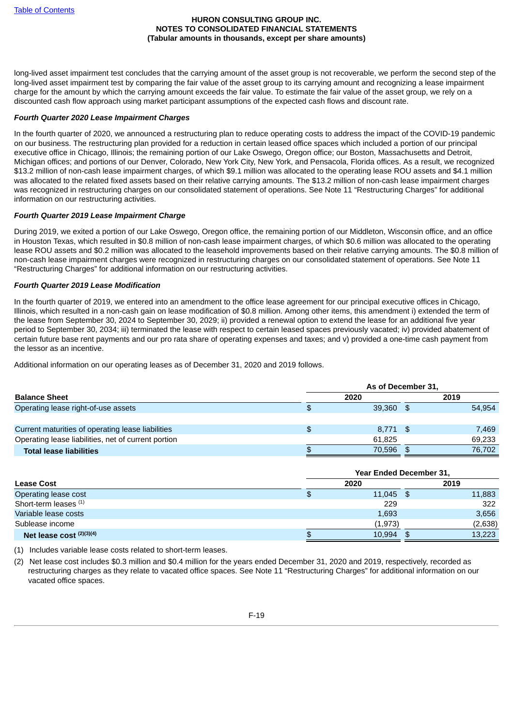long-lived asset impairment test concludes that the carrying amount of the asset group is not recoverable, we perform the second step of the long-lived asset impairment test by comparing the fair value of the asset group to its carrying amount and recognizing a lease impairment charge for the amount by which the carrying amount exceeds the fair value. To estimate the fair value of the asset group, we rely on a discounted cash flow approach using market participant assumptions of the expected cash flows and discount rate.

***Fourth Quarter 2020 Lease Impairment Charges***

In the fourth quarter of 2020, we announced a restructuring plan to reduce operating costs to address the impact of the COVID-19 pandemic on our business. The restructuring plan provided for a reduction in certain leased office spaces which included a portion of our principal executive office in Chicago, Illinois; the remaining portion of our Lake Oswego, Oregon office; our Boston, Massachusetts and Detroit, Michigan offices; and portions of our Denver, Colorado, New York City, New York, and Pensacola, Florida offices. As a result, we recognized $13.2 million of non-cash lease impairment charges, of which $9.1 million was allocated to the operating lease ROU assets and $4.1 million was allocated to the related fixed assets based on their relative carrying amounts. The $13.2 million of non-cash lease impairment charges was recognized in restructuring charges on our consolidated statement of operations. See Note 11 "Restructuring Charges" for additional information on our restructuring activities.

***Fourth Quarter 2019 Lease Impairment Charge***

During 2019, we exited a portion of our Lake Oswego, Oregon office, the remaining portion of our Middleton, Wisconsin office, and an office in Houston Texas, which resulted in $0.8 million of non-cash lease impairment charges, of which $0.6 million was allocated to the operating lease ROU assets and $0.2 million was allocated to the leasehold improvements based on their relative carrying amounts. The $0.8 million of non-cash lease impairment charges were recognized in restructuring charges on our consolidated statement of operations. See Note 11 "Restructuring Charges" for additional information on our restructuring activities.

***Fourth Quarter 2019 Lease Modification***

In the fourth quarter of 2019, we entered into an amendment to the office lease agreement for our principal executive offices in Chicago, Illinois, which resulted in a non-cash gain on lease modification of $0.8 million. Among other items, this amendment i) extended the term of the lease from September 30, 2024 to September 30, 2029; ii) provided a renewal option to extend the lease for an additional five year period to September 30, 2034; iii) terminated the lease with respect to certain leased spaces previously vacated; iv) provided abatement of certain future base rent payments and our pro rata share of operating expenses and taxes; and v) provided a one-time cash payment from the lessor as an incentive.

Additional information on our operating leases as of December 31, 2020 and 2019 follows.

| | As of December 31, | |
|---|---|---|
| **Balance Sheet** | **2020** | **2019** |
| Operating lease right-of-use assets | $ 39,360 | $ 54,954 |
| | | |
| Current maturities of operating lease liabilities | $ 8,771 | $ 7,469 |
| Operating lease liabilities, net of current portion | 61,825 | 69,233 |
| **Total lease liabilities** | $ 70,596 | $ 76,702 |

| | Year Ended December 31, | |
|---|---|---|
| **Lease Cost** | **2020** | **2019** |
| Operating lease cost | $ 11,045 | $ 11,883 |
| Short-term leases [(1)] | 229 | 322 |
| Variable lease costs | 1,693 | 3,656 |
| Sublease income | (1,973) | (2,638) |
| **Net lease cost [(2)(3)(4)]** | $ 10,994 | $ 13,223 |

(1) Includes variable lease costs related to short-term leases.

(2) Net lease cost includes $0.3 million and $0.4 million for the years ended December 31, 2020 and 2019, respectively, recorded as restructuring charges as they relate to vacated office spaces. See Note 11 "Restructuring Charges" for additional information on our vacated office spaces.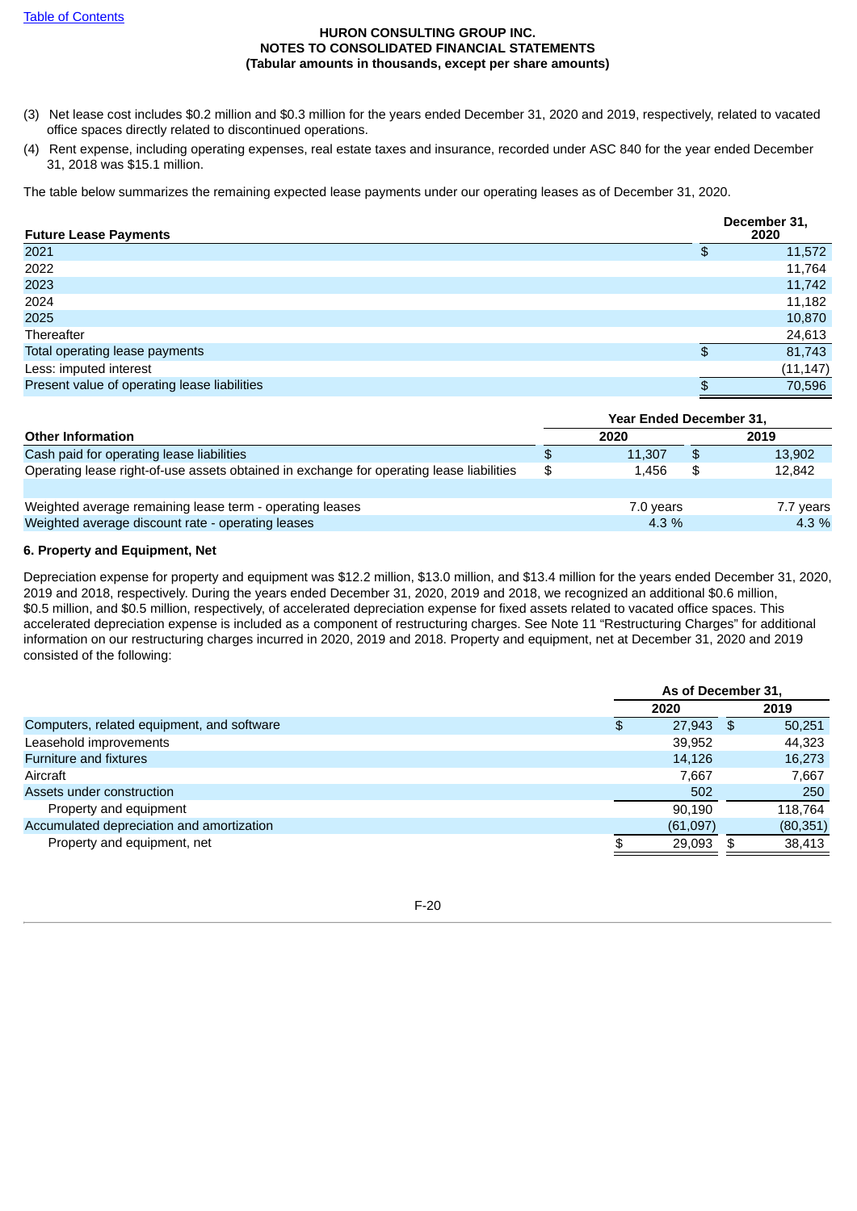HURON CONSULTING GROUP INC.
NOTES TO CONSOLIDATED FINANCIAL STATEMENTS
(Tabular amounts in thousands, except per share amounts)

(3) Net lease cost includes $0.2 million and $0.3 million for the years ended December 31, 2020 and 2019, respectively, related to vacated office spaces directly related to discontinued operations.

(4) Rent expense, including operating expenses, real estate taxes and insurance, recorded under ASC 840 for the year ended December 31, 2018 was $15.1 million.

The table below summarizes the remaining expected lease payments under our operating leases as of December 31, 2020.

| Future Lease Payments | December 31, 2020 |
|---|---|
| 2021 | $ 11,572 |
| 2022 | 11,764 |
| 2023 | 11,742 |
| 2024 | 11,182 |
| 2025 | 10,870 |
| Thereafter | 24,613 |
| Total operating lease payments | $ 81,743 |
| Less: imputed interest | (11,147) |
| Present value of operating lease liabilities | $ 70,596 |

| Other Information | Year Ended December 31, 2020 | 2019 |
|---|---|---|
| Cash paid for operating lease liabilities | $ 11,307 | $ 13,902 |
| Operating lease right-of-use assets obtained in exchange for operating lease liabilities | $ 1,456 | $ 12,842 |
| | | |
| Weighted average remaining lease term - operating leases | 7.0 years | 7.7 years |
| Weighted average discount rate - operating leases | 4.3 % | 4.3 % |

**6. Property and Equipment, Net**

Depreciation expense for property and equipment was $12.2 million, $13.0 million, and $13.4 million for the years ended December 31, 2020, 2019 and 2018, respectively. During the years ended December 31, 2020, 2019 and 2018, we recognized an additional $0.6 million, $0.5 million, and $0.5 million, respectively, of accelerated depreciation expense for fixed assets related to vacated office spaces. This accelerated depreciation expense is included as a component of restructuring charges. See Note 11 "Restructuring Charges" for additional information on our restructuring charges incurred in 2020, 2019 and 2018. Property and equipment, net at December 31, 2020 and 2019 consisted of the following:

| | As of December 31, 2020 | 2019 |
|---|---|---|
| Computers, related equipment, and software | $ 27,943 | $ 50,251 |
| Leasehold improvements | 39,952 | 44,323 |
| Furniture and fixtures | 14,126 | 16,273 |
| Aircraft | 7,667 | 7,667 |
| Assets under construction | 502 | 250 |
| Property and equipment | 90,190 | 118,764 |
| Accumulated depreciation and amortization | (61,097) | (80,351) |
| Property and equipment, net | $ 29,093 | $ 38,413 |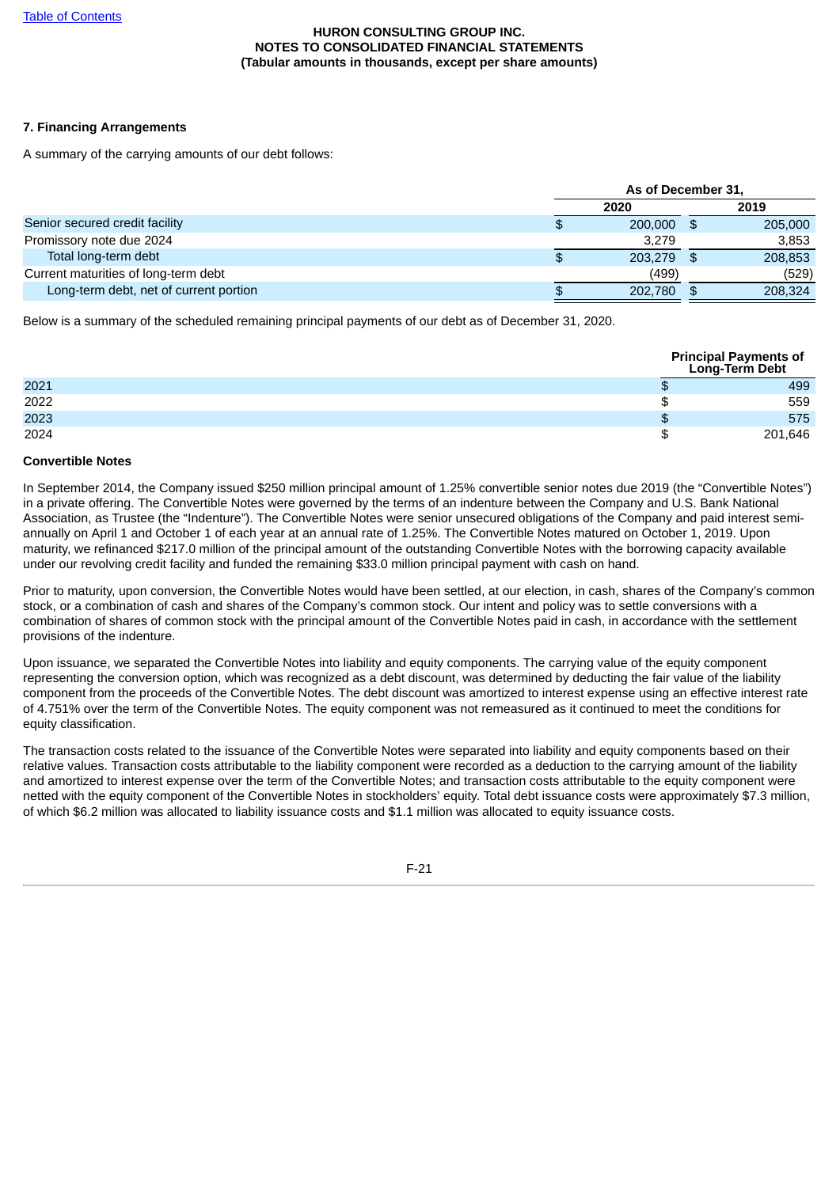HURON CONSULTING GROUP INC.
NOTES TO CONSOLIDATED FINANCIAL STATEMENTS
(Tabular amounts in thousands, except per share amounts)

### 7. Financing Arrangements

A summary of the carrying amounts of our debt follows:

| | As of December 31, | |
|---|---|---|
| | 2020 | 2019 |
| Senior secured credit facility | $ 200,000 | $ 205,000 |
| Promissory note due 2024 | 3,279 | 3,853 |
| Total long-term debt | $ 203,279 | $ 208,853 |
| Current maturities of long-term debt | (499) | (529) |
| Long-term debt, net of current portion | $ 202,780 | $ 208,324 |

Below is a summary of the scheduled remaining principal payments of our debt as of December 31, 2020.

| | Principal Payments of Long-Term Debt |
|---|---|
| 2021 | $ 499 |
| 2022 | $ 559 |
| 2023 | $ 575 |
| 2024 | $ 201,646 |

**Convertible Notes**

In September 2014, the Company issued $250 million principal amount of 1.25% convertible senior notes due 2019 (the "Convertible Notes") in a private offering. The Convertible Notes were governed by the terms of an indenture between the Company and U.S. Bank National Association, as Trustee (the "Indenture"). The Convertible Notes were senior unsecured obligations of the Company and paid interest semi-annually on April 1 and October 1 of each year at an annual rate of 1.25%. The Convertible Notes matured on October 1, 2019. Upon maturity, we refinanced $217.0 million of the principal amount of the outstanding Convertible Notes with the borrowing capacity available under our revolving credit facility and funded the remaining $33.0 million principal payment with cash on hand.

Prior to maturity, upon conversion, the Convertible Notes would have been settled, at our election, in cash, shares of the Company's common stock, or a combination of cash and shares of the Company's common stock. Our intent and policy was to settle conversions with a combination of shares of common stock with the principal amount of the Convertible Notes paid in cash, in accordance with the settlement provisions of the indenture.

Upon issuance, we separated the Convertible Notes into liability and equity components. The carrying value of the equity component representing the conversion option, which was recognized as a debt discount, was determined by deducting the fair value of the liability component from the proceeds of the Convertible Notes. The debt discount was amortized to interest expense using an effective interest rate of 4.751% over the term of the Convertible Notes. The equity component was not remeasured as it continued to meet the conditions for equity classification.

The transaction costs related to the issuance of the Convertible Notes were separated into liability and equity components based on their relative values. Transaction costs attributable to the liability component were recorded as a deduction to the carrying amount of the liability and amortized to interest expense over the term of the Convertible Notes; and transaction costs attributable to the equity component were netted with the equity component of the Convertible Notes in stockholders' equity. Total debt issuance costs were approximately $7.3 million, of which $6.2 million was allocated to liability issuance costs and $1.1 million was allocated to equity issuance costs.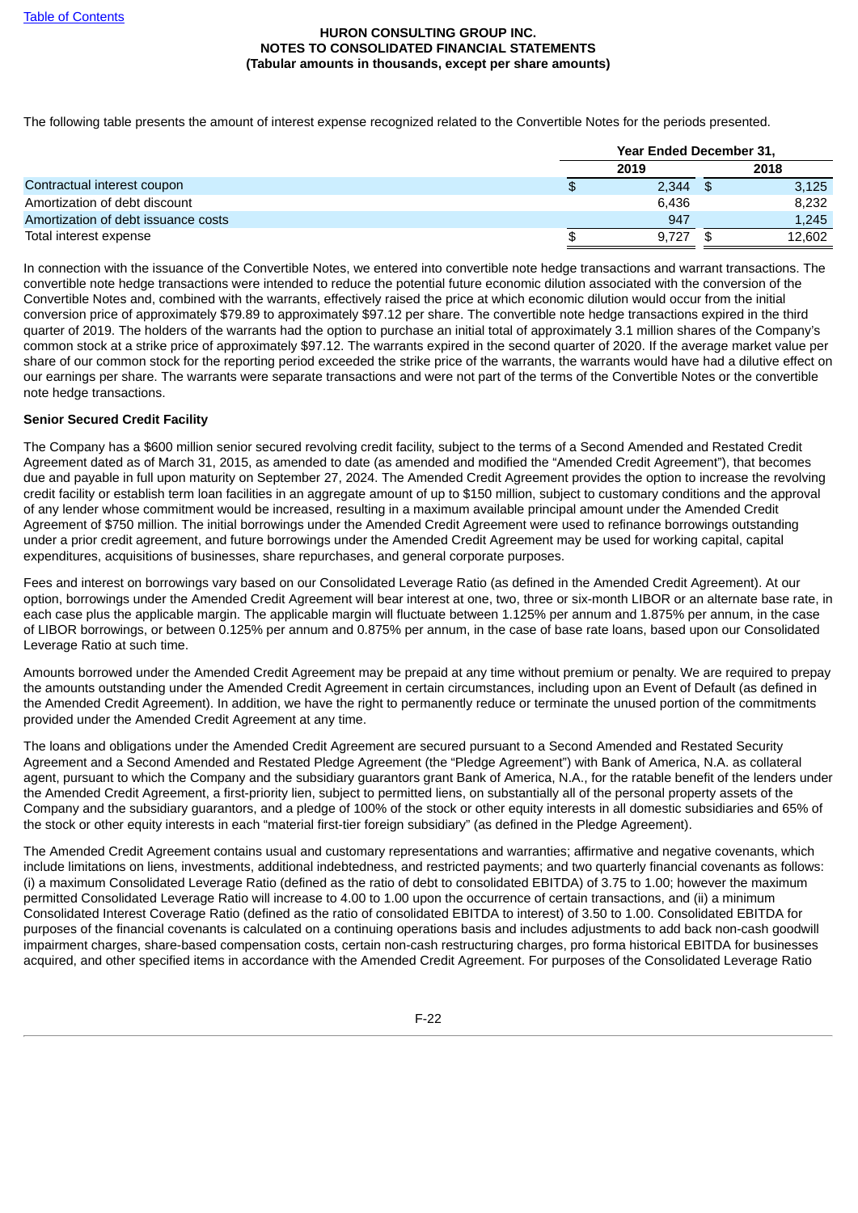The following table presents the amount of interest expense recognized related to the Convertible Notes for the periods presented.

| | Year Ended December 31, | |
|---|---|---|
| | 2019 | 2018 |
| Contractual interest coupon | $ 2,344 | $ 3,125 |
| Amortization of debt discount | 6,436 | 8,232 |
| Amortization of debt issuance costs | 947 | 1,245 |
| Total interest expense | $ 9,727 | $ 12,602 |

In connection with the issuance of the Convertible Notes, we entered into convertible note hedge transactions and warrant transactions. The convertible note hedge transactions were intended to reduce the potential future economic dilution associated with the conversion of the Convertible Notes and, combined with the warrants, effectively raised the price at which economic dilution would occur from the initial conversion price of approximately $79.89 to approximately $97.12 per share. The convertible note hedge transactions expired in the third quarter of 2019. The holders of the warrants had the option to purchase an initial total of approximately 3.1 million shares of the Company's common stock at a strike price of approximately $97.12. The warrants expired in the second quarter of 2020. If the average market value per share of our common stock for the reporting period exceeded the strike price of the warrants, the warrants would have had a dilutive effect on our earnings per share. The warrants were separate transactions and were not part of the terms of the Convertible Notes or the convertible note hedge transactions.

**Senior Secured Credit Facility**

The Company has a $600 million senior secured revolving credit facility, subject to the terms of a Second Amended and Restated Credit Agreement dated as of March 31, 2015, as amended to date (as amended and modified the "Amended Credit Agreement"), that becomes due and payable in full upon maturity on September 27, 2024. The Amended Credit Agreement provides the option to increase the revolving credit facility or establish term loan facilities in an aggregate amount of up to $150 million, subject to customary conditions and the approval of any lender whose commitment would be increased, resulting in a maximum available principal amount under the Amended Credit Agreement of $750 million. The initial borrowings under the Amended Credit Agreement were used to refinance borrowings outstanding under a prior credit agreement, and future borrowings under the Amended Credit Agreement may be used for working capital, capital expenditures, acquisitions of businesses, share repurchases, and general corporate purposes.

Fees and interest on borrowings vary based on our Consolidated Leverage Ratio (as defined in the Amended Credit Agreement). At our option, borrowings under the Amended Credit Agreement will bear interest at one, two, three or six-month LIBOR or an alternate base rate, in each case plus the applicable margin. The applicable margin will fluctuate between 1.125% per annum and 1.875% per annum, in the case of LIBOR borrowings, or between 0.125% per annum and 0.875% per annum, in the case of base rate loans, based upon our Consolidated Leverage Ratio at such time.

Amounts borrowed under the Amended Credit Agreement may be prepaid at any time without premium or penalty. We are required to prepay the amounts outstanding under the Amended Credit Agreement in certain circumstances, including upon an Event of Default (as defined in the Amended Credit Agreement). In addition, we have the right to permanently reduce or terminate the unused portion of the commitments provided under the Amended Credit Agreement at any time.

The loans and obligations under the Amended Credit Agreement are secured pursuant to a Second Amended and Restated Security Agreement and a Second Amended and Restated Pledge Agreement (the "Pledge Agreement") with Bank of America, N.A. as collateral agent, pursuant to which the Company and the subsidiary guarantors grant Bank of America, N.A., for the ratable benefit of the lenders under the Amended Credit Agreement, a first-priority lien, subject to permitted liens, on substantially all of the personal property assets of the Company and the subsidiary guarantors, and a pledge of 100% of the stock or other equity interests in all domestic subsidiaries and 65% of the stock or other equity interests in each "material first-tier foreign subsidiary" (as defined in the Pledge Agreement).

The Amended Credit Agreement contains usual and customary representations and warranties; affirmative and negative covenants, which include limitations on liens, investments, additional indebtedness, and restricted payments; and two quarterly financial covenants as follows: (i) a maximum Consolidated Leverage Ratio (defined as the ratio of debt to consolidated EBITDA) of 3.75 to 1.00; however the maximum permitted Consolidated Leverage Ratio will increase to 4.00 to 1.00 upon the occurrence of certain transactions, and (ii) a minimum Consolidated Interest Coverage Ratio (defined as the ratio of consolidated EBITDA to interest) of 3.50 to 1.00. Consolidated EBITDA for purposes of the financial covenants is calculated on a continuing operations basis and includes adjustments to add back non-cash goodwill impairment charges, share-based compensation costs, certain non-cash restructuring charges, pro forma historical EBITDA for businesses acquired, and other specified items in accordance with the Amended Credit Agreement. For purposes of the Consolidated Leverage Ratio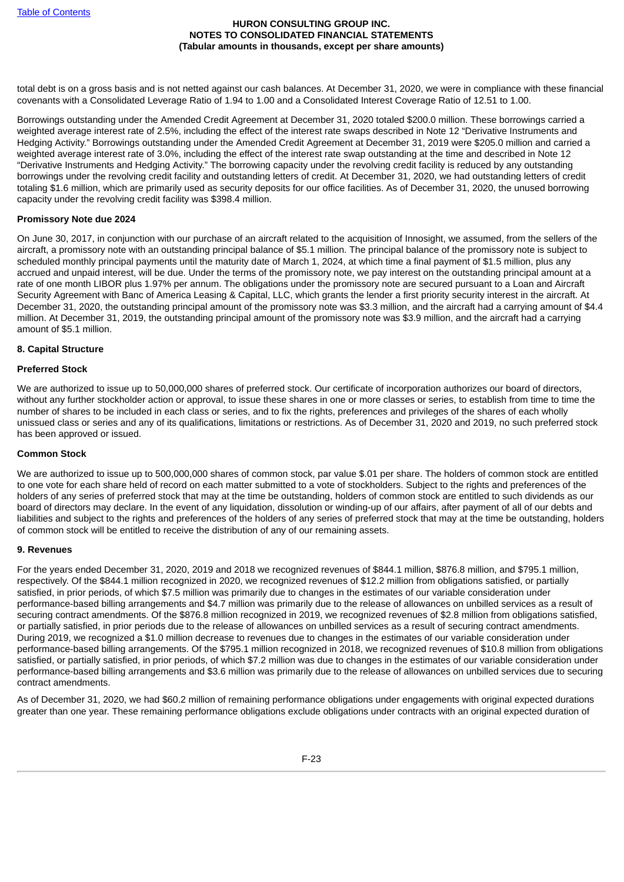total debt is on a gross basis and is not netted against our cash balances. At December 31, 2020, we were in compliance with these financial covenants with a Consolidated Leverage Ratio of 1.94 to 1.00 and a Consolidated Interest Coverage Ratio of 12.51 to 1.00.

Borrowings outstanding under the Amended Credit Agreement at December 31, 2020 totaled $200.0 million. These borrowings carried a weighted average interest rate of 2.5%, including the effect of the interest rate swaps described in Note 12 "Derivative Instruments and Hedging Activity." Borrowings outstanding under the Amended Credit Agreement at December 31, 2019 were $205.0 million and carried a weighted average interest rate of 3.0%, including the effect of the interest rate swap outstanding at the time and described in Note 12 "Derivative Instruments and Hedging Activity." The borrowing capacity under the revolving credit facility is reduced by any outstanding borrowings under the revolving credit facility and outstanding letters of credit. At December 31, 2020, we had outstanding letters of credit totaling $1.6 million, which are primarily used as security deposits for our office facilities. As of December 31, 2020, the unused borrowing capacity under the revolving credit facility was $398.4 million.

**Promissory Note due 2024**

On June 30, 2017, in conjunction with our purchase of an aircraft related to the acquisition of Innosight, we assumed, from the sellers of the aircraft, a promissory note with an outstanding principal balance of $5.1 million. The principal balance of the promissory note is subject to scheduled monthly principal payments until the maturity date of March 1, 2024, at which time a final payment of $1.5 million, plus any accrued and unpaid interest, will be due. Under the terms of the promissory note, we pay interest on the outstanding principal amount at a rate of one month LIBOR plus 1.97% per annum. The obligations under the promissory note are secured pursuant to a Loan and Aircraft Security Agreement with Banc of America Leasing & Capital, LLC, which grants the lender a first priority security interest in the aircraft. At December 31, 2020, the outstanding principal amount of the promissory note was $3.3 million, and the aircraft had a carrying amount of $4.4 million. At December 31, 2019, the outstanding principal amount of the promissory note was $3.9 million, and the aircraft had a carrying amount of $5.1 million.

## 8. Capital Structure

**Preferred Stock**

We are authorized to issue up to 50,000,000 shares of preferred stock. Our certificate of incorporation authorizes our board of directors, without any further stockholder action or approval, to issue these shares in one or more classes or series, to establish from time to time the number of shares to be included in each class or series, and to fix the rights, preferences and privileges of the shares of each wholly unissued class or series and any of its qualifications, limitations or restrictions. As of December 31, 2020 and 2019, no such preferred stock has been approved or issued.

**Common Stock**

We are authorized to issue up to 500,000,000 shares of common stock, par value $.01 per share. The holders of common stock are entitled to one vote for each share held of record on each matter submitted to a vote of stockholders. Subject to the rights and preferences of the holders of any series of preferred stock that may at the time be outstanding, holders of common stock are entitled to such dividends as our board of directors may declare. In the event of any liquidation, dissolution or winding-up of our affairs, after payment of all of our debts and liabilities and subject to the rights and preferences of the holders of any series of preferred stock that may at the time be outstanding, holders of common stock will be entitled to receive the distribution of any of our remaining assets.

## 9. Revenues

For the years ended December 31, 2020, 2019 and 2018 we recognized revenues of $844.1 million, $876.8 million, and $795.1 million, respectively. Of the $844.1 million recognized in 2020, we recognized revenues of $12.2 million from obligations satisfied, or partially satisfied, in prior periods, of which $7.5 million was primarily due to changes in the estimates of our variable consideration under performance-based billing arrangements and $4.7 million was primarily due to the release of allowances on unbilled services as a result of securing contract amendments. Of the $876.8 million recognized in 2019, we recognized revenues of $2.8 million from obligations satisfied, or partially satisfied, in prior periods due to the release of allowances on unbilled services as a result of securing contract amendments. During 2019, we recognized a $1.0 million decrease to revenues due to changes in the estimates of our variable consideration under performance-based billing arrangements. Of the $795.1 million recognized in 2018, we recognized revenues of $10.8 million from obligations satisfied, or partially satisfied, in prior periods, of which $7.2 million was due to changes in the estimates of our variable consideration under performance-based billing arrangements and $3.6 million was primarily due to the release of allowances on unbilled services due to securing contract amendments.

As of December 31, 2020, we had $60.2 million of remaining performance obligations under engagements with original expected durations greater than one year. These remaining performance obligations exclude obligations under contracts with an original expected duration of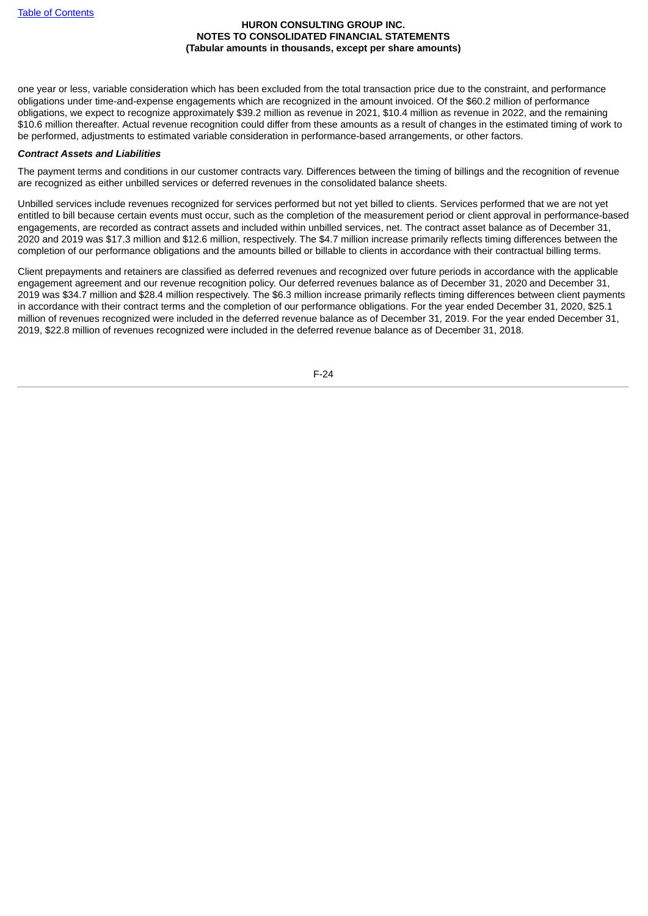one year or less, variable consideration which has been excluded from the total transaction price due to the constraint, and performance obligations under time-and-expense engagements which are recognized in the amount invoiced. Of the $60.2 million of performance obligations, we expect to recognize approximately $39.2 million as revenue in 2021, $10.4 million as revenue in 2022, and the remaining $10.6 million thereafter. Actual revenue recognition could differ from these amounts as a result of changes in the estimated timing of work to be performed, adjustments to estimated variable consideration in performance-based arrangements, or other factors.

***Contract Assets and Liabilities***

The payment terms and conditions in our customer contracts vary. Differences between the timing of billings and the recognition of revenue are recognized as either unbilled services or deferred revenues in the consolidated balance sheets.

Unbilled services include revenues recognized for services performed but not yet billed to clients. Services performed that we are not yet entitled to bill because certain events must occur, such as the completion of the measurement period or client approval in performance-based engagements, are recorded as contract assets and included within unbilled services, net. The contract asset balance as of December 31, 2020 and 2019 was $17.3 million and $12.6 million, respectively. The $4.7 million increase primarily reflects timing differences between the completion of our performance obligations and the amounts billed or billable to clients in accordance with their contractual billing terms.

Client prepayments and retainers are classified as deferred revenues and recognized over future periods in accordance with the applicable engagement agreement and our revenue recognition policy. Our deferred revenues balance as of December 31, 2020 and December 31, 2019 was $34.7 million and $28.4 million respectively. The $6.3 million increase primarily reflects timing differences between client payments in accordance with their contract terms and the completion of our performance obligations. For the year ended December 31, 2020, $25.1 million of revenues recognized were included in the deferred revenue balance as of December 31, 2019. For the year ended December 31, 2019, $22.8 million of revenues recognized were included in the deferred revenue balance as of December 31, 2018.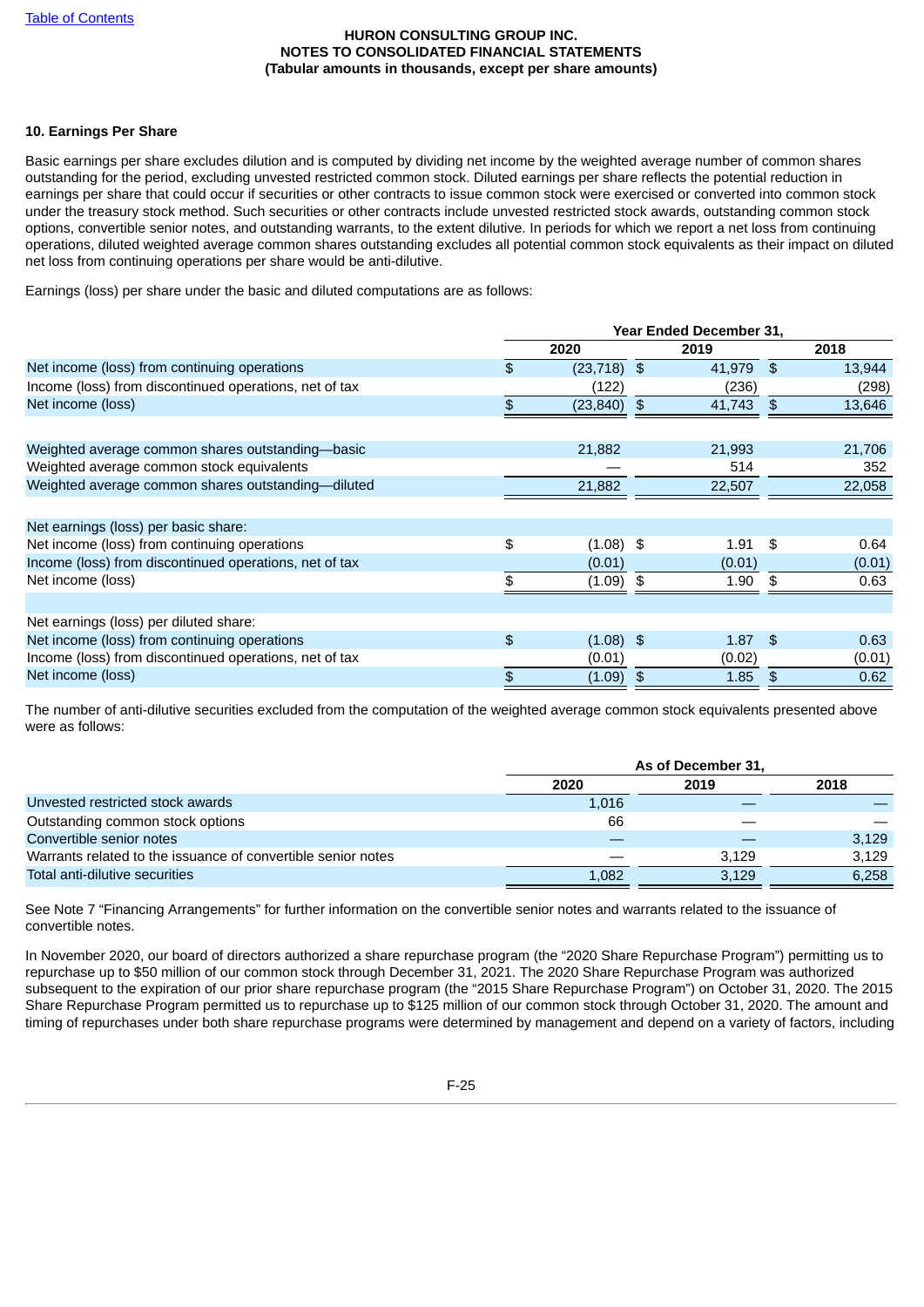HURON CONSULTING GROUP INC.
NOTES TO CONSOLIDATED FINANCIAL STATEMENTS
(Tabular amounts in thousands, except per share amounts)

**10. Earnings Per Share**

Basic earnings per share excludes dilution and is computed by dividing net income by the weighted average number of common shares outstanding for the period, excluding unvested restricted common stock. Diluted earnings per share reflects the potential reduction in earnings per share that could occur if securities or other contracts to issue common stock were exercised or converted into common stock under the treasury stock method. Such securities or other contracts include unvested restricted stock awards, outstanding common stock options, convertible senior notes, and outstanding warrants, to the extent dilutive. In periods for which we report a net loss from continuing operations, diluted weighted average common shares outstanding excludes all potential common stock equivalents as their impact on diluted net loss from continuing operations per share would be anti-dilutive.

Earnings (loss) per share under the basic and diluted computations are as follows:

| | Year Ended December 31, | | |
|---|---|---|---|
| | 2020 | 2019 | 2018 |
| Net income (loss) from continuing operations | $ (23,718) | $ 41,979 | $ 13,944 |
| Income (loss) from discontinued operations, net of tax | (122) | (236) | (298) |
| Net income (loss) | $ (23,840) | $ 41,743 | $ 13,646 |
| | | | |
| Weighted average common shares outstanding—basic | 21,882 | 21,993 | 21,706 |
| Weighted average common stock equivalents | — | 514 | 352 |
| Weighted average common shares outstanding—diluted | 21,882 | 22,507 | 22,058 |
| | | | |
| Net earnings (loss) per basic share: | | | |
| Net income (loss) from continuing operations | $ (1.08) | $ 1.91 | $ 0.64 |
| Income (loss) from discontinued operations, net of tax | (0.01) | (0.01) | (0.01) |
| Net income (loss) | $ (1.09) | $ 1.90 | $ 0.63 |
| | | | |
| Net earnings (loss) per diluted share: | | | |
| Net income (loss) from continuing operations | $ (1.08) | $ 1.87 | $ 0.63 |
| Income (loss) from discontinued operations, net of tax | (0.01) | (0.02) | (0.01) |
| Net income (loss) | $ (1.09) | $ 1.85 | $ 0.62 |

The number of anti-dilutive securities excluded from the computation of the weighted average common stock equivalents presented above were as follows:

| | As of December 31, | | |
|---|---|---|---|
| | 2020 | 2019 | 2018 |
| Unvested restricted stock awards | 1,016 | — | — |
| Outstanding common stock options | 66 | — | — |
| Convertible senior notes | — | — | 3,129 |
| Warrants related to the issuance of convertible senior notes | — | 3,129 | 3,129 |
| Total anti-dilutive securities | 1,082 | 3,129 | 6,258 |

See Note 7 "Financing Arrangements" for further information on the convertible senior notes and warrants related to the issuance of convertible notes.

In November 2020, our board of directors authorized a share repurchase program (the "2020 Share Repurchase Program") permitting us to repurchase up to $50 million of our common stock through December 31, 2021. The 2020 Share Repurchase Program was authorized subsequent to the expiration of our prior share repurchase program (the "2015 Share Repurchase Program") on October 31, 2020. The 2015 Share Repurchase Program permitted us to repurchase up to $125 million of our common stock through October 31, 2020. The amount and timing of repurchases under both share repurchase programs were determined by management and depend on a variety of factors, including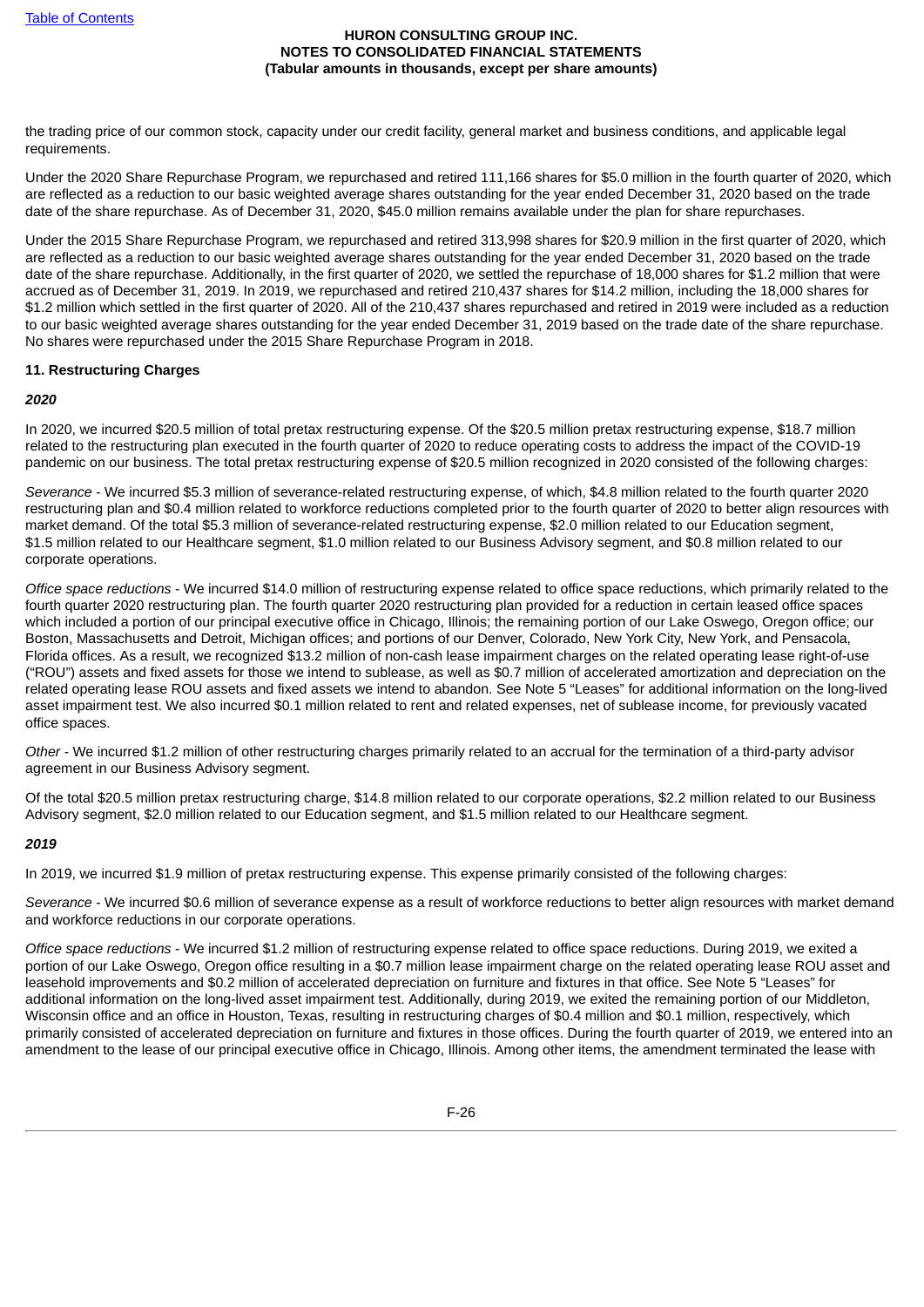the trading price of our common stock, capacity under our credit facility, general market and business conditions, and applicable legal requirements.

Under the 2020 Share Repurchase Program, we repurchased and retired 111,166 shares for $5.0 million in the fourth quarter of 2020, which are reflected as a reduction to our basic weighted average shares outstanding for the year ended December 31, 2020 based on the trade date of the share repurchase. As of December 31, 2020, $45.0 million remains available under the plan for share repurchases.

Under the 2015 Share Repurchase Program, we repurchased and retired 313,998 shares for $20.9 million in the first quarter of 2020, which are reflected as a reduction to our basic weighted average shares outstanding for the year ended December 31, 2020 based on the trade date of the share repurchase. Additionally, in the first quarter of 2020, we settled the repurchase of 18,000 shares for $1.2 million that were accrued as of December 31, 2019. In 2019, we repurchased and retired 210,437 shares for $14.2 million, including the 18,000 shares for $1.2 million which settled in the first quarter of 2020. All of the 210,437 shares repurchased and retired in 2019 were included as a reduction to our basic weighted average shares outstanding for the year ended December 31, 2019 based on the trade date of the share repurchase. No shares were repurchased under the 2015 Share Repurchase Program in 2018.

**11. Restructuring Charges**

***2020***

In 2020, we incurred $20.5 million of total pretax restructuring expense. Of the $20.5 million pretax restructuring expense, $18.7 million related to the restructuring plan executed in the fourth quarter of 2020 to reduce operating costs to address the impact of the COVID-19 pandemic on our business. The total pretax restructuring expense of $20.5 million recognized in 2020 consisted of the following charges:

*Severance* - We incurred $5.3 million of severance-related restructuring expense, of which, $4.8 million related to the fourth quarter 2020 restructuring plan and $0.4 million related to workforce reductions completed prior to the fourth quarter of 2020 to better align resources with market demand. Of the total $5.3 million of severance-related restructuring expense, $2.0 million related to our Education segment, $1.5 million related to our Healthcare segment, $1.0 million related to our Business Advisory segment, and $0.8 million related to our corporate operations.

*Office space reductions* - We incurred $14.0 million of restructuring expense related to office space reductions, which primarily related to the fourth quarter 2020 restructuring plan. The fourth quarter 2020 restructuring plan provided for a reduction in certain leased office spaces which included a portion of our principal executive office in Chicago, Illinois; the remaining portion of our Lake Oswego, Oregon office; our Boston, Massachusetts and Detroit, Michigan offices; and portions of our Denver, Colorado, New York City, New York, and Pensacola, Florida offices. As a result, we recognized $13.2 million of non-cash lease impairment charges on the related operating lease right-of-use ("ROU") assets and fixed assets for those we intend to sublease, as well as $0.7 million of accelerated amortization and depreciation on the related operating lease ROU assets and fixed assets we intend to abandon. See Note 5 "Leases" for additional information on the long-lived asset impairment test. We also incurred $0.1 million related to rent and related expenses, net of sublease income, for previously vacated office spaces.

*Other* - We incurred $1.2 million of other restructuring charges primarily related to an accrual for the termination of a third-party advisor agreement in our Business Advisory segment.

Of the total $20.5 million pretax restructuring charge, $14.8 million related to our corporate operations, $2.2 million related to our Business Advisory segment, $2.0 million related to our Education segment, and $1.5 million related to our Healthcare segment.

***2019***

In 2019, we incurred $1.9 million of pretax restructuring expense. This expense primarily consisted of the following charges:

*Severance* - We incurred $0.6 million of severance expense as a result of workforce reductions to better align resources with market demand and workforce reductions in our corporate operations.

*Office space reductions* - We incurred $1.2 million of restructuring expense related to office space reductions. During 2019, we exited a portion of our Lake Oswego, Oregon office resulting in a $0.7 million lease impairment charge on the related operating lease ROU asset and leasehold improvements and $0.2 million of accelerated depreciation on furniture and fixtures in that office. See Note 5 "Leases" for additional information on the long-lived asset impairment test. Additionally, during 2019, we exited the remaining portion of our Middleton, Wisconsin office and an office in Houston, Texas, resulting in restructuring charges of $0.4 million and $0.1 million, respectively, which primarily consisted of accelerated depreciation on furniture and fixtures in those offices. During the fourth quarter of 2019, we entered into an amendment to the lease of our principal executive office in Chicago, Illinois. Among other items, the amendment terminated the lease with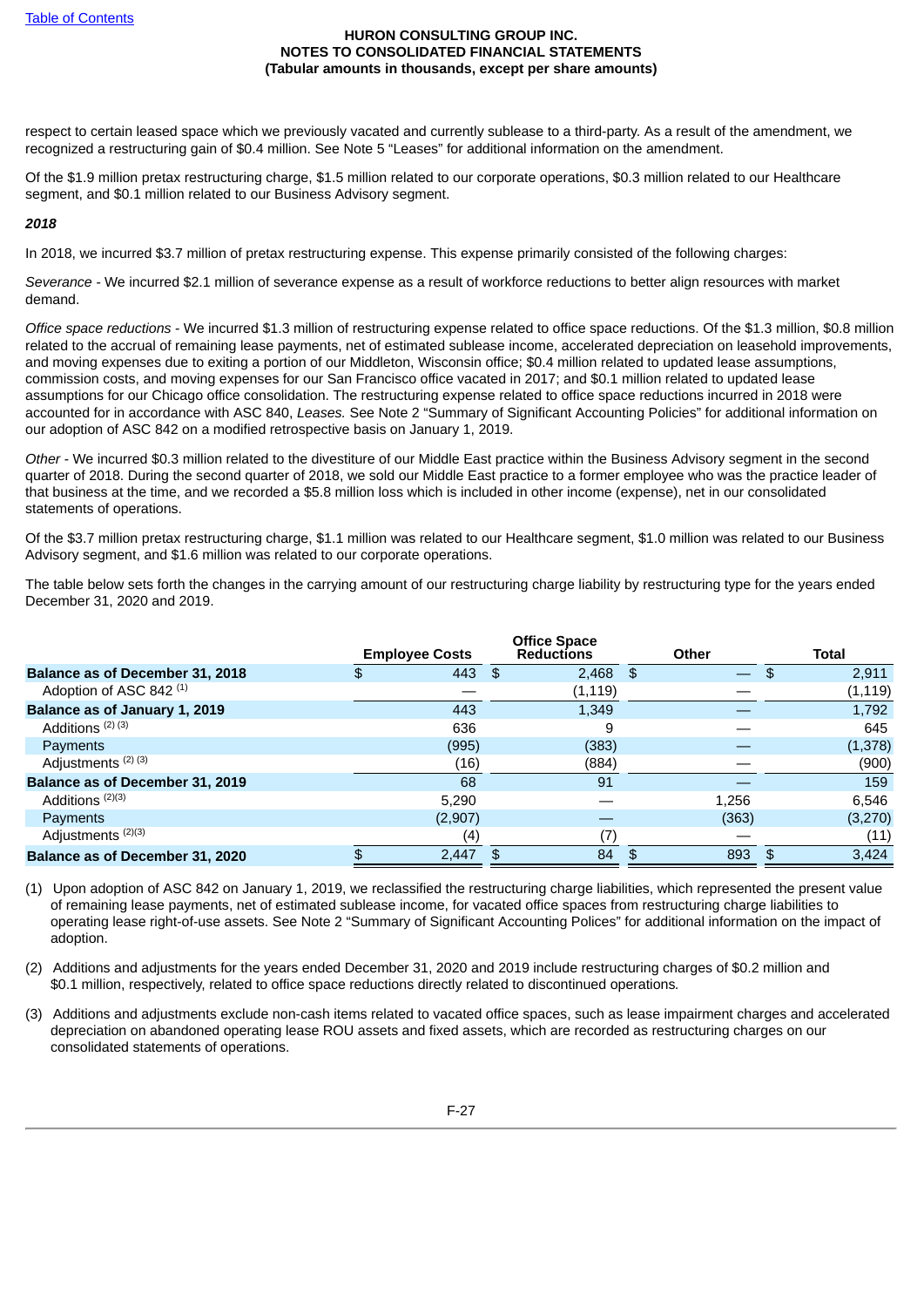respect to certain leased space which we previously vacated and currently sublease to a third-party. As a result of the amendment, we recognized a restructuring gain of $0.4 million. See Note 5 "Leases" for additional information on the amendment.

Of the $1.9 million pretax restructuring charge, $1.5 million related to our corporate operations, $0.3 million related to our Healthcare segment, and $0.1 million related to our Business Advisory segment.

***2018***

In 2018, we incurred $3.7 million of pretax restructuring expense. This expense primarily consisted of the following charges:

*Severance* - We incurred $2.1 million of severance expense as a result of workforce reductions to better align resources with market demand.

*Office space reductions* - We incurred $1.3 million of restructuring expense related to office space reductions. Of the $1.3 million, $0.8 million related to the accrual of remaining lease payments, net of estimated sublease income, accelerated depreciation on leasehold improvements, and moving expenses due to exiting a portion of our Middleton, Wisconsin office; $0.4 million related to updated lease assumptions, commission costs, and moving expenses for our San Francisco office vacated in 2017; and $0.1 million related to updated lease assumptions for our Chicago office consolidation. The restructuring expense related to office space reductions incurred in 2018 were accounted for in accordance with ASC 840, *Leases.* See Note 2 "Summary of Significant Accounting Policies" for additional information on our adoption of ASC 842 on a modified retrospective basis on January 1, 2019.

*Other* - We incurred $0.3 million related to the divestiture of our Middle East practice within the Business Advisory segment in the second quarter of 2018. During the second quarter of 2018, we sold our Middle East practice to a former employee who was the practice leader of that business at the time, and we recorded a $5.8 million loss which is included in other income (expense), net in our consolidated statements of operations.

Of the $3.7 million pretax restructuring charge, $1.1 million was related to our Healthcare segment, $1.0 million was related to our Business Advisory segment, and $1.6 million was related to our corporate operations.

The table below sets forth the changes in the carrying amount of our restructuring charge liability by restructuring type for the years ended December 31, 2020 and 2019.

| | Employee Costs | Office Space Reductions | Other | Total |
|---|---|---|---|---|
| **Balance as of December 31, 2018** | $ 443 | $ 2,468 | $ — | $ 2,911 |
| Adoption of ASC 842 (1) | — | (1,119) | — | (1,119) |
| **Balance as of January 1, 2019** | 443 | 1,349 | — | 1,792 |
| Additions (2) (3) | 636 | 9 | — | 645 |
| Payments | (995) | (383) | — | (1,378) |
| Adjustments (2) (3) | (16) | (884) | — | (900) |
| **Balance as of December 31, 2019** | 68 | 91 | — | 159 |
| Additions (2)(3) | 5,290 | — | 1,256 | 6,546 |
| Payments | (2,907) | — | (363) | (3,270) |
| Adjustments (2)(3) | (4) | (7) | — | (11) |
| **Balance as of December 31, 2020** | $ 2,447 | $ 84 | $ 893 | $ 3,424 |

(1) Upon adoption of ASC 842 on January 1, 2019, we reclassified the restructuring charge liabilities, which represented the present value of remaining lease payments, net of estimated sublease income, for vacated office spaces from restructuring charge liabilities to operating lease right-of-use assets. See Note 2 "Summary of Significant Accounting Polices" for additional information on the impact of adoption.

(2) Additions and adjustments for the years ended December 31, 2020 and 2019 include restructuring charges of $0.2 million and $0.1 million, respectively, related to office space reductions directly related to discontinued operations.

(3) Additions and adjustments exclude non-cash items related to vacated office spaces, such as lease impairment charges and accelerated depreciation on abandoned operating lease ROU assets and fixed assets, which are recorded as restructuring charges on our consolidated statements of operations.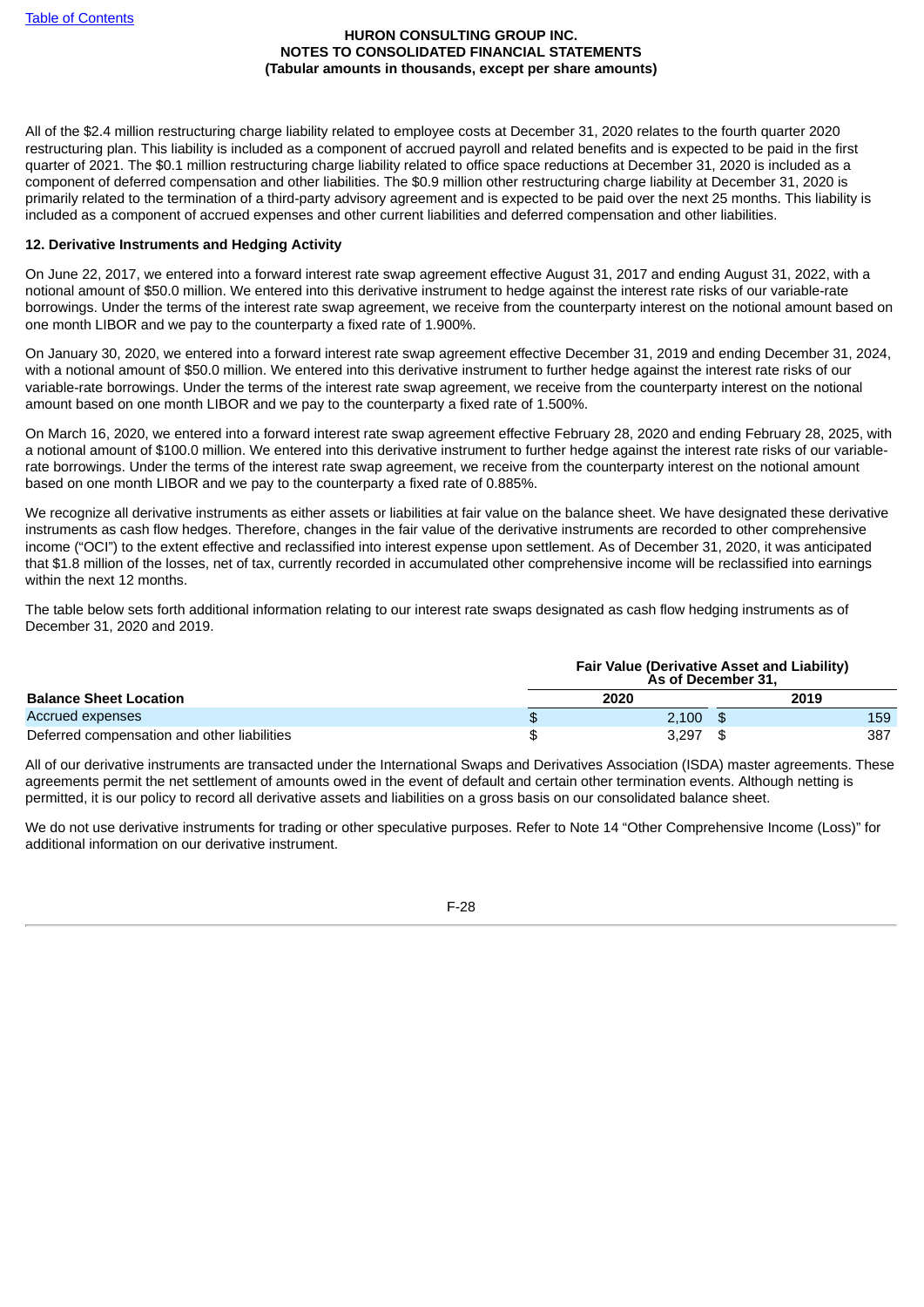All of the $2.4 million restructuring charge liability related to employee costs at December 31, 2020 relates to the fourth quarter 2020 restructuring plan. This liability is included as a component of accrued payroll and related benefits and is expected to be paid in the first quarter of 2021. The $0.1 million restructuring charge liability related to office space reductions at December 31, 2020 is included as a component of deferred compensation and other liabilities. The $0.9 million other restructuring charge liability at December 31, 2020 is primarily related to the termination of a third-party advisory agreement and is expected to be paid over the next 25 months. This liability is included as a component of accrued expenses and other current liabilities and deferred compensation and other liabilities.

**12. Derivative Instruments and Hedging Activity**

On June 22, 2017, we entered into a forward interest rate swap agreement effective August 31, 2017 and ending August 31, 2022, with a notional amount of $50.0 million. We entered into this derivative instrument to hedge against the interest rate risks of our variable-rate borrowings. Under the terms of the interest rate swap agreement, we receive from the counterparty interest on the notional amount based on one month LIBOR and we pay to the counterparty a fixed rate of 1.900%.

On January 30, 2020, we entered into a forward interest rate swap agreement effective December 31, 2019 and ending December 31, 2024, with a notional amount of $50.0 million. We entered into this derivative instrument to further hedge against the interest rate risks of our variable-rate borrowings. Under the terms of the interest rate swap agreement, we receive from the counterparty interest on the notional amount based on one month LIBOR and we pay to the counterparty a fixed rate of 1.500%.

On March 16, 2020, we entered into a forward interest rate swap agreement effective February 28, 2020 and ending February 28, 2025, with a notional amount of $100.0 million. We entered into this derivative instrument to further hedge against the interest rate risks of our variable-rate borrowings. Under the terms of the interest rate swap agreement, we receive from the counterparty interest on the notional amount based on one month LIBOR and we pay to the counterparty a fixed rate of 0.885%.

We recognize all derivative instruments as either assets or liabilities at fair value on the balance sheet. We have designated these derivative instruments as cash flow hedges. Therefore, changes in the fair value of the derivative instruments are recorded to other comprehensive income ("OCI") to the extent effective and reclassified into interest expense upon settlement. As of December 31, 2020, it was anticipated that $1.8 million of the losses, net of tax, currently recorded in accumulated other comprehensive income will be reclassified into earnings within the next 12 months.

The table below sets forth additional information relating to our interest rate swaps designated as cash flow hedging instruments as of December 31, 2020 and 2019.

| | Fair Value (Derivative Asset and Liability) As of December 31, | |
|---|---|---|
| **Balance Sheet Location** | **2020** | **2019** |
| Accrued expenses | $ 2,100 | $ 159 |
| Deferred compensation and other liabilities | $ 3,297 | $ 387 |

All of our derivative instruments are transacted under the International Swaps and Derivatives Association (ISDA) master agreements. These agreements permit the net settlement of amounts owed in the event of default and certain other termination events. Although netting is permitted, it is our policy to record all derivative assets and liabilities on a gross basis on our consolidated balance sheet.

We do not use derivative instruments for trading or other speculative purposes. Refer to Note 14 "Other Comprehensive Income (Loss)" for additional information on our derivative instrument.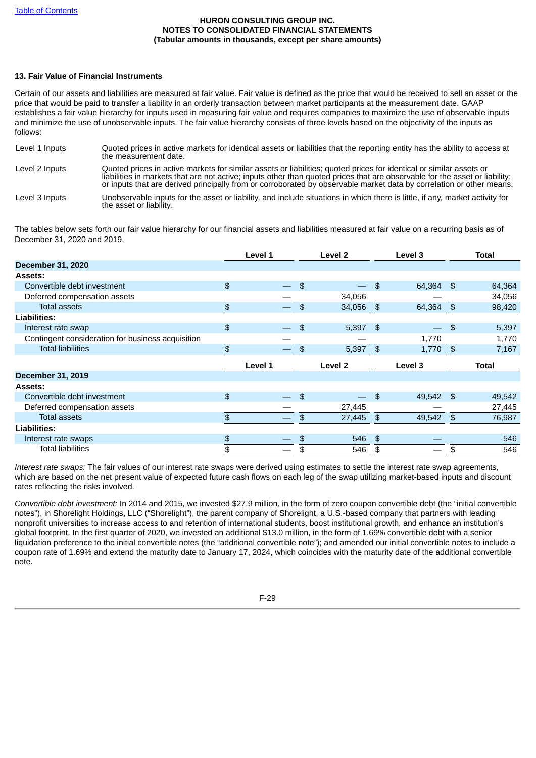## 13. Fair Value of Financial Instruments

Certain of our assets and liabilities are measured at fair value. Fair value is defined as the price that would be received to sell an asset or the price that would be paid to transfer a liability in an orderly transaction between market participants at the measurement date. GAAP establishes a fair value hierarchy for inputs used in measuring fair value and requires companies to maximize the use of observable inputs and minimize the use of unobservable inputs. The fair value hierarchy consists of three levels based on the objectivity of the inputs as follows:

| | |
|---|---|
| Level 1 Inputs | Quoted prices in active markets for identical assets or liabilities that the reporting entity has the ability to access at the measurement date. |
| Level 2 Inputs | Quoted prices in active markets for similar assets or liabilities; quoted prices for identical or similar assets or liabilities in markets that are not active; inputs other than quoted prices that are observable for the asset or liability; or inputs that are derived principally from or corroborated by observable market data by correlation or other means. |
| Level 3 Inputs | Unobservable inputs for the asset or liability, and include situations in which there is little, if any, market activity for the asset or liability. |

The tables below sets forth our fair value hierarchy for our financial assets and liabilities measured at fair value on a recurring basis as of December 31, 2020 and 2019.

| | Level 1 | Level 2 | Level 3 | Total |
|---|---|---|---|---|
| **December 31, 2020** | | | | |
| **Assets:** | | | | |
| Convertible debt investment | $ — | $ — | $ 64,364 | $ 64,364 |
| Deferred compensation assets | — | 34,056 | — | 34,056 |
| Total assets | $ — | $ 34,056 | $ 64,364 | $ 98,420 |
| **Liabilities:** | | | | |
| Interest rate swap | $ — | $ 5,397 | $ — | $ 5,397 |
| Contingent consideration for business acquisition | — | — | 1,770 | 1,770 |
| Total liabilities | $ — | $ 5,397 | $ 1,770 | $ 7,167 |

| | Level 1 | Level 2 | Level 3 | Total |
|---|---|---|---|---|
| **December 31, 2019** | | | | |
| **Assets:** | | | | |
| Convertible debt investment | $ — | $ — | $ 49,542 | $ 49,542 |
| Deferred compensation assets | — | 27,445 | — | 27,445 |
| Total assets | $ — | $ 27,445 | $ 49,542 | $ 76,987 |
| **Liabilities:** | | | | |
| Interest rate swaps | $ — | $ 546 | $ — | 546 |
| Total liabilities | $ — | $ 546 | $ — | $ 546 |

*Interest rate swaps:* The fair values of our interest rate swaps were derived using estimates to settle the interest rate swap agreements, which are based on the net present value of expected future cash flows on each leg of the swap utilizing market-based inputs and discount rates reflecting the risks involved.

*Convertible debt investment:* In 2014 and 2015, we invested $27.9 million, in the form of zero coupon convertible debt (the "initial convertible notes"), in Shorelight Holdings, LLC ("Shorelight"), the parent company of Shorelight, a U.S.-based company that partners with leading nonprofit universities to increase access to and retention of international students, boost institutional growth, and enhance an institution's global footprint. In the first quarter of 2020, we invested an additional $13.0 million, in the form of 1.69% convertible debt with a senior liquidation preference to the initial convertible notes (the "additional convertible note"); and amended our initial convertible notes to include a coupon rate of 1.69% and extend the maturity date to January 17, 2024, which coincides with the maturity date of the additional convertible note.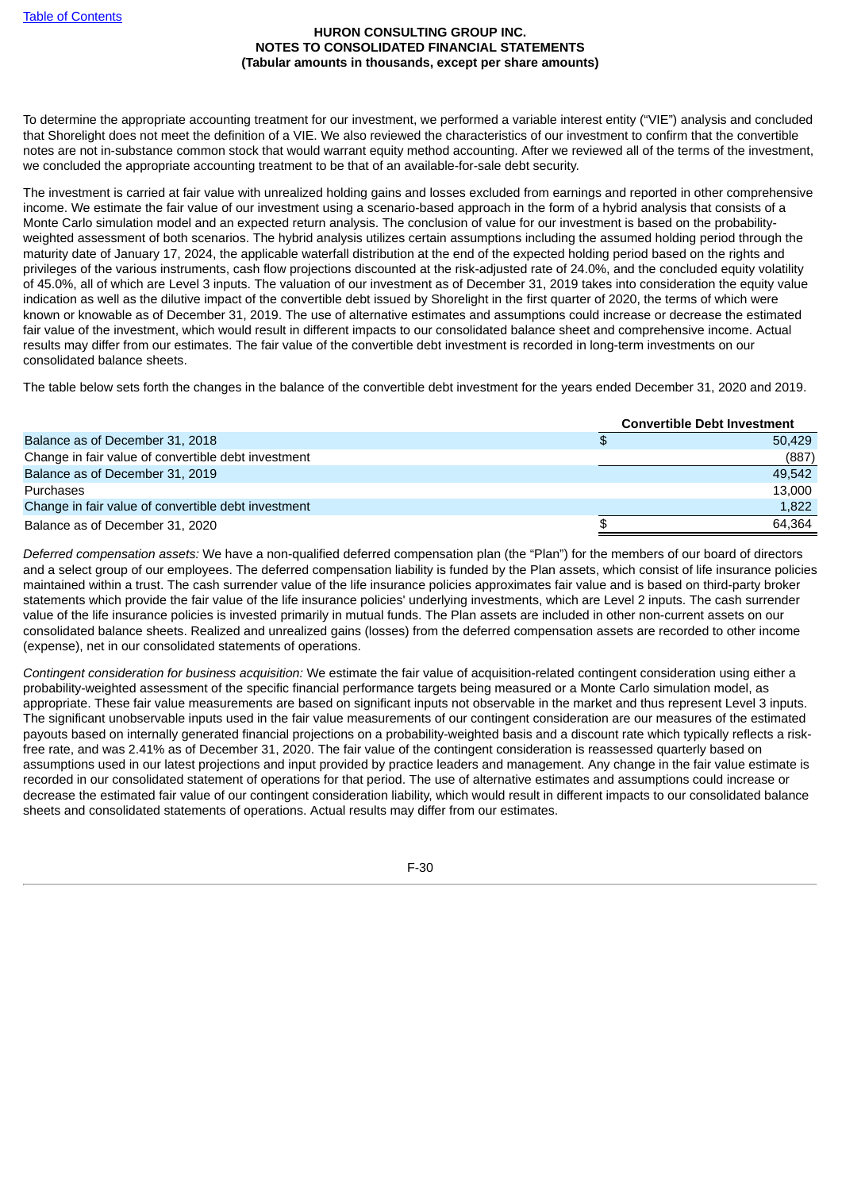To determine the appropriate accounting treatment for our investment, we performed a variable interest entity ("VIE") analysis and concluded that Shorelight does not meet the definition of a VIE. We also reviewed the characteristics of our investment to confirm that the convertible notes are not in-substance common stock that would warrant equity method accounting. After we reviewed all of the terms of the investment, we concluded the appropriate accounting treatment to be that of an available-for-sale debt security.

The investment is carried at fair value with unrealized holding gains and losses excluded from earnings and reported in other comprehensive income. We estimate the fair value of our investment using a scenario-based approach in the form of a hybrid analysis that consists of a Monte Carlo simulation model and an expected return analysis. The conclusion of value for our investment is based on the probability-weighted assessment of both scenarios. The hybrid analysis utilizes certain assumptions including the assumed holding period through the maturity date of January 17, 2024, the applicable waterfall distribution at the end of the expected holding period based on the rights and privileges of the various instruments, cash flow projections discounted at the risk-adjusted rate of 24.0%, and the concluded equity volatility of 45.0%, all of which are Level 3 inputs. The valuation of our investment as of December 31, 2019 takes into consideration the equity value indication as well as the dilutive impact of the convertible debt issued by Shorelight in the first quarter of 2020, the terms of which were known or knowable as of December 31, 2019. The use of alternative estimates and assumptions could increase or decrease the estimated fair value of the investment, which would result in different impacts to our consolidated balance sheet and comprehensive income. Actual results may differ from our estimates. The fair value of the convertible debt investment is recorded in long-term investments on our consolidated balance sheets.

The table below sets forth the changes in the balance of the convertible debt investment for the years ended December 31, 2020 and 2019.

| | Convertible Debt Investment |
|---|---|
| Balance as of December 31, 2018 | $ 50,429 |
| Change in fair value of convertible debt investment | (887) |
| Balance as of December 31, 2019 | 49,542 |
| Purchases | 13,000 |
| Change in fair value of convertible debt investment | 1,822 |
| Balance as of December 31, 2020 | $ 64,364 |

*Deferred compensation assets:* We have a non-qualified deferred compensation plan (the "Plan") for the members of our board of directors and a select group of our employees. The deferred compensation liability is funded by the Plan assets, which consist of life insurance policies maintained within a trust. The cash surrender value of the life insurance policies approximates fair value and is based on third-party broker statements which provide the fair value of the life insurance policies' underlying investments, which are Level 2 inputs. The cash surrender value of the life insurance policies is invested primarily in mutual funds. The Plan assets are included in other non-current assets on our consolidated balance sheets. Realized and unrealized gains (losses) from the deferred compensation assets are recorded to other income (expense), net in our consolidated statements of operations.

*Contingent consideration for business acquisition:* We estimate the fair value of acquisition-related contingent consideration using either a probability-weighted assessment of the specific financial performance targets being measured or a Monte Carlo simulation model, as appropriate. These fair value measurements are based on significant inputs not observable in the market and thus represent Level 3 inputs. The significant unobservable inputs used in the fair value measurements of our contingent consideration are our measures of the estimated payouts based on internally generated financial projections on a probability-weighted basis and a discount rate which typically reflects a risk-free rate, and was 2.41% as of December 31, 2020. The fair value of the contingent consideration is reassessed quarterly based on assumptions used in our latest projections and input provided by practice leaders and management. Any change in the fair value estimate is recorded in our consolidated statement of operations for that period. The use of alternative estimates and assumptions could increase or decrease the estimated fair value of our contingent consideration liability, which would result in different impacts to our consolidated balance sheets and consolidated statements of operations. Actual results may differ from our estimates.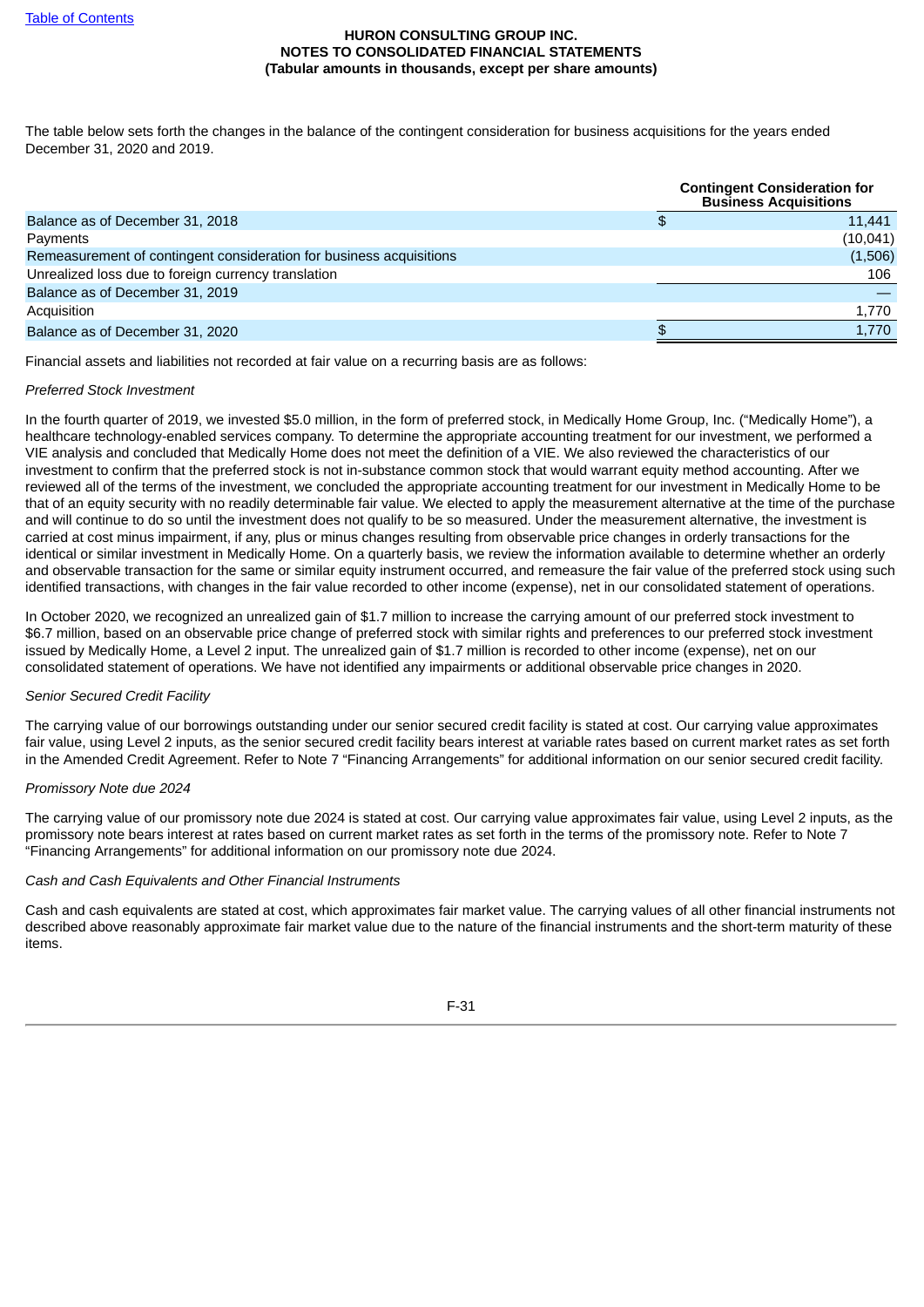The table below sets forth the changes in the balance of the contingent consideration for business acquisitions for the years ended December 31, 2020 and 2019.

| | Contingent Consideration for Business Acquisitions |
|---|---|
| Balance as of December 31, 2018 | $ 11,441 |
| Payments | (10,041) |
| Remeasurement of contingent consideration for business acquisitions | (1,506) |
| Unrealized loss due to foreign currency translation | 106 |
| Balance as of December 31, 2019 | — |
| Acquisition | 1,770 |
| Balance as of December 31, 2020 | $ 1,770 |

Financial assets and liabilities not recorded at fair value on a recurring basis are as follows:

*Preferred Stock Investment*

In the fourth quarter of 2019, we invested $5.0 million, in the form of preferred stock, in Medically Home Group, Inc. ("Medically Home"), a healthcare technology-enabled services company. To determine the appropriate accounting treatment for our investment, we performed a VIE analysis and concluded that Medically Home does not meet the definition of a VIE. We also reviewed the characteristics of our investment to confirm that the preferred stock is not in-substance common stock that would warrant equity method accounting. After we reviewed all of the terms of the investment, we concluded the appropriate accounting treatment for our investment in Medically Home to be that of an equity security with no readily determinable fair value. We elected to apply the measurement alternative at the time of the purchase and will continue to do so until the investment does not qualify to be so measured. Under the measurement alternative, the investment is carried at cost minus impairment, if any, plus or minus changes resulting from observable price changes in orderly transactions for the identical or similar investment in Medically Home. On a quarterly basis, we review the information available to determine whether an orderly and observable transaction for the same or similar equity instrument occurred, and remeasure the fair value of the preferred stock using such identified transactions, with changes in the fair value recorded to other income (expense), net in our consolidated statement of operations.

In October 2020, we recognized an unrealized gain of $1.7 million to increase the carrying amount of our preferred stock investment to $6.7 million, based on an observable price change of preferred stock with similar rights and preferences to our preferred stock investment issued by Medically Home, a Level 2 input. The unrealized gain of $1.7 million is recorded to other income (expense), net on our consolidated statement of operations. We have not identified any impairments or additional observable price changes in 2020.

*Senior Secured Credit Facility*

The carrying value of our borrowings outstanding under our senior secured credit facility is stated at cost. Our carrying value approximates fair value, using Level 2 inputs, as the senior secured credit facility bears interest at variable rates based on current market rates as set forth in the Amended Credit Agreement. Refer to Note 7 "Financing Arrangements" for additional information on our senior secured credit facility.

*Promissory Note due 2024*

The carrying value of our promissory note due 2024 is stated at cost. Our carrying value approximates fair value, using Level 2 inputs, as the promissory note bears interest at rates based on current market rates as set forth in the terms of the promissory note. Refer to Note 7 "Financing Arrangements" for additional information on our promissory note due 2024.

*Cash and Cash Equivalents and Other Financial Instruments*

Cash and cash equivalents are stated at cost, which approximates fair market value. The carrying values of all other financial instruments not described above reasonably approximate fair market value due to the nature of the financial instruments and the short-term maturity of these items.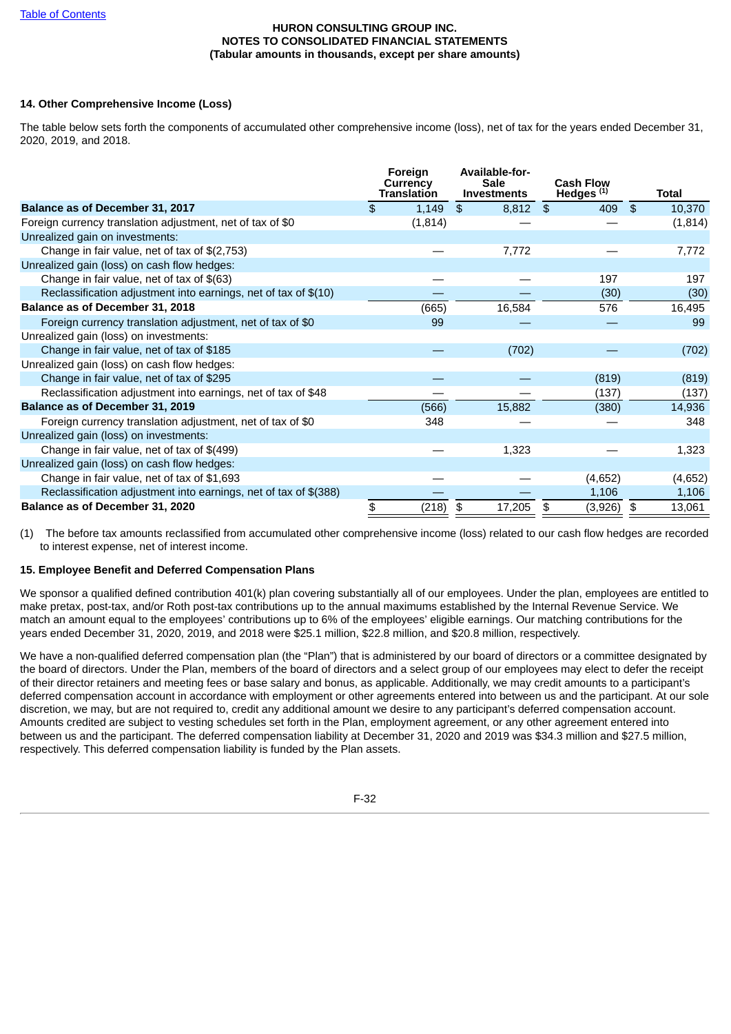HURON CONSULTING GROUP INC.
NOTES TO CONSOLIDATED FINANCIAL STATEMENTS
(Tabular amounts in thousands, except per share amounts)

**14. Other Comprehensive Income (Loss)**

The table below sets forth the components of accumulated other comprehensive income (loss), net of tax for the years ended December 31, 2020, 2019, and 2018.

| | Foreign Currency Translation | Available-for-Sale Investments | Cash Flow Hedges (1) | Total |
|---|---|---|---|---|
| **Balance as of December 31, 2017** | $ 1,149 | $ 8,812 | $ 409 | $ 10,370 |
| Foreign currency translation adjustment, net of tax of $0 | (1,814) | — | — | (1,814) |
| Unrealized gain on investments: | | | | |
| Change in fair value, net of tax of $(2,753) | — | 7,772 | — | 7,772 |
| Unrealized gain (loss) on cash flow hedges: | | | | |
| Change in fair value, net of tax of $(63) | — | — | 197 | 197 |
| Reclassification adjustment into earnings, net of tax of $(10) | — | — | (30) | (30) |
| **Balance as of December 31, 2018** | (665) | 16,584 | 576 | 16,495 |
| Foreign currency translation adjustment, net of tax of $0 | 99 | — | — | 99 |
| Unrealized gain (loss) on investments: | | | | |
| Change in fair value, net of tax of $185 | — | (702) | — | (702) |
| Unrealized gain (loss) on cash flow hedges: | | | | |
| Change in fair value, net of tax of $295 | — | — | (819) | (819) |
| Reclassification adjustment into earnings, net of tax of $48 | — | — | (137) | (137) |
| **Balance as of December 31, 2019** | (566) | 15,882 | (380) | 14,936 |
| Foreign currency translation adjustment, net of tax of $0 | 348 | — | — | 348 |
| Unrealized gain (loss) on investments: | | | | |
| Change in fair value, net of tax of $(499) | — | 1,323 | — | 1,323 |
| Unrealized gain (loss) on cash flow hedges: | | | | |
| Change in fair value, net of tax of $1,693 | — | — | (4,652) | (4,652) |
| Reclassification adjustment into earnings, net of tax of $(388) | — | — | 1,106 | 1,106 |
| **Balance as of December 31, 2020** | $ (218) | $ 17,205 | $ (3,926) | $ 13,061 |

(1) The before tax amounts reclassified from accumulated other comprehensive income (loss) related to our cash flow hedges are recorded to interest expense, net of interest income.

**15. Employee Benefit and Deferred Compensation Plans**

We sponsor a qualified defined contribution 401(k) plan covering substantially all of our employees. Under the plan, employees are entitled to make pretax, post-tax, and/or Roth post-tax contributions up to the annual maximums established by the Internal Revenue Service. We match an amount equal to the employees' contributions up to 6% of the employees' eligible earnings. Our matching contributions for the years ended December 31, 2020, 2019, and 2018 were $25.1 million, $22.8 million, and $20.8 million, respectively.

We have a non-qualified deferred compensation plan (the "Plan") that is administered by our board of directors or a committee designated by the board of directors. Under the Plan, members of the board of directors and a select group of our employees may elect to defer the receipt of their director retainers and meeting fees or base salary and bonus, as applicable. Additionally, we may credit amounts to a participant's deferred compensation account in accordance with employment or other agreements entered into between us and the participant. At our sole discretion, we may, but are not required to, credit any additional amount we desire to any participant's deferred compensation account. Amounts credited are subject to vesting schedules set forth in the Plan, employment agreement, or any other agreement entered into between us and the participant. The deferred compensation liability at December 31, 2020 and 2019 was $34.3 million and $27.5 million, respectively. This deferred compensation liability is funded by the Plan assets.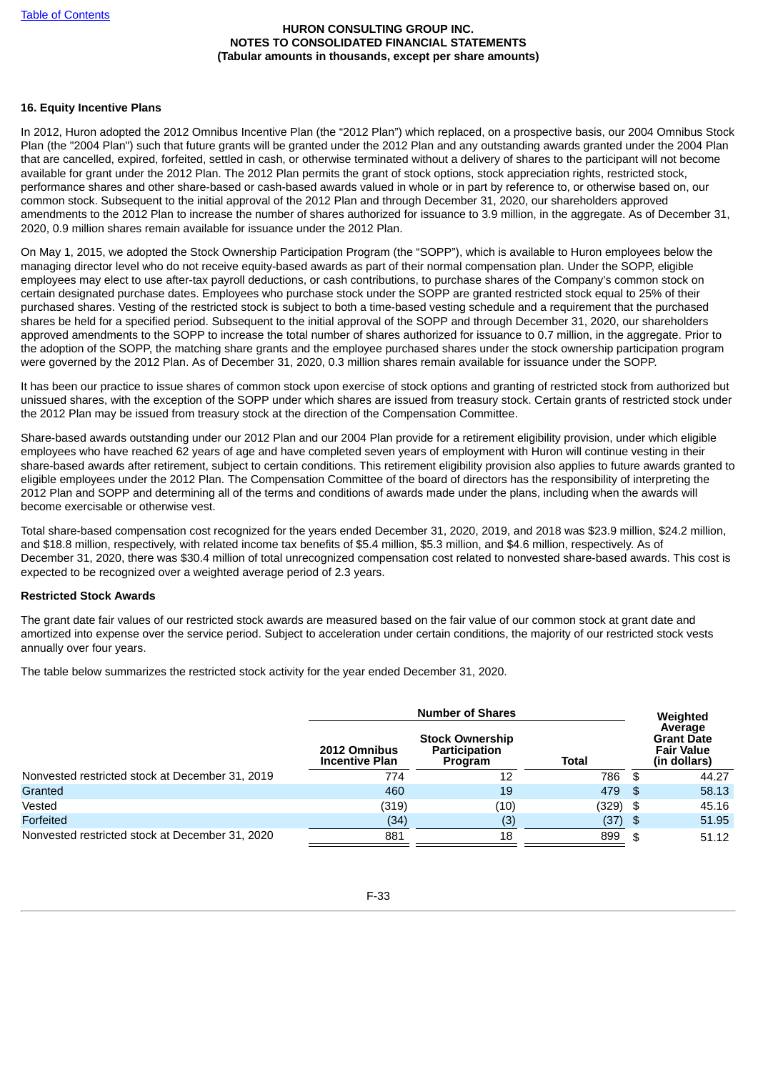## 16. Equity Incentive Plans

In 2012, Huron adopted the 2012 Omnibus Incentive Plan (the "2012 Plan") which replaced, on a prospective basis, our 2004 Omnibus Stock Plan (the "2004 Plan") such that future grants will be granted under the 2012 Plan and any outstanding awards granted under the 2004 Plan that are cancelled, expired, forfeited, settled in cash, or otherwise terminated without a delivery of shares to the participant will not become available for grant under the 2012 Plan. The 2012 Plan permits the grant of stock options, stock appreciation rights, restricted stock, performance shares and other share-based or cash-based awards valued in whole or in part by reference to, or otherwise based on, our common stock. Subsequent to the initial approval of the 2012 Plan and through December 31, 2020, our shareholders approved amendments to the 2012 Plan to increase the number of shares authorized for issuance to 3.9 million, in the aggregate. As of December 31, 2020, 0.9 million shares remain available for issuance under the 2012 Plan.

On May 1, 2015, we adopted the Stock Ownership Participation Program (the "SOPP"), which is available to Huron employees below the managing director level who do not receive equity-based awards as part of their normal compensation plan. Under the SOPP, eligible employees may elect to use after-tax payroll deductions, or cash contributions, to purchase shares of the Company's common stock on certain designated purchase dates. Employees who purchase stock under the SOPP are granted restricted stock equal to 25% of their purchased shares. Vesting of the restricted stock is subject to both a time-based vesting schedule and a requirement that the purchased shares be held for a specified period. Subsequent to the initial approval of the SOPP and through December 31, 2020, our shareholders approved amendments to the SOPP to increase the total number of shares authorized for issuance to 0.7 million, in the aggregate. Prior to the adoption of the SOPP, the matching share grants and the employee purchased shares under the stock ownership participation program were governed by the 2012 Plan. As of December 31, 2020, 0.3 million shares remain available for issuance under the SOPP.

It has been our practice to issue shares of common stock upon exercise of stock options and granting of restricted stock from authorized but unissued shares, with the exception of the SOPP under which shares are issued from treasury stock. Certain grants of restricted stock under the 2012 Plan may be issued from treasury stock at the direction of the Compensation Committee.

Share-based awards outstanding under our 2012 Plan and our 2004 Plan provide for a retirement eligibility provision, under which eligible employees who have reached 62 years of age and have completed seven years of employment with Huron will continue vesting in their share-based awards after retirement, subject to certain conditions. This retirement eligibility provision also applies to future awards granted to eligible employees under the 2012 Plan. The Compensation Committee of the board of directors has the responsibility of interpreting the 2012 Plan and SOPP and determining all of the terms and conditions of awards made under the plans, including when the awards will become exercisable or otherwise vest.

Total share-based compensation cost recognized for the years ended December 31, 2020, 2019, and 2018 was $23.9 million, $24.2 million, and $18.8 million, respectively, with related income tax benefits of $5.4 million, $5.3 million, and $4.6 million, respectively. As of December 31, 2020, there was $30.4 million of total unrecognized compensation cost related to nonvested share-based awards. This cost is expected to be recognized over a weighted average period of 2.3 years.

### Restricted Stock Awards

The grant date fair values of our restricted stock awards are measured based on the fair value of our common stock at grant date and amortized into expense over the service period. Subject to acceleration under certain conditions, the majority of our restricted stock vests annually over four years.

The table below summarizes the restricted stock activity for the year ended December 31, 2020.

| | Number of Shares | | | Weighted Average Grant Date Fair Value (in dollars) |
|---|---|---|---|---|
| | 2012 Omnibus Incentive Plan | Stock Ownership Participation Program | Total | |
| Nonvested restricted stock at December 31, 2019 | 774 | 12 | 786 | $ 44.27 |
| Granted | 460 | 19 | 479 | $ 58.13 |
| Vested | (319) | (10) | (329) | $ 45.16 |
| Forfeited | (34) | (3) | (37) | $ 51.95 |
| Nonvested restricted stock at December 31, 2020 | 881 | 18 | 899 | $ 51.12 |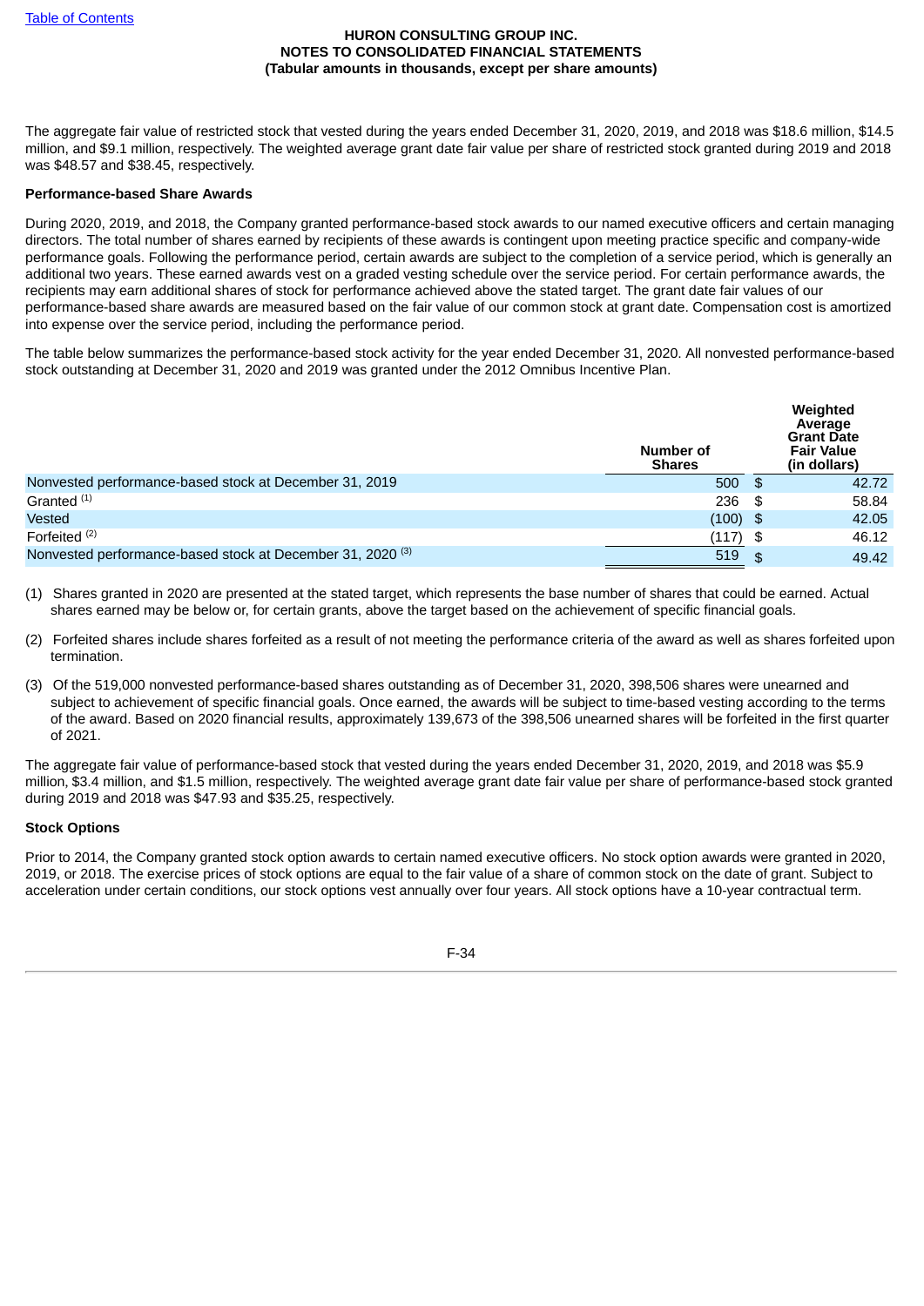The aggregate fair value of restricted stock that vested during the years ended December 31, 2020, 2019, and 2018 was $18.6 million, $14.5 million, and $9.1 million, respectively. The weighted average grant date fair value per share of restricted stock granted during 2019 and 2018 was $48.57 and $38.45, respectively.

**Performance-based Share Awards**

During 2020, 2019, and 2018, the Company granted performance-based stock awards to our named executive officers and certain managing directors. The total number of shares earned by recipients of these awards is contingent upon meeting practice specific and company-wide performance goals. Following the performance period, certain awards are subject to the completion of a service period, which is generally an additional two years. These earned awards vest on a graded vesting schedule over the service period. For certain performance awards, the recipients may earn additional shares of stock for performance achieved above the stated target. The grant date fair values of our performance-based share awards are measured based on the fair value of our common stock at grant date. Compensation cost is amortized into expense over the service period, including the performance period.

The table below summarizes the performance-based stock activity for the year ended December 31, 2020. All nonvested performance-based stock outstanding at December 31, 2020 and 2019 was granted under the 2012 Omnibus Incentive Plan.

| | Number of Shares | Weighted Average Grant Date Fair Value (in dollars) |
|---|---|---|
| Nonvested performance-based stock at December 31, 2019 | 500 | $ 42.72 |
| Granted [(1)] | 236 | $ 58.84 |
| Vested | (100) | $ 42.05 |
| Forfeited [(2)] | (117) | $ 46.12 |
| Nonvested performance-based stock at December 31, 2020 [(3)] | 519 | $ 49.42 |

(1) Shares granted in 2020 are presented at the stated target, which represents the base number of shares that could be earned. Actual shares earned may be below or, for certain grants, above the target based on the achievement of specific financial goals.

(2) Forfeited shares include shares forfeited as a result of not meeting the performance criteria of the award as well as shares forfeited upon termination.

(3) Of the 519,000 nonvested performance-based shares outstanding as of December 31, 2020, 398,506 shares were unearned and subject to achievement of specific financial goals. Once earned, the awards will be subject to time-based vesting according to the terms of the award. Based on 2020 financial results, approximately 139,673 of the 398,506 unearned shares will be forfeited in the first quarter of 2021.

The aggregate fair value of performance-based stock that vested during the years ended December 31, 2020, 2019, and 2018 was $5.9 million, $3.4 million, and $1.5 million, respectively. The weighted average grant date fair value per share of performance-based stock granted during 2019 and 2018 was $47.93 and $35.25, respectively.

**Stock Options**

Prior to 2014, the Company granted stock option awards to certain named executive officers. No stock option awards were granted in 2020, 2019, or 2018. The exercise prices of stock options are equal to the fair value of a share of common stock on the date of grant. Subject to acceleration under certain conditions, our stock options vest annually over four years. All stock options have a 10-year contractual term.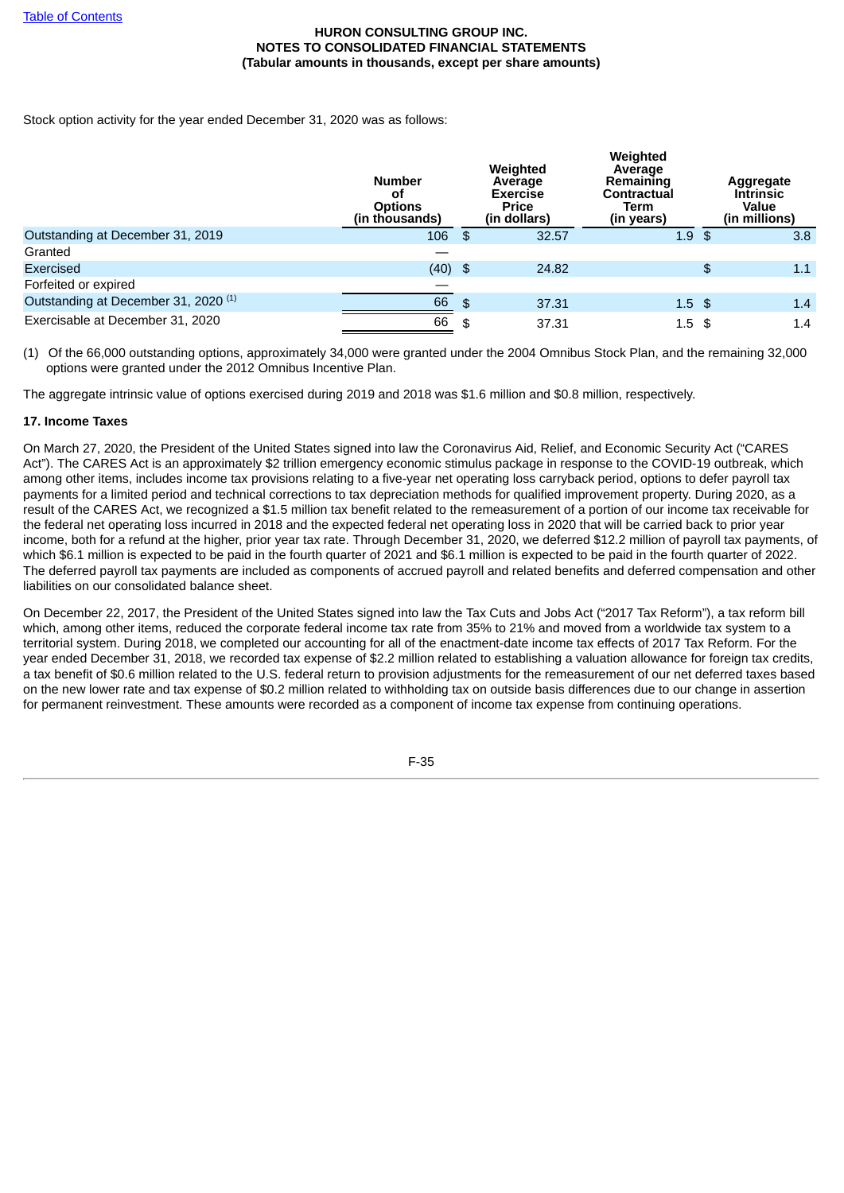Stock option activity for the year ended December 31, 2020 was as follows:

| | Number of Options (in thousands) | Weighted Average Exercise Price (in dollars) | Weighted Average Remaining Contractual Term (in years) | Aggregate Intrinsic Value (in millions) |
|---|---|---|---|---|
| Outstanding at December 31, 2019 | 106 | $ 32.57 | 1.9 | $ 3.8 |
| Granted | — | | | |
| Exercised | (40) | $ 24.82 | | $ 1.1 |
| Forfeited or expired | — | | | |
| Outstanding at December 31, 2020 [(1)] | 66 | $ 37.31 | 1.5 | $ 1.4 |
| Exercisable at December 31, 2020 | 66 | $ 37.31 | 1.5 | $ 1.4 |

(1) Of the 66,000 outstanding options, approximately 34,000 were granted under the 2004 Omnibus Stock Plan, and the remaining 32,000 options were granted under the 2012 Omnibus Incentive Plan.

The aggregate intrinsic value of options exercised during 2019 and 2018 was $1.6 million and $0.8 million, respectively.

**17. Income Taxes**

On March 27, 2020, the President of the United States signed into law the Coronavirus Aid, Relief, and Economic Security Act ("CARES Act"). The CARES Act is an approximately $2 trillion emergency economic stimulus package in response to the COVID-19 outbreak, which among other items, includes income tax provisions relating to a five-year net operating loss carryback period, options to defer payroll tax payments for a limited period and technical corrections to tax depreciation methods for qualified improvement property. During 2020, as a result of the CARES Act, we recognized a $1.5 million tax benefit related to the remeasurement of a portion of our income tax receivable for the federal net operating loss incurred in 2018 and the expected federal net operating loss in 2020 that will be carried back to prior year income, both for a refund at the higher, prior year tax rate. Through December 31, 2020, we deferred $12.2 million of payroll tax payments, of which $6.1 million is expected to be paid in the fourth quarter of 2021 and $6.1 million is expected to be paid in the fourth quarter of 2022. The deferred payroll tax payments are included as components of accrued payroll and related benefits and deferred compensation and other liabilities on our consolidated balance sheet.

On December 22, 2017, the President of the United States signed into law the Tax Cuts and Jobs Act ("2017 Tax Reform"), a tax reform bill which, among other items, reduced the corporate federal income tax rate from 35% to 21% and moved from a worldwide tax system to a territorial system. During 2018, we completed our accounting for all of the enactment-date income tax effects of 2017 Tax Reform. For the year ended December 31, 2018, we recorded tax expense of $2.2 million related to establishing a valuation allowance for foreign tax credits, a tax benefit of $0.6 million related to the U.S. federal return to provision adjustments for the remeasurement of our net deferred taxes based on the new lower rate and tax expense of $0.2 million related to withholding tax on outside basis differences due to our change in assertion for permanent reinvestment. These amounts were recorded as a component of income tax expense from continuing operations.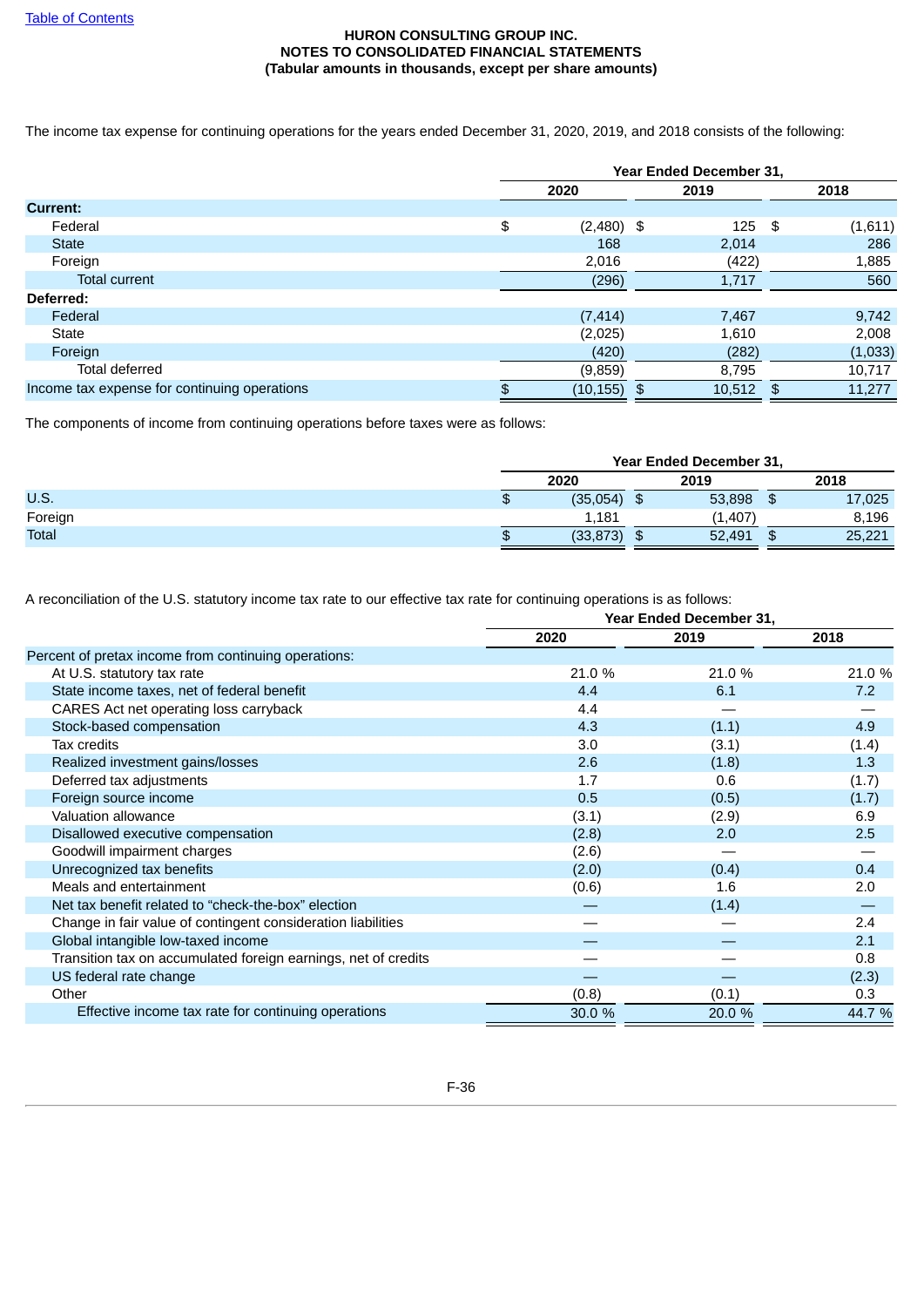HURON CONSULTING GROUP INC.
NOTES TO CONSOLIDATED FINANCIAL STATEMENTS
(Tabular amounts in thousands, except per share amounts)

The income tax expense for continuing operations for the years ended December 31, 2020, 2019, and 2018 consists of the following:

| | Year Ended December 31, | | |
|---|---|---|---|
| | 2020 | 2019 | 2018 |
| **Current:** | | | |
| Federal | $ (2,480) | $ 125 | $ (1,611) |
| State | 168 | 2,014 | 286 |
| Foreign | 2,016 | (422) | 1,885 |
| Total current | (296) | 1,717 | 560 |
| **Deferred:** | | | |
| Federal | (7,414) | 7,467 | 9,742 |
| State | (2,025) | 1,610 | 2,008 |
| Foreign | (420) | (282) | (1,033) |
| Total deferred | (9,859) | 8,795 | 10,717 |
| Income tax expense for continuing operations | $ (10,155) | $ 10,512 | $ 11,277 |

The components of income from continuing operations before taxes were as follows:

| | Year Ended December 31, | | |
|---|---|---|---|
| | 2020 | 2019 | 2018 |
| U.S. | $ (35,054) | $ 53,898 | $ 17,025 |
| Foreign | 1,181 | (1,407) | 8,196 |
| Total | $ (33,873) | $ 52,491 | $ 25,221 |

A reconciliation of the U.S. statutory income tax rate to our effective tax rate for continuing operations is as follows:

| | Year Ended December 31, | | |
|---|---|---|---|
| | 2020 | 2019 | 2018 |
| Percent of pretax income from continuing operations: | | | |
| At U.S. statutory tax rate | 21.0 % | 21.0 % | 21.0 % |
| State income taxes, net of federal benefit | 4.4 | 6.1 | 7.2 |
| CARES Act net operating loss carryback | 4.4 | — | — |
| Stock-based compensation | 4.3 | (1.1) | 4.9 |
| Tax credits | 3.0 | (3.1) | (1.4) |
| Realized investment gains/losses | 2.6 | (1.8) | 1.3 |
| Deferred tax adjustments | 1.7 | 0.6 | (1.7) |
| Foreign source income | 0.5 | (0.5) | (1.7) |
| Valuation allowance | (3.1) | (2.9) | 6.9 |
| Disallowed executive compensation | (2.8) | 2.0 | 2.5 |
| Goodwill impairment charges | (2.6) | — | — |
| Unrecognized tax benefits | (2.0) | (0.4) | 0.4 |
| Meals and entertainment | (0.6) | 1.6 | 2.0 |
| Net tax benefit related to “check-the-box” election | — | (1.4) | — |
| Change in fair value of contingent consideration liabilities | — | — | 2.4 |
| Global intangible low-taxed income | — | — | 2.1 |
| Transition tax on accumulated foreign earnings, net of credits | — | — | 0.8 |
| US federal rate change | — | — | (2.3) |
| Other | (0.8) | (0.1) | 0.3 |
| Effective income tax rate for continuing operations | 30.0 % | 20.0 % | 44.7 % |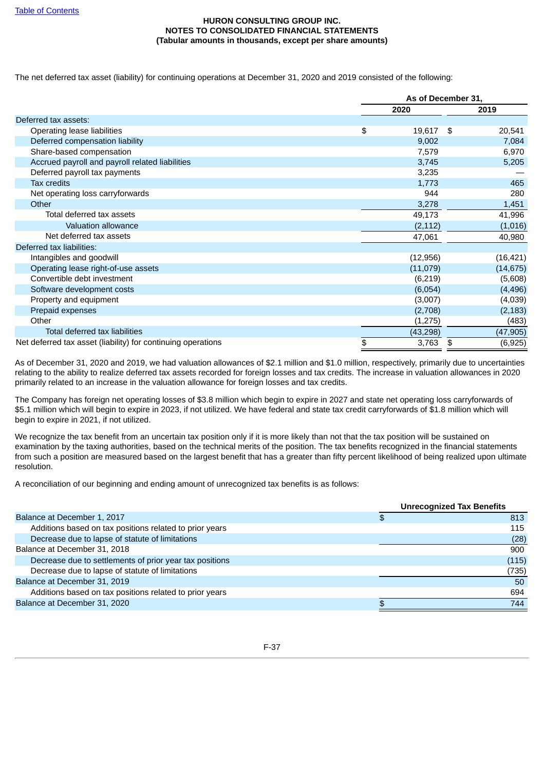HURON CONSULTING GROUP INC.
NOTES TO CONSOLIDATED FINANCIAL STATEMENTS
(Tabular amounts in thousands, except per share amounts)

The net deferred tax asset (liability) for continuing operations at December 31, 2020 and 2019 consisted of the following:

| | As of December 31, | |
|---|---|---|
| | 2020 | 2019 |
| Deferred tax assets: | | |
| Operating lease liabilities | $ 19,617 | $ 20,541 |
| Deferred compensation liability | 9,002 | 7,084 |
| Share-based compensation | 7,579 | 6,970 |
| Accrued payroll and payroll related liabilities | 3,745 | 5,205 |
| Deferred payroll tax payments | 3,235 | — |
| Tax credits | 1,773 | 465 |
| Net operating loss carryforwards | 944 | 280 |
| Other | 3,278 | 1,451 |
| Total deferred tax assets | 49,173 | 41,996 |
| Valuation allowance | (2,112) | (1,016) |
| Net deferred tax assets | 47,061 | 40,980 |
| Deferred tax liabilities: | | |
| Intangibles and goodwill | (12,956) | (16,421) |
| Operating lease right-of-use assets | (11,079) | (14,675) |
| Convertible debt investment | (6,219) | (5,608) |
| Software development costs | (6,054) | (4,496) |
| Property and equipment | (3,007) | (4,039) |
| Prepaid expenses | (2,708) | (2,183) |
| Other | (1,275) | (483) |
| Total deferred tax liabilities | (43,298) | (47,905) |
| Net deferred tax asset (liability) for continuing operations | $ 3,763 | $ (6,925) |

As of December 31, 2020 and 2019, we had valuation allowances of $2.1 million and $1.0 million, respectively, primarily due to uncertainties relating to the ability to realize deferred tax assets recorded for foreign losses and tax credits. The increase in valuation allowances in 2020 primarily related to an increase in the valuation allowance for foreign losses and tax credits.

The Company has foreign net operating losses of $3.8 million which begin to expire in 2027 and state net operating loss carryforwards of $5.1 million which will begin to expire in 2023, if not utilized. We have federal and state tax credit carryforwards of $1.8 million which will begin to expire in 2021, if not utilized.

We recognize the tax benefit from an uncertain tax position only if it is more likely than not that the tax position will be sustained on examination by the taxing authorities, based on the technical merits of the position. The tax benefits recognized in the financial statements from such a position are measured based on the largest benefit that has a greater than fifty percent likelihood of being realized upon ultimate resolution.

A reconciliation of our beginning and ending amount of unrecognized tax benefits is as follows:

| | Unrecognized Tax Benefits |
|---|---|
| Balance at December 1, 2017 | $ 813 |
| Additions based on tax positions related to prior years | 115 |
| Decrease due to lapse of statute of limitations | (28) |
| Balance at December 31, 2018 | 900 |
| Decrease due to settlements of prior year tax positions | (115) |
| Decrease due to lapse of statute of limitations | (735) |
| Balance at December 31, 2019 | 50 |
| Additions based on tax positions related to prior years | 694 |
| Balance at December 31, 2020 | $ 744 |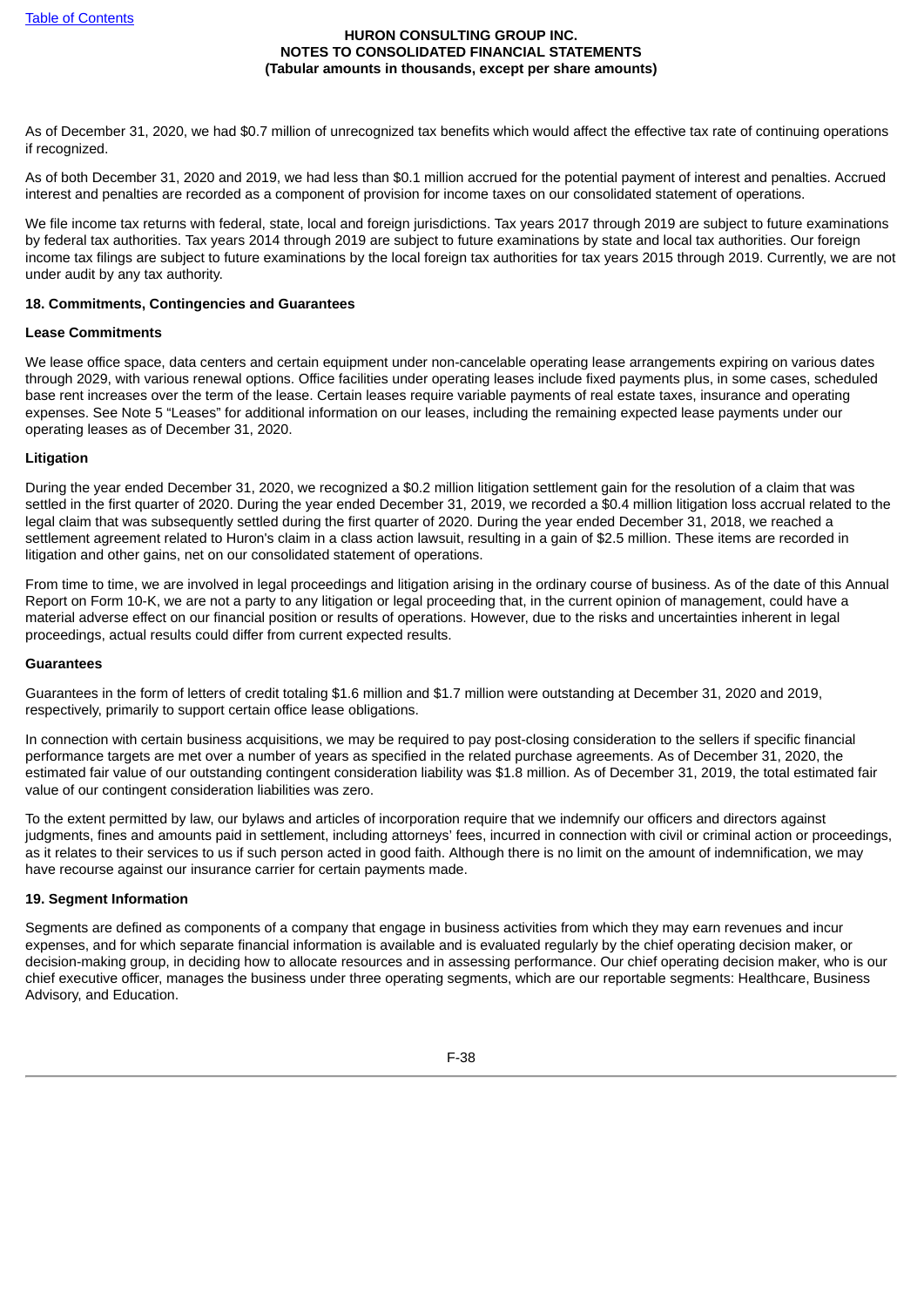As of December 31, 2020, we had $0.7 million of unrecognized tax benefits which would affect the effective tax rate of continuing operations if recognized.

As of both December 31, 2020 and 2019, we had less than $0.1 million accrued for the potential payment of interest and penalties. Accrued interest and penalties are recorded as a component of provision for income taxes on our consolidated statement of operations.

We file income tax returns with federal, state, local and foreign jurisdictions. Tax years 2017 through 2019 are subject to future examinations by federal tax authorities. Tax years 2014 through 2019 are subject to future examinations by state and local tax authorities. Our foreign income tax filings are subject to future examinations by the local foreign tax authorities for tax years 2015 through 2019. Currently, we are not under audit by any tax authority.

## 18. Commitments, Contingencies and Guarantees

### Lease Commitments

We lease office space, data centers and certain equipment under non-cancelable operating lease arrangements expiring on various dates through 2029, with various renewal options. Office facilities under operating leases include fixed payments plus, in some cases, scheduled base rent increases over the term of the lease. Certain leases require variable payments of real estate taxes, insurance and operating expenses. See Note 5 "Leases" for additional information on our leases, including the remaining expected lease payments under our operating leases as of December 31, 2020.

### Litigation

During the year ended December 31, 2020, we recognized a $0.2 million litigation settlement gain for the resolution of a claim that was settled in the first quarter of 2020. During the year ended December 31, 2019, we recorded a $0.4 million litigation loss accrual related to the legal claim that was subsequently settled during the first quarter of 2020. During the year ended December 31, 2018, we reached a settlement agreement related to Huron's claim in a class action lawsuit, resulting in a gain of $2.5 million. These items are recorded in litigation and other gains, net on our consolidated statement of operations.

From time to time, we are involved in legal proceedings and litigation arising in the ordinary course of business. As of the date of this Annual Report on Form 10-K, we are not a party to any litigation or legal proceeding that, in the current opinion of management, could have a material adverse effect on our financial position or results of operations. However, due to the risks and uncertainties inherent in legal proceedings, actual results could differ from current expected results.

### Guarantees

Guarantees in the form of letters of credit totaling $1.6 million and $1.7 million were outstanding at December 31, 2020 and 2019, respectively, primarily to support certain office lease obligations.

In connection with certain business acquisitions, we may be required to pay post-closing consideration to the sellers if specific financial performance targets are met over a number of years as specified in the related purchase agreements. As of December 31, 2020, the estimated fair value of our outstanding contingent consideration liability was $1.8 million. As of December 31, 2019, the total estimated fair value of our contingent consideration liabilities was zero.

To the extent permitted by law, our bylaws and articles of incorporation require that we indemnify our officers and directors against judgments, fines and amounts paid in settlement, including attorneys' fees, incurred in connection with civil or criminal action or proceedings, as it relates to their services to us if such person acted in good faith. Although there is no limit on the amount of indemnification, we may have recourse against our insurance carrier for certain payments made.

## 19. Segment Information

Segments are defined as components of a company that engage in business activities from which they may earn revenues and incur expenses, and for which separate financial information is available and is evaluated regularly by the chief operating decision maker, or decision-making group, in deciding how to allocate resources and in assessing performance. Our chief operating decision maker, who is our chief executive officer, manages the business under three operating segments, which are our reportable segments: Healthcare, Business Advisory, and Education.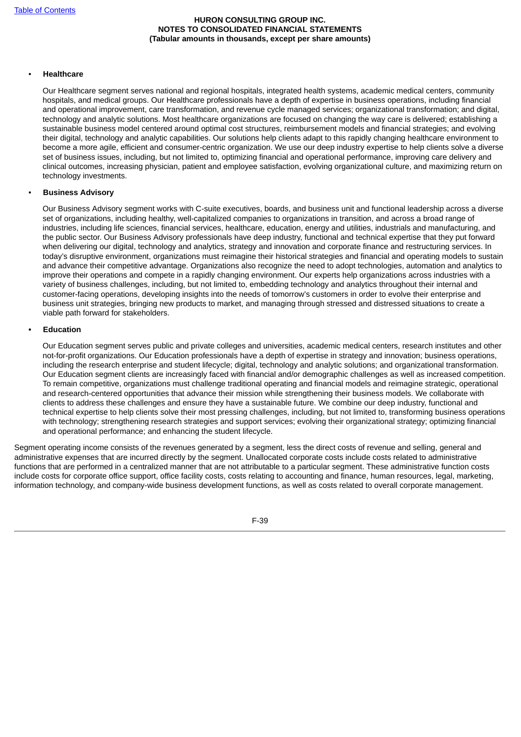- **Healthcare**

  Our Healthcare segment serves national and regional hospitals, integrated health systems, academic medical centers, community hospitals, and medical groups. Our Healthcare professionals have a depth of expertise in business operations, including financial and operational improvement, care transformation, and revenue cycle managed services; organizational transformation; and digital, technology and analytic solutions. Most healthcare organizations are focused on changing the way care is delivered; establishing a sustainable business model centered around optimal cost structures, reimbursement models and financial strategies; and evolving their digital, technology and analytic capabilities. Our solutions help clients adapt to this rapidly changing healthcare environment to become a more agile, efficient and consumer-centric organization. We use our deep industry expertise to help clients solve a diverse set of business issues, including, but not limited to, optimizing financial and operational performance, improving care delivery and clinical outcomes, increasing physician, patient and employee satisfaction, evolving organizational culture, and maximizing return on technology investments.

- **Business Advisory**

  Our Business Advisory segment works with C-suite executives, boards, and business unit and functional leadership across a diverse set of organizations, including healthy, well-capitalized companies to organizations in transition, and across a broad range of industries, including life sciences, financial services, healthcare, education, energy and utilities, industrials and manufacturing, and the public sector. Our Business Advisory professionals have deep industry, functional and technical expertise that they put forward when delivering our digital, technology and analytics, strategy and innovation and corporate finance and restructuring services. In today's disruptive environment, organizations must reimagine their historical strategies and financial and operating models to sustain and advance their competitive advantage. Organizations also recognize the need to adopt technologies, automation and analytics to improve their operations and compete in a rapidly changing environment. Our experts help organizations across industries with a variety of business challenges, including, but not limited to, embedding technology and analytics throughout their internal and customer-facing operations, developing insights into the needs of tomorrow's customers in order to evolve their enterprise and business unit strategies, bringing new products to market, and managing through stressed and distressed situations to create a viable path forward for stakeholders.

- **Education**

  Our Education segment serves public and private colleges and universities, academic medical centers, research institutes and other not-for-profit organizations. Our Education professionals have a depth of expertise in strategy and innovation; business operations, including the research enterprise and student lifecycle; digital, technology and analytic solutions; and organizational transformation. Our Education segment clients are increasingly faced with financial and/or demographic challenges as well as increased competition. To remain competitive, organizations must challenge traditional operating and financial models and reimagine strategic, operational and research-centered opportunities that advance their mission while strengthening their business models. We collaborate with clients to address these challenges and ensure they have a sustainable future. We combine our deep industry, functional and technical expertise to help clients solve their most pressing challenges, including, but not limited to, transforming business operations with technology; strengthening research strategies and support services; evolving their organizational strategy; optimizing financial and operational performance; and enhancing the student lifecycle.

Segment operating income consists of the revenues generated by a segment, less the direct costs of revenue and selling, general and administrative expenses that are incurred directly by the segment. Unallocated corporate costs include costs related to administrative functions that are performed in a centralized manner that are not attributable to a particular segment. These administrative function costs include costs for corporate office support, office facility costs, costs relating to accounting and finance, human resources, legal, marketing, information technology, and company-wide business development functions, as well as costs related to overall corporate management.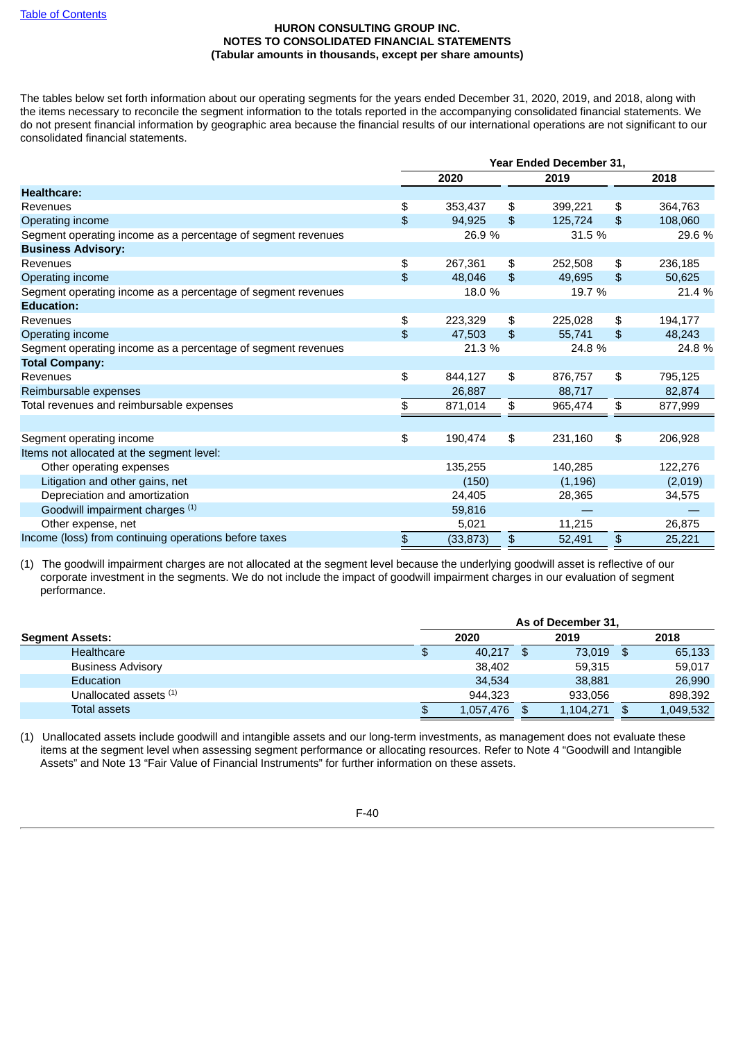**HURON CONSULTING GROUP INC.**
**NOTES TO CONSOLIDATED FINANCIAL STATEMENTS**
**(Tabular amounts in thousands, except per share amounts)**

The tables below set forth information about our operating segments for the years ended December 31, 2020, 2019, and 2018, along with the items necessary to reconcile the segment information to the totals reported in the accompanying consolidated financial statements. We do not present financial information by geographic area because the financial results of our international operations are not significant to our consolidated financial statements.

| | Year Ended December 31, | | |
|---|---|---|---|
| | 2020 | 2019 | 2018 |
| **Healthcare:** | | | |
| Revenues | $ 353,437 | $ 399,221 | $ 364,763 |
| Operating income | $ 94,925 | $ 125,724 | $ 108,060 |
| Segment operating income as a percentage of segment revenues | 26.9 % | 31.5 % | 29.6 % |
| **Business Advisory:** | | | |
| Revenues | $ 267,361 | $ 252,508 | $ 236,185 |
| Operating income | $ 48,046 | $ 49,695 | $ 50,625 |
| Segment operating income as a percentage of segment revenues | 18.0 % | 19.7 % | 21.4 % |
| **Education:** | | | |
| Revenues | $ 223,329 | $ 225,028 | $ 194,177 |
| Operating income | $ 47,503 | $ 55,741 | $ 48,243 |
| Segment operating income as a percentage of segment revenues | 21.3 % | 24.8 % | 24.8 % |
| **Total Company:** | | | |
| Revenues | $ 844,127 | $ 876,757 | $ 795,125 |
| Reimbursable expenses | 26,887 | 88,717 | 82,874 |
| Total revenues and reimbursable expenses | $ 871,014 | $ 965,474 | $ 877,999 |
| | | | |
| Segment operating income | $ 190,474 | $ 231,160 | $ 206,928 |
| Items not allocated at the segment level: | | | |
| Other operating expenses | 135,255 | 140,285 | 122,276 |
| Litigation and other gains, net | (150) | (1,196) | (2,019) |
| Depreciation and amortization | 24,405 | 28,365 | 34,575 |
| Goodwill impairment charges [(1)] | 59,816 | — | — |
| Other expense, net | 5,021 | 11,215 | 26,875 |
| Income (loss) from continuing operations before taxes | $ (33,873) | $ 52,491 | $ 25,221 |

(1) The goodwill impairment charges are not allocated at the segment level because the underlying goodwill asset is reflective of our corporate investment in the segments. We do not include the impact of goodwill impairment charges in our evaluation of segment performance.

| | As of December 31, | | |
|---|---|---|---|
| **Segment Assets:** | 2020 | 2019 | 2018 |
| Healthcare | $ 40,217 | $ 73,019 | $ 65,133 |
| Business Advisory | 38,402 | 59,315 | 59,017 |
| Education | 34,534 | 38,881 | 26,990 |
| Unallocated assets [(1)] | 944,323 | 933,056 | 898,392 |
| Total assets | $ 1,057,476 | $ 1,104,271 | $ 1,049,532 |

(1) Unallocated assets include goodwill and intangible assets and our long-term investments, as management does not evaluate these items at the segment level when assessing segment performance or allocating resources. Refer to Note 4 "Goodwill and Intangible Assets" and Note 13 "Fair Value of Financial Instruments" for further information on these assets.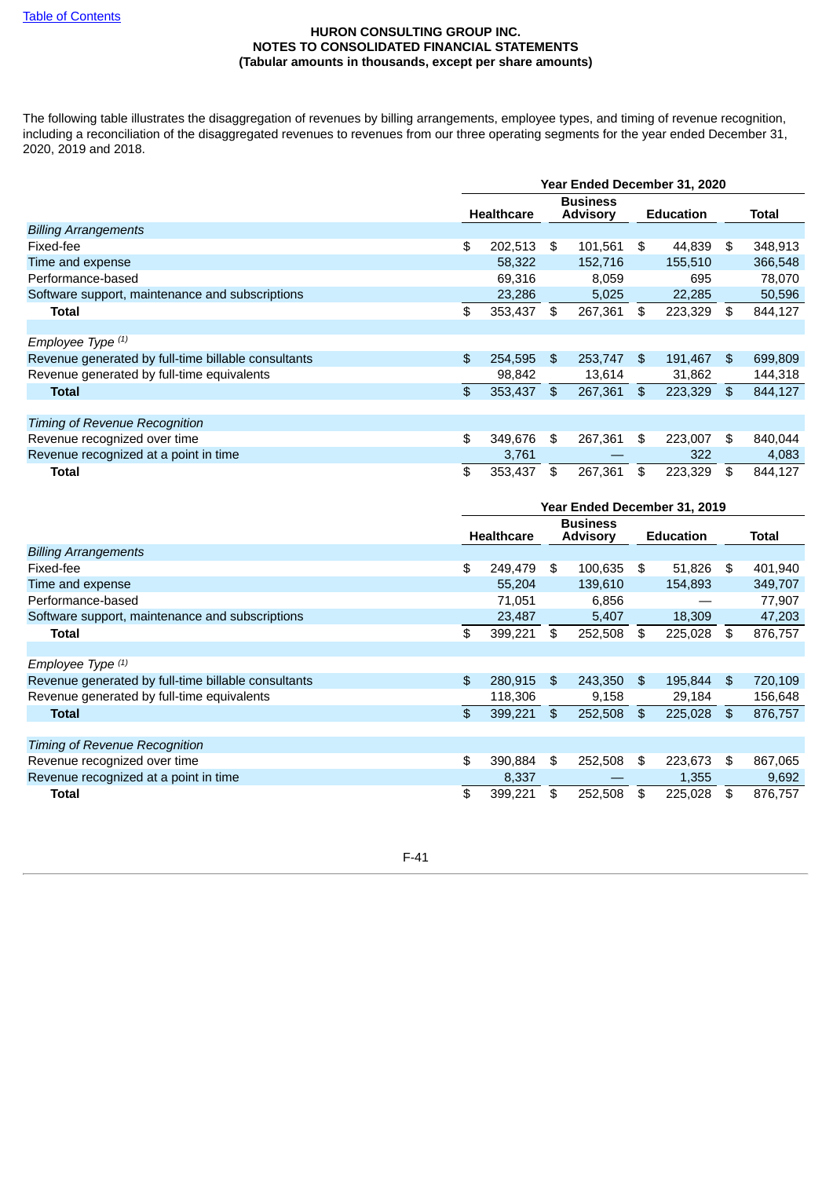HURON CONSULTING GROUP INC.
NOTES TO CONSOLIDATED FINANCIAL STATEMENTS
(Tabular amounts in thousands, except per share amounts)

The following table illustrates the disaggregation of revenues by billing arrangements, employee types, and timing of revenue recognition, including a reconciliation of the disaggregated revenues to revenues from our three operating segments for the year ended December 31, 2020, 2019 and 2018.

| | Year Ended December 31, 2020 | | | |
|---|---|---|---|---|
| | **Healthcare** | **Business Advisory** | **Education** | **Total** |
| *Billing Arrangements* | | | | |
| Fixed-fee | $ 202,513 | $ 101,561 | $ 44,839 | $ 348,913 |
| Time and expense | 58,322 | 152,716 | 155,510 | 366,548 |
| Performance-based | 69,316 | 8,059 | 695 | 78,070 |
| Software support, maintenance and subscriptions | 23,286 | 5,025 | 22,285 | 50,596 |
| **Total** | $ 353,437 | $ 267,361 | $ 223,329 | $ 844,127 |
| | | | | |
| *Employee Type* [(1)] | | | | |
| Revenue generated by full-time billable consultants | $ 254,595 | $ 253,747 | $ 191,467 | $ 699,809 |
| Revenue generated by full-time equivalents | 98,842 | 13,614 | 31,862 | 144,318 |
| **Total** | $ 353,437 | $ 267,361 | $ 223,329 | $ 844,127 |
| | | | | |
| *Timing of Revenue Recognition* | | | | |
| Revenue recognized over time | $ 349,676 | $ 267,361 | $ 223,007 | $ 840,044 |
| Revenue recognized at a point in time | 3,761 | — | 322 | 4,083 |
| **Total** | $ 353,437 | $ 267,361 | $ 223,329 | $ 844,127 |

| | Year Ended December 31, 2019 | | | |
|---|---|---|---|---|
| | **Healthcare** | **Business Advisory** | **Education** | **Total** |
| *Billing Arrangements* | | | | |
| Fixed-fee | $ 249,479 | $ 100,635 | $ 51,826 | $ 401,940 |
| Time and expense | 55,204 | 139,610 | 154,893 | 349,707 |
| Performance-based | 71,051 | 6,856 | — | 77,907 |
| Software support, maintenance and subscriptions | 23,487 | 5,407 | 18,309 | 47,203 |
| **Total** | $ 399,221 | $ 252,508 | $ 225,028 | $ 876,757 |
| | | | | |
| *Employee Type* [(1)] | | | | |
| Revenue generated by full-time billable consultants | $ 280,915 | $ 243,350 | $ 195,844 | $ 720,109 |
| Revenue generated by full-time equivalents | 118,306 | 9,158 | 29,184 | 156,648 |
| **Total** | $ 399,221 | $ 252,508 | $ 225,028 | $ 876,757 |
| | | | | |
| *Timing of Revenue Recognition* | | | | |
| Revenue recognized over time | $ 390,884 | $ 252,508 | $ 223,673 | $ 867,065 |
| Revenue recognized at a point in time | 8,337 | — | 1,355 | 9,692 |
| **Total** | $ 399,221 | $ 252,508 | $ 225,028 | $ 876,757 |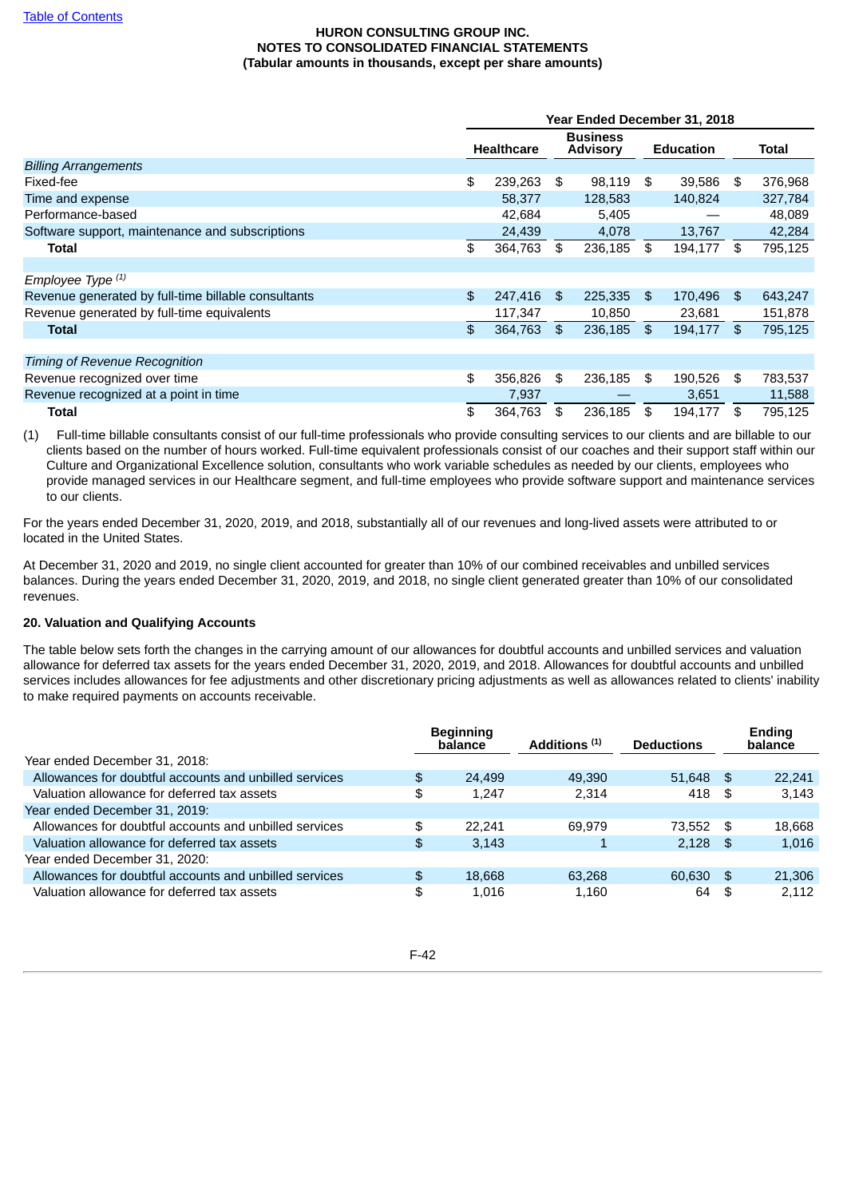[Table of Contents](#)

**HURON CONSULTING GROUP INC.**
**NOTES TO CONSOLIDATED FINANCIAL STATEMENTS**
**(Tabular amounts in thousands, except per share amounts)**

| | Year Ended December 31, 2018 | | | |
|---|---|---|---|---|
| | **Healthcare** | **Business Advisory** | **Education** | **Total** |
| *Billing Arrangements* | | | | |
| Fixed-fee | $ 239,263 | $ 98,119 | $ 39,586 | $ 376,968 |
| Time and expense | 58,377 | 128,583 | 140,824 | 327,784 |
| Performance-based | 42,684 | 5,405 | — | 48,089 |
| Software support, maintenance and subscriptions | 24,439 | 4,078 | 13,767 | 42,284 |
| **Total** | $ 364,763 | $ 236,185 | $ 194,177 | $ 795,125 |
| | | | | |
| *Employee Type* [(1)] | | | | |
| Revenue generated by full-time billable consultants | $ 247,416 | $ 225,335 | $ 170,496 | $ 643,247 |
| Revenue generated by full-time equivalents | 117,347 | 10,850 | 23,681 | 151,878 |
| **Total** | $ 364,763 | $ 236,185 | $ 194,177 | $ 795,125 |
| | | | | |
| *Timing of Revenue Recognition* | | | | |
| Revenue recognized over time | $ 356,826 | $ 236,185 | $ 190,526 | $ 783,537 |
| Revenue recognized at a point in time | 7,937 | — | 3,651 | 11,588 |
| **Total** | $ 364,763 | $ 236,185 | $ 194,177 | $ 795,125 |

(1) Full-time billable consultants consist of our full-time professionals who provide consulting services to our clients and are billable to our clients based on the number of hours worked. Full-time equivalent professionals consist of our coaches and their support staff within our Culture and Organizational Excellence solution, consultants who work variable schedules as needed by our clients, employees who provide managed services in our Healthcare segment, and full-time employees who provide software support and maintenance services to our clients.

For the years ended December 31, 2020, 2019, and 2018, substantially all of our revenues and long-lived assets were attributed to or located in the United States.

At December 31, 2020 and 2019, no single client accounted for greater than 10% of our combined receivables and unbilled services balances. During the years ended December 31, 2020, 2019, and 2018, no single client generated greater than 10% of our consolidated revenues.

**20. Valuation and Qualifying Accounts**

The table below sets forth the changes in the carrying amount of our allowances for doubtful accounts and unbilled services and valuation allowance for deferred tax assets for the years ended December 31, 2020, 2019, and 2018. Allowances for doubtful accounts and unbilled services includes allowances for fee adjustments and other discretionary pricing adjustments as well as allowances related to clients' inability to make required payments on accounts receivable.

| | Beginning balance | Additions [(1)] | Deductions | Ending balance |
|---|---|---|---|---|
| Year ended December 31, 2018: | | | | |
| Allowances for doubtful accounts and unbilled services | $ 24,499 | 49,390 | 51,648 | $ 22,241 |
| Valuation allowance for deferred tax assets | $ 1,247 | 2,314 | 418 | $ 3,143 |
| Year ended December 31, 2019: | | | | |
| Allowances for doubtful accounts and unbilled services | $ 22,241 | 69,979 | 73,552 | $ 18,668 |
| Valuation allowance for deferred tax assets | $ 3,143 | 1 | 2,128 | $ 1,016 |
| Year ended December 31, 2020: | | | | |
| Allowances for doubtful accounts and unbilled services | $ 18,668 | 63,268 | 60,630 | $ 21,306 |
| Valuation allowance for deferred tax assets | $ 1,016 | 1,160 | 64 | $ 2,112 |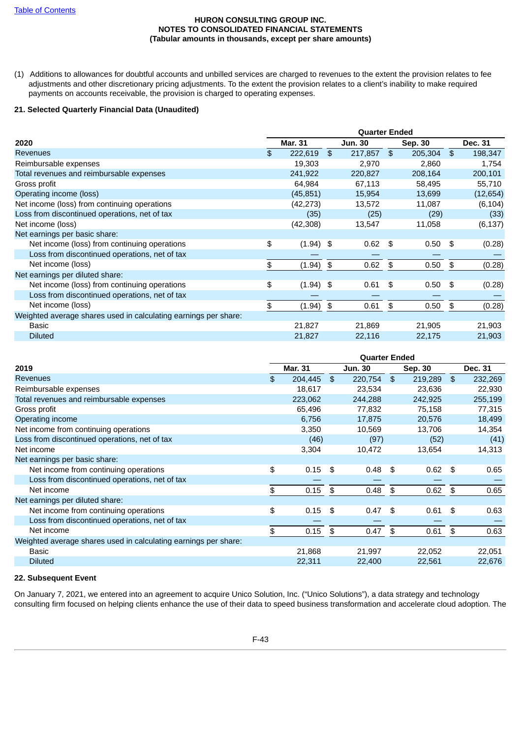HURON CONSULTING GROUP INC.
NOTES TO CONSOLIDATED FINANCIAL STATEMENTS
(Tabular amounts in thousands, except per share amounts)

(1) Additions to allowances for doubtful accounts and unbilled services are charged to revenues to the extent the provision relates to fee adjustments and other discretionary pricing adjustments. To the extent the provision relates to a client's inability to make required payments on accounts receivable, the provision is charged to operating expenses.

## 21. Selected Quarterly Financial Data (Unaudited)

| | Quarter Ended | | | |
|---|---|---|---|---|
| **2020** | **Mar. 31** | **Jun. 30** | **Sep. 30** | **Dec. 31** |
| Revenues | $ 222,619 | $ 217,857 | $ 205,304 | $ 198,347 |
| Reimbursable expenses | 19,303 | 2,970 | 2,860 | 1,754 |
| Total revenues and reimbursable expenses | 241,922 | 220,827 | 208,164 | 200,101 |
| Gross profit | 64,984 | 67,113 | 58,495 | 55,710 |
| Operating income (loss) | (45,851) | 15,954 | 13,699 | (12,654) |
| Net income (loss) from continuing operations | (42,273) | 13,572 | 11,087 | (6,104) |
| Loss from discontinued operations, net of tax | (35) | (25) | (29) | (33) |
| Net income (loss) | (42,308) | 13,547 | 11,058 | (6,137) |
| Net earnings per basic share: | | | | |
| Net income (loss) from continuing operations | $ (1.94) | $ 0.62 | $ 0.50 | $ (0.28) |
| Loss from discontinued operations, net of tax | — | — | — | — |
| Net income (loss) | $ (1.94) | $ 0.62 | $ 0.50 | $ (0.28) |
| Net earnings per diluted share: | | | | |
| Net income (loss) from continuing operations | $ (1.94) | $ 0.61 | $ 0.50 | $ (0.28) |
| Loss from discontinued operations, net of tax | — | — | — | — |
| Net income (loss) | $ (1.94) | $ 0.61 | $ 0.50 | $ (0.28) |
| Weighted average shares used in calculating earnings per share: | | | | |
| Basic | 21,827 | 21,869 | 21,905 | 21,903 |
| Diluted | 21,827 | 22,116 | 22,175 | 21,903 |

| | Quarter Ended | | | |
|---|---|---|---|---|
| **2019** | **Mar. 31** | **Jun. 30** | **Sep. 30** | **Dec. 31** |
| Revenues | $ 204,445 | $ 220,754 | $ 219,289 | $ 232,269 |
| Reimbursable expenses | 18,617 | 23,534 | 23,636 | 22,930 |
| Total revenues and reimbursable expenses | 223,062 | 244,288 | 242,925 | 255,199 |
| Gross profit | 65,496 | 77,832 | 75,158 | 77,315 |
| Operating income | 6,756 | 17,875 | 20,576 | 18,499 |
| Net income from continuing operations | 3,350 | 10,569 | 13,706 | 14,354 |
| Loss from discontinued operations, net of tax | (46) | (97) | (52) | (41) |
| Net income | 3,304 | 10,472 | 13,654 | 14,313 |
| Net earnings per basic share: | | | | |
| Net income from continuing operations | $ 0.15 | $ 0.48 | $ 0.62 | $ 0.65 |
| Loss from discontinued operations, net of tax | — | — | — | — |
| Net income | $ 0.15 | $ 0.48 | $ 0.62 | $ 0.65 |
| Net earnings per diluted share: | | | | |
| Net income from continuing operations | $ 0.15 | $ 0.47 | $ 0.61 | $ 0.63 |
| Loss from discontinued operations, net of tax | — | — | — | — |
| Net income | $ 0.15 | $ 0.47 | $ 0.61 | $ 0.63 |
| Weighted average shares used in calculating earnings per share: | | | | |
| Basic | 21,868 | 21,997 | 22,052 | 22,051 |
| Diluted | 22,311 | 22,400 | 22,561 | 22,676 |

## 22. Subsequent Event

On January 7, 2021, we entered into an agreement to acquire Unico Solution, Inc. ("Unico Solutions"), a data strategy and technology consulting firm focused on helping clients enhance the use of their data to speed business transformation and accelerate cloud adoption. The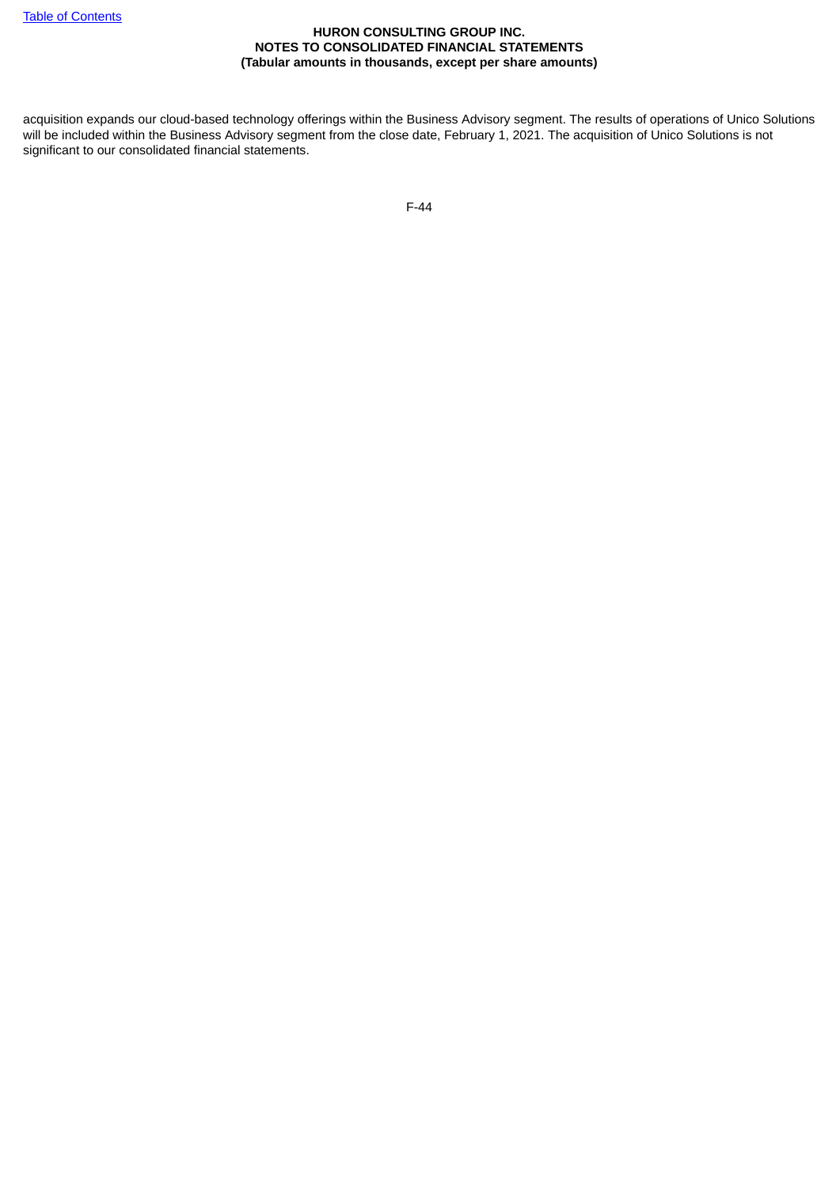acquisition expands our cloud-based technology offerings within the Business Advisory segment. The results of operations of Unico Solutions will be included within the Business Advisory segment from the close date, February 1, 2021. The acquisition of Unico Solutions is not significant to our consolidated financial statements.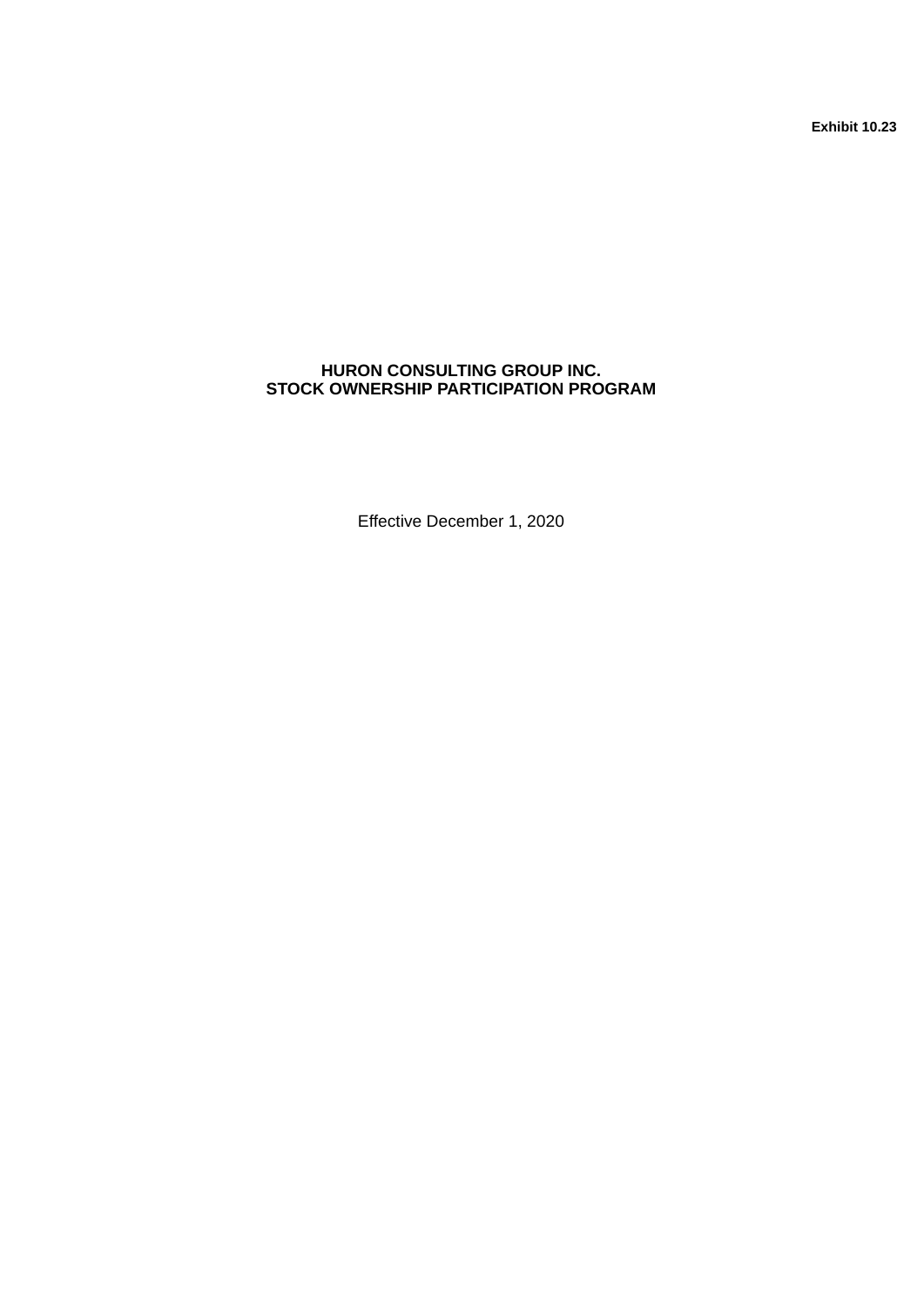**Exhibit 10.23**

# HURON CONSULTING GROUP INC.
# STOCK OWNERSHIP PARTICIPATION PROGRAM

Effective December 1, 2020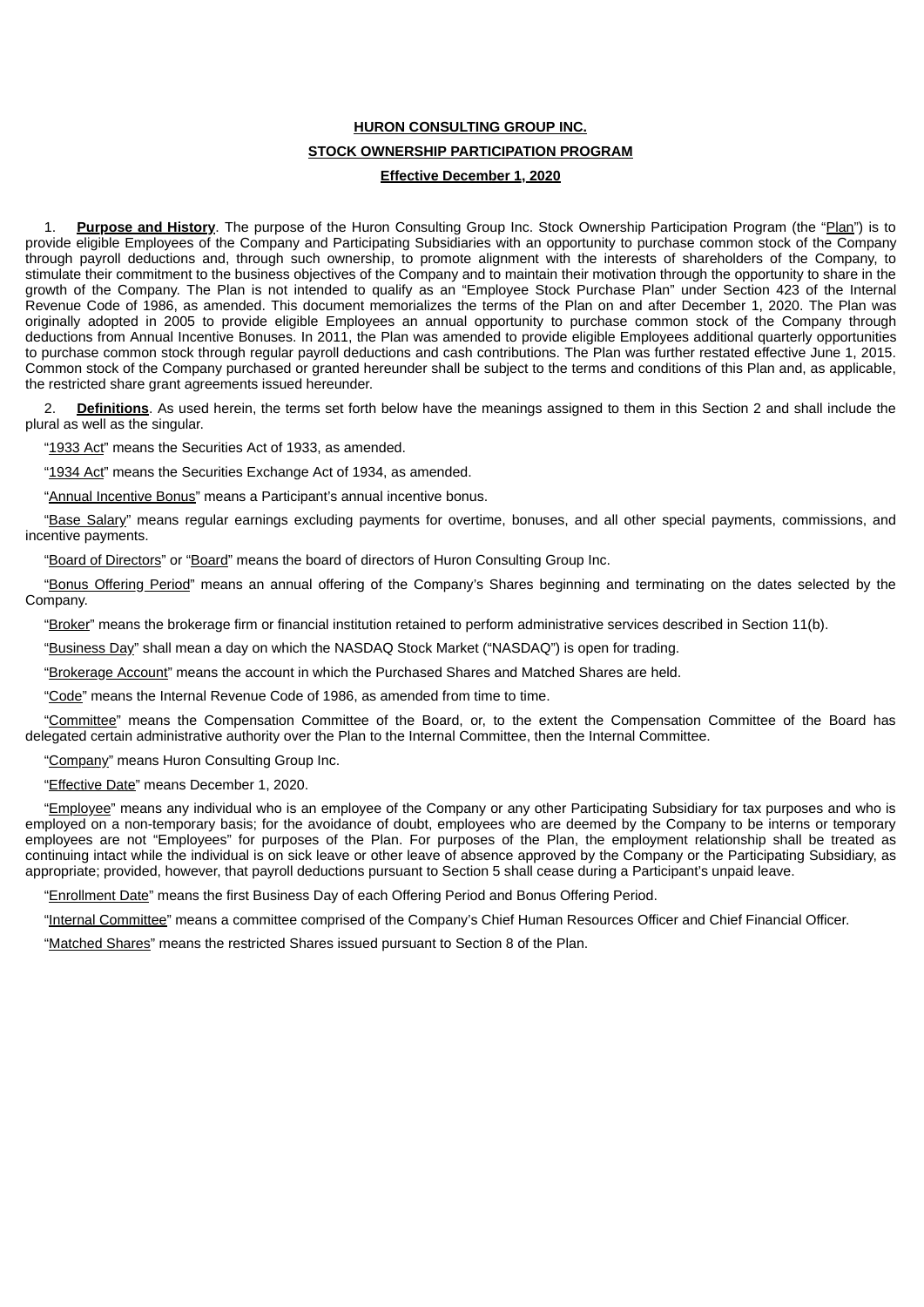**HURON CONSULTING GROUP INC.**

**STOCK OWNERSHIP PARTICIPATION PROGRAM**

**Effective December 1, 2020**

1. **Purpose and History**. The purpose of the Huron Consulting Group Inc. Stock Ownership Participation Program (the "Plan") is to provide eligible Employees of the Company and Participating Subsidiaries with an opportunity to purchase common stock of the Company through payroll deductions and, through such ownership, to promote alignment with the interests of shareholders of the Company, to stimulate their commitment to the business objectives of the Company and to maintain their motivation through the opportunity to share in the growth of the Company. The Plan is not intended to qualify as an "Employee Stock Purchase Plan" under Section 423 of the Internal Revenue Code of 1986, as amended. This document memorializes the terms of the Plan on and after December 1, 2020. The Plan was originally adopted in 2005 to provide eligible Employees an annual opportunity to purchase common stock of the Company through deductions from Annual Incentive Bonuses. In 2011, the Plan was amended to provide eligible Employees additional quarterly opportunities to purchase common stock through regular payroll deductions and cash contributions. The Plan was further restated effective June 1, 2015. Common stock of the Company purchased or granted hereunder shall be subject to the terms and conditions of this Plan and, as applicable, the restricted share grant agreements issued hereunder.

2. **Definitions**. As used herein, the terms set forth below have the meanings assigned to them in this Section 2 and shall include the plural as well as the singular.

"1933 Act" means the Securities Act of 1933, as amended.

"1934 Act" means the Securities Exchange Act of 1934, as amended.

"Annual Incentive Bonus" means a Participant's annual incentive bonus.

"Base Salary" means regular earnings excluding payments for overtime, bonuses, and all other special payments, commissions, and incentive payments.

"Board of Directors" or "Board" means the board of directors of Huron Consulting Group Inc.

"Bonus Offering Period" means an annual offering of the Company's Shares beginning and terminating on the dates selected by the Company.

"Broker" means the brokerage firm or financial institution retained to perform administrative services described in Section 11(b).

"Business Day" shall mean a day on which the NASDAQ Stock Market ("NASDAQ") is open for trading.

"Brokerage Account" means the account in which the Purchased Shares and Matched Shares are held.

"Code" means the Internal Revenue Code of 1986, as amended from time to time.

"Committee" means the Compensation Committee of the Board, or, to the extent the Compensation Committee of the Board has delegated certain administrative authority over the Plan to the Internal Committee, then the Internal Committee.

"Company" means Huron Consulting Group Inc.

"Effective Date" means December 1, 2020.

"Employee" means any individual who is an employee of the Company or any other Participating Subsidiary for tax purposes and who is employed on a non-temporary basis; for the avoidance of doubt, employees who are deemed by the Company to be interns or temporary employees are not "Employees" for purposes of the Plan. For purposes of the Plan, the employment relationship shall be treated as continuing intact while the individual is on sick leave or other leave of absence approved by the Company or the Participating Subsidiary, as appropriate; provided, however, that payroll deductions pursuant to Section 5 shall cease during a Participant's unpaid leave.

"Enrollment Date" means the first Business Day of each Offering Period and Bonus Offering Period.

"Internal Committee" means a committee comprised of the Company's Chief Human Resources Officer and Chief Financial Officer.

"Matched Shares" means the restricted Shares issued pursuant to Section 8 of the Plan.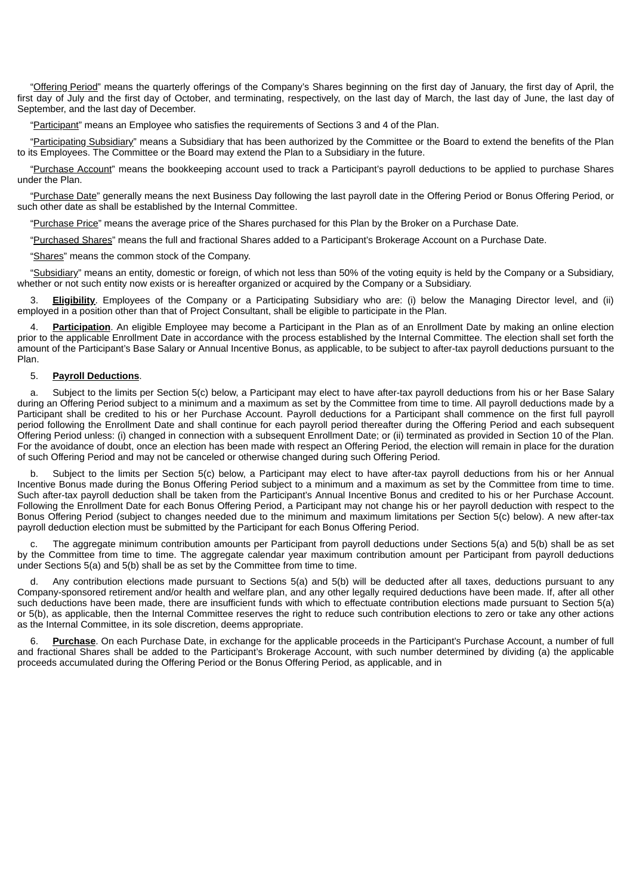"Offering Period" means the quarterly offerings of the Company's Shares beginning on the first day of January, the first day of April, the first day of July and the first day of October, and terminating, respectively, on the last day of March, the last day of June, the last day of September, and the last day of December.

"Participant" means an Employee who satisfies the requirements of Sections 3 and 4 of the Plan.

"Participating Subsidiary" means a Subsidiary that has been authorized by the Committee or the Board to extend the benefits of the Plan to its Employees. The Committee or the Board may extend the Plan to a Subsidiary in the future.

"Purchase Account" means the bookkeeping account used to track a Participant's payroll deductions to be applied to purchase Shares under the Plan.

"Purchase Date" generally means the next Business Day following the last payroll date in the Offering Period or Bonus Offering Period, or such other date as shall be established by the Internal Committee.

"Purchase Price" means the average price of the Shares purchased for this Plan by the Broker on a Purchase Date.

"Purchased Shares" means the full and fractional Shares added to a Participant's Brokerage Account on a Purchase Date.

"Shares" means the common stock of the Company.

"Subsidiary" means an entity, domestic or foreign, of which not less than 50% of the voting equity is held by the Company or a Subsidiary, whether or not such entity now exists or is hereafter organized or acquired by the Company or a Subsidiary.

3. **Eligibility**. Employees of the Company or a Participating Subsidiary who are: (i) below the Managing Director level, and (ii) employed in a position other than that of Project Consultant, shall be eligible to participate in the Plan.

4. **Participation**. An eligible Employee may become a Participant in the Plan as of an Enrollment Date by making an online election prior to the applicable Enrollment Date in accordance with the process established by the Internal Committee. The election shall set forth the amount of the Participant's Base Salary or Annual Incentive Bonus, as applicable, to be subject to after-tax payroll deductions pursuant to the Plan.

5. **Payroll Deductions**.

a. Subject to the limits per Section 5(c) below, a Participant may elect to have after-tax payroll deductions from his or her Base Salary during an Offering Period subject to a minimum and a maximum as set by the Committee from time to time. All payroll deductions made by a Participant shall be credited to his or her Purchase Account. Payroll deductions for a Participant shall commence on the first full payroll period following the Enrollment Date and shall continue for each payroll period thereafter during the Offering Period and each subsequent Offering Period unless: (i) changed in connection with a subsequent Enrollment Date; or (ii) terminated as provided in Section 10 of the Plan. For the avoidance of doubt, once an election has been made with respect an Offering Period, the election will remain in place for the duration of such Offering Period and may not be canceled or otherwise changed during such Offering Period.

b. Subject to the limits per Section 5(c) below, a Participant may elect to have after-tax payroll deductions from his or her Annual Incentive Bonus made during the Bonus Offering Period subject to a minimum and a maximum as set by the Committee from time to time. Such after-tax payroll deduction shall be taken from the Participant's Annual Incentive Bonus and credited to his or her Purchase Account. Following the Enrollment Date for each Bonus Offering Period, a Participant may not change his or her payroll deduction with respect to the Bonus Offering Period (subject to changes needed due to the minimum and maximum limitations per Section 5(c) below). A new after-tax payroll deduction election must be submitted by the Participant for each Bonus Offering Period.

c. The aggregate minimum contribution amounts per Participant from payroll deductions under Sections 5(a) and 5(b) shall be as set by the Committee from time to time. The aggregate calendar year maximum contribution amount per Participant from payroll deductions under Sections 5(a) and 5(b) shall be as set by the Committee from time to time.

d. Any contribution elections made pursuant to Sections 5(a) and 5(b) will be deducted after all taxes, deductions pursuant to any Company-sponsored retirement and/or health and welfare plan, and any other legally required deductions have been made. If, after all other such deductions have been made, there are insufficient funds with which to effectuate contribution elections made pursuant to Section 5(a) or 5(b), as applicable, then the Internal Committee reserves the right to reduce such contribution elections to zero or take any other actions as the Internal Committee, in its sole discretion, deems appropriate.

6. **Purchase**. On each Purchase Date, in exchange for the applicable proceeds in the Participant's Purchase Account, a number of full and fractional Shares shall be added to the Participant's Brokerage Account, with such number determined by dividing (a) the applicable proceeds accumulated during the Offering Period or the Bonus Offering Period, as applicable, and in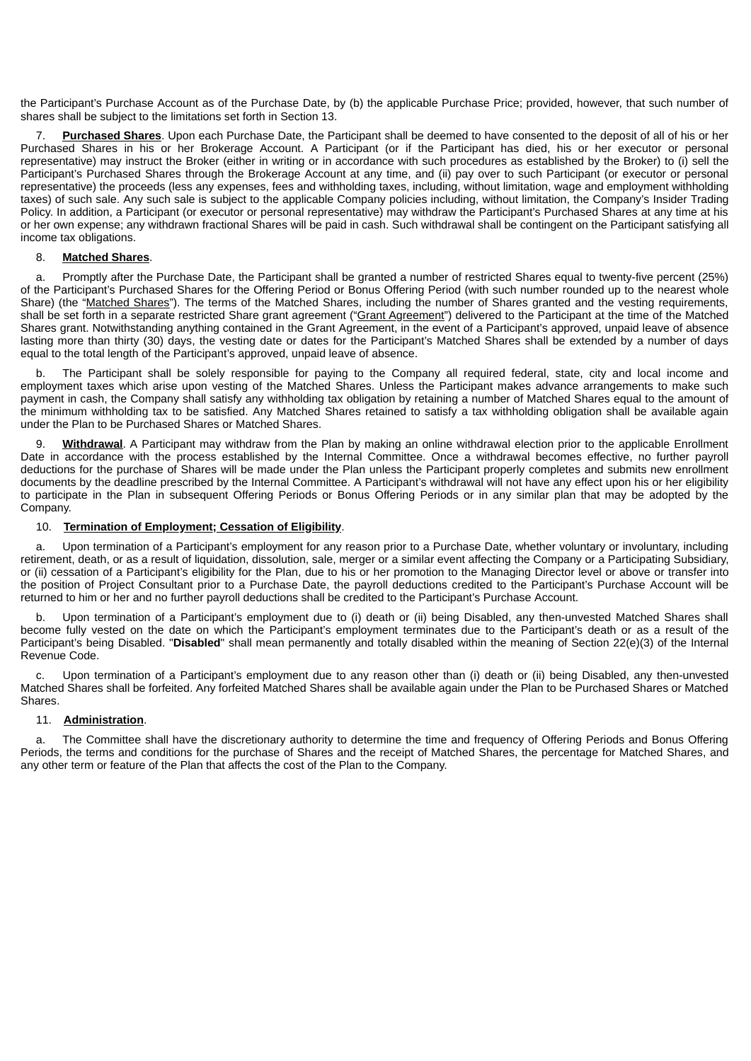the Participant's Purchase Account as of the Purchase Date, by (b) the applicable Purchase Price; provided, however, that such number of shares shall be subject to the limitations set forth in Section 13.

7. **Purchased Shares**. Upon each Purchase Date, the Participant shall be deemed to have consented to the deposit of all of his or her Purchased Shares in his or her Brokerage Account. A Participant (or if the Participant has died, his or her executor or personal representative) may instruct the Broker (either in writing or in accordance with such procedures as established by the Broker) to (i) sell the Participant's Purchased Shares through the Brokerage Account at any time, and (ii) pay over to such Participant (or executor or personal representative) the proceeds (less any expenses, fees and withholding taxes, including, without limitation, wage and employment withholding taxes) of such sale. Any such sale is subject to the applicable Company policies including, without limitation, the Company's Insider Trading Policy. In addition, a Participant (or executor or personal representative) may withdraw the Participant's Purchased Shares at any time at his or her own expense; any withdrawn fractional Shares will be paid in cash. Such withdrawal shall be contingent on the Participant satisfying all income tax obligations.

8. **Matched Shares**.

a. Promptly after the Purchase Date, the Participant shall be granted a number of restricted Shares equal to twenty-five percent (25%) of the Participant's Purchased Shares for the Offering Period or Bonus Offering Period (with such number rounded up to the nearest whole Share) (the "Matched Shares"). The terms of the Matched Shares, including the number of Shares granted and the vesting requirements, shall be set forth in a separate restricted Share grant agreement ("Grant Agreement") delivered to the Participant at the time of the Matched Shares grant. Notwithstanding anything contained in the Grant Agreement, in the event of a Participant's approved, unpaid leave of absence lasting more than thirty (30) days, the vesting date or dates for the Participant's Matched Shares shall be extended by a number of days equal to the total length of the Participant's approved, unpaid leave of absence.

b. The Participant shall be solely responsible for paying to the Company all required federal, state, city and local income and employment taxes which arise upon vesting of the Matched Shares. Unless the Participant makes advance arrangements to make such payment in cash, the Company shall satisfy any withholding tax obligation by retaining a number of Matched Shares equal to the amount of the minimum withholding tax to be satisfied. Any Matched Shares retained to satisfy a tax withholding obligation shall be available again under the Plan to be Purchased Shares or Matched Shares.

9. **Withdrawal**. A Participant may withdraw from the Plan by making an online withdrawal election prior to the applicable Enrollment Date in accordance with the process established by the Internal Committee. Once a withdrawal becomes effective, no further payroll deductions for the purchase of Shares will be made under the Plan unless the Participant properly completes and submits new enrollment documents by the deadline prescribed by the Internal Committee. A Participant's withdrawal will not have any effect upon his or her eligibility to participate in the Plan in subsequent Offering Periods or Bonus Offering Periods or in any similar plan that may be adopted by the Company.

10. **Termination of Employment; Cessation of Eligibility**.

a. Upon termination of a Participant's employment for any reason prior to a Purchase Date, whether voluntary or involuntary, including retirement, death, or as a result of liquidation, dissolution, sale, merger or a similar event affecting the Company or a Participating Subsidiary, or (ii) cessation of a Participant's eligibility for the Plan, due to his or her promotion to the Managing Director level or above or transfer into the position of Project Consultant prior to a Purchase Date, the payroll deductions credited to the Participant's Purchase Account will be returned to him or her and no further payroll deductions shall be credited to the Participant's Purchase Account.

b. Upon termination of a Participant's employment due to (i) death or (ii) being Disabled, any then-unvested Matched Shares shall become fully vested on the date on which the Participant's employment terminates due to the Participant's death or as a result of the Participant's being Disabled. "**Disabled**" shall mean permanently and totally disabled within the meaning of Section 22(e)(3) of the Internal Revenue Code.

c. Upon termination of a Participant's employment due to any reason other than (i) death or (ii) being Disabled, any then-unvested Matched Shares shall be forfeited. Any forfeited Matched Shares shall be available again under the Plan to be Purchased Shares or Matched Shares.

11. **Administration**.

a. The Committee shall have the discretionary authority to determine the time and frequency of Offering Periods and Bonus Offering Periods, the terms and conditions for the purchase of Shares and the receipt of Matched Shares, the percentage for Matched Shares, and any other term or feature of the Plan that affects the cost of the Plan to the Company.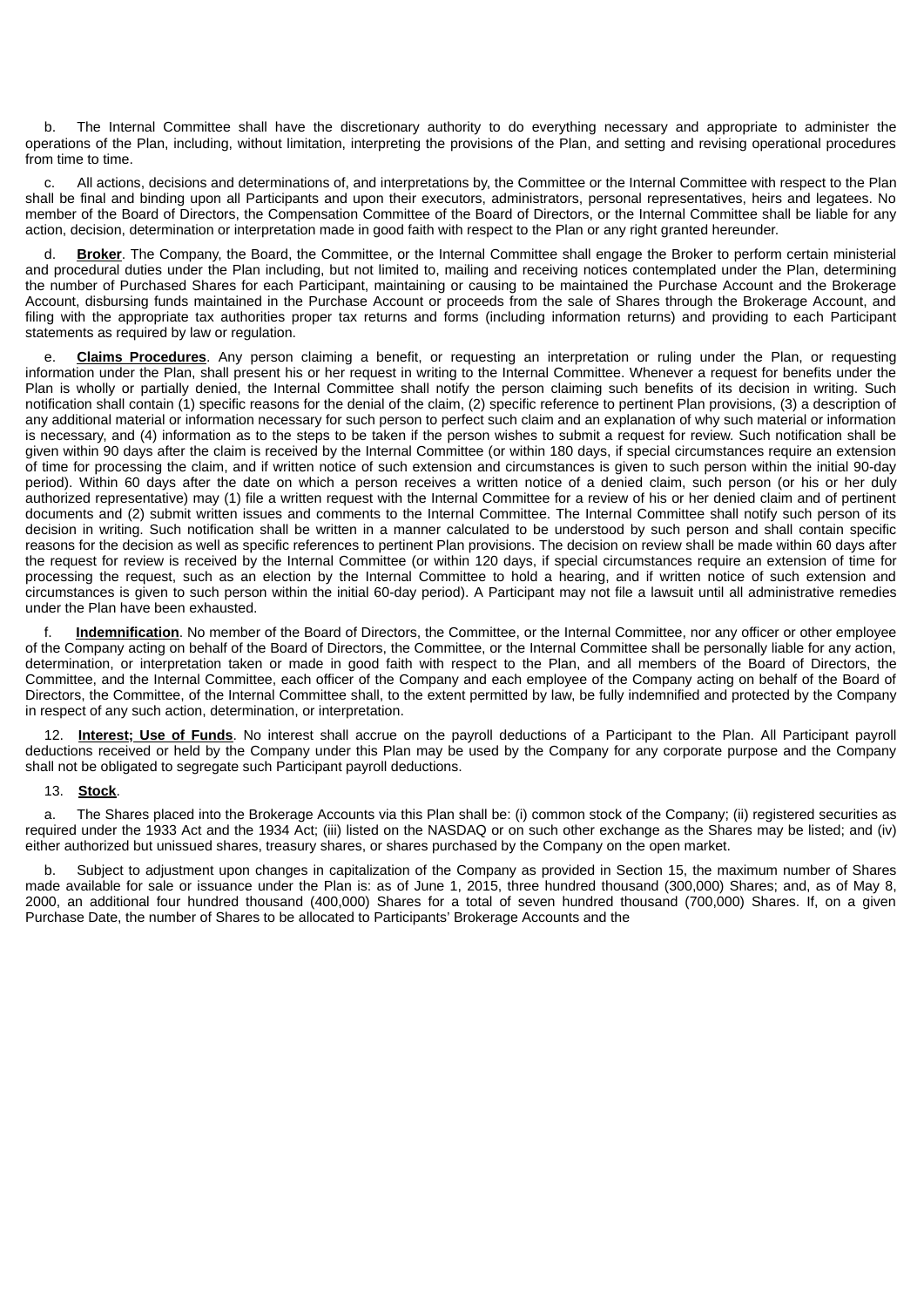b. The Internal Committee shall have the discretionary authority to do everything necessary and appropriate to administer the operations of the Plan, including, without limitation, interpreting the provisions of the Plan, and setting and revising operational procedures from time to time.

c. All actions, decisions and determinations of, and interpretations by, the Committee or the Internal Committee with respect to the Plan shall be final and binding upon all Participants and upon their executors, administrators, personal representatives, heirs and legatees. No member of the Board of Directors, the Compensation Committee of the Board of Directors, or the Internal Committee shall be liable for any action, decision, determination or interpretation made in good faith with respect to the Plan or any right granted hereunder.

d. **Broker**. The Company, the Board, the Committee, or the Internal Committee shall engage the Broker to perform certain ministerial and procedural duties under the Plan including, but not limited to, mailing and receiving notices contemplated under the Plan, determining the number of Purchased Shares for each Participant, maintaining or causing to be maintained the Purchase Account and the Brokerage Account, disbursing funds maintained in the Purchase Account or proceeds from the sale of Shares through the Brokerage Account, and filing with the appropriate tax authorities proper tax returns and forms (including information returns) and providing to each Participant statements as required by law or regulation.

e. **Claims Procedures**. Any person claiming a benefit, or requesting an interpretation or ruling under the Plan, or requesting information under the Plan, shall present his or her request in writing to the Internal Committee. Whenever a request for benefits under the Plan is wholly or partially denied, the Internal Committee shall notify the person claiming such benefits of its decision in writing. Such notification shall contain (1) specific reasons for the denial of the claim, (2) specific reference to pertinent Plan provisions, (3) a description of any additional material or information necessary for such person to perfect such claim and an explanation of why such material or information is necessary, and (4) information as to the steps to be taken if the person wishes to submit a request for review. Such notification shall be given within 90 days after the claim is received by the Internal Committee (or within 180 days, if special circumstances require an extension of time for processing the claim, and if written notice of such extension and circumstances is given to such person within the initial 90-day period). Within 60 days after the date on which a person receives a written notice of a denied claim, such person (or his or her duly authorized representative) may (1) file a written request with the Internal Committee for a review of his or her denied claim and of pertinent documents and (2) submit written issues and comments to the Internal Committee. The Internal Committee shall notify such person of its decision in writing. Such notification shall be written in a manner calculated to be understood by such person and shall contain specific reasons for the decision as well as specific references to pertinent Plan provisions. The decision on review shall be made within 60 days after the request for review is received by the Internal Committee (or within 120 days, if special circumstances require an extension of time for processing the request, such as an election by the Internal Committee to hold a hearing, and if written notice of such extension and circumstances is given to such person within the initial 60-day period). A Participant may not file a lawsuit until all administrative remedies under the Plan have been exhausted.

f. **Indemnification**. No member of the Board of Directors, the Committee, or the Internal Committee, nor any officer or other employee of the Company acting on behalf of the Board of Directors, the Committee, or the Internal Committee shall be personally liable for any action, determination, or interpretation taken or made in good faith with respect to the Plan, and all members of the Board of Directors, the Committee, and the Internal Committee, each officer of the Company and each employee of the Company acting on behalf of the Board of Directors, the Committee, of the Internal Committee shall, to the extent permitted by law, be fully indemnified and protected by the Company in respect of any such action, determination, or interpretation.

12. **Interest; Use of Funds**. No interest shall accrue on the payroll deductions of a Participant to the Plan. All Participant payroll deductions received or held by the Company under this Plan may be used by the Company for any corporate purpose and the Company shall not be obligated to segregate such Participant payroll deductions.

13. **Stock**.

a. The Shares placed into the Brokerage Accounts via this Plan shall be: (i) common stock of the Company; (ii) registered securities as required under the 1933 Act and the 1934 Act; (iii) listed on the NASDAQ or on such other exchange as the Shares may be listed; and (iv) either authorized but unissued shares, treasury shares, or shares purchased by the Company on the open market.

b. Subject to adjustment upon changes in capitalization of the Company as provided in Section 15, the maximum number of Shares made available for sale or issuance under the Plan is: as of June 1, 2015, three hundred thousand (300,000) Shares; and, as of May 8, 2000, an additional four hundred thousand (400,000) Shares for a total of seven hundred thousand (700,000) Shares. If, on a given Purchase Date, the number of Shares to be allocated to Participants' Brokerage Accounts and the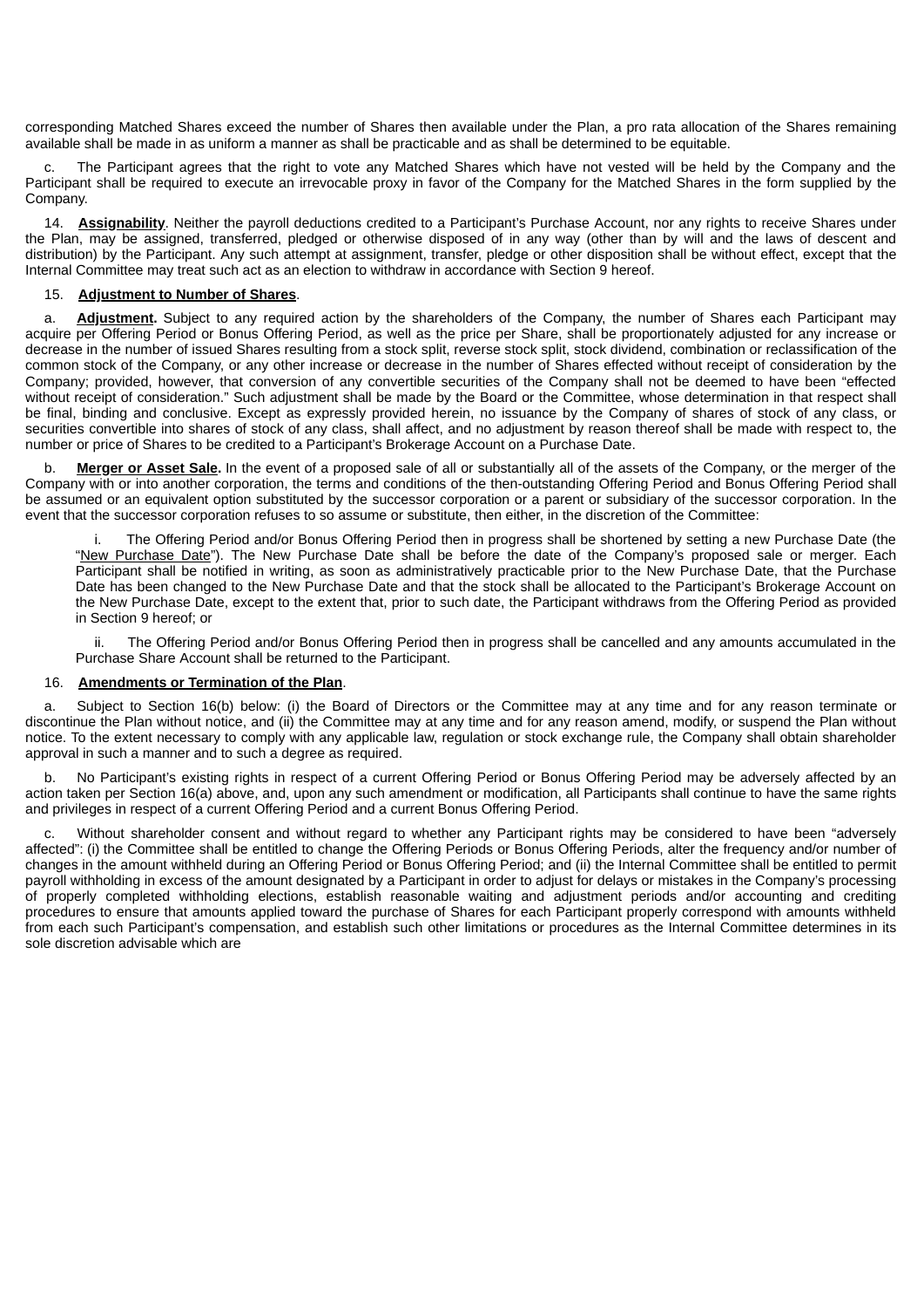corresponding Matched Shares exceed the number of Shares then available under the Plan, a pro rata allocation of the Shares remaining available shall be made in as uniform a manner as shall be practicable and as shall be determined to be equitable.

c. The Participant agrees that the right to vote any Matched Shares which have not vested will be held by the Company and the Participant shall be required to execute an irrevocable proxy in favor of the Company for the Matched Shares in the form supplied by the Company.

14. **Assignability**. Neither the payroll deductions credited to a Participant's Purchase Account, nor any rights to receive Shares under the Plan, may be assigned, transferred, pledged or otherwise disposed of in any way (other than by will and the laws of descent and distribution) by the Participant. Any such attempt at assignment, transfer, pledge or other disposition shall be without effect, except that the Internal Committee may treat such act as an election to withdraw in accordance with Section 9 hereof.

15. **Adjustment to Number of Shares**.

a. **Adjustment.** Subject to any required action by the shareholders of the Company, the number of Shares each Participant may acquire per Offering Period or Bonus Offering Period, as well as the price per Share, shall be proportionately adjusted for any increase or decrease in the number of issued Shares resulting from a stock split, reverse stock split, stock dividend, combination or reclassification of the common stock of the Company, or any other increase or decrease in the number of Shares effected without receipt of consideration by the Company; provided, however, that conversion of any convertible securities of the Company shall not be deemed to have been "effected without receipt of consideration." Such adjustment shall be made by the Board or the Committee, whose determination in that respect shall be final, binding and conclusive. Except as expressly provided herein, no issuance by the Company of shares of stock of any class, or securities convertible into shares of stock of any class, shall affect, and no adjustment by reason thereof shall be made with respect to, the number or price of Shares to be credited to a Participant's Brokerage Account on a Purchase Date.

b. **Merger or Asset Sale.** In the event of a proposed sale of all or substantially all of the assets of the Company, or the merger of the Company with or into another corporation, the terms and conditions of the then-outstanding Offering Period and Bonus Offering Period shall be assumed or an equivalent option substituted by the successor corporation or a parent or subsidiary of the successor corporation. In the event that the successor corporation refuses to so assume or substitute, then either, in the discretion of the Committee:

i. The Offering Period and/or Bonus Offering Period then in progress shall be shortened by setting a new Purchase Date (the "New Purchase Date"). The New Purchase Date shall be before the date of the Company's proposed sale or merger. Each Participant shall be notified in writing, as soon as administratively practicable prior to the New Purchase Date, that the Purchase Date has been changed to the New Purchase Date and that the stock shall be allocated to the Participant's Brokerage Account on the New Purchase Date, except to the extent that, prior to such date, the Participant withdraws from the Offering Period as provided in Section 9 hereof; or

ii. The Offering Period and/or Bonus Offering Period then in progress shall be cancelled and any amounts accumulated in the Purchase Share Account shall be returned to the Participant.

16. **Amendments or Termination of the Plan**.

a. Subject to Section 16(b) below: (i) the Board of Directors or the Committee may at any time and for any reason terminate or discontinue the Plan without notice, and (ii) the Committee may at any time and for any reason amend, modify, or suspend the Plan without notice. To the extent necessary to comply with any applicable law, regulation or stock exchange rule, the Company shall obtain shareholder approval in such a manner and to such a degree as required.

b. No Participant's existing rights in respect of a current Offering Period or Bonus Offering Period may be adversely affected by an action taken per Section 16(a) above, and, upon any such amendment or modification, all Participants shall continue to have the same rights and privileges in respect of a current Offering Period and a current Bonus Offering Period.

c. Without shareholder consent and without regard to whether any Participant rights may be considered to have been "adversely affected": (i) the Committee shall be entitled to change the Offering Periods or Bonus Offering Periods, alter the frequency and/or number of changes in the amount withheld during an Offering Period or Bonus Offering Period; and (ii) the Internal Committee shall be entitled to permit payroll withholding in excess of the amount designated by a Participant in order to adjust for delays or mistakes in the Company's processing of properly completed withholding elections, establish reasonable waiting and adjustment periods and/or accounting and crediting procedures to ensure that amounts applied toward the purchase of Shares for each Participant properly correspond with amounts withheld from each such Participant's compensation, and establish such other limitations or procedures as the Internal Committee determines in its sole discretion advisable which are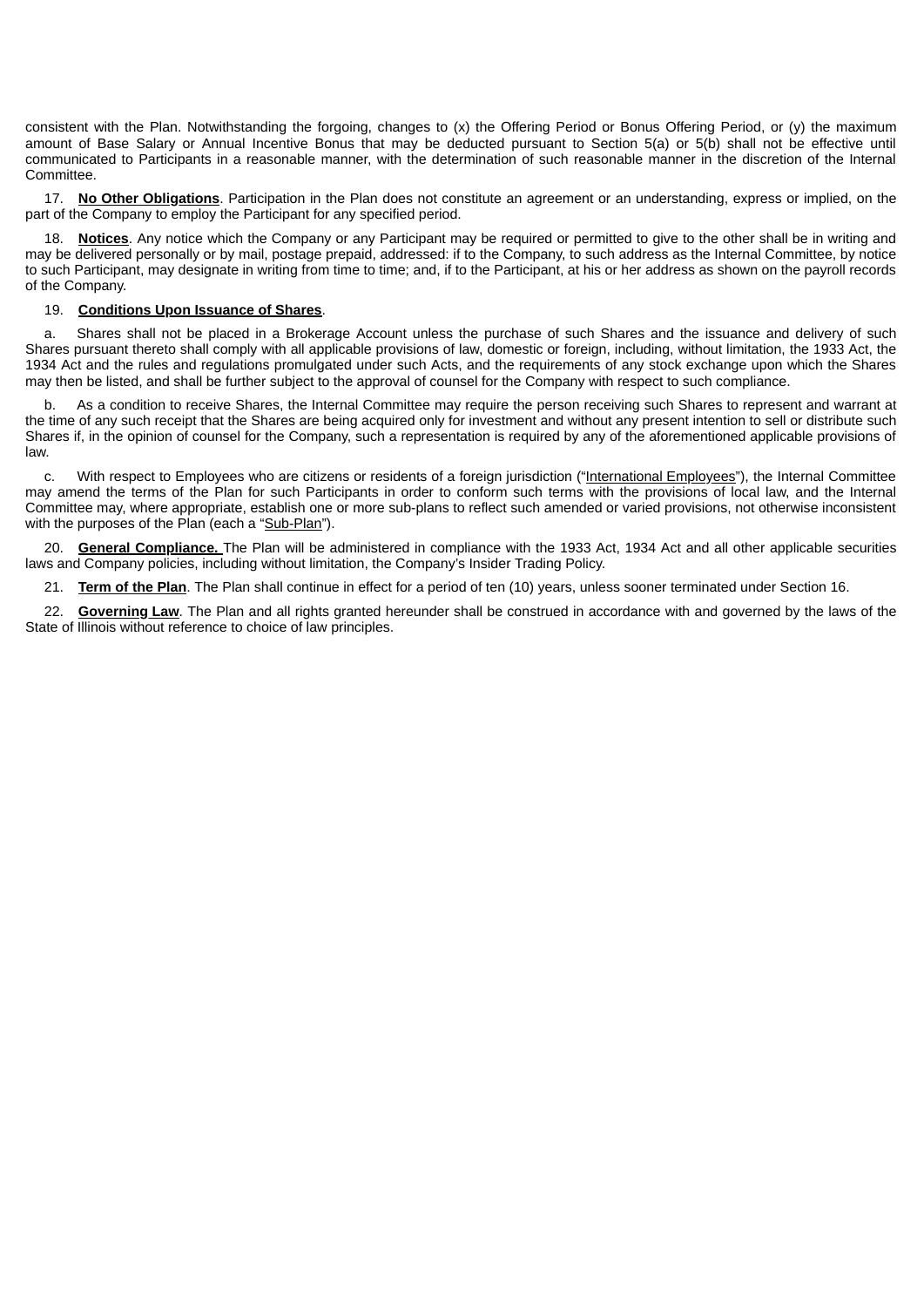consistent with the Plan. Notwithstanding the forgoing, changes to (x) the Offering Period or Bonus Offering Period, or (y) the maximum amount of Base Salary or Annual Incentive Bonus that may be deducted pursuant to Section 5(a) or 5(b) shall not be effective until communicated to Participants in a reasonable manner, with the determination of such reasonable manner in the discretion of the Internal Committee.

17. **No Other Obligations**. Participation in the Plan does not constitute an agreement or an understanding, express or implied, on the part of the Company to employ the Participant for any specified period.

18. **Notices**. Any notice which the Company or any Participant may be required or permitted to give to the other shall be in writing and may be delivered personally or by mail, postage prepaid, addressed: if to the Company, to such address as the Internal Committee, by notice to such Participant, may designate in writing from time to time; and, if to the Participant, at his or her address as shown on the payroll records of the Company.

19. **Conditions Upon Issuance of Shares**.

a. Shares shall not be placed in a Brokerage Account unless the purchase of such Shares and the issuance and delivery of such Shares pursuant thereto shall comply with all applicable provisions of law, domestic or foreign, including, without limitation, the 1933 Act, the 1934 Act and the rules and regulations promulgated under such Acts, and the requirements of any stock exchange upon which the Shares may then be listed, and shall be further subject to the approval of counsel for the Company with respect to such compliance.

b. As a condition to receive Shares, the Internal Committee may require the person receiving such Shares to represent and warrant at the time of any such receipt that the Shares are being acquired only for investment and without any present intention to sell or distribute such Shares if, in the opinion of counsel for the Company, such a representation is required by any of the aforementioned applicable provisions of law.

c. With respect to Employees who are citizens or residents of a foreign jurisdiction ("International Employees"), the Internal Committee may amend the terms of the Plan for such Participants in order to conform such terms with the provisions of local law, and the Internal Committee may, where appropriate, establish one or more sub-plans to reflect such amended or varied provisions, not otherwise inconsistent with the purposes of the Plan (each a "Sub-Plan").

20. **General Compliance.** The Plan will be administered in compliance with the 1933 Act, 1934 Act and all other applicable securities laws and Company policies, including without limitation, the Company's Insider Trading Policy.

21. **Term of the Plan**. The Plan shall continue in effect for a period of ten (10) years, unless sooner terminated under Section 16.

22. **Governing Law**. The Plan and all rights granted hereunder shall be construed in accordance with and governed by the laws of the State of Illinois without reference to choice of law principles.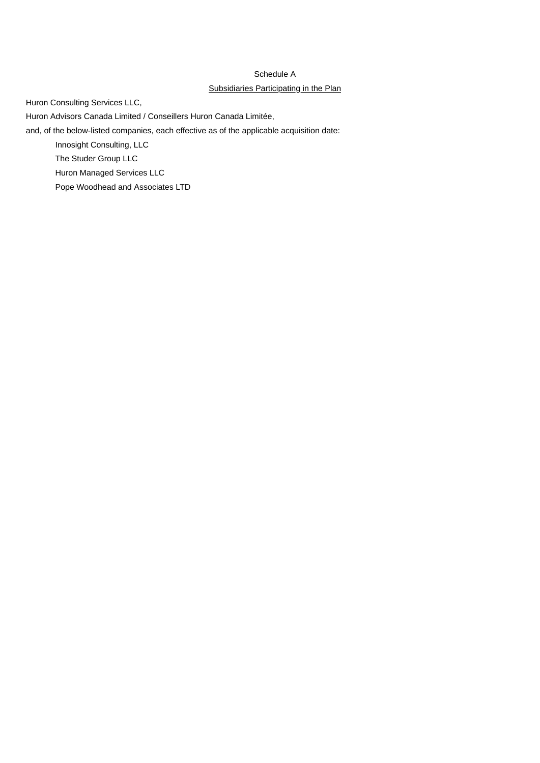Schedule A

Subsidiaries Participating in the Plan

Huron Consulting Services LLC,

Huron Advisors Canada Limited / Conseillers Huron Canada Limitée,

and, of the below-listed companies, each effective as of the applicable acquisition date:

- Innosight Consulting, LLC
- The Studer Group LLC
- Huron Managed Services LLC
- Pope Woodhead and Associates LTD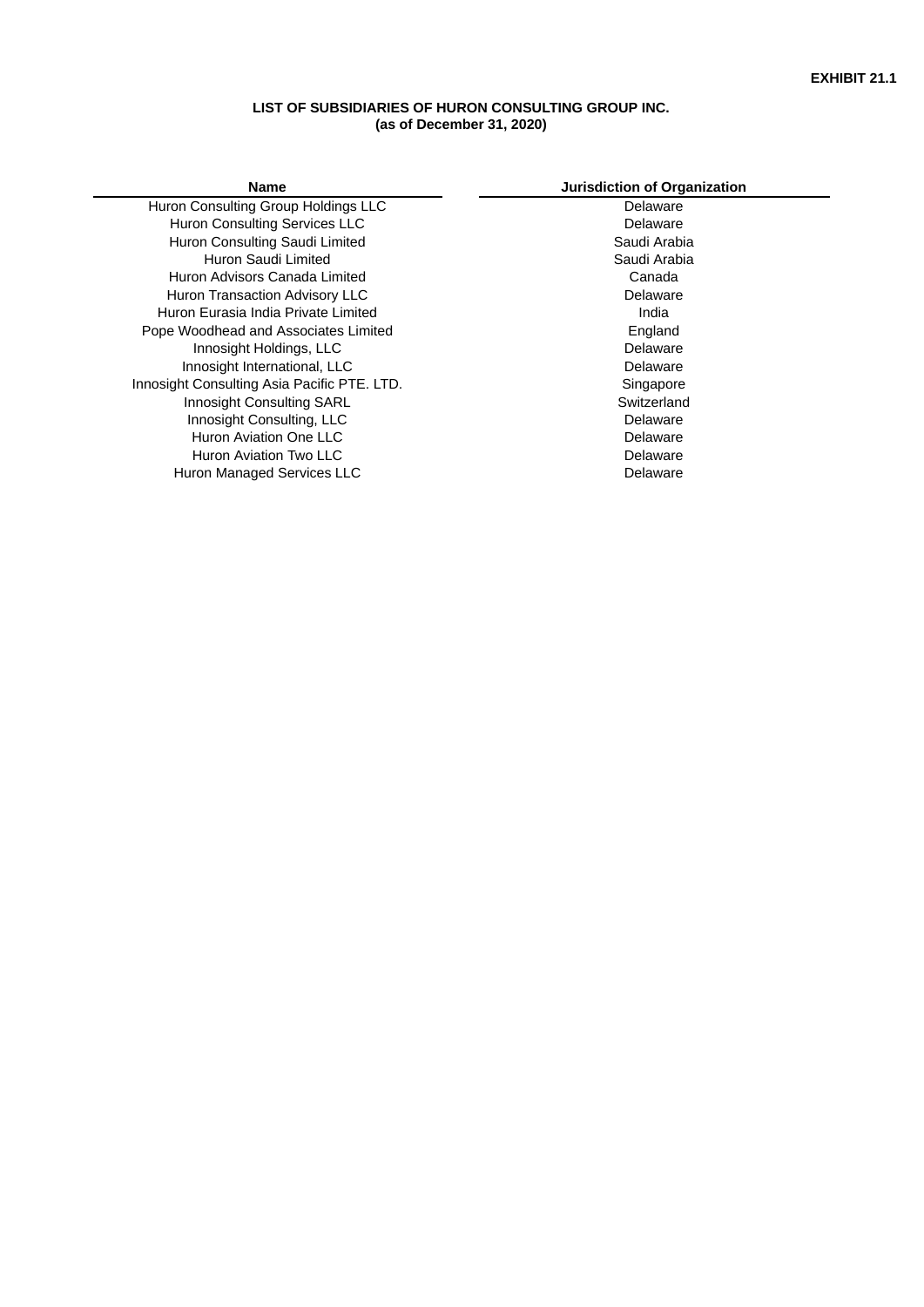**EXHIBIT 21.1**

**LIST OF SUBSIDIARIES OF HURON CONSULTING GROUP INC.**
**(as of December 31, 2020)**

| Name | Jurisdiction of Organization |
|---|---|
| Huron Consulting Group Holdings LLC | Delaware |
| Huron Consulting Services LLC | Delaware |
| Huron Consulting Saudi Limited | Saudi Arabia |
| Huron Saudi Limited | Saudi Arabia |
| Huron Advisors Canada Limited | Canada |
| Huron Transaction Advisory LLC | Delaware |
| Huron Eurasia India Private Limited | India |
| Pope Woodhead and Associates Limited | England |
| Innosight Holdings, LLC | Delaware |
| Innosight International, LLC | Delaware |
| Innosight Consulting Asia Pacific PTE. LTD. | Singapore |
| Innosight Consulting SARL | Switzerland |
| Innosight Consulting, LLC | Delaware |
| Huron Aviation One LLC | Delaware |
| Huron Aviation Two LLC | Delaware |
| Huron Managed Services LLC | Delaware |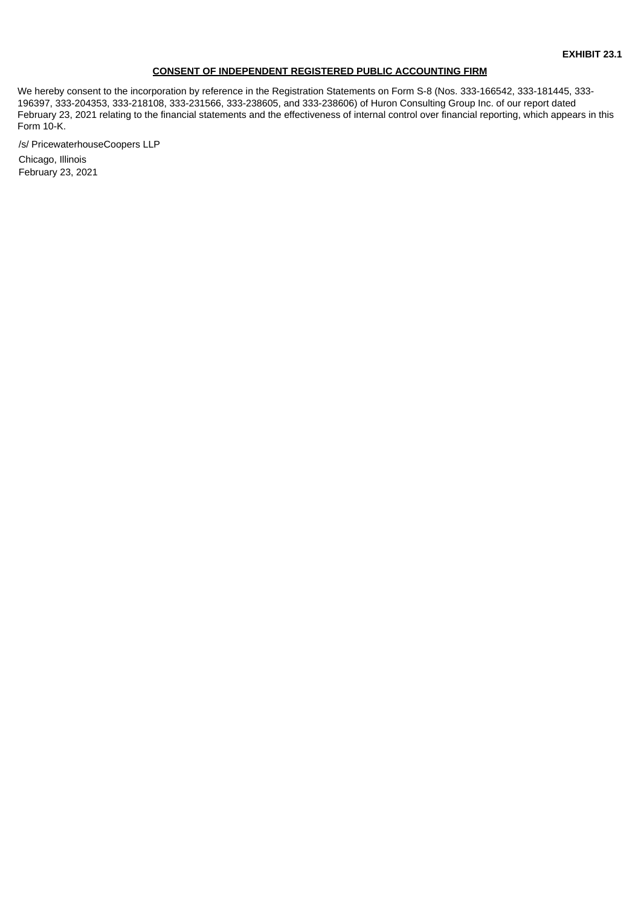**EXHIBIT 23.1**

**CONSENT OF INDEPENDENT REGISTERED PUBLIC ACCOUNTING FIRM**

We hereby consent to the incorporation by reference in the Registration Statements on Form S-8 (Nos. 333-166542, 333-181445, 333-196397, 333-204353, 333-218108, 333-231566, 333-238605, and 333-238606) of Huron Consulting Group Inc. of our report dated February 23, 2021 relating to the financial statements and the effectiveness of internal control over financial reporting, which appears in this Form 10-K.

/s/ PricewaterhouseCoopers LLP

Chicago, Illinois

February 23, 2021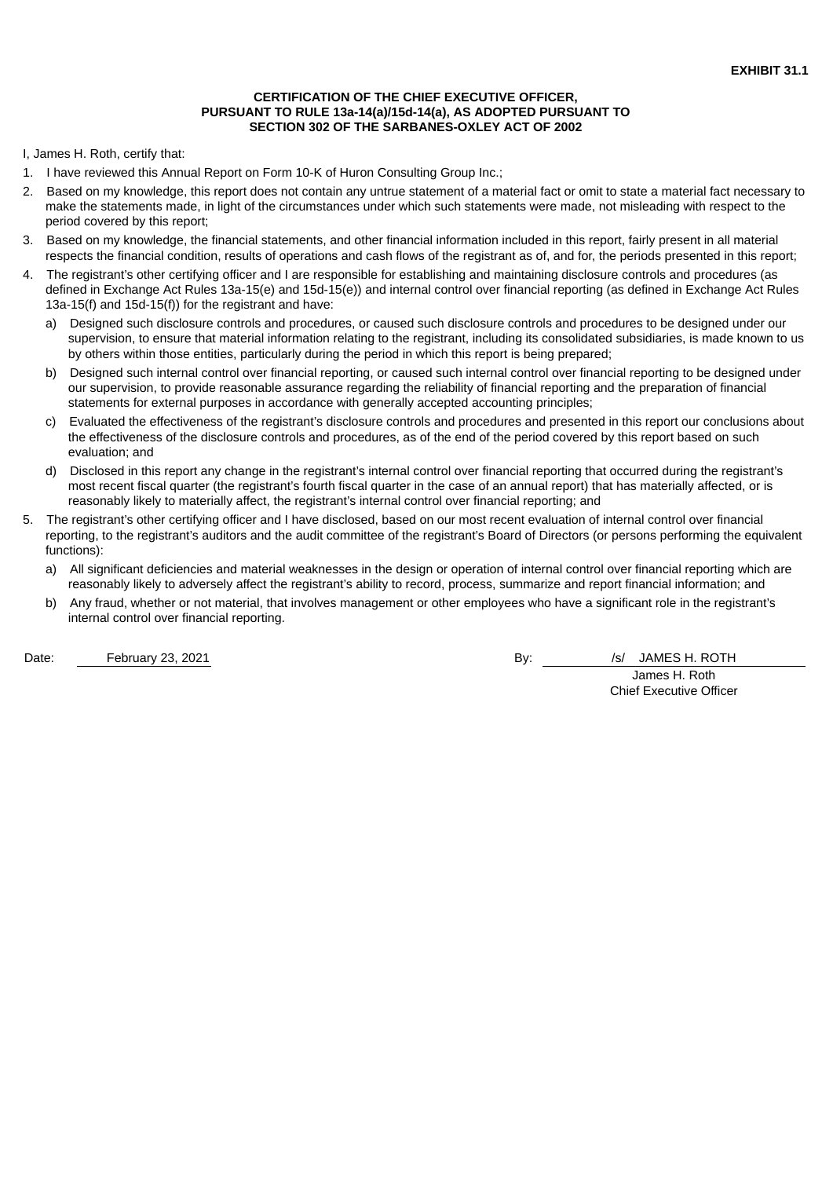**EXHIBIT 31.1**

**CERTIFICATION OF THE CHIEF EXECUTIVE OFFICER,
PURSUANT TO RULE 13a-14(a)/15d-14(a), AS ADOPTED PURSUANT TO
SECTION 302 OF THE SARBANES-OXLEY ACT OF 2002**

I, James H. Roth, certify that:

1. I have reviewed this Annual Report on Form 10-K of Huron Consulting Group Inc.;
2. Based on my knowledge, this report does not contain any untrue statement of a material fact or omit to state a material fact necessary to make the statements made, in light of the circumstances under which such statements were made, not misleading with respect to the period covered by this report;
3. Based on my knowledge, the financial statements, and other financial information included in this report, fairly present in all material respects the financial condition, results of operations and cash flows of the registrant as of, and for, the periods presented in this report;
4. The registrant's other certifying officer and I are responsible for establishing and maintaining disclosure controls and procedures (as defined in Exchange Act Rules 13a-15(e) and 15d-15(e)) and internal control over financial reporting (as defined in Exchange Act Rules 13a-15(f) and 15d-15(f)) for the registrant and have:
   a) Designed such disclosure controls and procedures, or caused such disclosure controls and procedures to be designed under our supervision, to ensure that material information relating to the registrant, including its consolidated subsidiaries, is made known to us by others within those entities, particularly during the period in which this report is being prepared;
   b) Designed such internal control over financial reporting, or caused such internal control over financial reporting to be designed under our supervision, to provide reasonable assurance regarding the reliability of financial reporting and the preparation of financial statements for external purposes in accordance with generally accepted accounting principles;
   c) Evaluated the effectiveness of the registrant's disclosure controls and procedures and presented in this report our conclusions about the effectiveness of the disclosure controls and procedures, as of the end of the period covered by this report based on such evaluation; and
   d) Disclosed in this report any change in the registrant's internal control over financial reporting that occurred during the registrant's most recent fiscal quarter (the registrant's fourth fiscal quarter in the case of an annual report) that has materially affected, or is reasonably likely to materially affect, the registrant's internal control over financial reporting; and
5. The registrant's other certifying officer and I have disclosed, based on our most recent evaluation of internal control over financial reporting, to the registrant's auditors and the audit committee of the registrant's Board of Directors (or persons performing the equivalent functions):
   a) All significant deficiencies and material weaknesses in the design or operation of internal control over financial reporting which are reasonably likely to adversely affect the registrant's ability to record, process, summarize and report financial information; and
   b) Any fraud, whether or not material, that involves management or other employees who have a significant role in the registrant's internal control over financial reporting.

Date: February 23, 2021

By: /s/ JAMES H. ROTH
James H. Roth
Chief Executive Officer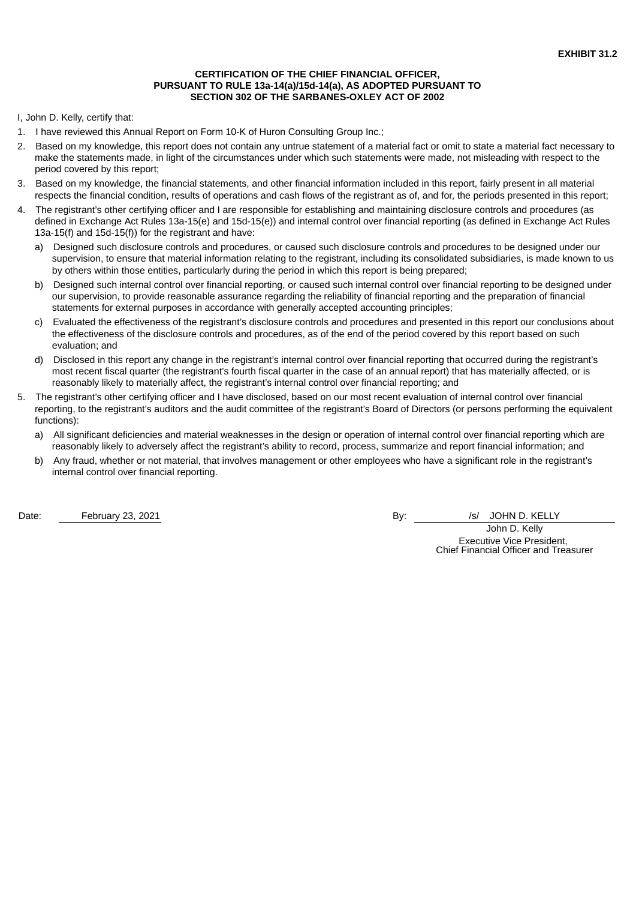**EXHIBIT 31.2**

**CERTIFICATION OF THE CHIEF FINANCIAL OFFICER, PURSUANT TO RULE 13a-14(a)/15d-14(a), AS ADOPTED PURSUANT TO SECTION 302 OF THE SARBANES-OXLEY ACT OF 2002**

I, John D. Kelly, certify that:

1. I have reviewed this Annual Report on Form 10-K of Huron Consulting Group Inc.;
2. Based on my knowledge, this report does not contain any untrue statement of a material fact or omit to state a material fact necessary to make the statements made, in light of the circumstances under which such statements were made, not misleading with respect to the period covered by this report;
3. Based on my knowledge, the financial statements, and other financial information included in this report, fairly present in all material respects the financial condition, results of operations and cash flows of the registrant as of, and for, the periods presented in this report;
4. The registrant's other certifying officer and I are responsible for establishing and maintaining disclosure controls and procedures (as defined in Exchange Act Rules 13a-15(e) and 15d-15(e)) and internal control over financial reporting (as defined in Exchange Act Rules 13a-15(f) and 15d-15(f)) for the registrant and have:
   a) Designed such disclosure controls and procedures, or caused such disclosure controls and procedures to be designed under our supervision, to ensure that material information relating to the registrant, including its consolidated subsidiaries, is made known to us by others within those entities, particularly during the period in which this report is being prepared;
   b) Designed such internal control over financial reporting, or caused such internal control over financial reporting to be designed under our supervision, to provide reasonable assurance regarding the reliability of financial reporting and the preparation of financial statements for external purposes in accordance with generally accepted accounting principles;
   c) Evaluated the effectiveness of the registrant's disclosure controls and procedures and presented in this report our conclusions about the effectiveness of the disclosure controls and procedures, as of the end of the period covered by this report based on such evaluation; and
   d) Disclosed in this report any change in the registrant's internal control over financial reporting that occurred during the registrant's most recent fiscal quarter (the registrant's fourth fiscal quarter in the case of an annual report) that has materially affected, or is reasonably likely to materially affect, the registrant's internal control over financial reporting; and
5. The registrant's other certifying officer and I have disclosed, based on our most recent evaluation of internal control over financial reporting, to the registrant's auditors and the audit committee of the registrant's Board of Directors (or persons performing the equivalent functions):
   a) All significant deficiencies and material weaknesses in the design or operation of internal control over financial reporting which are reasonably likely to adversely affect the registrant's ability to record, process, summarize and report financial information; and
   b) Any fraud, whether or not material, that involves management or other employees who have a significant role in the registrant's internal control over financial reporting.

Date: February 23, 2021

By: /s/ JOHN D. KELLY

John D. Kelly
Executive Vice President,
Chief Financial Officer and Treasurer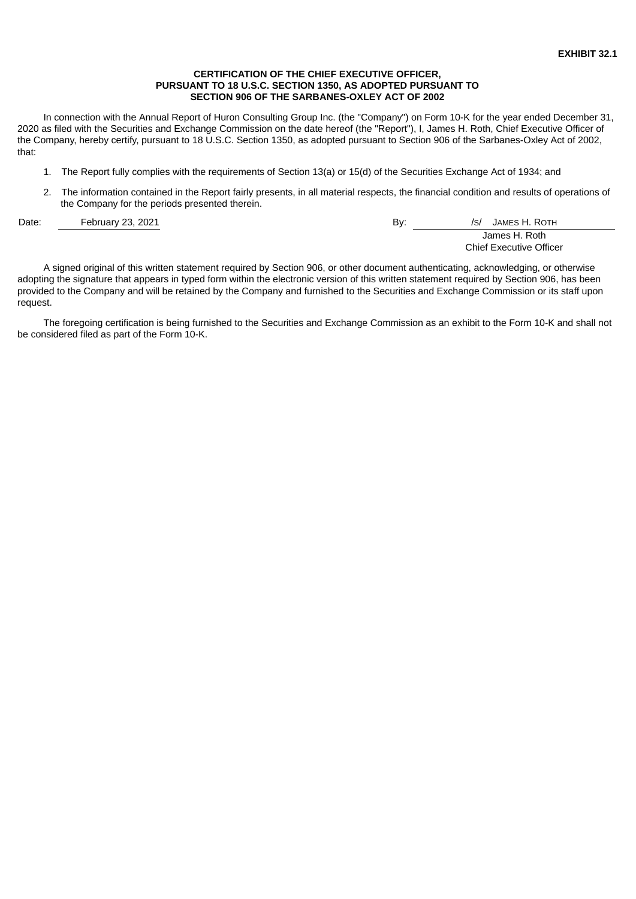**EXHIBIT 32.1**

**CERTIFICATION OF THE CHIEF EXECUTIVE OFFICER, PURSUANT TO 18 U.S.C. SECTION 1350, AS ADOPTED PURSUANT TO SECTION 906 OF THE SARBANES-OXLEY ACT OF 2002**

In connection with the Annual Report of Huron Consulting Group Inc. (the "Company") on Form 10-K for the year ended December 31, 2020 as filed with the Securities and Exchange Commission on the date hereof (the "Report"), I, James H. Roth, Chief Executive Officer of the Company, hereby certify, pursuant to 18 U.S.C. Section 1350, as adopted pursuant to Section 906 of the Sarbanes-Oxley Act of 2002, that:

1. The Report fully complies with the requirements of Section 13(a) or 15(d) of the Securities Exchange Act of 1934; and
2. The information contained in the Report fairly presents, in all material respects, the financial condition and results of operations of the Company for the periods presented therein.

Date: February 23, 2021

By: /s/ James H. Roth
James H. Roth
Chief Executive Officer

A signed original of this written statement required by Section 906, or other document authenticating, acknowledging, or otherwise adopting the signature that appears in typed form within the electronic version of this written statement required by Section 906, has been provided to the Company and will be retained by the Company and furnished to the Securities and Exchange Commission or its staff upon request.

The foregoing certification is being furnished to the Securities and Exchange Commission as an exhibit to the Form 10-K and shall not be considered filed as part of the Form 10-K.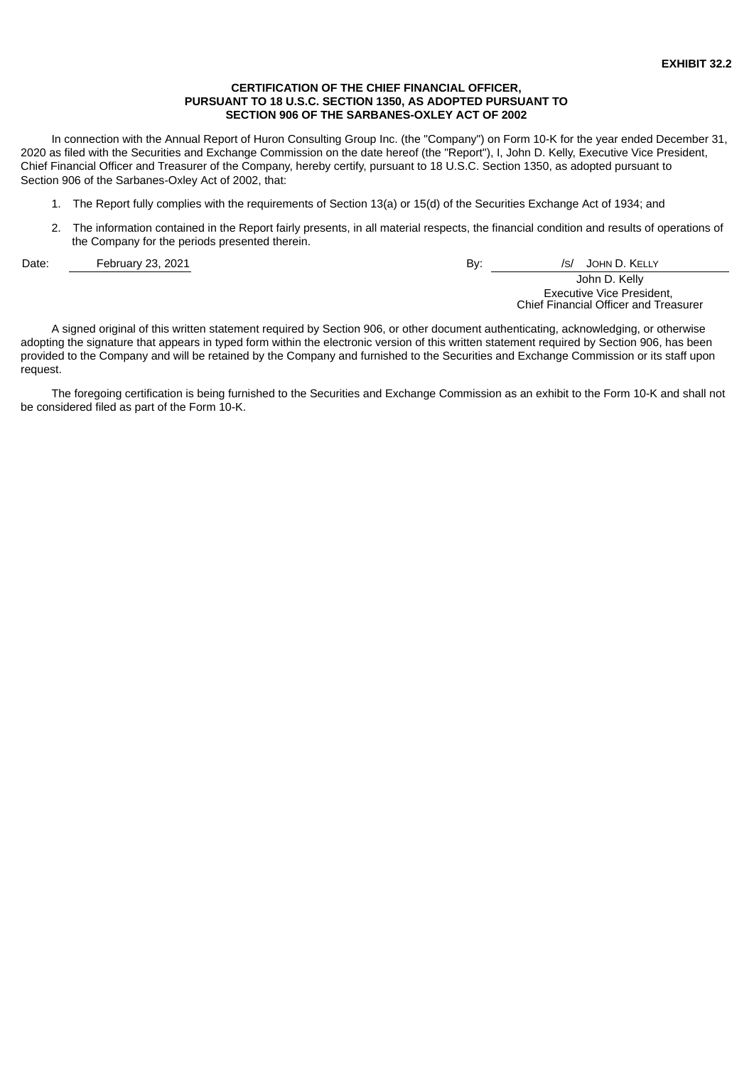**EXHIBIT 32.2**

**CERTIFICATION OF THE CHIEF FINANCIAL OFFICER,
PURSUANT TO 18 U.S.C. SECTION 1350, AS ADOPTED PURSUANT TO
SECTION 906 OF THE SARBANES-OXLEY ACT OF 2002**

In connection with the Annual Report of Huron Consulting Group Inc. (the "Company") on Form 10-K for the year ended December 31, 2020 as filed with the Securities and Exchange Commission on the date hereof (the "Report"), I, John D. Kelly, Executive Vice President, Chief Financial Officer and Treasurer of the Company, hereby certify, pursuant to 18 U.S.C. Section 1350, as adopted pursuant to Section 906 of the Sarbanes-Oxley Act of 2002, that:

1. The Report fully complies with the requirements of Section 13(a) or 15(d) of the Securities Exchange Act of 1934; and
2. The information contained in the Report fairly presents, in all material respects, the financial condition and results of operations of the Company for the periods presented therein.

Date: February 23, 2021

By: /s/ John D. Kelly

John D. Kelly
Executive Vice President,
Chief Financial Officer and Treasurer

A signed original of this written statement required by Section 906, or other document authenticating, acknowledging, or otherwise adopting the signature that appears in typed form within the electronic version of this written statement required by Section 906, has been provided to the Company and will be retained by the Company and furnished to the Securities and Exchange Commission or its staff upon request.

The foregoing certification is being furnished to the Securities and Exchange Commission as an exhibit to the Form 10-K and shall not be considered filed as part of the Form 10-K.